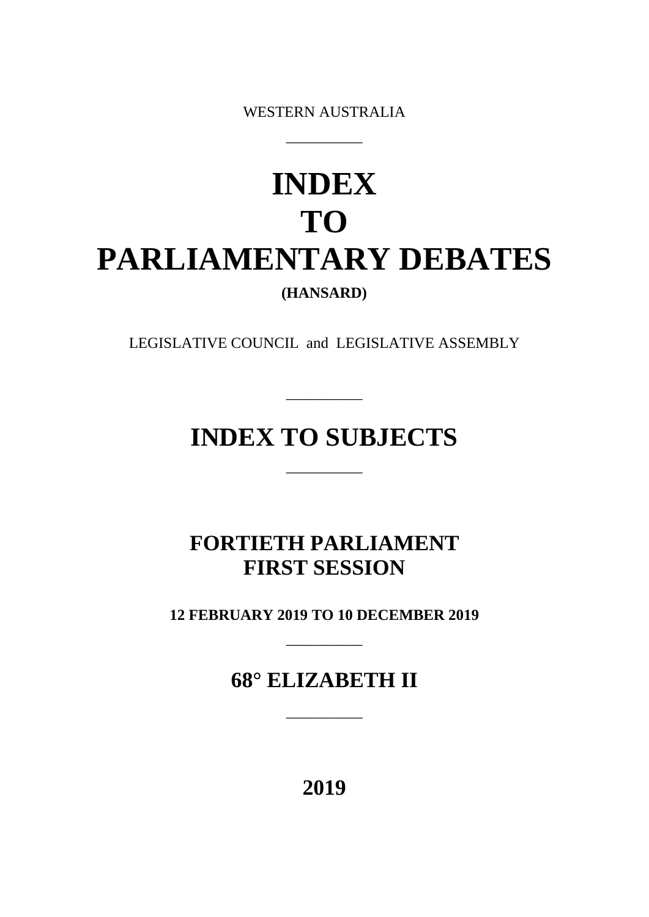WESTERN AUSTRALIA

---

# INDEX
# TO
# PARLIAMENTARY DEBATES

**(HANSARD)**

LEGISLATIVE COUNCIL and LEGISLATIVE ASSEMBLY

---

# INDEX TO SUBJECTS

---

## FORTIETH PARLIAMENT
## FIRST SESSION

**12 FEBRUARY 2019 TO 10 DECEMBER 2019**

---

## 68° ELIZABETH II

---

## 2019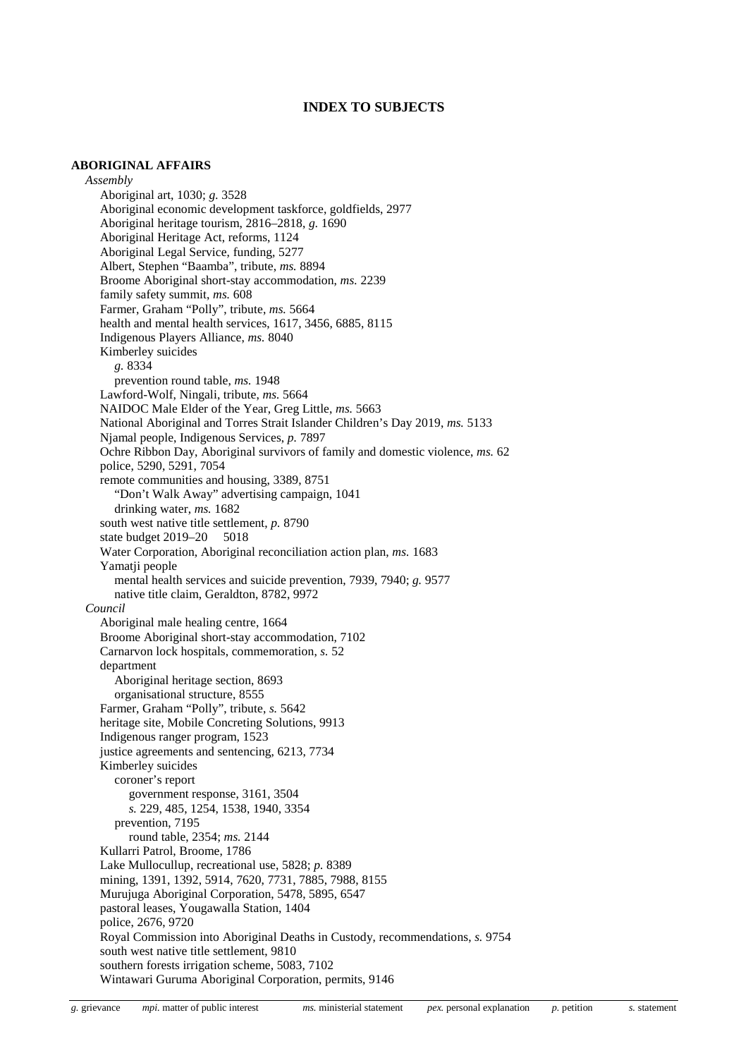# INDEX TO SUBJECTS

**ABORIGINAL AFFAIRS**

*Assembly*

- Aboriginal art, 1030; *g.* 3528
- Aboriginal economic development taskforce, goldfields, 2977
- Aboriginal heritage tourism, 2816–2818, *g.* 1690
- Aboriginal Heritage Act, reforms, 1124
- Aboriginal Legal Service, funding, 5277
- Albert, Stephen "Baamba", tribute, *ms.* 8894
- Broome Aboriginal short-stay accommodation, *ms.* 2239
- family safety summit, *ms.* 608
- Farmer, Graham "Polly", tribute, *ms.* 5664
- health and mental health services, 1617, 3456, 6885, 8115
- Indigenous Players Alliance, *ms.* 8040
- Kimberley suicides
  - *g.* 8334
  - prevention round table, *ms.* 1948
- Lawford-Wolf, Ningali, tribute, *ms.* 5664
- NAIDOC Male Elder of the Year, Greg Little, *ms.* 5663
- National Aboriginal and Torres Strait Islander Children's Day 2019, *ms.* 5133
- Njamal people, Indigenous Services, *p.* 7897
- Ochre Ribbon Day, Aboriginal survivors of family and domestic violence, *ms.* 62
- police, 5290, 5291, 7054
- remote communities and housing, 3389, 8751
  - "Don't Walk Away" advertising campaign, 1041
  - drinking water, *ms.* 1682
- south west native title settlement, *p.* 8790
- state budget 2019–20 5018
- Water Corporation, Aboriginal reconciliation action plan, *ms.* 1683
- Yamatji people
  - mental health services and suicide prevention, 7939, 7940; *g.* 9577
  - native title claim, Geraldton, 8782, 9972

*Council*

- Aboriginal male healing centre, 1664
- Broome Aboriginal short-stay accommodation, 7102
- Carnarvon lock hospitals, commemoration, *s.* 52
- department
  - Aboriginal heritage section, 8693
  - organisational structure, 8555
- Farmer, Graham "Polly", tribute, *s.* 5642
- heritage site, Mobile Concreting Solutions, 9913
- Indigenous ranger program, 1523
- justice agreements and sentencing, 6213, 7734
- Kimberley suicides
  - coroner's report
    - government response, 3161, 3504
    - *s.* 229, 485, 1254, 1538, 1940, 3354
  - prevention, 7195
    - round table, 2354; *ms.* 2144
- Kullarri Patrol, Broome, 1786
- Lake Mullocullup, recreational use, 5828; *p.* 8389
- mining, 1391, 1392, 5914, 7620, 7731, 7885, 7988, 8155
- Murujuga Aboriginal Corporation, 5478, 5895, 6547
- pastoral leases, Yougawalla Station, 1404
- police, 2676, 9720
- Royal Commission into Aboriginal Deaths in Custody, recommendations, *s.* 9754
- south west native title settlement, 9810
- southern forests irrigation scheme, 5083, 7102
- Wintawari Guruma Aboriginal Corporation, permits, 9146

*g.* grievance *mpi.* matter of public interest *ms.* ministerial statement *pex.* personal explanation *p.* petition *s.* statement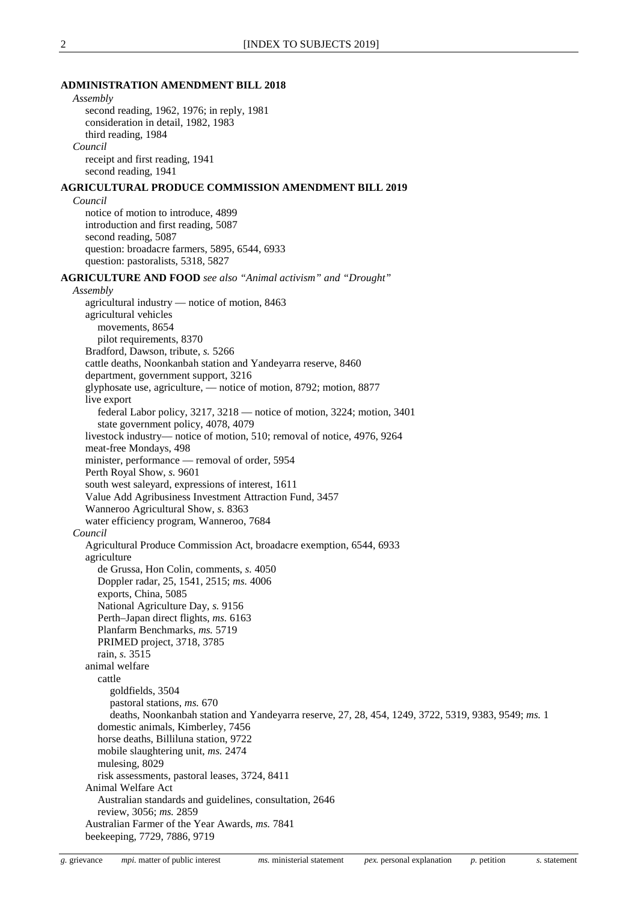**ADMINISTRATION AMENDMENT BILL 2018**

*Assembly*

second reading, 1962, 1976; in reply, 1981
consideration in detail, 1982, 1983
third reading, 1984

*Council*

receipt and first reading, 1941
second reading, 1941

**AGRICULTURAL PRODUCE COMMISSION AMENDMENT BILL 2019**

*Council*

notice of motion to introduce, 4899
introduction and first reading, 5087
second reading, 5087
question: broadacre farmers, 5895, 6544, 6933
question: pastoralists, 5318, 5827

**AGRICULTURE AND FOOD** *see also "Animal activism" and "Drought"*

*Assembly*

agricultural industry — notice of motion, 8463
agricultural vehicles
  movements, 8654
  pilot requirements, 8370
Bradford, Dawson, tribute, *s.* 5266
cattle deaths, Noonkanbah station and Yandeyarra reserve, 8460
department, government support, 3216
glyphosate use, agriculture, — notice of motion, 8792; motion, 8877
live export
  federal Labor policy, 3217, 3218 — notice of motion, 3224; motion, 3401
  state government policy, 4078, 4079
livestock industry— notice of motion, 510; removal of notice, 4976, 9264
meat-free Mondays, 498
minister, performance — removal of order, 5954
Perth Royal Show, *s.* 9601
south west saleyard, expressions of interest, 1611
Value Add Agribusiness Investment Attraction Fund, 3457
Wanneroo Agricultural Show, *s.* 8363
water efficiency program, Wanneroo, 7684

*Council*

Agricultural Produce Commission Act, broadacre exemption, 6544, 6933
agriculture
  de Grussa, Hon Colin, comments, *s.* 4050
  Doppler radar, 25, 1541, 2515; *ms.* 4006
  exports, China, 5085
  National Agriculture Day, *s.* 9156
  Perth–Japan direct flights, *ms.* 6163
  Planfarm Benchmarks, *ms.* 5719
  PRIMED project, 3718, 3785
  rain, *s.* 3515
animal welfare
  cattle
    goldfields, 3504
    pastoral stations, *ms.* 670
    deaths, Noonkanbah station and Yandeyarra reserve, 27, 28, 454, 1249, 3722, 5319, 9383, 9549; *ms.* 1
  domestic animals, Kimberley, 7456
  horse deaths, Billiluna station, 9722
  mobile slaughtering unit, *ms.* 2474
  mulesing, 8029
  risk assessments, pastoral leases, 3724, 8411
Animal Welfare Act
  Australian standards and guidelines, consultation, 2646
  review, 3056; *ms.* 2859
Australian Farmer of the Year Awards, *ms.* 7841
beekeeping, 7729, 7886, 9719

*g.* grievance *mpi.* matter of public interest *ms.* ministerial statement *pex.* personal explanation *p.* petition *s.* statement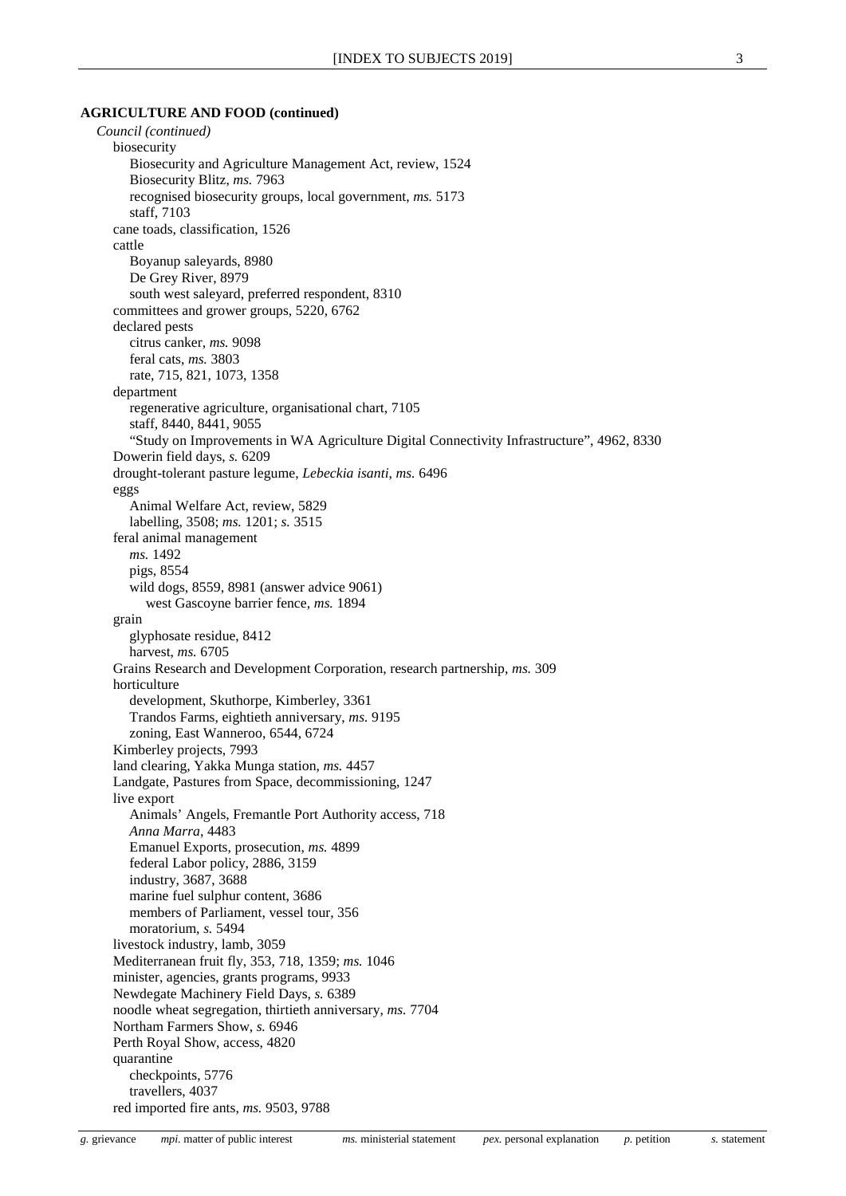**AGRICULTURE AND FOOD (continued)**

*Council (continued)*

- biosecurity
  - Biosecurity and Agriculture Management Act, review, 1524
  - Biosecurity Blitz, *ms.* 7963
  - recognised biosecurity groups, local government, *ms.* 5173
  - staff, 7103
- cane toads, classification, 1526
- cattle
  - Boyanup saleyards, 8980
  - De Grey River, 8979
  - south west saleyard, preferred respondent, 8310
- committees and grower groups, 5220, 6762
- declared pests
  - citrus canker, *ms.* 9098
  - feral cats, *ms.* 3803
  - rate, 715, 821, 1073, 1358
- department
  - regenerative agriculture, organisational chart, 7105
  - staff, 8440, 8441, 9055
  - "Study on Improvements in WA Agriculture Digital Connectivity Infrastructure", 4962, 8330
- Dowerin field days, *s.* 6209
- drought-tolerant pasture legume, *Lebeckia isanti*, *ms.* 6496
- eggs
  - Animal Welfare Act, review, 5829
  - labelling, 3508; *ms.* 1201; *s.* 3515
- feral animal management
  - *ms.* 1492
  - pigs, 8554
  - wild dogs, 8559, 8981 (answer advice 9061)
    - west Gascoyne barrier fence, *ms.* 1894
- grain
  - glyphosate residue, 8412
  - harvest, *ms.* 6705
- Grains Research and Development Corporation, research partnership, *ms.* 309
- horticulture
  - development, Skuthorpe, Kimberley, 3361
  - Trandos Farms, eightieth anniversary, *ms.* 9195
  - zoning, East Wanneroo, 6544, 6724
- Kimberley projects, 7993
- land clearing, Yakka Munga station, *ms.* 4457
- Landgate, Pastures from Space, decommissioning, 1247
- live export
  - Animals' Angels, Fremantle Port Authority access, 718
  - *Anna Marra*, 4483
  - Emanuel Exports, prosecution, *ms.* 4899
  - federal Labor policy, 2886, 3159
  - industry, 3687, 3688
  - marine fuel sulphur content, 3686
  - members of Parliament, vessel tour, 356
  - moratorium, *s.* 5494
- livestock industry, lamb, 3059
- Mediterranean fruit fly, 353, 718, 1359; *ms.* 1046
- minister, agencies, grants programs, 9933
- Newdegate Machinery Field Days, *s.* 6389
- noodle wheat segregation, thirtieth anniversary, *ms.* 7704
- Northam Farmers Show, *s.* 6946
- Perth Royal Show, access, 4820
- quarantine
  - checkpoints, 5776
  - travellers, 4037
- red imported fire ants, *ms.* 9503, 9788

*g.* grievance *mpi.* matter of public interest *ms.* ministerial statement *pex.* personal explanation *p.* petition *s.* statement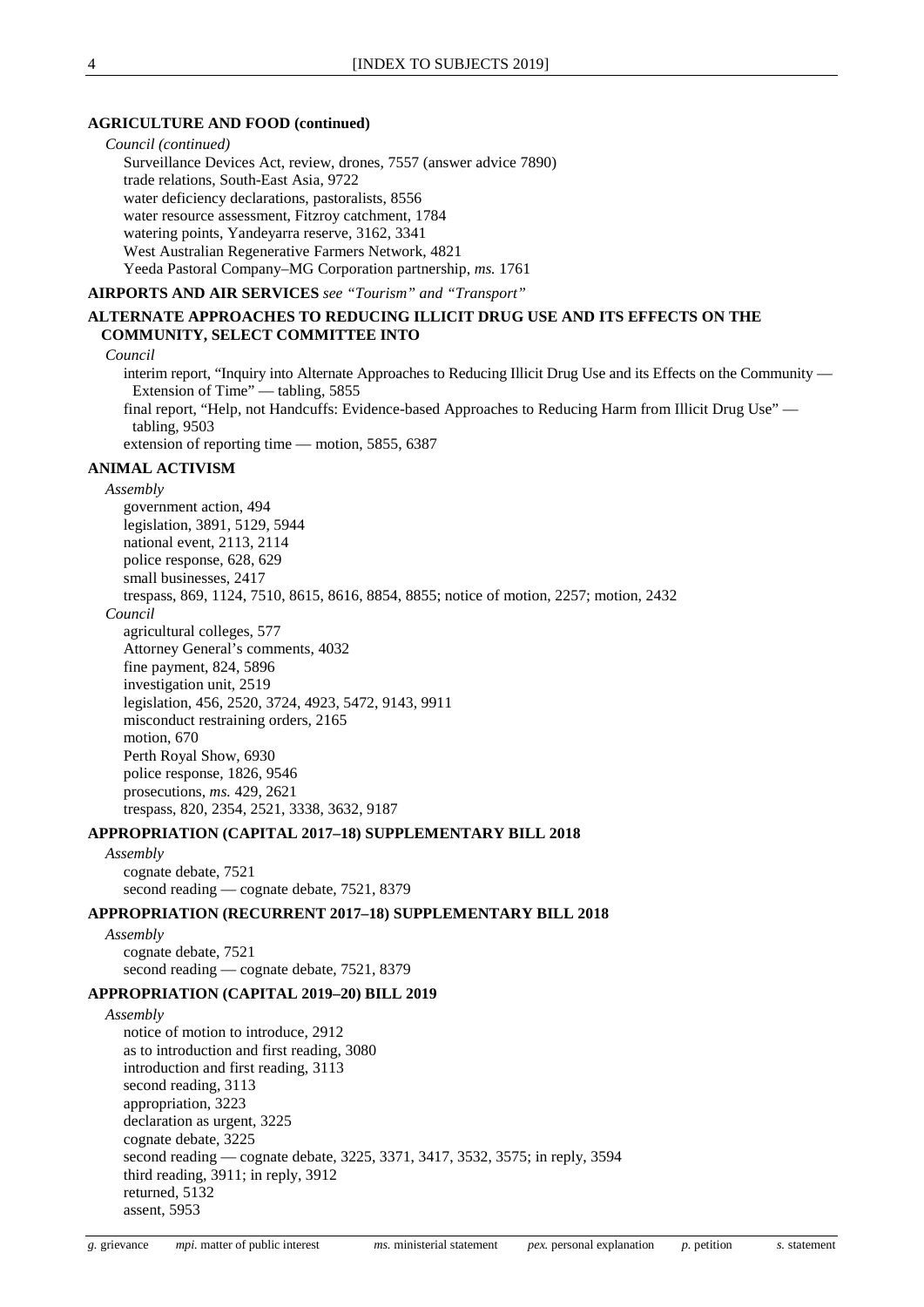**AGRICULTURE AND FOOD (continued)**

*Council (continued)*

Surveillance Devices Act, review, drones, 7557 (answer advice 7890)
trade relations, South-East Asia, 9722
water deficiency declarations, pastoralists, 8556
water resource assessment, Fitzroy catchment, 1784
watering points, Yandeyarra reserve, 3162, 3341
West Australian Regenerative Farmers Network, 4821
Yeeda Pastoral Company–MG Corporation partnership, *ms.* 1761

**AIRPORTS AND AIR SERVICES** *see "Tourism" and "Transport"*

**ALTERNATE APPROACHES TO REDUCING ILLICIT DRUG USE AND ITS EFFECTS ON THE COMMUNITY, SELECT COMMITTEE INTO**

*Council*

interim report, "Inquiry into Alternate Approaches to Reducing Illicit Drug Use and its Effects on the Community — Extension of Time" — tabling, 5855
final report, "Help, not Handcuffs: Evidence-based Approaches to Reducing Harm from Illicit Drug Use" — tabling, 9503
extension of reporting time — motion, 5855, 6387

**ANIMAL ACTIVISM**

*Assembly*

government action, 494
legislation, 3891, 5129, 5944
national event, 2113, 2114
police response, 628, 629
small businesses, 2417
trespass, 869, 1124, 7510, 8615, 8616, 8854, 8855; notice of motion, 2257; motion, 2432

*Council*

agricultural colleges, 577
Attorney General's comments, 4032
fine payment, 824, 5896
investigation unit, 2519
legislation, 456, 2520, 3724, 4923, 5472, 9143, 9911
misconduct restraining orders, 2165
motion, 670
Perth Royal Show, 6930
police response, 1826, 9546
prosecutions, *ms.* 429, 2621
trespass, 820, 2354, 2521, 3338, 3632, 9187

**APPROPRIATION (CAPITAL 2017–18) SUPPLEMENTARY BILL 2018**

*Assembly*

cognate debate, 7521
second reading — cognate debate, 7521, 8379

**APPROPRIATION (RECURRENT 2017–18) SUPPLEMENTARY BILL 2018**

*Assembly*

cognate debate, 7521
second reading — cognate debate, 7521, 8379

**APPROPRIATION (CAPITAL 2019–20) BILL 2019**

*Assembly*

notice of motion to introduce, 2912
as to introduction and first reading, 3080
introduction and first reading, 3113
second reading, 3113
appropriation, 3223
declaration as urgent, 3225
cognate debate, 3225
second reading — cognate debate, 3225, 3371, 3417, 3532, 3575; in reply, 3594
third reading, 3911; in reply, 3912
returned, 5132
assent, 5953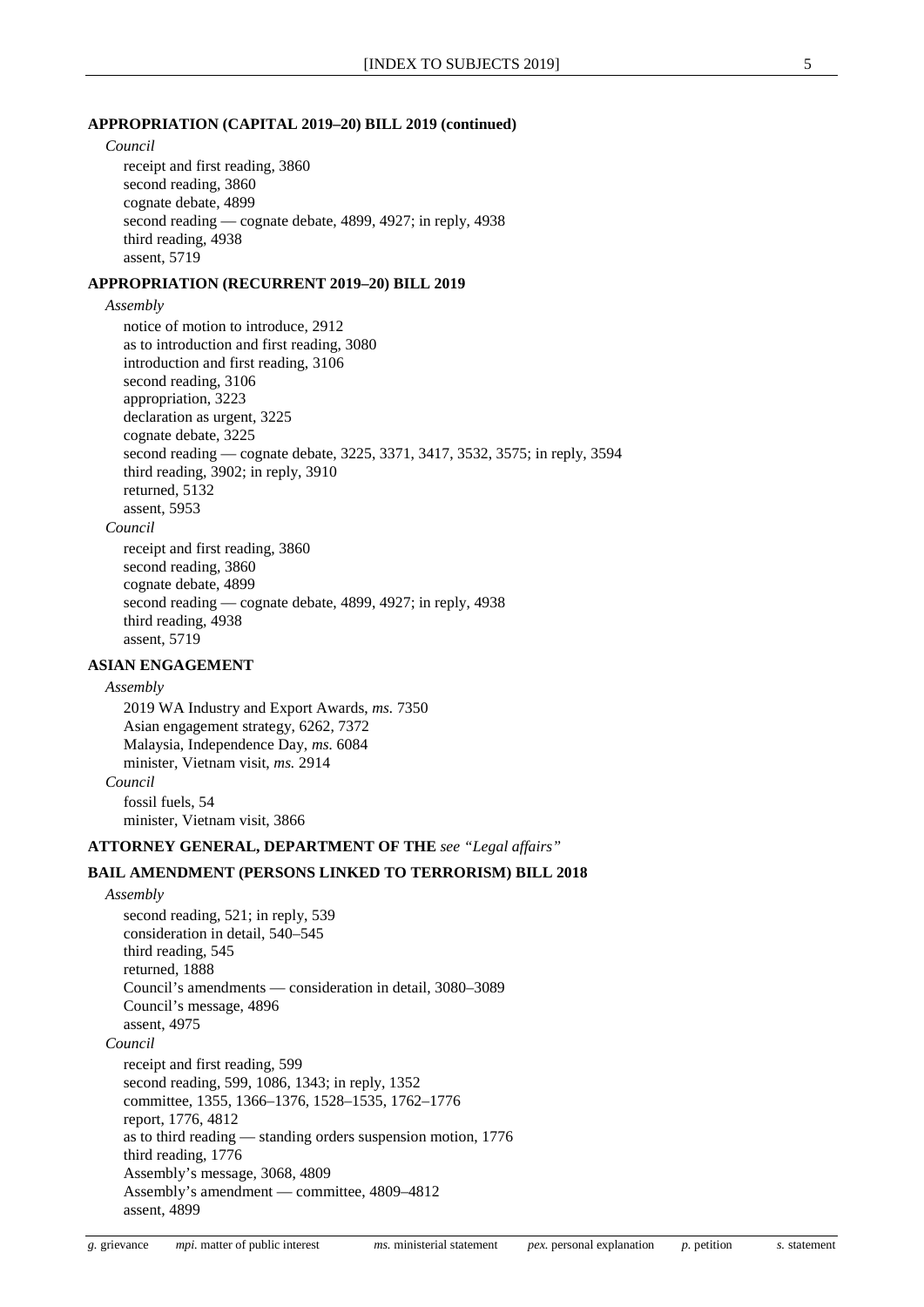**APPROPRIATION (CAPITAL 2019–20) BILL 2019 (continued)**

*Council*

receipt and first reading, 3860
second reading, 3860
cognate debate, 4899
second reading — cognate debate, 4899, 4927; in reply, 4938
third reading, 4938
assent, 5719

**APPROPRIATION (RECURRENT 2019–20) BILL 2019**

*Assembly*

notice of motion to introduce, 2912
as to introduction and first reading, 3080
introduction and first reading, 3106
second reading, 3106
appropriation, 3223
declaration as urgent, 3225
cognate debate, 3225
second reading — cognate debate, 3225, 3371, 3417, 3532, 3575; in reply, 3594
third reading, 3902; in reply, 3910
returned, 5132
assent, 5953

*Council*

receipt and first reading, 3860
second reading, 3860
cognate debate, 4899
second reading — cognate debate, 4899, 4927; in reply, 4938
third reading, 4938
assent, 5719

**ASIAN ENGAGEMENT**

*Assembly*

2019 WA Industry and Export Awards, *ms.* 7350
Asian engagement strategy, 6262, 7372
Malaysia, Independence Day, *ms.* 6084
minister, Vietnam visit, *ms.* 2914

*Council*

fossil fuels, 54
minister, Vietnam visit, 3866

**ATTORNEY GENERAL, DEPARTMENT OF THE** *see "Legal affairs"*

**BAIL AMENDMENT (PERSONS LINKED TO TERRORISM) BILL 2018**

*Assembly*

second reading, 521; in reply, 539
consideration in detail, 540–545
third reading, 545
returned, 1888
Council's amendments — consideration in detail, 3080–3089
Council's message, 4896
assent, 4975

*Council*

receipt and first reading, 599
second reading, 599, 1086, 1343; in reply, 1352
committee, 1355, 1366–1376, 1528–1535, 1762–1776
report, 1776, 4812
as to third reading — standing orders suspension motion, 1776
third reading, 1776
Assembly's message, 3068, 4809
Assembly's amendment — committee, 4809–4812
assent, 4899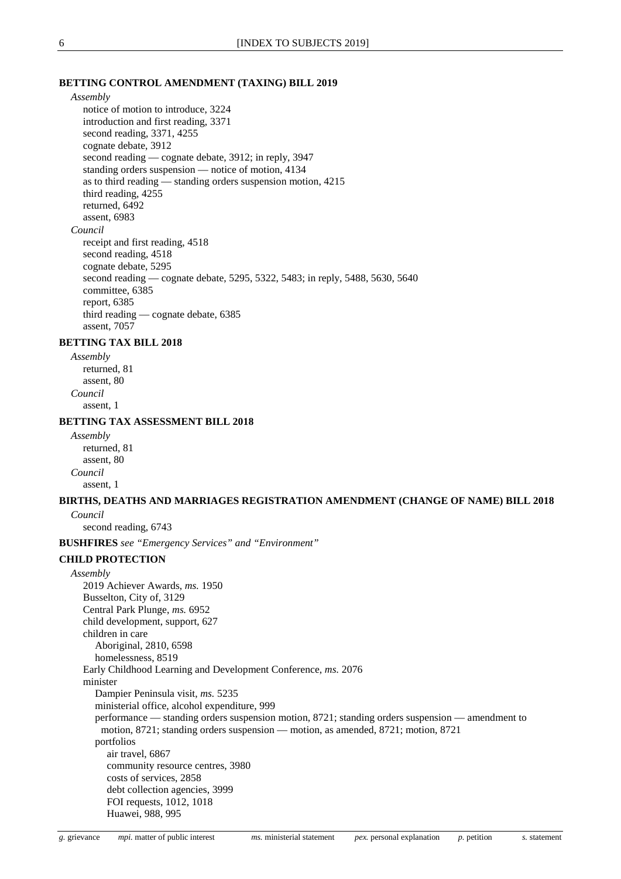**BETTING CONTROL AMENDMENT (TAXING) BILL 2019**

*Assembly*

- notice of motion to introduce, 3224
- introduction and first reading, 3371
- second reading, 3371, 4255
- cognate debate, 3912
- second reading — cognate debate, 3912; in reply, 3947
- standing orders suspension — notice of motion, 4134
- as to third reading — standing orders suspension motion, 4215
- third reading, 4255
- returned, 6492
- assent, 6983

*Council*

- receipt and first reading, 4518
- second reading, 4518
- cognate debate, 5295
- second reading — cognate debate, 5295, 5322, 5483; in reply, 5488, 5630, 5640
- committee, 6385
- report, 6385
- third reading — cognate debate, 6385
- assent, 7057

**BETTING TAX BILL 2018**

*Assembly*

- returned, 81
- assent, 80

*Council*

- assent, 1

**BETTING TAX ASSESSMENT BILL 2018**

*Assembly*

- returned, 81
- assent, 80

*Council*

- assent, 1

**BIRTHS, DEATHS AND MARRIAGES REGISTRATION AMENDMENT (CHANGE OF NAME) BILL 2018**

*Council*

- second reading, 6743

**BUSHFIRES** *see "Emergency Services" and "Environment"*

**CHILD PROTECTION**

*Assembly*

- 2019 Achiever Awards, *ms.* 1950
- Busselton, City of, 3129
- Central Park Plunge, *ms.* 6952
- child development, support, 627
- children in care
  - Aboriginal, 2810, 6598
  - homelessness, 8519
- Early Childhood Learning and Development Conference, *ms.* 2076
- minister
  - Dampier Peninsula visit, *ms.* 5235
  - ministerial office, alcohol expenditure, 999
  - performance — standing orders suspension motion, 8721; standing orders suspension — amendment to motion, 8721; standing orders suspension — motion, as amended, 8721; motion, 8721
  - portfolios
    - air travel, 6867
    - community resource centres, 3980
    - costs of services, 2858
    - debt collection agencies, 3999
    - FOI requests, 1012, 1018
    - Huawei, 988, 995

*g.* grievance *mpi.* matter of public interest *ms.* ministerial statement *pex.* personal explanation *p.* petition *s.* statement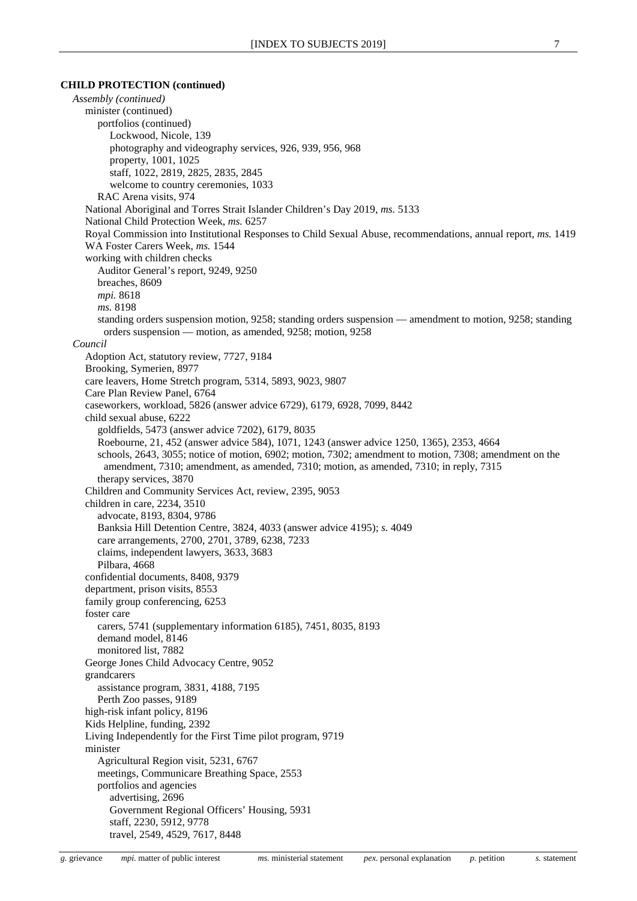**CHILD PROTECTION (continued)**

*Assembly (continued)*

- minister (continued)
  - portfolios (continued)
    - Lockwood, Nicole, 139
    - photography and videography services, 926, 939, 956, 968
    - property, 1001, 1025
    - staff, 1022, 2819, 2825, 2835, 2845
    - welcome to country ceremonies, 1033
  - RAC Arena visits, 974
- National Aboriginal and Torres Strait Islander Children's Day 2019, *ms.* 5133
- National Child Protection Week, *ms.* 6257
- Royal Commission into Institutional Responses to Child Sexual Abuse, recommendations, annual report, *ms.* 1419
- WA Foster Carers Week, *ms.* 1544
- working with children checks
  - Auditor General's report, 9249, 9250
  - breaches, 8609
  - *mpi.* 8618
  - *ms.* 8198
  - standing orders suspension motion, 9258; standing orders suspension — amendment to motion, 9258; standing orders suspension — motion, as amended, 9258; motion, 9258

*Council*

- Adoption Act, statutory review, 7727, 9184
- Brooking, Symerien, 8977
- care leavers, Home Stretch program, 5314, 5893, 9023, 9807
- Care Plan Review Panel, 6764
- caseworkers, workload, 5826 (answer advice 6729), 6179, 6928, 7099, 8442
- child sexual abuse, 6222
  - goldfields, 5473 (answer advice 7202), 6179, 8035
  - Roebourne, 21, 452 (answer advice 584), 1071, 1243 (answer advice 1250, 1365), 2353, 4664
  - schools, 2643, 3055; notice of motion, 6902; motion, 7302; amendment to motion, 7308; amendment on the amendment, 7310; amendment, as amended, 7310; motion, as amended, 7310; in reply, 7315
  - therapy services, 3870
- Children and Community Services Act, review, 2395, 9053
- children in care, 2234, 3510
  - advocate, 8193, 8304, 9786
  - Banksia Hill Detention Centre, 3824, 4033 (answer advice 4195); *s.* 4049
  - care arrangements, 2700, 2701, 3789, 6238, 7233
  - claims, independent lawyers, 3633, 3683
  - Pilbara, 4668
- confidential documents, 8408, 9379
- department, prison visits, 8553
- family group conferencing, 6253
- foster care
  - carers, 5741 (supplementary information 6185), 7451, 8035, 8193
  - demand model, 8146
  - monitored list, 7882
- George Jones Child Advocacy Centre, 9052
- grandcarers
  - assistance program, 3831, 4188, 7195
  - Perth Zoo passes, 9189
- high-risk infant policy, 8196
- Kids Helpline, funding, 2392
- Living Independently for the First Time pilot program, 9719
- minister
  - Agricultural Region visit, 5231, 6767
  - meetings, Communicare Breathing Space, 2553
  - portfolios and agencies
    - advertising, 2696
    - Government Regional Officers' Housing, 5931
    - staff, 2230, 5912, 9778
    - travel, 2549, 4529, 7617, 8448

*g.* grievance *mpi.* matter of public interest *ms.* ministerial statement *pex.* personal explanation *p.* petition *s.* statement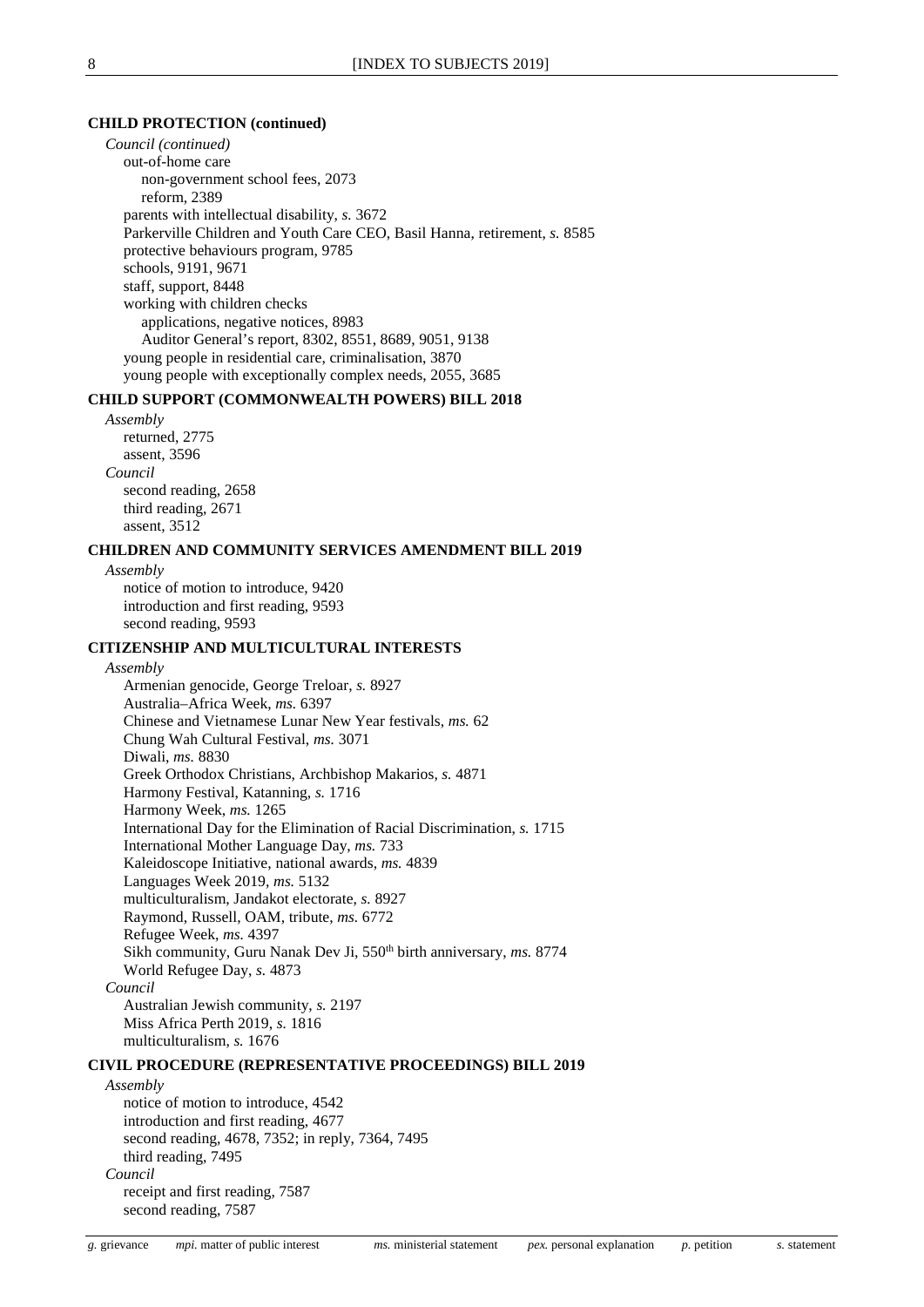**CHILD PROTECTION (continued)**

*Council (continued)*

out-of-home care

non-government school fees, 2073

reform, 2389

parents with intellectual disability, *s.* 3672

Parkerville Children and Youth Care CEO, Basil Hanna, retirement, *s.* 8585

protective behaviours program, 9785

schools, 9191, 9671

staff, support, 8448

working with children checks

applications, negative notices, 8983

Auditor General's report, 8302, 8551, 8689, 9051, 9138

young people in residential care, criminalisation, 3870

young people with exceptionally complex needs, 2055, 3685

**CHILD SUPPORT (COMMONWEALTH POWERS) BILL 2018**

*Assembly*

returned, 2775

assent, 3596

*Council*

second reading, 2658

third reading, 2671

assent, 3512

**CHILDREN AND COMMUNITY SERVICES AMENDMENT BILL 2019**

*Assembly*

notice of motion to introduce, 9420

introduction and first reading, 9593

second reading, 9593

**CITIZENSHIP AND MULTICULTURAL INTERESTS**

*Assembly*

Armenian genocide, George Treloar, *s.* 8927

Australia–Africa Week, *ms.* 6397

Chinese and Vietnamese Lunar New Year festivals, *ms.* 62

Chung Wah Cultural Festival, *ms.* 3071

Diwali, *ms.* 8830

Greek Orthodox Christians, Archbishop Makarios, *s.* 4871

Harmony Festival, Katanning, *s.* 1716

Harmony Week, *ms.* 1265

International Day for the Elimination of Racial Discrimination, *s.* 1715

International Mother Language Day, *ms.* 733

Kaleidoscope Initiative, national awards, *ms.* 4839

Languages Week 2019, *ms.* 5132

multiculturalism, Jandakot electorate, *s.* 8927

Raymond, Russell, OAM, tribute, *ms.* 6772

Refugee Week, *ms.* 4397

Sikh community, Guru Nanak Dev Ji, 550th birth anniversary, *ms.* 8774

World Refugee Day, *s.* 4873

*Council*

Australian Jewish community, *s.* 2197

Miss Africa Perth 2019, *s.* 1816

multiculturalism, *s.* 1676

**CIVIL PROCEDURE (REPRESENTATIVE PROCEEDINGS) BILL 2019**

*Assembly*

notice of motion to introduce, 4542

introduction and first reading, 4677

second reading, 4678, 7352; in reply, 7364, 7495

third reading, 7495

*Council*

receipt and first reading, 7587

second reading, 7587

*g.* grievance *mpi.* matter of public interest *ms.* ministerial statement *pex.* personal explanation *p.* petition *s.* statement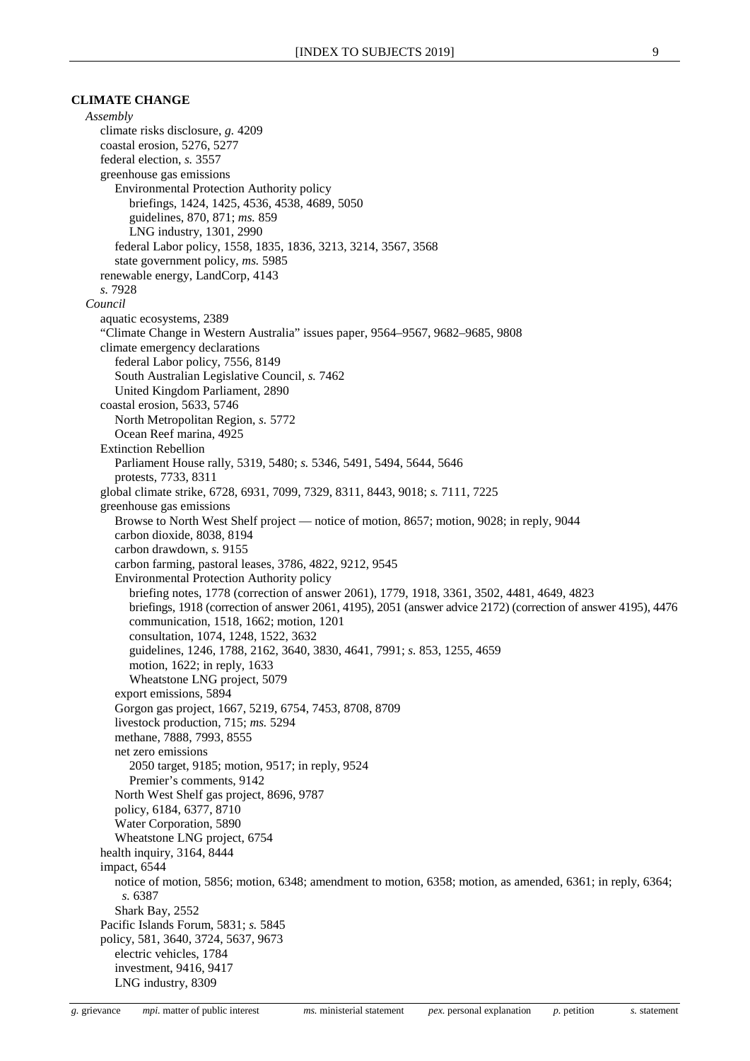**CLIMATE CHANGE**

*Assembly*

- climate risks disclosure, *g.* 4209
- coastal erosion, 5276, 5277
- federal election, *s.* 3557
- greenhouse gas emissions
  - Environmental Protection Authority policy
    - briefings, 1424, 1425, 4536, 4538, 4689, 5050
    - guidelines, 870, 871; *ms.* 859
    - LNG industry, 1301, 2990
  - federal Labor policy, 1558, 1835, 1836, 3213, 3214, 3567, 3568
  - state government policy, *ms.* 5985
- renewable energy, LandCorp, 4143
- *s.* 7928

*Council*

- aquatic ecosystems, 2389
- “Climate Change in Western Australia” issues paper, 9564–9567, 9682–9685, 9808
- climate emergency declarations
  - federal Labor policy, 7556, 8149
  - South Australian Legislative Council, *s.* 7462
  - United Kingdom Parliament, 2890
- coastal erosion, 5633, 5746
  - North Metropolitan Region, *s.* 5772
  - Ocean Reef marina, 4925
- Extinction Rebellion
  - Parliament House rally, 5319, 5480; *s.* 5346, 5491, 5494, 5644, 5646
  - protests, 7733, 8311
- global climate strike, 6728, 6931, 7099, 7329, 8311, 8443, 9018; *s.* 7111, 7225
- greenhouse gas emissions
  - Browse to North West Shelf project — notice of motion, 8657; motion, 9028; in reply, 9044
  - carbon dioxide, 8038, 8194
  - carbon drawdown, *s.* 9155
  - carbon farming, pastoral leases, 3786, 4822, 9212, 9545
  - Environmental Protection Authority policy
    - briefing notes, 1778 (correction of answer 2061), 1779, 1918, 3361, 3502, 4481, 4649, 4823
    - briefings, 1918 (correction of answer 2061, 4195), 2051 (answer advice 2172) (correction of answer 4195), 4476
    - communication, 1518, 1662; motion, 1201
    - consultation, 1074, 1248, 1522, 3632
    - guidelines, 1246, 1788, 2162, 3640, 3830, 4641, 7991; *s.* 853, 1255, 4659
    - motion, 1622; in reply, 1633
    - Wheatstone LNG project, 5079
  - export emissions, 5894
  - Gorgon gas project, 1667, 5219, 6754, 7453, 8708, 8709
  - livestock production, 715; *ms.* 5294
  - methane, 7888, 7993, 8555
  - net zero emissions
    - 2050 target, 9185; motion, 9517; in reply, 9524
    - Premier’s comments, 9142
  - North West Shelf gas project, 8696, 9787
  - policy, 6184, 6377, 8710
  - Water Corporation, 5890
  - Wheatstone LNG project, 6754
- health inquiry, 3164, 8444
- impact, 6544
  - notice of motion, 5856; motion, 6348; amendment to motion, 6358; motion, as amended, 6361; in reply, 6364; *s.* 6387
  - Shark Bay, 2552
- Pacific Islands Forum, 5831; *s.* 5845
- policy, 581, 3640, 3724, 5637, 9673
  - electric vehicles, 1784
  - investment, 9416, 9417
  - LNG industry, 8309

*g.* grievance *mpi.* matter of public interest *ms.* ministerial statement *pex.* personal explanation *p.* petition *s.* statement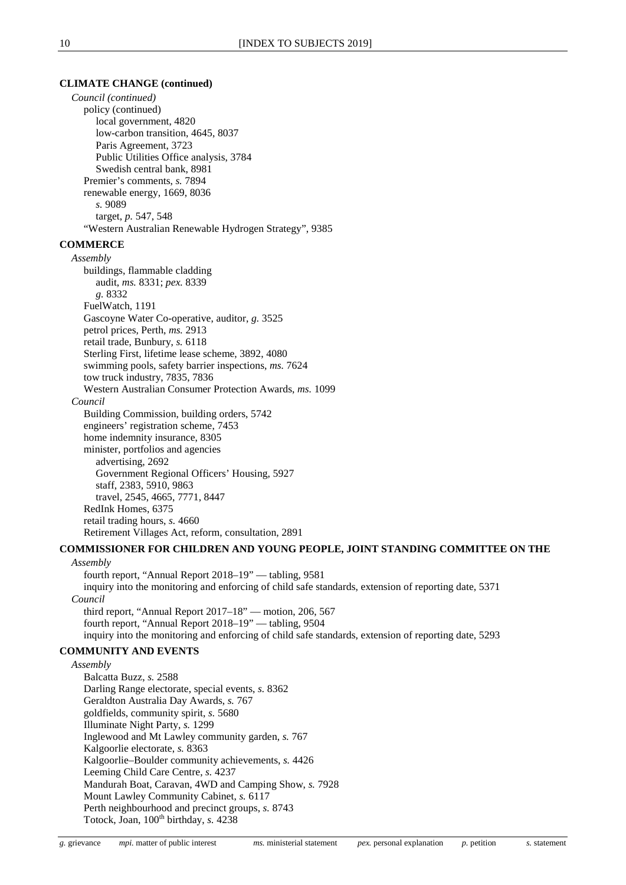**CLIMATE CHANGE (continued)**

*Council (continued)*

policy (continued)

local government, 4820

low-carbon transition, 4645, 8037

Paris Agreement, 3723

Public Utilities Office analysis, 3784

Swedish central bank, 8981

Premier's comments, *s.* 7894

renewable energy, 1669, 8036

*s.* 9089

target, *p.* 547, 548

"Western Australian Renewable Hydrogen Strategy", 9385

**COMMERCE**

*Assembly*

buildings, flammable cladding

audit, *ms.* 8331; *pex.* 8339

*g.* 8332

FuelWatch, 1191

Gascoyne Water Co-operative, auditor, *g.* 3525

petrol prices, Perth, *ms.* 2913

retail trade, Bunbury, *s.* 6118

Sterling First, lifetime lease scheme, 3892, 4080

swimming pools, safety barrier inspections, *ms.* 7624

tow truck industry, 7835, 7836

Western Australian Consumer Protection Awards, *ms.* 1099

*Council*

Building Commission, building orders, 5742

engineers' registration scheme, 7453

home indemnity insurance, 8305

minister, portfolios and agencies

advertising, 2692

Government Regional Officers' Housing, 5927

staff, 2383, 5910, 9863

travel, 2545, 4665, 7771, 8447

RedInk Homes, 6375

retail trading hours, *s.* 4660

Retirement Villages Act, reform, consultation, 2891

**COMMISSIONER FOR CHILDREN AND YOUNG PEOPLE, JOINT STANDING COMMITTEE ON THE**

*Assembly*

fourth report, "Annual Report 2018–19" — tabling, 9581

inquiry into the monitoring and enforcing of child safe standards, extension of reporting date, 5371

*Council*

third report, "Annual Report 2017–18" — motion, 206, 567

fourth report, "Annual Report 2018–19" — tabling, 9504

inquiry into the monitoring and enforcing of child safe standards, extension of reporting date, 5293

**COMMUNITY AND EVENTS**

*Assembly*

Balcatta Buzz, *s.* 2588

Darling Range electorate, special events, *s.* 8362

Geraldton Australia Day Awards, *s.* 767

goldfields, community spirit, *s.* 5680

Illuminate Night Party, *s.* 1299

Inglewood and Mt Lawley community garden, *s.* 767

Kalgoorlie electorate, *s.* 8363

Kalgoorlie–Boulder community achievements, *s.* 4426

Leeming Child Care Centre, *s.* 4237

Mandurah Boat, Caravan, 4WD and Camping Show, *s.* 7928

Mount Lawley Community Cabinet, *s.* 6117

Perth neighbourhood and precinct groups, *s.* 8743

Totock, Joan, 100th birthday, *s.* 4238

*g.* grievance *mpi.* matter of public interest *ms.* ministerial statement *pex.* personal explanation *p.* petition *s.* statement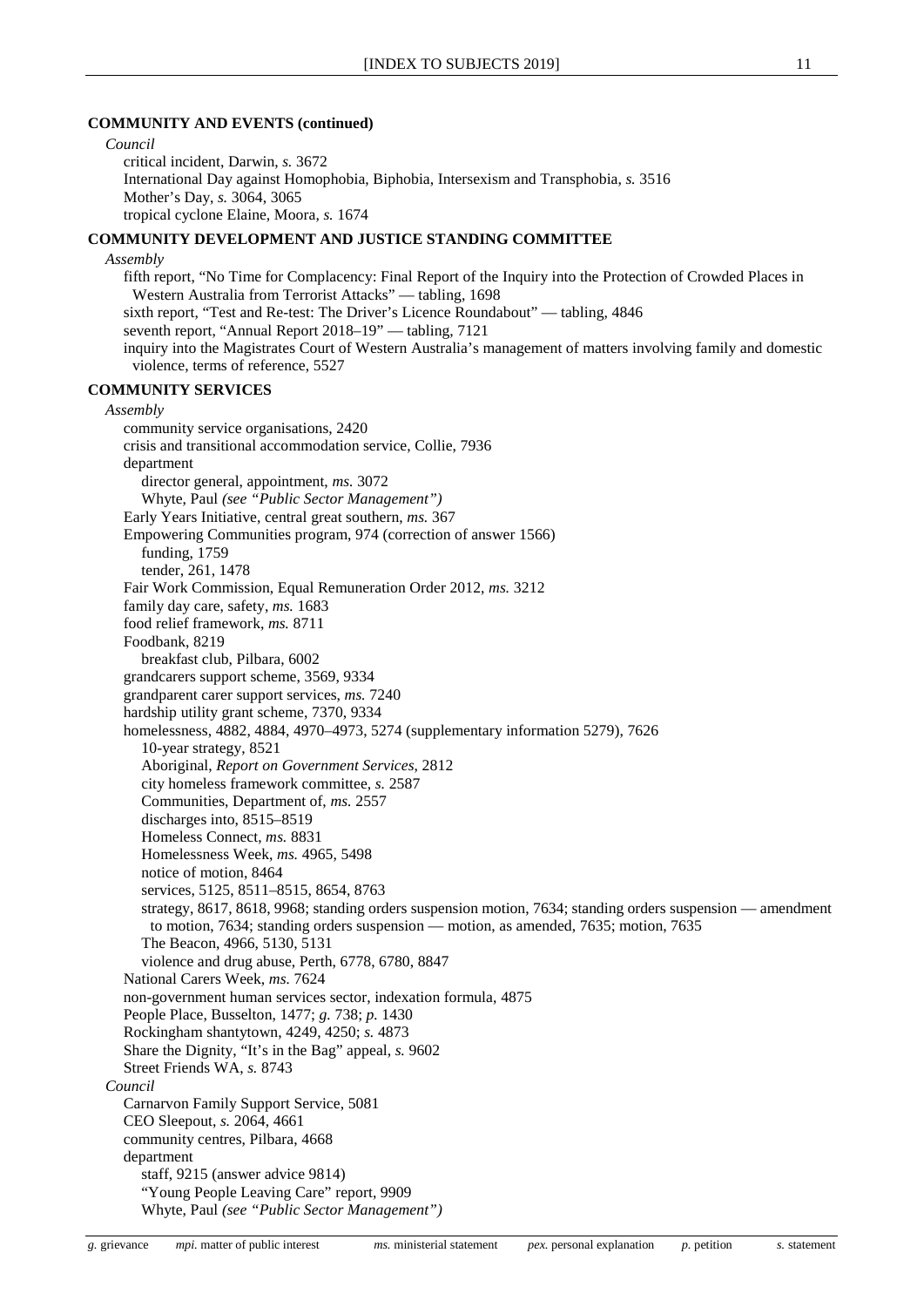**COMMUNITY AND EVENTS (continued)**

*Council*

critical incident, Darwin, *s.* 3672
International Day against Homophobia, Biphobia, Intersexism and Transphobia, *s.* 3516
Mother's Day, *s.* 3064, 3065
tropical cyclone Elaine, Moora, *s.* 1674

**COMMUNITY DEVELOPMENT AND JUSTICE STANDING COMMITTEE**

*Assembly*

fifth report, "No Time for Complacency: Final Report of the Inquiry into the Protection of Crowded Places in Western Australia from Terrorist Attacks" — tabling, 1698
sixth report, "Test and Re-test: The Driver's Licence Roundabout" — tabling, 4846
seventh report, "Annual Report 2018–19" — tabling, 7121
inquiry into the Magistrates Court of Western Australia's management of matters involving family and domestic violence, terms of reference, 5527

**COMMUNITY SERVICES**

*Assembly*

community service organisations, 2420
crisis and transitional accommodation service, Collie, 7936
department
  director general, appointment, *ms.* 3072
  Whyte, Paul *(see "Public Sector Management")*
Early Years Initiative, central great southern, *ms.* 367
Empowering Communities program, 974 (correction of answer 1566)
  funding, 1759
  tender, 261, 1478
Fair Work Commission, Equal Remuneration Order 2012, *ms.* 3212
family day care, safety, *ms.* 1683
food relief framework, *ms.* 8711
Foodbank, 8219
  breakfast club, Pilbara, 6002
grandcarers support scheme, 3569, 9334
grandparent carer support services, *ms.* 7240
hardship utility grant scheme, 7370, 9334
homelessness, 4882, 4884, 4970–4973, 5274 (supplementary information 5279), 7626
  10-year strategy, 8521
  Aboriginal, *Report on Government Services*, 2812
  city homeless framework committee, *s.* 2587
  Communities, Department of, *ms.* 2557
  discharges into, 8515–8519
  Homeless Connect, *ms.* 8831
  Homelessness Week, *ms.* 4965, 5498
  notice of motion, 8464
  services, 5125, 8511–8515, 8654, 8763
  strategy, 8617, 8618, 9968; standing orders suspension motion, 7634; standing orders suspension — amendment to motion, 7634; standing orders suspension — motion, as amended, 7635; motion, 7635
  The Beacon, 4966, 5130, 5131
  violence and drug abuse, Perth, 6778, 6780, 8847
National Carers Week, *ms.* 7624
non-government human services sector, indexation formula, 4875
People Place, Busselton, 1477; *g.* 738; *p.* 1430
Rockingham shantytown, 4249, 4250; *s.* 4873
Share the Dignity, "It's in the Bag" appeal, *s.* 9602
Street Friends WA, *s.* 8743

*Council*

Carnarvon Family Support Service, 5081
CEO Sleepout, *s.* 2064, 4661
community centres, Pilbara, 4668
department
  staff, 9215 (answer advice 9814)
  "Young People Leaving Care" report, 9909
  Whyte, Paul *(see "Public Sector Management")*

*g.* grievance  *mpi.* matter of public interest  *ms.* ministerial statement  *pex.* personal explanation  *p.* petition  *s.* statement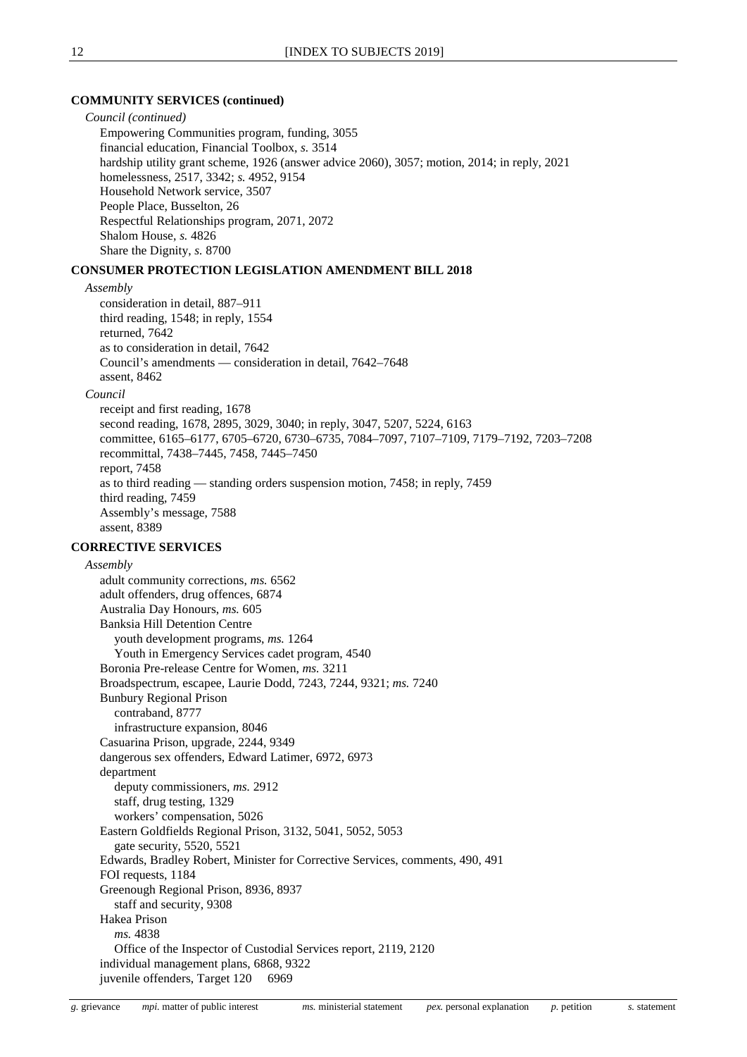**COMMUNITY SERVICES (continued)**

*Council (continued)*

Empowering Communities program, funding, 3055
financial education, Financial Toolbox, *s.* 3514
hardship utility grant scheme, 1926 (answer advice 2060), 3057; motion, 2014; in reply, 2021
homelessness, 2517, 3342; *s.* 4952, 9154
Household Network service, 3507
People Place, Busselton, 26
Respectful Relationships program, 2071, 2072
Shalom House, *s.* 4826
Share the Dignity, *s.* 8700

**CONSUMER PROTECTION LEGISLATION AMENDMENT BILL 2018**

*Assembly*

consideration in detail, 887–911
third reading, 1548; in reply, 1554
returned, 7642
as to consideration in detail, 7642
Council's amendments — consideration in detail, 7642–7648
assent, 8462

*Council*

receipt and first reading, 1678
second reading, 1678, 2895, 3029, 3040; in reply, 3047, 5207, 5224, 6163
committee, 6165–6177, 6705–6720, 6730–6735, 7084–7097, 7107–7109, 7179–7192, 7203–7208
recommittal, 7438–7445, 7458, 7445–7450
report, 7458
as to third reading — standing orders suspension motion, 7458; in reply, 7459
third reading, 7459
Assembly's message, 7588
assent, 8389

**CORRECTIVE SERVICES**

*Assembly*

adult community corrections, *ms.* 6562
adult offenders, drug offences, 6874
Australia Day Honours, *ms.* 605
Banksia Hill Detention Centre
  youth development programs, *ms.* 1264
  Youth in Emergency Services cadet program, 4540
Boronia Pre-release Centre for Women, *ms.* 3211
Broadspectrum, escapee, Laurie Dodd, 7243, 7244, 9321; *ms.* 7240
Bunbury Regional Prison
  contraband, 8777
  infrastructure expansion, 8046
Casuarina Prison, upgrade, 2244, 9349
dangerous sex offenders, Edward Latimer, 6972, 6973
department
  deputy commissioners, *ms.* 2912
  staff, drug testing, 1329
  workers' compensation, 5026
Eastern Goldfields Regional Prison, 3132, 5041, 5052, 5053
  gate security, 5520, 5521
Edwards, Bradley Robert, Minister for Corrective Services, comments, 490, 491
FOI requests, 1184
Greenough Regional Prison, 8936, 8937
  staff and security, 9308
Hakea Prison
  *ms.* 4838
  Office of the Inspector of Custodial Services report, 2119, 2120
individual management plans, 6868, 9322
juvenile offenders, Target 120   6969

*g.* grievance   *mpi.* matter of public interest   *ms.* ministerial statement   *pex.* personal explanation   *p.* petition   *s.* statement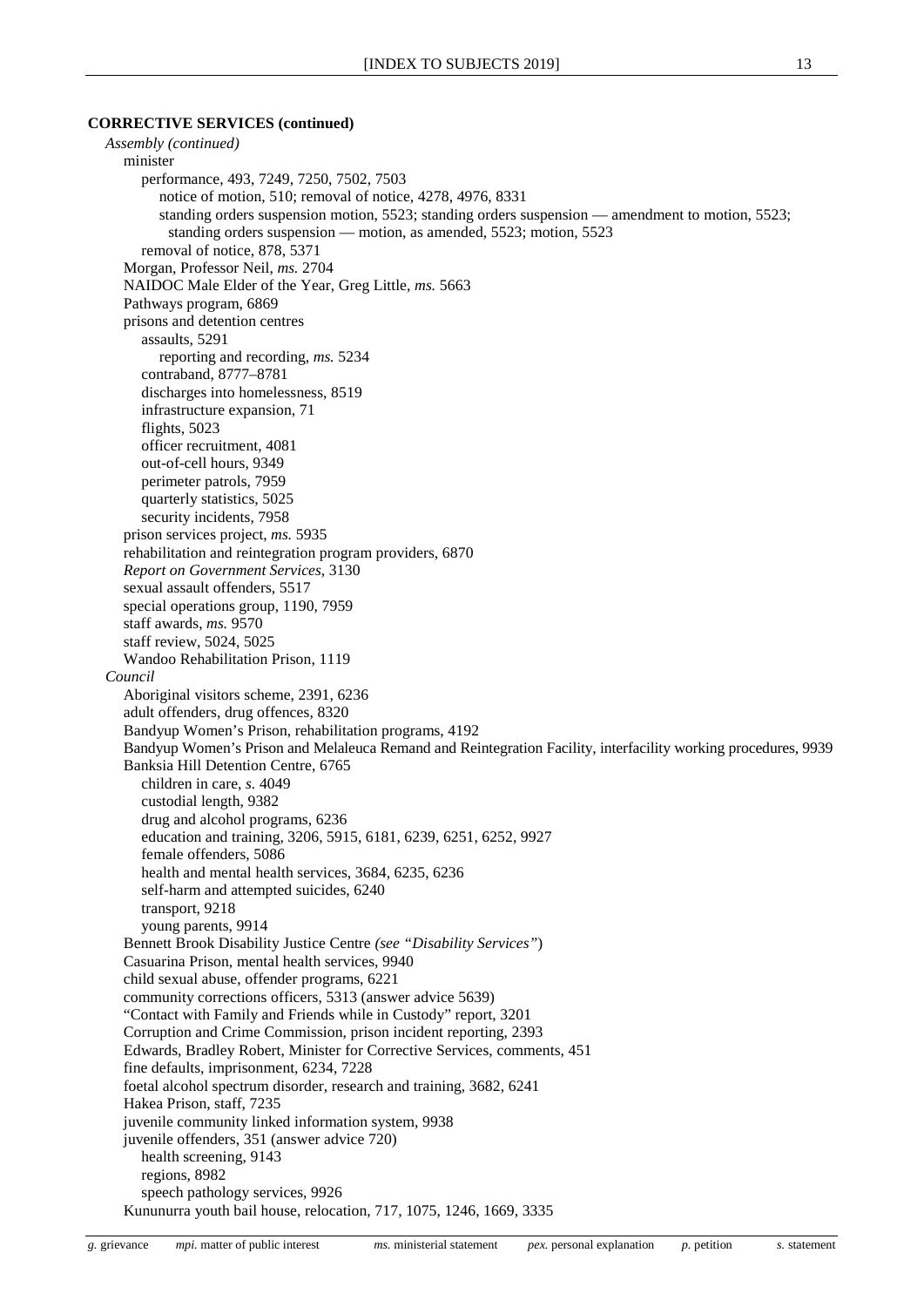**CORRECTIVE SERVICES (continued)**

*Assembly (continued)*

- minister
  - performance, 493, 7249, 7250, 7502, 7503
    - notice of motion, 510; removal of notice, 4278, 4976, 8331
    - standing orders suspension motion, 5523; standing orders suspension — amendment to motion, 5523; standing orders suspension — motion, as amended, 5523; motion, 5523
  - removal of notice, 878, 5371
- Morgan, Professor Neil, *ms.* 2704
- NAIDOC Male Elder of the Year, Greg Little, *ms.* 5663
- Pathways program, 6869
- prisons and detention centres
  - assaults, 5291
    - reporting and recording, *ms.* 5234
  - contraband, 8777–8781
  - discharges into homelessness, 8519
  - infrastructure expansion, 71
  - flights, 5023
  - officer recruitment, 4081
  - out-of-cell hours, 9349
  - perimeter patrols, 7959
  - quarterly statistics, 5025
  - security incidents, 7958
- prison services project, *ms.* 5935
- rehabilitation and reintegration program providers, 6870
- *Report on Government Services*, 3130
- sexual assault offenders, 5517
- special operations group, 1190, 7959
- staff awards, *ms.* 9570
- staff review, 5024, 5025
- Wandoo Rehabilitation Prison, 1119

*Council*

- Aboriginal visitors scheme, 2391, 6236
- adult offenders, drug offences, 8320
- Bandyup Women's Prison, rehabilitation programs, 4192
- Bandyup Women's Prison and Melaleuca Remand and Reintegration Facility, interfacility working procedures, 9939
- Banksia Hill Detention Centre, 6765
  - children in care, *s.* 4049
  - custodial length, 9382
  - drug and alcohol programs, 6236
  - education and training, 3206, 5915, 6181, 6239, 6251, 6252, 9927
  - female offenders, 5086
  - health and mental health services, 3684, 6235, 6236
  - self-harm and attempted suicides, 6240
  - transport, 9218
  - young parents, 9914
- Bennett Brook Disability Justice Centre *(see "Disability Services")*
- Casuarina Prison, mental health services, 9940
- child sexual abuse, offender programs, 6221
- community corrections officers, 5313 (answer advice 5639)
- "Contact with Family and Friends while in Custody" report, 3201
- Corruption and Crime Commission, prison incident reporting, 2393
- Edwards, Bradley Robert, Minister for Corrective Services, comments, 451
- fine defaults, imprisonment, 6234, 7228
- foetal alcohol spectrum disorder, research and training, 3682, 6241
- Hakea Prison, staff, 7235
- juvenile community linked information system, 9938
- juvenile offenders, 351 (answer advice 720)
  - health screening, 9143
  - regions, 8982
  - speech pathology services, 9926
- Kununurra youth bail house, relocation, 717, 1075, 1246, 1669, 3335

*g.* grievance *mpi.* matter of public interest *ms.* ministerial statement *pex.* personal explanation *p.* petition *s.* statement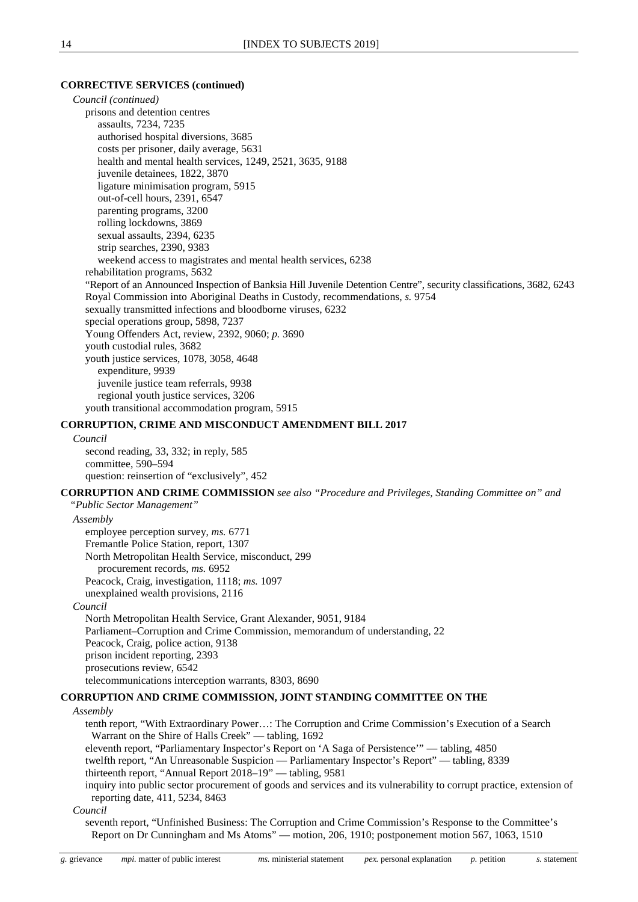**CORRECTIVE SERVICES (continued)**

*Council (continued)*

- prisons and detention centres
  - assaults, 7234, 7235
  - authorised hospital diversions, 3685
  - costs per prisoner, daily average, 5631
  - health and mental health services, 1249, 2521, 3635, 9188
  - juvenile detainees, 1822, 3870
  - ligature minimisation program, 5915
  - out-of-cell hours, 2391, 6547
  - parenting programs, 3200
  - rolling lockdowns, 3869
  - sexual assaults, 2394, 6235
  - strip searches, 2390, 9383
  - weekend access to magistrates and mental health services, 6238
- rehabilitation programs, 5632
- "Report of an Announced Inspection of Banksia Hill Juvenile Detention Centre", security classifications, 3682, 6243
- Royal Commission into Aboriginal Deaths in Custody, recommendations, *s.* 9754
- sexually transmitted infections and bloodborne viruses, 6232
- special operations group, 5898, 7237
- Young Offenders Act, review, 2392, 9060; *p.* 3690
- youth custodial rules, 3682
- youth justice services, 1078, 3058, 4648
  - expenditure, 9939
  - juvenile justice team referrals, 9938
  - regional youth justice services, 3206
- youth transitional accommodation program, 5915

**CORRUPTION, CRIME AND MISCONDUCT AMENDMENT BILL 2017**

*Council*

- second reading, 33, 332; in reply, 585
- committee, 590–594
- question: reinsertion of "exclusively", 452

**CORRUPTION AND CRIME COMMISSION** *see also "Procedure and Privileges, Standing Committee on" and "Public Sector Management"*

*Assembly*

- employee perception survey, *ms.* 6771
- Fremantle Police Station, report, 1307
- North Metropolitan Health Service, misconduct, 299
  - procurement records, *ms.* 6952
- Peacock, Craig, investigation, 1118; *ms.* 1097
- unexplained wealth provisions, 2116

*Council*

- North Metropolitan Health Service, Grant Alexander, 9051, 9184
- Parliament–Corruption and Crime Commission, memorandum of understanding, 22
- Peacock, Craig, police action, 9138
- prison incident reporting, 2393
- prosecutions review, 6542
- telecommunications interception warrants, 8303, 8690

**CORRUPTION AND CRIME COMMISSION, JOINT STANDING COMMITTEE ON THE**

*Assembly*

- tenth report, "With Extraordinary Power…: The Corruption and Crime Commission's Execution of a Search Warrant on the Shire of Halls Creek" — tabling, 1692
- eleventh report, "Parliamentary Inspector's Report on 'A Saga of Persistence'" — tabling, 4850
- twelfth report, "An Unreasonable Suspicion — Parliamentary Inspector's Report" — tabling, 8339
- thirteenth report, "Annual Report 2018–19" — tabling, 9581
- inquiry into public sector procurement of goods and services and its vulnerability to corrupt practice, extension of reporting date, 411, 5234, 8463

*Council*

- seventh report, "Unfinished Business: The Corruption and Crime Commission's Response to the Committee's Report on Dr Cunningham and Ms Atoms" — motion, 206, 1910; postponement motion 567, 1063, 1510

*g.* grievance  *mpi.* matter of public interest  *ms.* ministerial statement  *pex.* personal explanation  *p.* petition  *s.* statement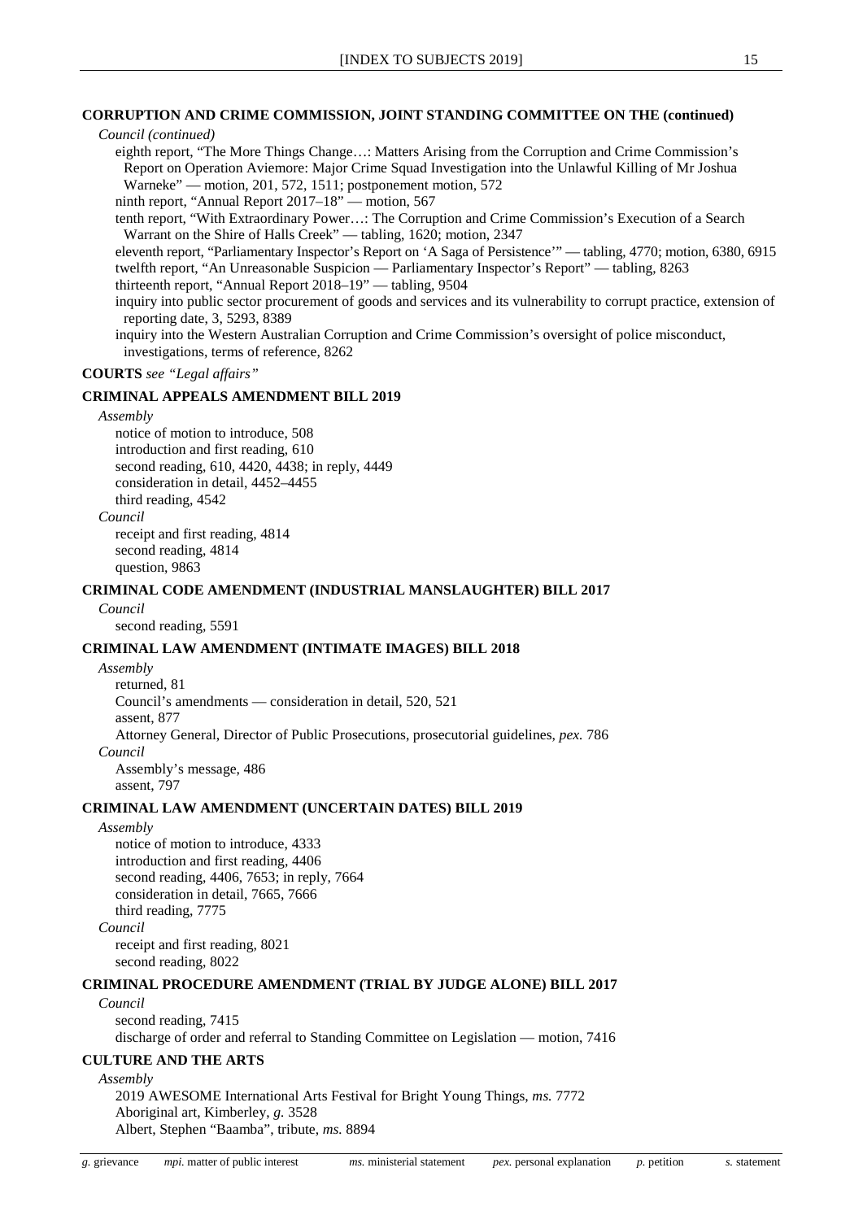**CORRUPTION AND CRIME COMMISSION, JOINT STANDING COMMITTEE ON THE (continued)**

*Council (continued)*

eighth report, "The More Things Change…: Matters Arising from the Corruption and Crime Commission's Report on Operation Aviemore: Major Crime Squad Investigation into the Unlawful Killing of Mr Joshua Warneke" — motion, 201, 572, 1511; postponement motion, 572

ninth report, "Annual Report 2017–18" — motion, 567

tenth report, "With Extraordinary Power…: The Corruption and Crime Commission's Execution of a Search Warrant on the Shire of Halls Creek" — tabling, 1620; motion, 2347

eleventh report, "Parliamentary Inspector's Report on 'A Saga of Persistence'" — tabling, 4770; motion, 6380, 6915

twelfth report, "An Unreasonable Suspicion — Parliamentary Inspector's Report" — tabling, 8263

thirteenth report, "Annual Report 2018–19" — tabling, 9504

inquiry into public sector procurement of goods and services and its vulnerability to corrupt practice, extension of reporting date, 3, 5293, 8389

inquiry into the Western Australian Corruption and Crime Commission's oversight of police misconduct, investigations, terms of reference, 8262

**COURTS** *see "Legal affairs"*

**CRIMINAL APPEALS AMENDMENT BILL 2019**

*Assembly*

notice of motion to introduce, 508
introduction and first reading, 610
second reading, 610, 4420, 4438; in reply, 4449
consideration in detail, 4452–4455
third reading, 4542

*Council*

receipt and first reading, 4814
second reading, 4814
question, 9863

**CRIMINAL CODE AMENDMENT (INDUSTRIAL MANSLAUGHTER) BILL 2017**

*Council*

second reading, 5591

**CRIMINAL LAW AMENDMENT (INTIMATE IMAGES) BILL 2018**

*Assembly*

returned, 81
Council's amendments — consideration in detail, 520, 521
assent, 877
Attorney General, Director of Public Prosecutions, prosecutorial guidelines, *pex.* 786

*Council*

Assembly's message, 486
assent, 797

**CRIMINAL LAW AMENDMENT (UNCERTAIN DATES) BILL 2019**

*Assembly*

notice of motion to introduce, 4333
introduction and first reading, 4406
second reading, 4406, 7653; in reply, 7664
consideration in detail, 7665, 7666
third reading, 7775

*Council*

receipt and first reading, 8021
second reading, 8022

**CRIMINAL PROCEDURE AMENDMENT (TRIAL BY JUDGE ALONE) BILL 2017**

*Council*

second reading, 7415
discharge of order and referral to Standing Committee on Legislation — motion, 7416

**CULTURE AND THE ARTS**

*Assembly*

2019 AWESOME International Arts Festival for Bright Young Things, *ms.* 7772
Aboriginal art, Kimberley, *g.* 3528
Albert, Stephen "Baamba", tribute, *ms.* 8894

*g.* grievance *mpi.* matter of public interest *ms.* ministerial statement *pex.* personal explanation *p.* petition *s.* statement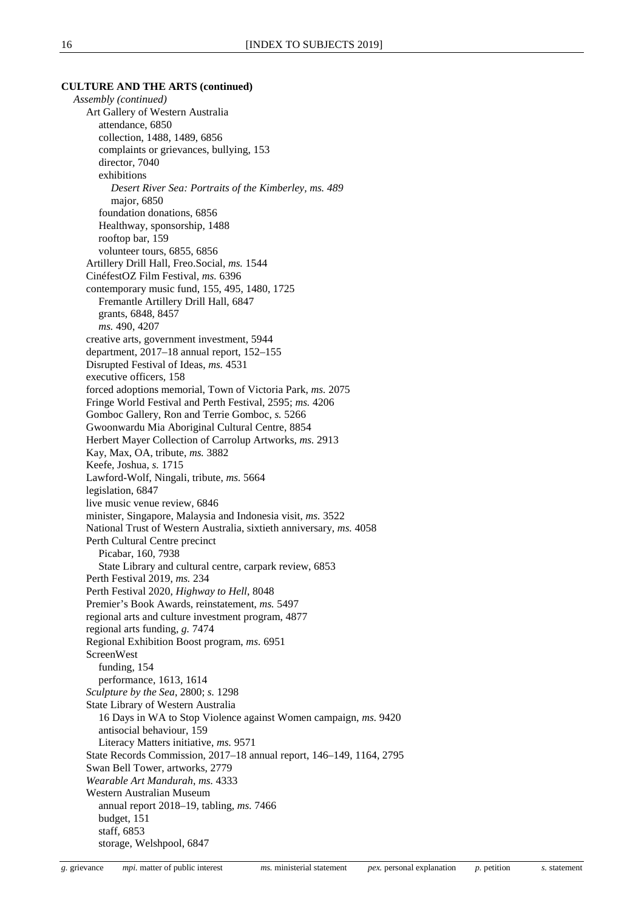**CULTURE AND THE ARTS (continued)**

*Assembly (continued)*

- Art Gallery of Western Australia
  - attendance, 6850
  - collection, 1488, 1489, 6856
  - complaints or grievances, bullying, 153
  - director, 7040
  - exhibitions
    - *Desert River Sea: Portraits of the Kimberley, ms. 489*
    - major, 6850
  - foundation donations, 6856
  - Healthway, sponsorship, 1488
  - rooftop bar, 159
  - volunteer tours, 6855, 6856
- Artillery Drill Hall, Freo.Social, *ms.* 1544
- CinéfestOZ Film Festival, *ms.* 6396
- contemporary music fund, 155, 495, 1480, 1725
  - Fremantle Artillery Drill Hall, 6847
  - grants, 6848, 8457
  - *ms.* 490, 4207
- creative arts, government investment, 5944
- department, 2017–18 annual report, 152–155
- Disrupted Festival of Ideas, *ms.* 4531
- executive officers, 158
- forced adoptions memorial, Town of Victoria Park, *ms.* 2075
- Fringe World Festival and Perth Festival, 2595; *ms.* 4206
- Gomboc Gallery, Ron and Terrie Gomboc, *s.* 5266
- Gwoonwardu Mia Aboriginal Cultural Centre, 8854
- Herbert Mayer Collection of Carrolup Artworks, *ms.* 2913
- Kay, Max, OA, tribute, *ms.* 3882
- Keefe, Joshua, *s.* 1715
- Lawford-Wolf, Ningali, tribute, *ms.* 5664
- legislation, 6847
- live music venue review, 6846
- minister, Singapore, Malaysia and Indonesia visit, *ms.* 3522
- National Trust of Western Australia, sixtieth anniversary, *ms.* 4058
- Perth Cultural Centre precinct
  - Picabar, 160, 7938
  - State Library and cultural centre, carpark review, 6853
- Perth Festival 2019, *ms.* 234
- Perth Festival 2020, *Highway to Hell*, 8048
- Premier's Book Awards, reinstatement, *ms.* 5497
- regional arts and culture investment program, 4877
- regional arts funding, *g.* 7474
- Regional Exhibition Boost program, *ms.* 6951
- ScreenWest
  - funding, 154
  - performance, 1613, 1614
- *Sculpture by the Sea*, 2800; *s.* 1298
- State Library of Western Australia
  - 16 Days in WA to Stop Violence against Women campaign, *ms.* 9420
  - antisocial behaviour, 159
  - Literacy Matters initiative, *ms.* 9571
- State Records Commission, 2017–18 annual report, 146–149, 1164, 2795
- Swan Bell Tower, artworks, 2779
- *Wearable Art Mandurah*, *ms.* 4333
- Western Australian Museum
  - annual report 2018–19, tabling, *ms.* 7466
  - budget, 151
  - staff, 6853
  - storage, Welshpool, 6847

*g.* grievance *mpi.* matter of public interest *ms.* ministerial statement *pex.* personal explanation *p.* petition *s.* statement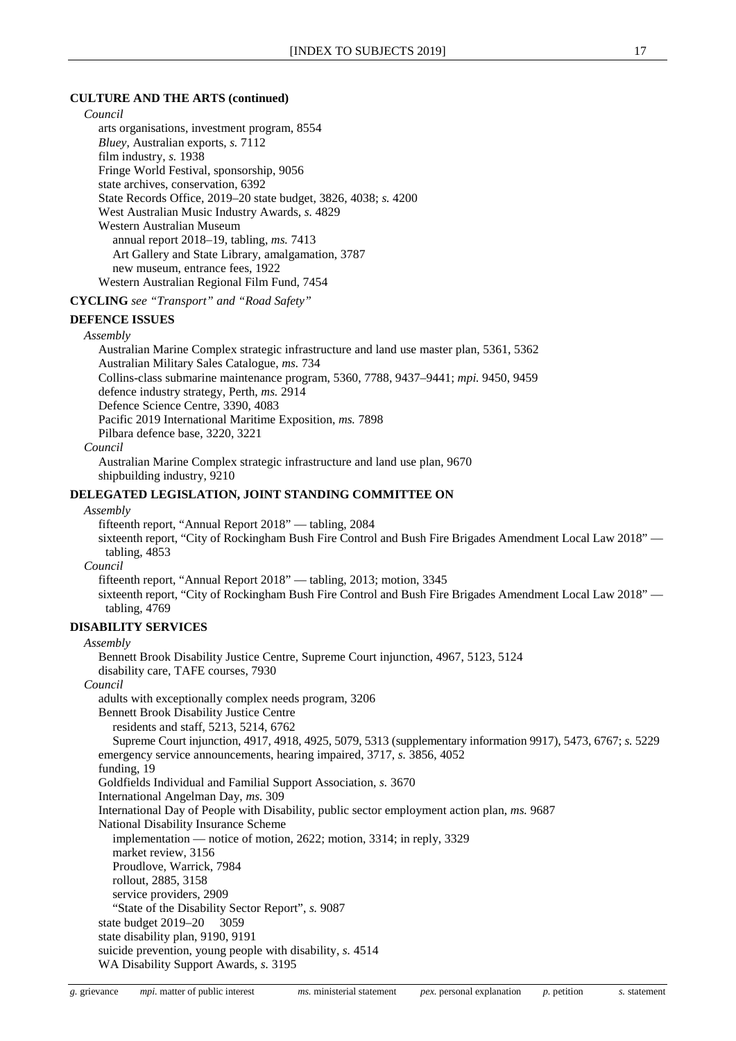**CULTURE AND THE ARTS (continued)**

*Council*

- arts organisations, investment program, 8554
- *Bluey*, Australian exports, *s.* 7112
- film industry, *s.* 1938
- Fringe World Festival, sponsorship, 9056
- state archives, conservation, 6392
- State Records Office, 2019–20 state budget, 3826, 4038; *s.* 4200
- West Australian Music Industry Awards, *s.* 4829
- Western Australian Museum
  - annual report 2018–19, tabling, *ms.* 7413
  - Art Gallery and State Library, amalgamation, 3787
  - new museum, entrance fees, 1922
- Western Australian Regional Film Fund, 7454

**CYCLING** *see "Transport" and "Road Safety"*

**DEFENCE ISSUES**

*Assembly*

- Australian Marine Complex strategic infrastructure and land use master plan, 5361, 5362
- Australian Military Sales Catalogue, *ms.* 734
- Collins-class submarine maintenance program, 5360, 7788, 9437–9441; *mpi.* 9450, 9459
- defence industry strategy, Perth, *ms.* 2914
- Defence Science Centre, 3390, 4083
- Pacific 2019 International Maritime Exposition, *ms.* 7898
- Pilbara defence base, 3220, 3221

*Council*

- Australian Marine Complex strategic infrastructure and land use plan, 9670
- shipbuilding industry, 9210

**DELEGATED LEGISLATION, JOINT STANDING COMMITTEE ON**

*Assembly*

- fifteenth report, "Annual Report 2018" — tabling, 2084
- sixteenth report, "City of Rockingham Bush Fire Control and Bush Fire Brigades Amendment Local Law 2018" — tabling, 4853

*Council*

- fifteenth report, "Annual Report 2018" — tabling, 2013; motion, 3345
- sixteenth report, "City of Rockingham Bush Fire Control and Bush Fire Brigades Amendment Local Law 2018" — tabling, 4769

**DISABILITY SERVICES**

*Assembly*

- Bennett Brook Disability Justice Centre, Supreme Court injunction, 4967, 5123, 5124
- disability care, TAFE courses, 7930

*Council*

- adults with exceptionally complex needs program, 3206
- Bennett Brook Disability Justice Centre
  - residents and staff, 5213, 5214, 6762
  - Supreme Court injunction, 4917, 4918, 4925, 5079, 5313 (supplementary information 9917), 5473, 6767; *s.* 5229
- emergency service announcements, hearing impaired, 3717, *s.* 3856, 4052
- funding, 19
- Goldfields Individual and Familial Support Association, *s.* 3670
- International Angelman Day, *ms.* 309
- International Day of People with Disability, public sector employment action plan, *ms.* 9687
- National Disability Insurance Scheme
  - implementation — notice of motion, 2622; motion, 3314; in reply, 3329
  - market review, 3156
  - Proudlove, Warrick, 7984
  - rollout, 2885, 3158
  - service providers, 2909
  - "State of the Disability Sector Report", *s.* 9087
- state budget 2019–20 3059
- state disability plan, 9190, 9191
- suicide prevention, young people with disability, *s.* 4514
- WA Disability Support Awards, *s.* 3195

*g.* grievance *mpi.* matter of public interest *ms.* ministerial statement *pex.* personal explanation *p.* petition *s.* statement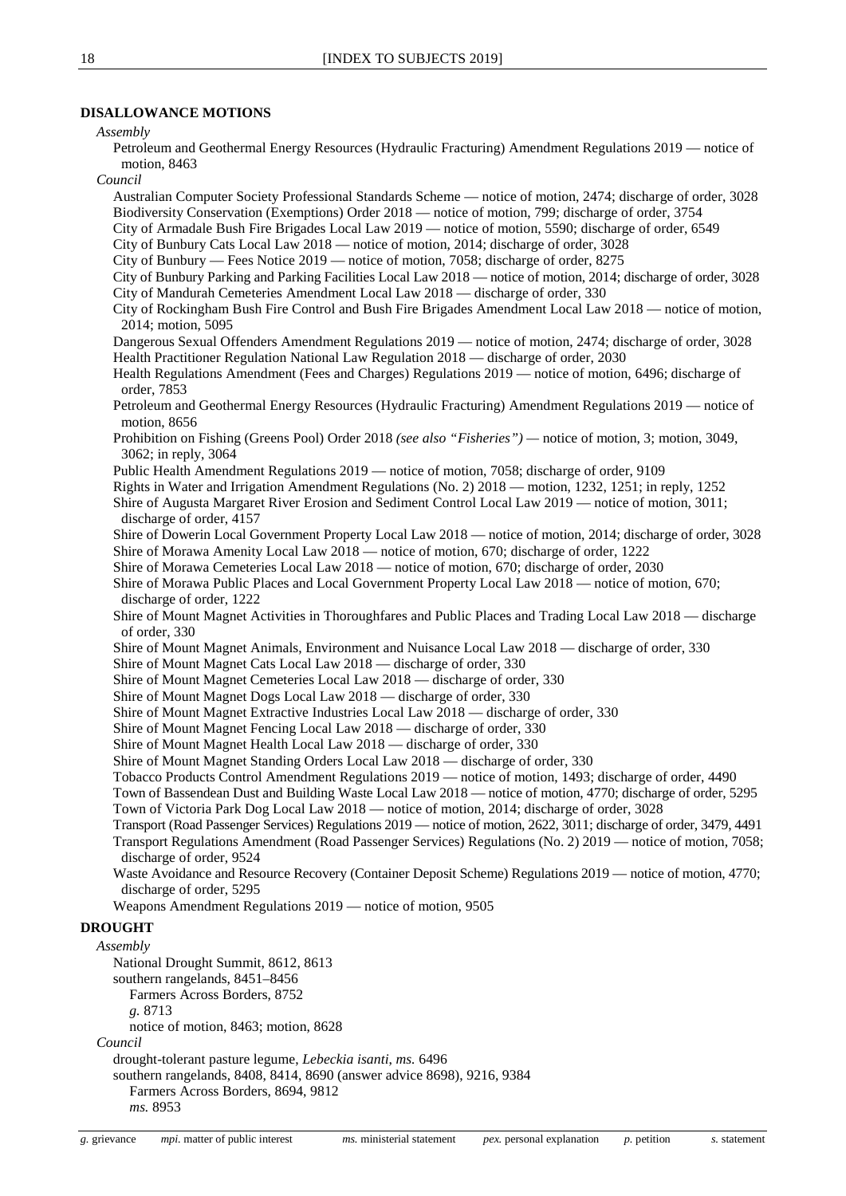## DISALLOWANCE MOTIONS

*Assembly*

Petroleum and Geothermal Energy Resources (Hydraulic Fracturing) Amendment Regulations 2019 — notice of motion, 8463

*Council*

Australian Computer Society Professional Standards Scheme — notice of motion, 2474; discharge of order, 3028
Biodiversity Conservation (Exemptions) Order 2018 — notice of motion, 799; discharge of order, 3754
City of Armadale Bush Fire Brigades Local Law 2019 — notice of motion, 5590; discharge of order, 6549
City of Bunbury Cats Local Law 2018 — notice of motion, 2014; discharge of order, 3028
City of Bunbury — Fees Notice 2019 — notice of motion, 7058; discharge of order, 8275
City of Bunbury Parking and Parking Facilities Local Law 2018 — notice of motion, 2014; discharge of order, 3028
City of Mandurah Cemeteries Amendment Local Law 2018 — discharge of order, 330
City of Rockingham Bush Fire Control and Bush Fire Brigades Amendment Local Law 2018 — notice of motion, 2014; motion, 5095
Dangerous Sexual Offenders Amendment Regulations 2019 — notice of motion, 2474; discharge of order, 3028
Health Practitioner Regulation National Law Regulation 2018 — discharge of order, 2030
Health Regulations Amendment (Fees and Charges) Regulations 2019 — notice of motion, 6496; discharge of order, 7853
Petroleum and Geothermal Energy Resources (Hydraulic Fracturing) Amendment Regulations 2019 — notice of motion, 8656
Prohibition on Fishing (Greens Pool) Order 2018 *(see also "Fisheries")* — notice of motion, 3; motion, 3049, 3062; in reply, 3064
Public Health Amendment Regulations 2019 — notice of motion, 7058; discharge of order, 9109
Rights in Water and Irrigation Amendment Regulations (No. 2) 2018 — motion, 1232, 1251; in reply, 1252
Shire of Augusta Margaret River Erosion and Sediment Control Local Law 2019 — notice of motion, 3011; discharge of order, 4157
Shire of Dowerin Local Government Property Local Law 2018 — notice of motion, 2014; discharge of order, 3028
Shire of Morawa Amenity Local Law 2018 — notice of motion, 670; discharge of order, 1222
Shire of Morawa Cemeteries Local Law 2018 — notice of motion, 670; discharge of order, 2030
Shire of Morawa Public Places and Local Government Property Local Law 2018 — notice of motion, 670; discharge of order, 1222
Shire of Mount Magnet Activities in Thoroughfares and Public Places and Trading Local Law 2018 — discharge of order, 330
Shire of Mount Magnet Animals, Environment and Nuisance Local Law 2018 — discharge of order, 330
Shire of Mount Magnet Cats Local Law 2018 — discharge of order, 330
Shire of Mount Magnet Cemeteries Local Law 2018 — discharge of order, 330
Shire of Mount Magnet Dogs Local Law 2018 — discharge of order, 330
Shire of Mount Magnet Extractive Industries Local Law 2018 — discharge of order, 330
Shire of Mount Magnet Fencing Local Law 2018 — discharge of order, 330
Shire of Mount Magnet Health Local Law 2018 — discharge of order, 330
Shire of Mount Magnet Standing Orders Local Law 2018 — discharge of order, 330
Tobacco Products Control Amendment Regulations 2019 — notice of motion, 1493; discharge of order, 4490
Town of Bassendean Dust and Building Waste Local Law 2018 — notice of motion, 4770; discharge of order, 5295
Town of Victoria Park Dog Local Law 2018 — notice of motion, 2014; discharge of order, 3028
Transport (Road Passenger Services) Regulations 2019 — notice of motion, 2622, 3011; discharge of order, 3479, 4491
Transport Regulations Amendment (Road Passenger Services) Regulations (No. 2) 2019 — notice of motion, 7058; discharge of order, 9524
Waste Avoidance and Resource Recovery (Container Deposit Scheme) Regulations 2019 — notice of motion, 4770; discharge of order, 5295
Weapons Amendment Regulations 2019 — notice of motion, 9505

## DROUGHT

*Assembly*

National Drought Summit, 8612, 8613
southern rangelands, 8451–8456
  Farmers Across Borders, 8752
  *g.* 8713
  notice of motion, 8463; motion, 8628

*Council*

drought-tolerant pasture legume, *Lebeckia isanti*, *ms.* 6496
southern rangelands, 8408, 8414, 8690 (answer advice 8698), 9216, 9384
  Farmers Across Borders, 8694, 9812
  *ms.* 8953

*g.* grievance  *mpi.* matter of public interest  *ms.* ministerial statement  *pex.* personal explanation  *p.* petition  *s.* statement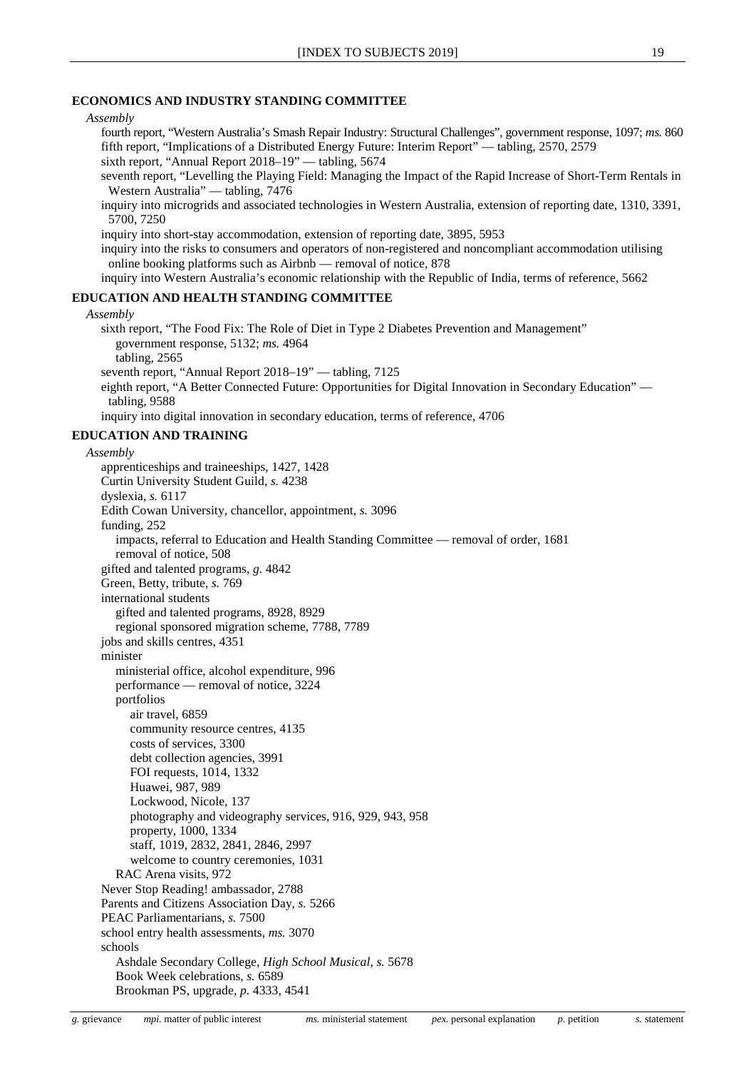## ECONOMICS AND INDUSTRY STANDING COMMITTEE

*Assembly*

- fourth report, "Western Australia's Smash Repair Industry: Structural Challenges", government response, 1097; *ms.* 860
- fifth report, "Implications of a Distributed Energy Future: Interim Report" — tabling, 2570, 2579
- sixth report, "Annual Report 2018–19" — tabling, 5674
- seventh report, "Levelling the Playing Field: Managing the Impact of the Rapid Increase of Short-Term Rentals in Western Australia" — tabling, 7476
- inquiry into microgrids and associated technologies in Western Australia, extension of reporting date, 1310, 3391, 5700, 7250
- inquiry into short-stay accommodation, extension of reporting date, 3895, 5953
- inquiry into the risks to consumers and operators of non-registered and noncompliant accommodation utilising online booking platforms such as Airbnb — removal of notice, 878
- inquiry into Western Australia's economic relationship with the Republic of India, terms of reference, 5662

## EDUCATION AND HEALTH STANDING COMMITTEE

*Assembly*

- sixth report, "The Food Fix: The Role of Diet in Type 2 Diabetes Prevention and Management"
  - government response, 5132; *ms.* 4964
  - tabling, 2565
- seventh report, "Annual Report 2018–19" — tabling, 7125
- eighth report, "A Better Connected Future: Opportunities for Digital Innovation in Secondary Education" — tabling, 9588
- inquiry into digital innovation in secondary education, terms of reference, 4706

## EDUCATION AND TRAINING

*Assembly*

- apprenticeships and traineeships, 1427, 1428
- Curtin University Student Guild, *s.* 4238
- dyslexia, *s.* 6117
- Edith Cowan University, chancellor, appointment, *s.* 3096
- funding, 252
  - impacts, referral to Education and Health Standing Committee — removal of order, 1681
  - removal of notice, 508
- gifted and talented programs, *g.* 4842
- Green, Betty, tribute, *s.* 769
- international students
  - gifted and talented programs, 8928, 8929
  - regional sponsored migration scheme, 7788, 7789
- jobs and skills centres, 4351
- minister
  - ministerial office, alcohol expenditure, 996
  - performance — removal of notice, 3224
  - portfolios
    - air travel, 6859
    - community resource centres, 4135
    - costs of services, 3300
    - debt collection agencies, 3991
    - FOI requests, 1014, 1332
    - Huawei, 987, 989
    - Lockwood, Nicole, 137
    - photography and videography services, 916, 929, 943, 958
    - property, 1000, 1334
    - staff, 1019, 2832, 2841, 2846, 2997
    - welcome to country ceremonies, 1031
  - RAC Arena visits, 972
- Never Stop Reading! ambassador, 2788
- Parents and Citizens Association Day, *s.* 5266
- PEAC Parliamentarians, *s.* 7500
- school entry health assessments, *ms.* 3070
- schools
  - Ashdale Secondary College, *High School Musical*, *s.* 5678
  - Book Week celebrations, *s.* 6589
  - Brookman PS, upgrade, *p.* 4333, 4541

*g.* grievance *mpi.* matter of public interest *ms.* ministerial statement *pex.* personal explanation *p.* petition *s.* statement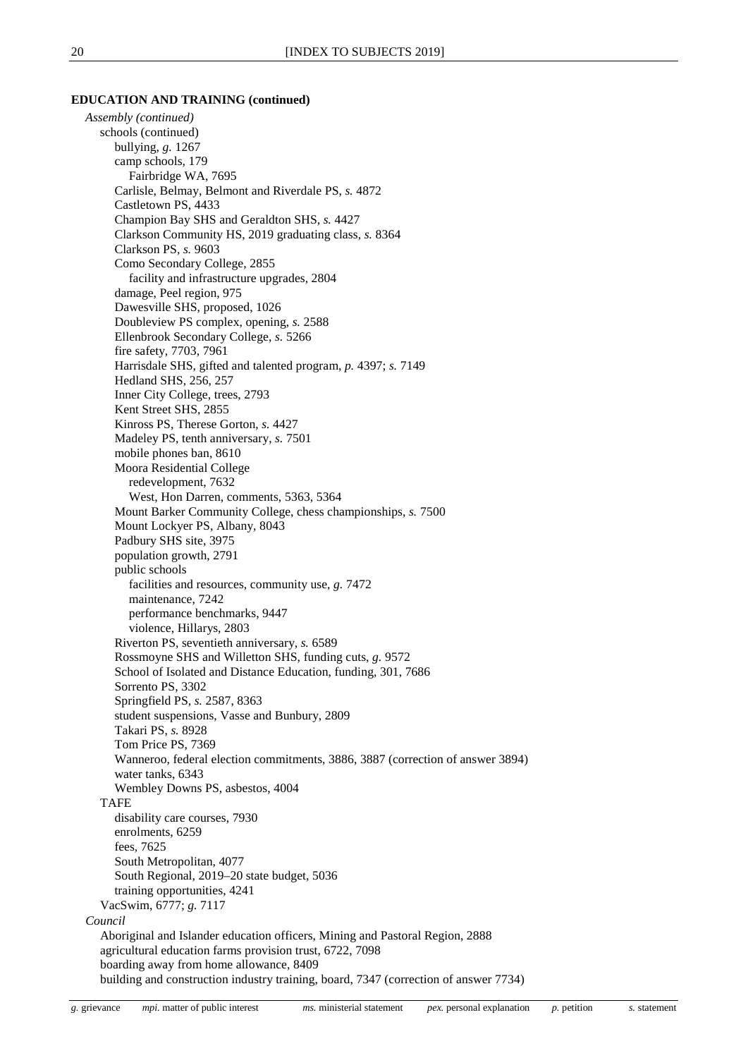**EDUCATION AND TRAINING (continued)**

*Assembly (continued)*

- schools (continued)
  - bullying, *g.* 1267
  - camp schools, 179
    - Fairbridge WA, 7695
  - Carlisle, Belmay, Belmont and Riverdale PS, *s.* 4872
  - Castletown PS, 4433
  - Champion Bay SHS and Geraldton SHS, *s.* 4427
  - Clarkson Community HS, 2019 graduating class, *s.* 8364
  - Clarkson PS, *s.* 9603
  - Como Secondary College, 2855
    - facility and infrastructure upgrades, 2804
  - damage, Peel region, 975
  - Dawesville SHS, proposed, 1026
  - Doubleview PS complex, opening, *s.* 2588
  - Ellenbrook Secondary College, *s.* 5266
  - fire safety, 7703, 7961
  - Harrisdale SHS, gifted and talented program, *p.* 4397; *s.* 7149
  - Hedland SHS, 256, 257
  - Inner City College, trees, 2793
  - Kent Street SHS, 2855
  - Kinross PS, Therese Gorton, *s.* 4427
  - Madeley PS, tenth anniversary, *s.* 7501
  - mobile phones ban, 8610
  - Moora Residential College
    - redevelopment, 7632
    - West, Hon Darren, comments, 5363, 5364
  - Mount Barker Community College, chess championships, *s.* 7500
  - Mount Lockyer PS, Albany, 8043
  - Padbury SHS site, 3975
  - population growth, 2791
  - public schools
    - facilities and resources, community use, *g.* 7472
    - maintenance, 7242
    - performance benchmarks, 9447
    - violence, Hillarys, 2803
  - Riverton PS, seventieth anniversary, *s.* 6589
  - Rossmoyne SHS and Willetton SHS, funding cuts, *g.* 9572
  - School of Isolated and Distance Education, funding, 301, 7686
  - Sorrento PS, 3302
  - Springfield PS, *s.* 2587, 8363
  - student suspensions, Vasse and Bunbury, 2809
  - Takari PS, *s.* 8928
  - Tom Price PS, 7369
  - Wanneroo, federal election commitments, 3886, 3887 (correction of answer 3894)
  - water tanks, 6343
  - Wembley Downs PS, asbestos, 4004
- TAFE
  - disability care courses, 7930
  - enrolments, 6259
  - fees, 7625
  - South Metropolitan, 4077
  - South Regional, 2019–20 state budget, 5036
  - training opportunities, 4241
- VacSwim, 6777; *g.* 7117

*Council*

- Aboriginal and Islander education officers, Mining and Pastoral Region, 2888
- agricultural education farms provision trust, 6722, 7098
- boarding away from home allowance, 8409
- building and construction industry training, board, 7347 (correction of answer 7734)

*g.* grievance *mpi.* matter of public interest *ms.* ministerial statement *pex.* personal explanation *p.* petition *s.* statement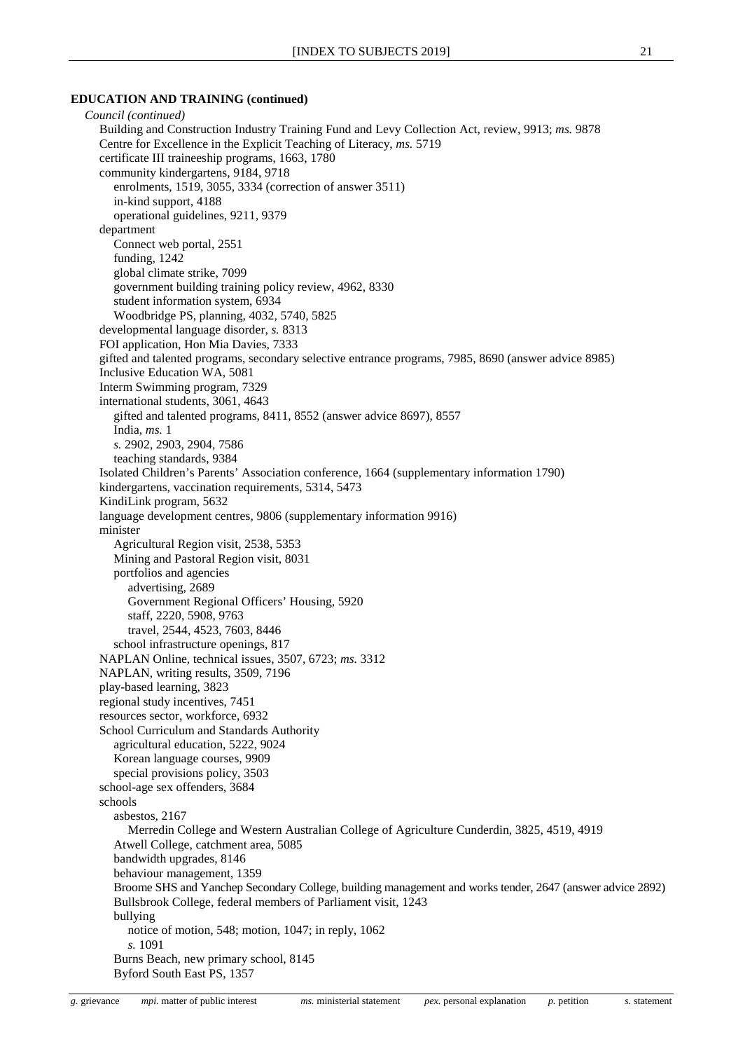**EDUCATION AND TRAINING (continued)**

*Council (continued)*

- Building and Construction Industry Training Fund and Levy Collection Act, review, 9913; *ms.* 9878
- Centre for Excellence in the Explicit Teaching of Literacy, *ms.* 5719
- certificate III traineeship programs, 1663, 1780
- community kindergartens, 9184, 9718
  - enrolments, 1519, 3055, 3334 (correction of answer 3511)
  - in-kind support, 4188
  - operational guidelines, 9211, 9379
- department
  - Connect web portal, 2551
  - funding, 1242
  - global climate strike, 7099
  - government building training policy review, 4962, 8330
  - student information system, 6934
  - Woodbridge PS, planning, 4032, 5740, 5825
- developmental language disorder, *s.* 8313
- FOI application, Hon Mia Davies, 7333
- gifted and talented programs, secondary selective entrance programs, 7985, 8690 (answer advice 8985)
- Inclusive Education WA, 5081
- Interm Swimming program, 7329
- international students, 3061, 4643
  - gifted and talented programs, 8411, 8552 (answer advice 8697), 8557
  - India, *ms.* 1
  - *s.* 2902, 2903, 2904, 7586
  - teaching standards, 9384
- Isolated Children's Parents' Association conference, 1664 (supplementary information 1790)
- kindergartens, vaccination requirements, 5314, 5473
- KindiLink program, 5632
- language development centres, 9806 (supplementary information 9916)
- minister
  - Agricultural Region visit, 2538, 5353
  - Mining and Pastoral Region visit, 8031
  - portfolios and agencies
    - advertising, 2689
    - Government Regional Officers' Housing, 5920
    - staff, 2220, 5908, 9763
    - travel, 2544, 4523, 7603, 8446
  - school infrastructure openings, 817
- NAPLAN Online, technical issues, 3507, 6723; *ms.* 3312
- NAPLAN, writing results, 3509, 7196
- play-based learning, 3823
- regional study incentives, 7451
- resources sector, workforce, 6932
- School Curriculum and Standards Authority
  - agricultural education, 5222, 9024
  - Korean language courses, 9909
  - special provisions policy, 3503
- school-age sex offenders, 3684
- schools
  - asbestos, 2167
    - Merredin College and Western Australian College of Agriculture Cunderdin, 3825, 4519, 4919
  - Atwell College, catchment area, 5085
  - bandwidth upgrades, 8146
  - behaviour management, 1359
  - Broome SHS and Yanchep Secondary College, building management and works tender, 2647 (answer advice 2892)
  - Bullsbrook College, federal members of Parliament visit, 1243
  - bullying
    - notice of motion, 548; motion, 1047; in reply, 1062
    - *s.* 1091
  - Burns Beach, new primary school, 8145
  - Byford South East PS, 1357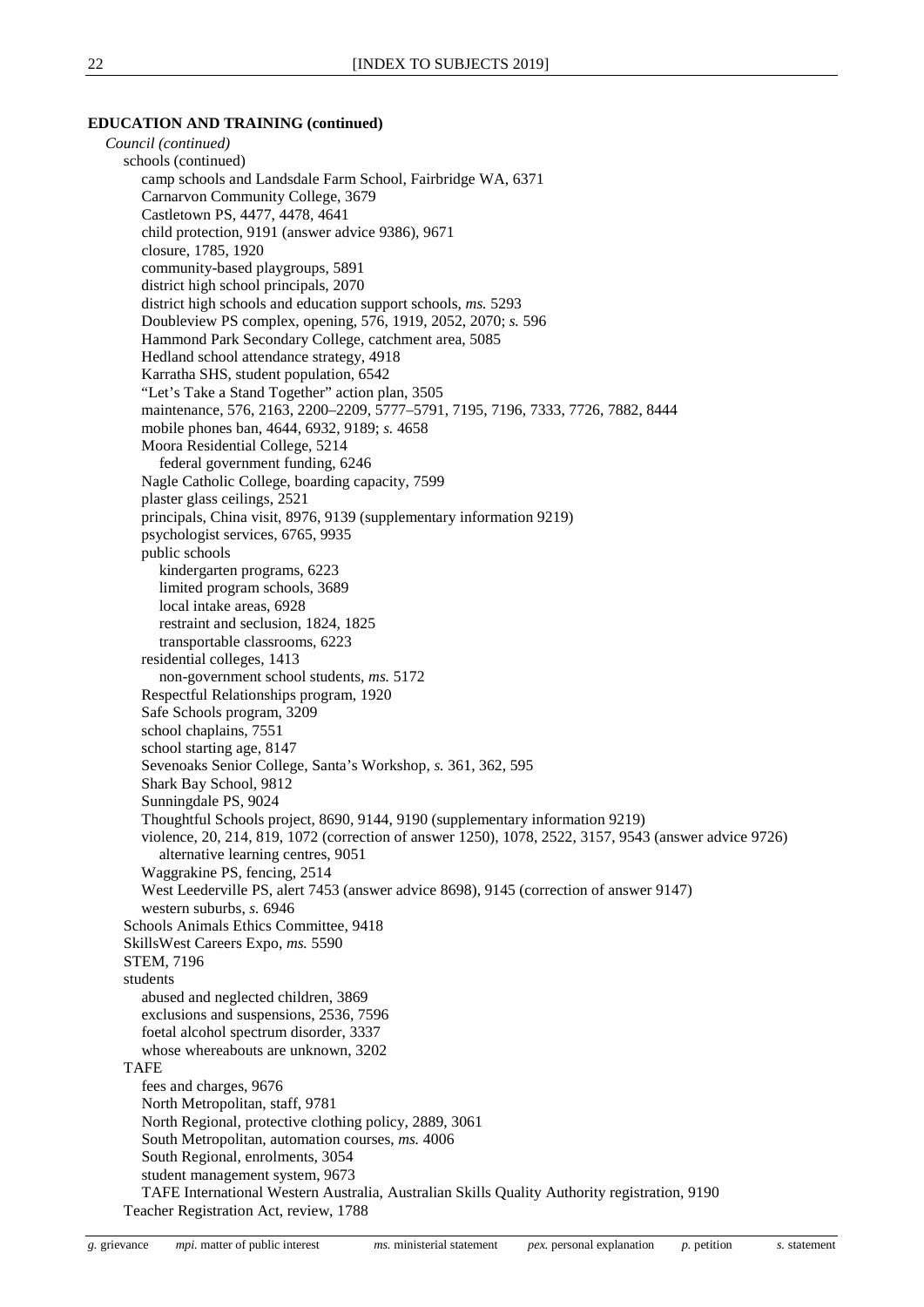**EDUCATION AND TRAINING (continued)**

*Council (continued)*

- schools (continued)
  - camp schools and Landsdale Farm School, Fairbridge WA, 6371
  - Carnarvon Community College, 3679
  - Castletown PS, 4477, 4478, 4641
  - child protection, 9191 (answer advice 9386), 9671
  - closure, 1785, 1920
  - community-based playgroups, 5891
  - district high school principals, 2070
  - district high schools and education support schools, *ms.* 5293
  - Doubleview PS complex, opening, 576, 1919, 2052, 2070; *s.* 596
  - Hammond Park Secondary College, catchment area, 5085
  - Hedland school attendance strategy, 4918
  - Karratha SHS, student population, 6542
  - "Let's Take a Stand Together" action plan, 3505
  - maintenance, 576, 2163, 2200–2209, 5777–5791, 7195, 7196, 7333, 7726, 7882, 8444
  - mobile phones ban, 4644, 6932, 9189; *s.* 4658
  - Moora Residential College, 5214
    - federal government funding, 6246
  - Nagle Catholic College, boarding capacity, 7599
  - plaster glass ceilings, 2521
  - principals, China visit, 8976, 9139 (supplementary information 9219)
  - psychologist services, 6765, 9935
  - public schools
    - kindergarten programs, 6223
    - limited program schools, 3689
    - local intake areas, 6928
    - restraint and seclusion, 1824, 1825
    - transportable classrooms, 6223
  - residential colleges, 1413
    - non-government school students, *ms.* 5172
  - Respectful Relationships program, 1920
  - Safe Schools program, 3209
  - school chaplains, 7551
  - school starting age, 8147
  - Sevenoaks Senior College, Santa's Workshop, *s.* 361, 362, 595
  - Shark Bay School, 9812
  - Sunningdale PS, 9024
  - Thoughtful Schools project, 8690, 9144, 9190 (supplementary information 9219)
  - violence, 20, 214, 819, 1072 (correction of answer 1250), 1078, 2522, 3157, 9543 (answer advice 9726)
    - alternative learning centres, 9051
  - Waggrakine PS, fencing, 2514
  - West Leederville PS, alert 7453 (answer advice 8698), 9145 (correction of answer 9147)
  - western suburbs, *s.* 6946
- Schools Animals Ethics Committee, 9418
- SkillsWest Careers Expo, *ms.* 5590
- STEM, 7196
- students
  - abused and neglected children, 3869
  - exclusions and suspensions, 2536, 7596
  - foetal alcohol spectrum disorder, 3337
  - whose whereabouts are unknown, 3202
- TAFE
  - fees and charges, 9676
  - North Metropolitan, staff, 9781
  - North Regional, protective clothing policy, 2889, 3061
  - South Metropolitan, automation courses, *ms.* 4006
  - South Regional, enrolments, 3054
  - student management system, 9673
  - TAFE International Western Australia, Australian Skills Quality Authority registration, 9190
- Teacher Registration Act, review, 1788

*g.* grievance *mpi.* matter of public interest *ms.* ministerial statement *pex.* personal explanation *p.* petition *s.* statement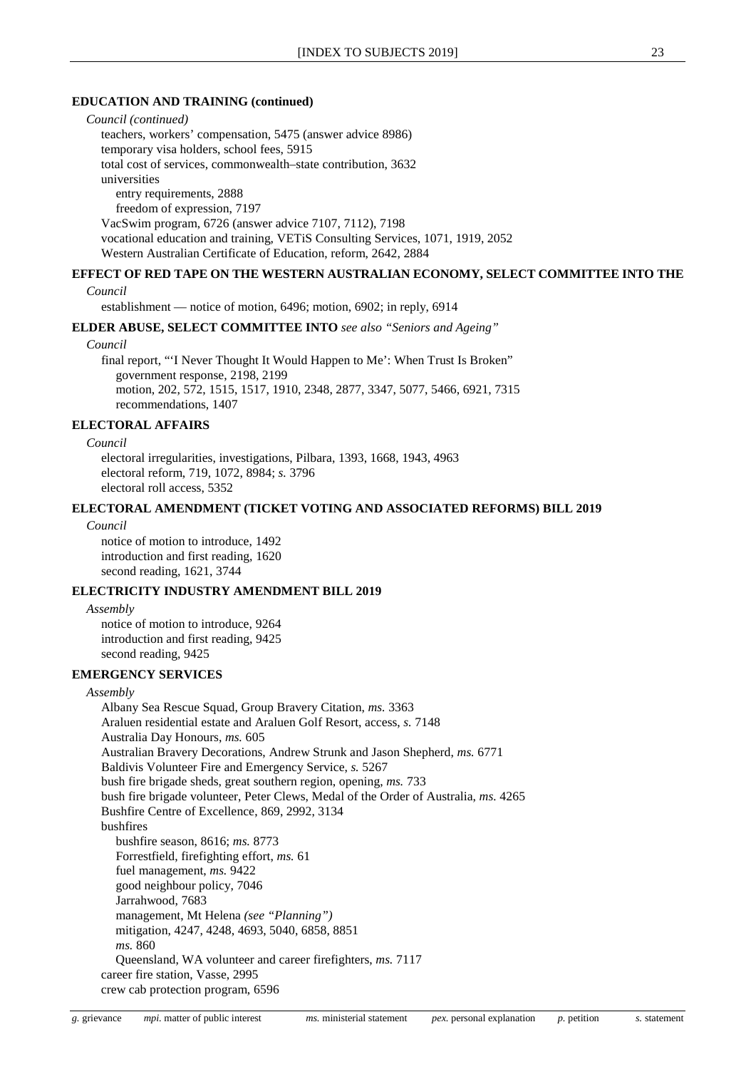**EDUCATION AND TRAINING (continued)**

*Council (continued)*

- teachers, workers' compensation, 5475 (answer advice 8986)
- temporary visa holders, school fees, 5915
- total cost of services, commonwealth–state contribution, 3632
- universities
  - entry requirements, 2888
  - freedom of expression, 7197
- VacSwim program, 6726 (answer advice 7107, 7112), 7198
- vocational education and training, VETiS Consulting Services, 1071, 1919, 2052
- Western Australian Certificate of Education, reform, 2642, 2884

**EFFECT OF RED TAPE ON THE WESTERN AUSTRALIAN ECONOMY, SELECT COMMITTEE INTO THE**

*Council*

- establishment — notice of motion, 6496; motion, 6902; in reply, 6914

**ELDER ABUSE, SELECT COMMITTEE INTO** *see also "Seniors and Ageing"*

*Council*

- final report, "'I Never Thought It Would Happen to Me': When Trust Is Broken"
  - government response, 2198, 2199
  - motion, 202, 572, 1515, 1517, 1910, 2348, 2877, 3347, 5077, 5466, 6921, 7315
  - recommendations, 1407

**ELECTORAL AFFAIRS**

*Council*

- electoral irregularities, investigations, Pilbara, 1393, 1668, 1943, 4963
- electoral reform, 719, 1072, 8984; *s.* 3796
- electoral roll access, 5352

**ELECTORAL AMENDMENT (TICKET VOTING AND ASSOCIATED REFORMS) BILL 2019**

*Council*

- notice of motion to introduce, 1492
- introduction and first reading, 1620
- second reading, 1621, 3744

**ELECTRICITY INDUSTRY AMENDMENT BILL 2019**

*Assembly*

- notice of motion to introduce, 9264
- introduction and first reading, 9425
- second reading, 9425

**EMERGENCY SERVICES**

*Assembly*

- Albany Sea Rescue Squad, Group Bravery Citation, *ms.* 3363
- Araluen residential estate and Araluen Golf Resort, access, *s.* 7148
- Australia Day Honours, *ms.* 605
- Australian Bravery Decorations, Andrew Strunk and Jason Shepherd, *ms.* 6771
- Baldivis Volunteer Fire and Emergency Service, *s.* 5267
- bush fire brigade sheds, great southern region, opening, *ms.* 733
- bush fire brigade volunteer, Peter Clews, Medal of the Order of Australia, *ms.* 4265
- Bushfire Centre of Excellence, 869, 2992, 3134
- bushfires
  - bushfire season, 8616; *ms.* 8773
  - Forrestfield, firefighting effort, *ms.* 61
  - fuel management, *ms.* 9422
  - good neighbour policy, 7046
  - Jarrahwood, 7683
  - management, Mt Helena *(see "Planning")*
  - mitigation, 4247, 4248, 4693, 5040, 6858, 8851
  - *ms.* 860
  - Queensland, WA volunteer and career firefighters, *ms.* 7117
- career fire station, Vasse, 2995
- crew cab protection program, 6596

*g.* grievance *mpi.* matter of public interest *ms.* ministerial statement *pex.* personal explanation *p.* petition *s.* statement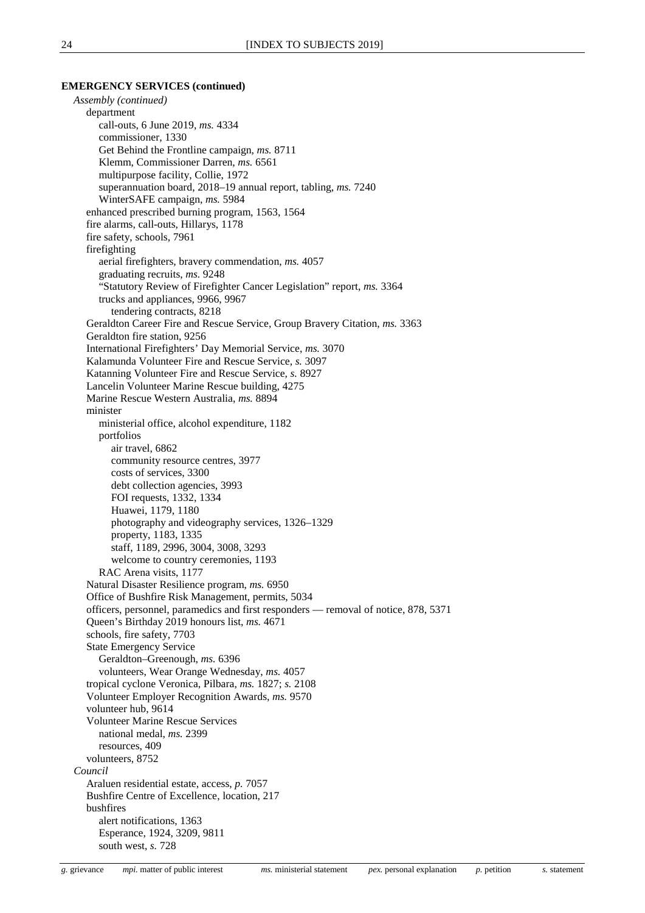**EMERGENCY SERVICES (continued)**

*Assembly (continued)*

- department
  - call-outs, 6 June 2019, *ms.* 4334
  - commissioner, 1330
  - Get Behind the Frontline campaign, *ms.* 8711
  - Klemm, Commissioner Darren, *ms.* 6561
  - multipurpose facility, Collie, 1972
  - superannuation board, 2018–19 annual report, tabling, *ms.* 7240
  - WinterSAFE campaign, *ms.* 5984
- enhanced prescribed burning program, 1563, 1564
- fire alarms, call-outs, Hillarys, 1178
- fire safety, schools, 7961
- firefighting
  - aerial firefighters, bravery commendation, *ms.* 4057
  - graduating recruits, *ms.* 9248
  - "Statutory Review of Firefighter Cancer Legislation" report, *ms.* 3364
  - trucks and appliances, 9966, 9967
    - tendering contracts, 8218
- Geraldton Career Fire and Rescue Service, Group Bravery Citation, *ms.* 3363
- Geraldton fire station, 9256
- International Firefighters' Day Memorial Service, *ms.* 3070
- Kalamunda Volunteer Fire and Rescue Service, *s.* 3097
- Katanning Volunteer Fire and Rescue Service, *s.* 8927
- Lancelin Volunteer Marine Rescue building, 4275
- Marine Rescue Western Australia, *ms.* 8894
- minister
  - ministerial office, alcohol expenditure, 1182
  - portfolios
    - air travel, 6862
    - community resource centres, 3977
    - costs of services, 3300
    - debt collection agencies, 3993
    - FOI requests, 1332, 1334
    - Huawei, 1179, 1180
    - photography and videography services, 1326–1329
    - property, 1183, 1335
    - staff, 1189, 2996, 3004, 3008, 3293
    - welcome to country ceremonies, 1193
  - RAC Arena visits, 1177
- Natural Disaster Resilience program, *ms.* 6950
- Office of Bushfire Risk Management, permits, 5034
- officers, personnel, paramedics and first responders — removal of notice, 878, 5371
- Queen's Birthday 2019 honours list, *ms.* 4671
- schools, fire safety, 7703
- State Emergency Service
  - Geraldton–Greenough, *ms.* 6396
  - volunteers, Wear Orange Wednesday, *ms.* 4057
- tropical cyclone Veronica, Pilbara, *ms.* 1827; *s.* 2108
- Volunteer Employer Recognition Awards, *ms.* 9570
- volunteer hub, 9614
- Volunteer Marine Rescue Services
  - national medal, *ms.* 2399
  - resources, 409
- volunteers, 8752

*Council*

- Araluen residential estate, access, *p.* 7057
- Bushfire Centre of Excellence, location, 217
- bushfires
  - alert notifications, 1363
  - Esperance, 1924, 3209, 9811
  - south west, *s.* 728

*g.* grievance *mpi.* matter of public interest *ms.* ministerial statement *pex.* personal explanation *p.* petition *s.* statement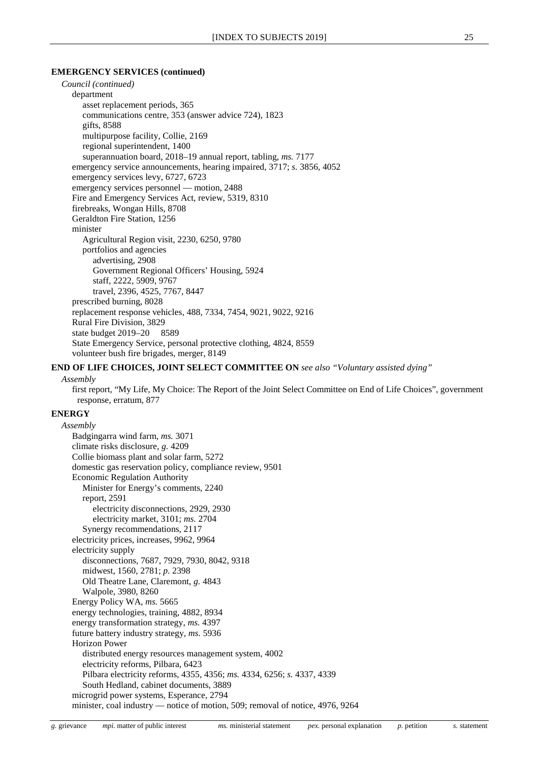**EMERGENCY SERVICES (continued)**

*Council (continued)*

- department
  - asset replacement periods, 365
  - communications centre, 353 (answer advice 724), 1823
  - gifts, 8588
  - multipurpose facility, Collie, 2169
  - regional superintendent, 1400
  - superannuation board, 2018–19 annual report, tabling, *ms.* 7177
- emergency service announcements, hearing impaired, 3717; *s.* 3856, 4052
- emergency services levy, 6727, 6723
- emergency services personnel — motion, 2488
- Fire and Emergency Services Act, review, 5319, 8310
- firebreaks, Wongan Hills, 8708
- Geraldton Fire Station, 1256
- minister
  - Agricultural Region visit, 2230, 6250, 9780
  - portfolios and agencies
    - advertising, 2908
    - Government Regional Officers' Housing, 5924
    - staff, 2222, 5909, 9767
    - travel, 2396, 4525, 7767, 8447
- prescribed burning, 8028
- replacement response vehicles, 488, 7334, 7454, 9021, 9022, 9216
- Rural Fire Division, 3829
- state budget 2019–20 8589
- State Emergency Service, personal protective clothing, 4824, 8559
- volunteer bush fire brigades, merger, 8149

**END OF LIFE CHOICES, JOINT SELECT COMMITTEE ON** *see also "Voluntary assisted dying"*

*Assembly*

- first report, "My Life, My Choice: The Report of the Joint Select Committee on End of Life Choices", government response, erratum, 877

**ENERGY**

*Assembly*

- Badgingarra wind farm, *ms.* 3071
- climate risks disclosure, *g.* 4209
- Collie biomass plant and solar farm, 5272
- domestic gas reservation policy, compliance review, 9501
- Economic Regulation Authority
  - Minister for Energy's comments, 2240
  - report, 2591
    - electricity disconnections, 2929, 2930
    - electricity market, 3101; *ms.* 2704
  - Synergy recommendations, 2117
- electricity prices, increases, 9962, 9964
- electricity supply
  - disconnections, 7687, 7929, 7930, 8042, 9318
  - midwest, 1560, 2781; *p.* 2398
  - Old Theatre Lane, Claremont, *g.* 4843
  - Walpole, 3980, 8260
- Energy Policy WA, *ms.* 5665
- energy technologies, training, 4882, 8934
- energy transformation strategy, *ms.* 4397
- future battery industry strategy, *ms.* 5936
- Horizon Power
  - distributed energy resources management system, 4002
  - electricity reforms, Pilbara, 6423
  - Pilbara electricity reforms, 4355, 4356; *ms.* 4334, 6256; *s.* 4337, 4339
  - South Hedland, cabinet documents, 3889
- microgrid power systems, Esperance, 2794
- minister, coal industry — notice of motion, 509; removal of notice, 4976, 9264

*g.* grievance *mpi.* matter of public interest *ms.* ministerial statement *pex.* personal explanation *p.* petition *s.* statement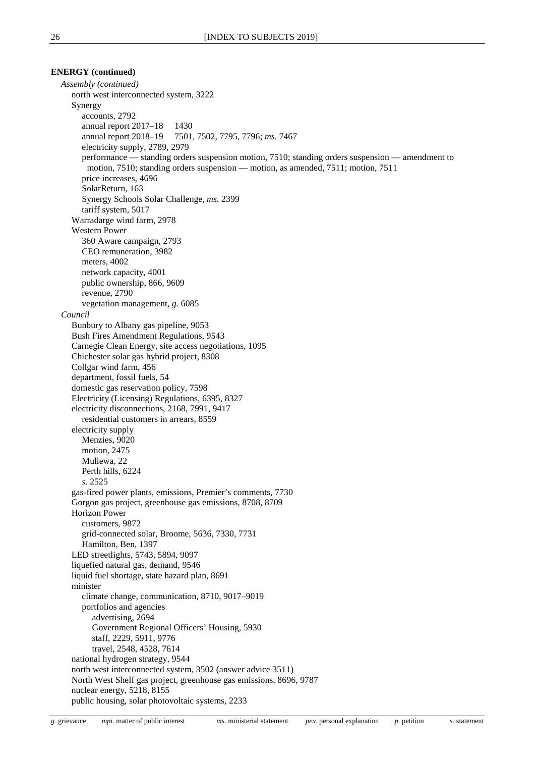**ENERGY (continued)**

*Assembly (continued)*

- north west interconnected system, 3222
- Synergy
  - accounts, 2792
  - annual report 2017–18 1430
  - annual report 2018–19 7501, 7502, 7795, 7796; *ms.* 7467
  - electricity supply, 2789, 2979
  - performance — standing orders suspension motion, 7510; standing orders suspension — amendment to motion, 7510; standing orders suspension — motion, as amended, 7511; motion, 7511
  - price increases, 4696
  - SolarReturn, 163
  - Synergy Schools Solar Challenge, *ms.* 2399
  - tariff system, 5017
- Warradarge wind farm, 2978
- Western Power
  - 360 Aware campaign, 2793
  - CEO remuneration, 3982
  - meters, 4002
  - network capacity, 4001
  - public ownership, 866, 9609
  - revenue, 2790
  - vegetation management, *g.* 6085

*Council*

- Bunbury to Albany gas pipeline, 9053
- Bush Fires Amendment Regulations, 9543
- Carnegie Clean Energy, site access negotiations, 1095
- Chichester solar gas hybrid project, 8308
- Collgar wind farm, 456
- department, fossil fuels, 54
- domestic gas reservation policy, 7598
- Electricity (Licensing) Regulations, 6395, 8327
- electricity disconnections, 2168, 7991, 9417
  - residential customers in arrears, 8559
- electricity supply
  - Menzies, 9020
  - motion, 2475
  - Mullewa, 22
  - Perth hills, 6224
  - *s.* 2525
- gas-fired power plants, emissions, Premier's comments, 7730
- Gorgon gas project, greenhouse gas emissions, 8708, 8709
- Horizon Power
  - customers, 9872
  - grid-connected solar, Broome, 5636, 7330, 7731
  - Hamilton, Ben, 1397
- LED streetlights, 5743, 5894, 9097
- liquefied natural gas, demand, 9546
- liquid fuel shortage, state hazard plan, 8691
- minister
  - climate change, communication, 8710, 9017–9019
  - portfolios and agencies
    - advertising, 2694
    - Government Regional Officers' Housing, 5930
    - staff, 2229, 5911, 9776
    - travel, 2548, 4528, 7614
- national hydrogen strategy, 9544
- north west interconnected system, 3502 (answer advice 3511)
- North West Shelf gas project, greenhouse gas emissions, 8696, 9787
- nuclear energy, 5218, 8155
- public housing, solar photovoltaic systems, 2233

*g.* grievance *mpi.* matter of public interest *ms.* ministerial statement *pex.* personal explanation *p.* petition *s.* statement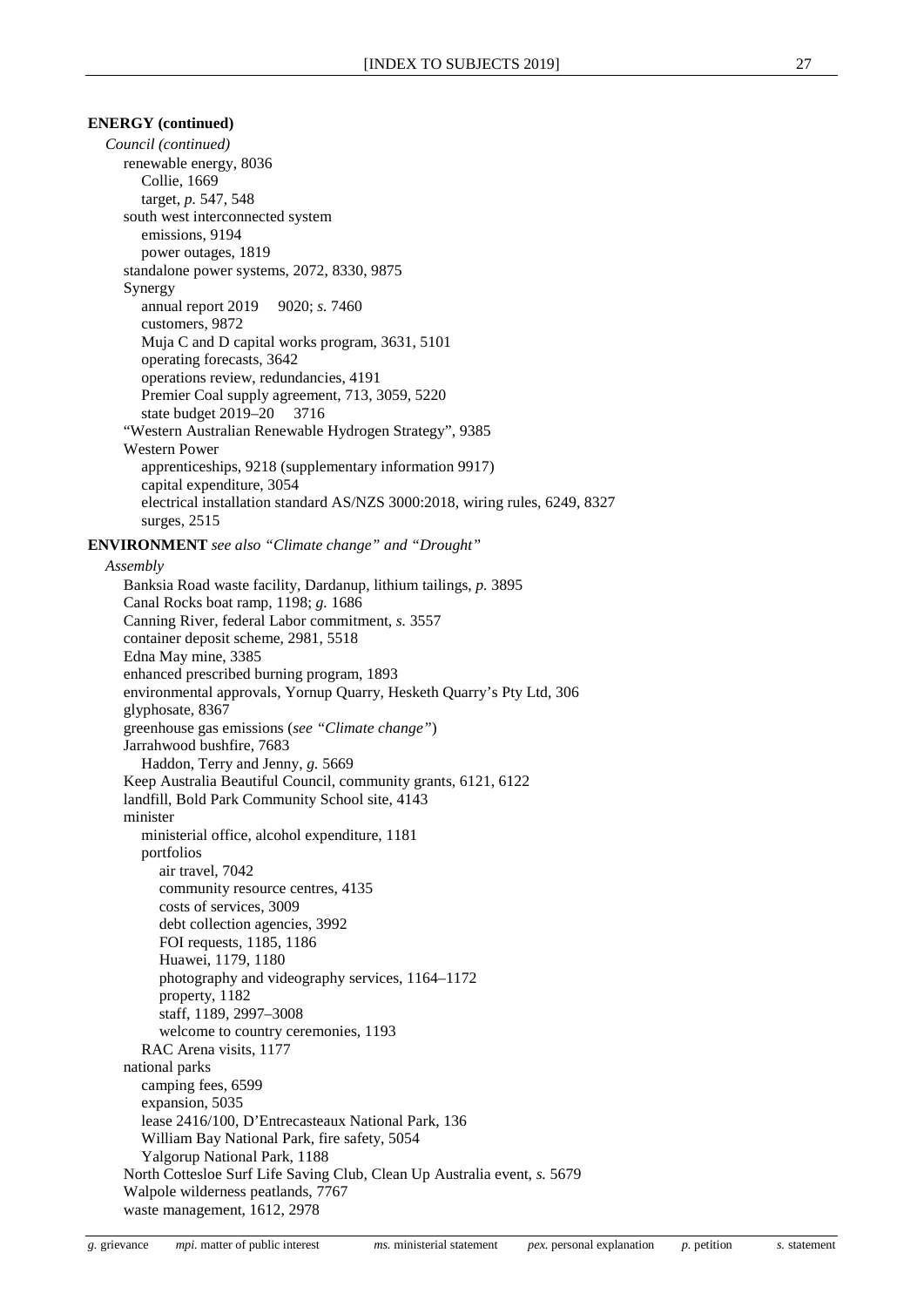**ENERGY (continued)**

*Council (continued)*

- renewable energy, 8036
  - Collie, 1669
  - target, *p.* 547, 548
- south west interconnected system
  - emissions, 9194
  - power outages, 1819
- standalone power systems, 2072, 8330, 9875
- Synergy
  - annual report 2019 9020; *s.* 7460
  - customers, 9872
  - Muja C and D capital works program, 3631, 5101
  - operating forecasts, 3642
  - operations review, redundancies, 4191
  - Premier Coal supply agreement, 713, 3059, 5220
  - state budget 2019–20 3716
- "Western Australian Renewable Hydrogen Strategy", 9385
- Western Power
  - apprenticeships, 9218 (supplementary information 9917)
  - capital expenditure, 3054
  - electrical installation standard AS/NZS 3000:2018, wiring rules, 6249, 8327
  - surges, 2515

**ENVIRONMENT** *see also "Climate change" and "Drought"*

*Assembly*

- Banksia Road waste facility, Dardanup, lithium tailings, *p.* 3895
- Canal Rocks boat ramp, 1198; *g.* 1686
- Canning River, federal Labor commitment, *s.* 3557
- container deposit scheme, 2981, 5518
- Edna May mine, 3385
- enhanced prescribed burning program, 1893
- environmental approvals, Yornup Quarry, Hesketh Quarry's Pty Ltd, 306
- glyphosate, 8367
- greenhouse gas emissions (*see "Climate change"*)
- Jarrahwood bushfire, 7683
  - Haddon, Terry and Jenny, *g.* 5669
- Keep Australia Beautiful Council, community grants, 6121, 6122
- landfill, Bold Park Community School site, 4143
- minister
  - ministerial office, alcohol expenditure, 1181
  - portfolios
    - air travel, 7042
    - community resource centres, 4135
    - costs of services, 3009
    - debt collection agencies, 3992
    - FOI requests, 1185, 1186
    - Huawei, 1179, 1180
    - photography and videography services, 1164–1172
    - property, 1182
    - staff, 1189, 2997–3008
    - welcome to country ceremonies, 1193
  - RAC Arena visits, 1177
- national parks
  - camping fees, 6599
  - expansion, 5035
  - lease 2416/100, D'Entrecasteaux National Park, 136
  - William Bay National Park, fire safety, 5054
  - Yalgorup National Park, 1188
- North Cottesloe Surf Life Saving Club, Clean Up Australia event, *s.* 5679
- Walpole wilderness peatlands, 7767
- waste management, 1612, 2978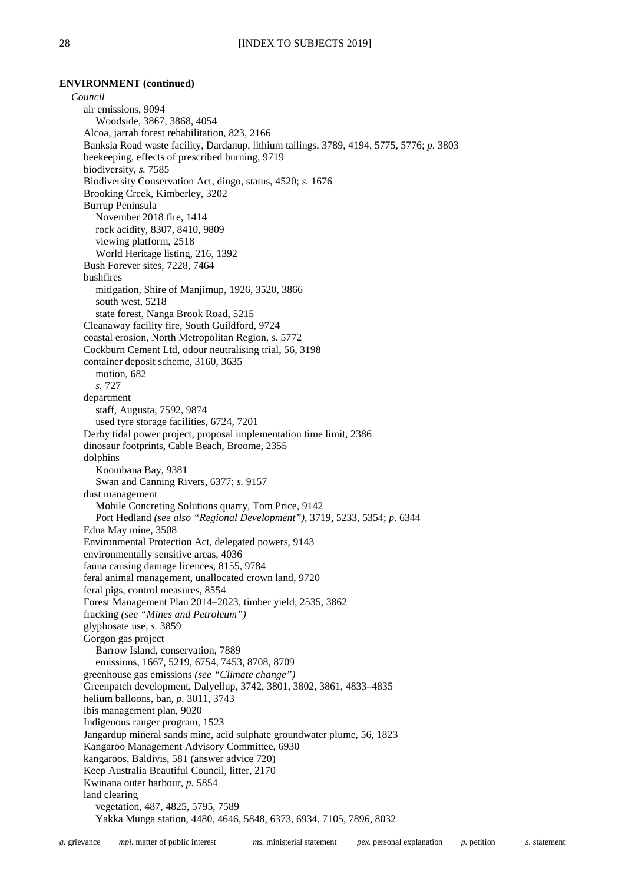**ENVIRONMENT (continued)**

*Council*

- air emissions, 9094
  - Woodside, 3867, 3868, 4054
- Alcoa, jarrah forest rehabilitation, 823, 2166
- Banksia Road waste facility, Dardanup, lithium tailings, 3789, 4194, 5775, 5776; *p.* 3803
- beekeeping, effects of prescribed burning, 9719
- biodiversity, *s.* 7585
- Biodiversity Conservation Act, dingo, status, 4520; *s.* 1676
- Brooking Creek, Kimberley, 3202
- Burrup Peninsula
  - November 2018 fire, 1414
  - rock acidity, 8307, 8410, 9809
  - viewing platform, 2518
  - World Heritage listing, 216, 1392
- Bush Forever sites, 7228, 7464
- bushfires
  - mitigation, Shire of Manjimup, 1926, 3520, 3866
  - south west, 5218
  - state forest, Nanga Brook Road, 5215
- Cleanaway facility fire, South Guildford, 9724
- coastal erosion, North Metropolitan Region, *s.* 5772
- Cockburn Cement Ltd, odour neutralising trial, 56, 3198
- container deposit scheme, 3160, 3635
  - motion, 682
  - *s.* 727
- department
  - staff, Augusta, 7592, 9874
  - used tyre storage facilities, 6724, 7201
- Derby tidal power project, proposal implementation time limit, 2386
- dinosaur footprints, Cable Beach, Broome, 2355
- dolphins
  - Koombana Bay, 9381
  - Swan and Canning Rivers, 6377; *s.* 9157
- dust management
  - Mobile Concreting Solutions quarry, Tom Price, 9142
  - Port Hedland *(see also "Regional Development")*, 3719, 5233, 5354; *p.* 6344
- Edna May mine, 3508
- Environmental Protection Act, delegated powers, 9143
- environmentally sensitive areas, 4036
- fauna causing damage licences, 8155, 9784
- feral animal management, unallocated crown land, 9720
- feral pigs, control measures, 8554
- Forest Management Plan 2014–2023, timber yield, 2535, 3862
- fracking *(see "Mines and Petroleum")*
- glyphosate use, *s.* 3859
- Gorgon gas project
  - Barrow Island, conservation, 7889
  - emissions, 1667, 5219, 6754, 7453, 8708, 8709
- greenhouse gas emissions *(see "Climate change")*
- Greenpatch development, Dalyellup, 3742, 3801, 3802, 3861, 4833–4835
- helium balloons, ban, *p.* 3011, 3743
- ibis management plan, 9020
- Indigenous ranger program, 1523
- Jangardup mineral sands mine, acid sulphate groundwater plume, 56, 1823
- Kangaroo Management Advisory Committee, 6930
- kangaroos, Baldivis, 581 (answer advice 720)
- Keep Australia Beautiful Council, litter, 2170
- Kwinana outer harbour, *p.* 5854
- land clearing
  - vegetation, 487, 4825, 5795, 7589
  - Yakka Munga station, 4480, 4646, 5848, 6373, 6934, 7105, 7896, 8032

*g.* grievance  *mpi.* matter of public interest  *ms.* ministerial statement  *pex.* personal explanation  *p.* petition  *s.* statement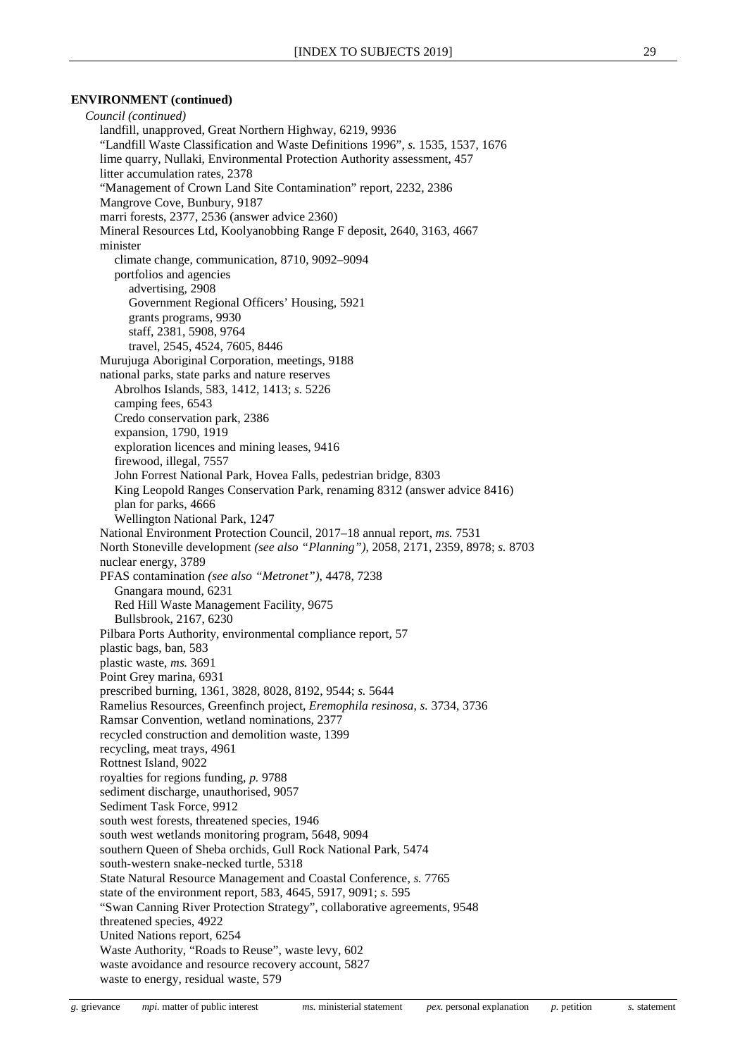**ENVIRONMENT (continued)**

*Council (continued)*

- landfill, unapproved, Great Northern Highway, 6219, 9936
- "Landfill Waste Classification and Waste Definitions 1996", *s.* 1535, 1537, 1676
- lime quarry, Nullaki, Environmental Protection Authority assessment, 457
- litter accumulation rates, 2378
- "Management of Crown Land Site Contamination" report, 2232, 2386
- Mangrove Cove, Bunbury, 9187
- marri forests, 2377, 2536 (answer advice 2360)
- Mineral Resources Ltd, Koolyanobbing Range F deposit, 2640, 3163, 4667
- minister
  - climate change, communication, 8710, 9092–9094
  - portfolios and agencies
    - advertising, 2908
    - Government Regional Officers' Housing, 5921
    - grants programs, 9930
    - staff, 2381, 5908, 9764
    - travel, 2545, 4524, 7605, 8446
- Murujuga Aboriginal Corporation, meetings, 9188
- national parks, state parks and nature reserves
  - Abrolhos Islands, 583, 1412, 1413; *s.* 5226
  - camping fees, 6543
  - Credo conservation park, 2386
  - expansion, 1790, 1919
  - exploration licences and mining leases, 9416
  - firewood, illegal, 7557
  - John Forrest National Park, Hovea Falls, pedestrian bridge, 8303
  - King Leopold Ranges Conservation Park, renaming 8312 (answer advice 8416)
  - plan for parks, 4666
  - Wellington National Park, 1247
- National Environment Protection Council, 2017–18 annual report, *ms.* 7531
- North Stoneville development *(see also "Planning")*, 2058, 2171, 2359, 8978; *s.* 8703
- nuclear energy, 3789
- PFAS contamination *(see also "Metronet")*, 4478, 7238
  - Gnangara mound, 6231
  - Red Hill Waste Management Facility, 9675
  - Bullsbrook, 2167, 6230
- Pilbara Ports Authority, environmental compliance report, 57
- plastic bags, ban, 583
- plastic waste, *ms.* 3691
- Point Grey marina, 6931
- prescribed burning, 1361, 3828, 8028, 8192, 9544; *s.* 5644
- Ramelius Resources, Greenfinch project, *Eremophila resinosa*, *s.* 3734, 3736
- Ramsar Convention, wetland nominations, 2377
- recycled construction and demolition waste, 1399
- recycling, meat trays, 4961
- Rottnest Island, 9022
- royalties for regions funding, *p.* 9788
- sediment discharge, unauthorised, 9057
- Sediment Task Force, 9912
- south west forests, threatened species, 1946
- south west wetlands monitoring program, 5648, 9094
- southern Queen of Sheba orchids, Gull Rock National Park, 5474
- south-western snake-necked turtle, 5318
- State Natural Resource Management and Coastal Conference, *s.* 7765
- state of the environment report, 583, 4645, 5917, 9091; *s.* 595
- "Swan Canning River Protection Strategy", collaborative agreements, 9548
- threatened species, 4922
- United Nations report, 6254
- Waste Authority, "Roads to Reuse", waste levy, 602
- waste avoidance and resource recovery account, 5827
- waste to energy, residual waste, 579

*g.* grievance  *mpi.* matter of public interest  *ms.* ministerial statement  *pex.* personal explanation  *p.* petition  *s.* statement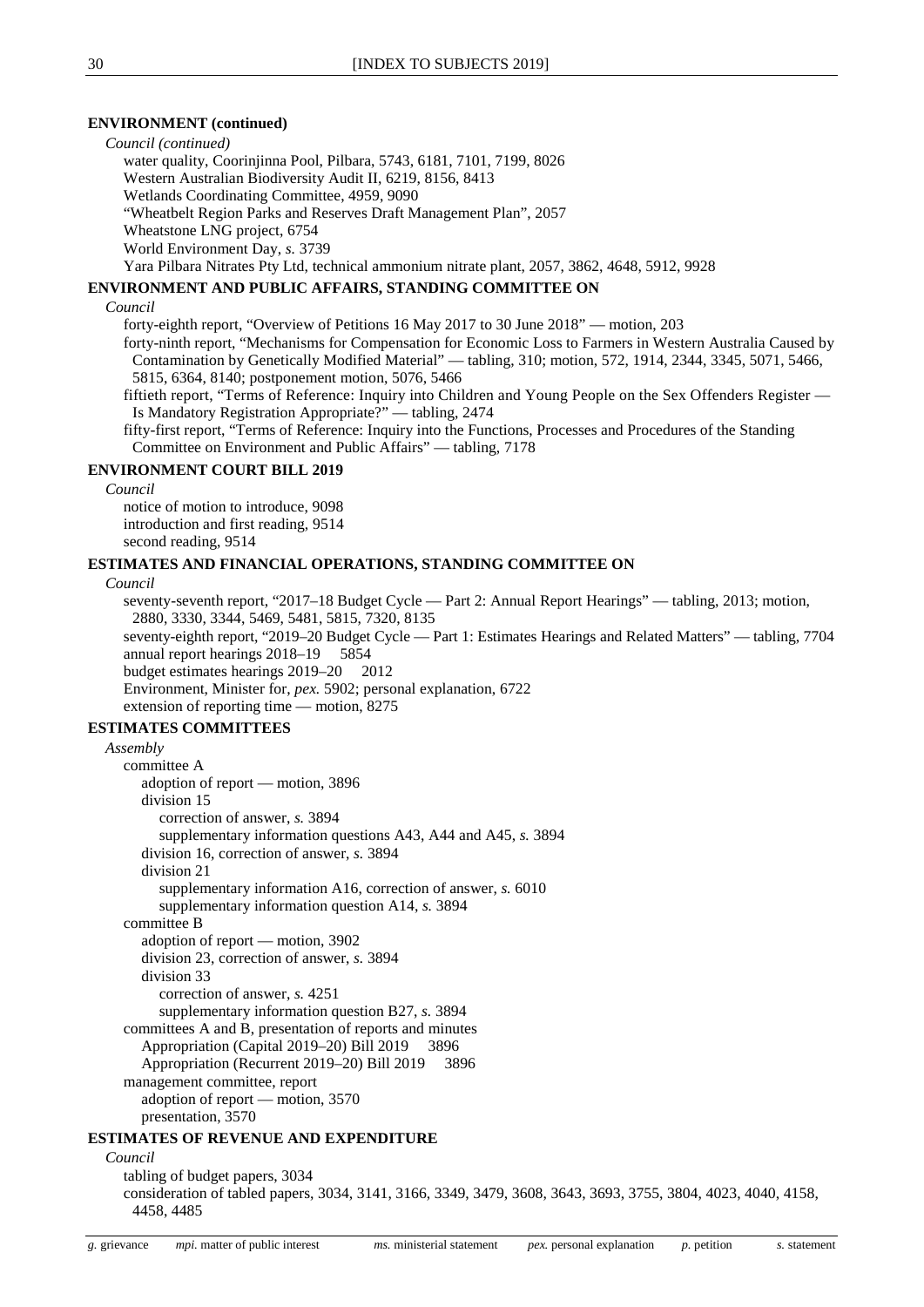**ENVIRONMENT (continued)**

*Council (continued)*

water quality, Coorinjinna Pool, Pilbara, 5743, 6181, 7101, 7199, 8026
Western Australian Biodiversity Audit II, 6219, 8156, 8413
Wetlands Coordinating Committee, 4959, 9090
"Wheatbelt Region Parks and Reserves Draft Management Plan", 2057
Wheatstone LNG project, 6754
World Environment Day, *s.* 3739
Yara Pilbara Nitrates Pty Ltd, technical ammonium nitrate plant, 2057, 3862, 4648, 5912, 9928

**ENVIRONMENT AND PUBLIC AFFAIRS, STANDING COMMITTEE ON**

*Council*

forty-eighth report, "Overview of Petitions 16 May 2017 to 30 June 2018" — motion, 203
forty-ninth report, "Mechanisms for Compensation for Economic Loss to Farmers in Western Australia Caused by Contamination by Genetically Modified Material" — tabling, 310; motion, 572, 1914, 2344, 3345, 5071, 5466, 5815, 6364, 8140; postponement motion, 5076, 5466
fiftieth report, "Terms of Reference: Inquiry into Children and Young People on the Sex Offenders Register — Is Mandatory Registration Appropriate?" — tabling, 2474
fifty-first report, "Terms of Reference: Inquiry into the Functions, Processes and Procedures of the Standing Committee on Environment and Public Affairs" — tabling, 7178

**ENVIRONMENT COURT BILL 2019**

*Council*

notice of motion to introduce, 9098
introduction and first reading, 9514
second reading, 9514

**ESTIMATES AND FINANCIAL OPERATIONS, STANDING COMMITTEE ON**

*Council*

seventy-seventh report, "2017–18 Budget Cycle — Part 2: Annual Report Hearings" — tabling, 2013; motion, 2880, 3330, 3344, 5469, 5481, 5815, 7320, 8135
seventy-eighth report, "2019–20 Budget Cycle — Part 1: Estimates Hearings and Related Matters" — tabling, 7704
annual report hearings 2018–19 5854
budget estimates hearings 2019–20 2012
Environment, Minister for, *pex.* 5902; personal explanation, 6722
extension of reporting time — motion, 8275

**ESTIMATES COMMITTEES**

*Assembly*

committee A
- adoption of report — motion, 3896
- division 15
  - correction of answer, *s.* 3894
  - supplementary information questions A43, A44 and A45, *s.* 3894
- division 16, correction of answer, *s.* 3894
- division 21
  - supplementary information A16, correction of answer, *s.* 6010
  - supplementary information question A14, *s.* 3894

committee B
- adoption of report — motion, 3902
- division 23, correction of answer, *s.* 3894
- division 33
  - correction of answer, *s.* 4251
  - supplementary information question B27, *s.* 3894

committees A and B, presentation of reports and minutes
- Appropriation (Capital 2019–20) Bill 2019 3896
- Appropriation (Recurrent 2019–20) Bill 2019 3896

management committee, report
- adoption of report — motion, 3570
- presentation, 3570

**ESTIMATES OF REVENUE AND EXPENDITURE**

*Council*

tabling of budget papers, 3034
consideration of tabled papers, 3034, 3141, 3166, 3349, 3479, 3608, 3643, 3693, 3755, 3804, 4023, 4040, 4158, 4458, 4485

*g.* grievance *mpi.* matter of public interest *ms.* ministerial statement *pex.* personal explanation *p.* petition *s.* statement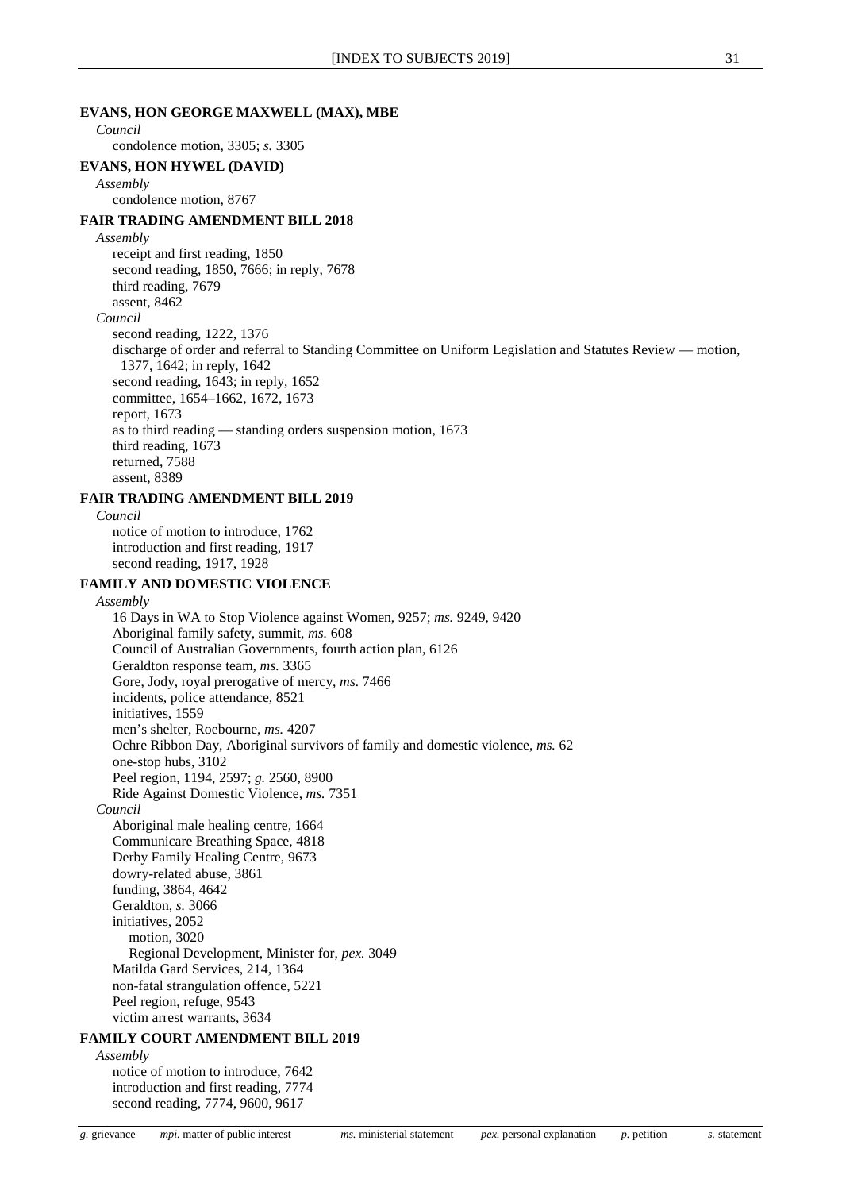**EVANS, HON GEORGE MAXWELL (MAX), MBE**

*Council*

condolence motion, 3305; *s.* 3305

**EVANS, HON HYWEL (DAVID)**

*Assembly*

condolence motion, 8767

**FAIR TRADING AMENDMENT BILL 2018**

*Assembly*

receipt and first reading, 1850
second reading, 1850, 7666; in reply, 7678
third reading, 7679
assent, 8462

*Council*

second reading, 1222, 1376
discharge of order and referral to Standing Committee on Uniform Legislation and Statutes Review — motion, 1377, 1642; in reply, 1642
second reading, 1643; in reply, 1652
committee, 1654–1662, 1672, 1673
report, 1673
as to third reading — standing orders suspension motion, 1673
third reading, 1673
returned, 7588
assent, 8389

**FAIR TRADING AMENDMENT BILL 2019**

*Council*

notice of motion to introduce, 1762
introduction and first reading, 1917
second reading, 1917, 1928

**FAMILY AND DOMESTIC VIOLENCE**

*Assembly*

16 Days in WA to Stop Violence against Women, 9257; *ms.* 9249, 9420
Aboriginal family safety, summit, *ms.* 608
Council of Australian Governments, fourth action plan, 6126
Geraldton response team, *ms.* 3365
Gore, Jody, royal prerogative of mercy, *ms.* 7466
incidents, police attendance, 8521
initiatives, 1559
men's shelter, Roebourne, *ms.* 4207
Ochre Ribbon Day, Aboriginal survivors of family and domestic violence, *ms.* 62
one-stop hubs, 3102
Peel region, 1194, 2597; *g.* 2560, 8900
Ride Against Domestic Violence, *ms.* 7351

*Council*

Aboriginal male healing centre, 1664
Communicare Breathing Space, 4818
Derby Family Healing Centre, 9673
dowry-related abuse, 3861
funding, 3864, 4642
Geraldton, *s.* 3066
initiatives, 2052
  motion, 3020
  Regional Development, Minister for, *pex.* 3049
Matilda Gard Services, 214, 1364
non-fatal strangulation offence, 5221
Peel region, refuge, 9543
victim arrest warrants, 3634

**FAMILY COURT AMENDMENT BILL 2019**

*Assembly*

notice of motion to introduce, 7642
introduction and first reading, 7774
second reading, 7774, 9600, 9617

*g.* grievance   *mpi.* matter of public interest   *ms.* ministerial statement   *pex.* personal explanation   *p.* petition   *s.* statement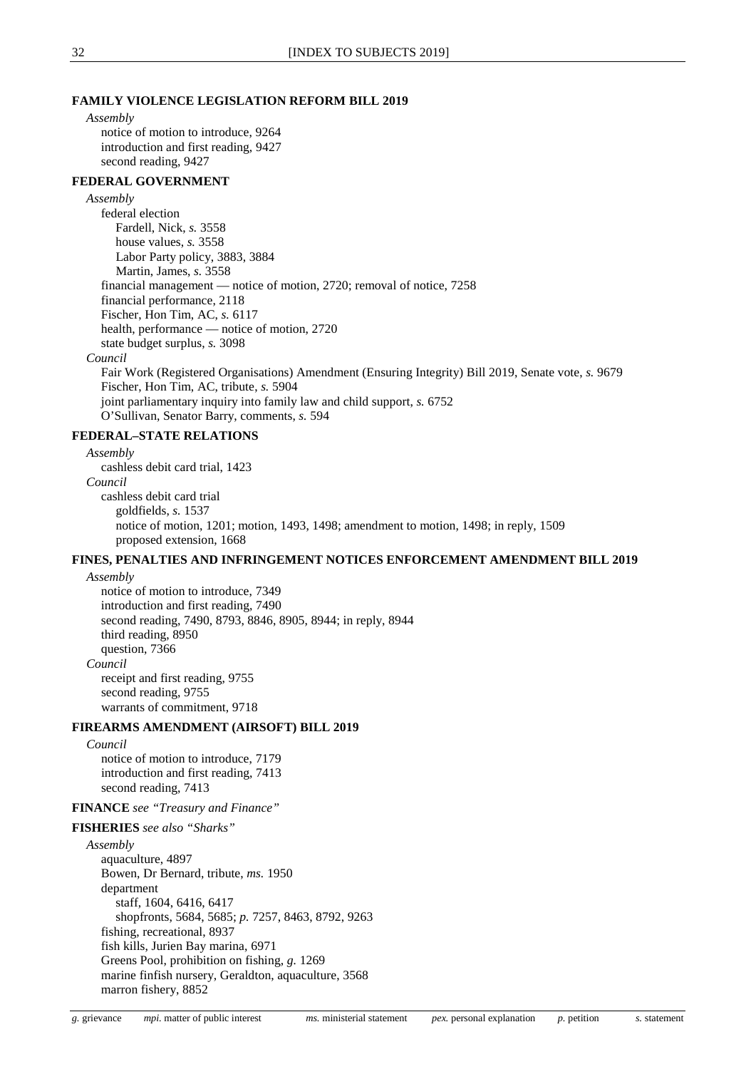**FAMILY VIOLENCE LEGISLATION REFORM BILL 2019**

*Assembly*

- notice of motion to introduce, 9264
- introduction and first reading, 9427
- second reading, 9427

**FEDERAL GOVERNMENT**

*Assembly*

- federal election
  - Fardell, Nick, *s.* 3558
  - house values, *s.* 3558
  - Labor Party policy, 3883, 3884
  - Martin, James, *s.* 3558
- financial management — notice of motion, 2720; removal of notice, 7258
- financial performance, 2118
- Fischer, Hon Tim, AC, *s.* 6117
- health, performance — notice of motion, 2720
- state budget surplus, *s.* 3098

*Council*

- Fair Work (Registered Organisations) Amendment (Ensuring Integrity) Bill 2019, Senate vote, *s.* 9679
- Fischer, Hon Tim, AC, tribute, *s.* 5904
- joint parliamentary inquiry into family law and child support, *s.* 6752
- O'Sullivan, Senator Barry, comments, *s.* 594

**FEDERAL–STATE RELATIONS**

*Assembly*

- cashless debit card trial, 1423

*Council*

- cashless debit card trial
  - goldfields, *s.* 1537
  - notice of motion, 1201; motion, 1493, 1498; amendment to motion, 1498; in reply, 1509
  - proposed extension, 1668

**FINES, PENALTIES AND INFRINGEMENT NOTICES ENFORCEMENT AMENDMENT BILL 2019**

*Assembly*

- notice of motion to introduce, 7349
- introduction and first reading, 7490
- second reading, 7490, 8793, 8846, 8905, 8944; in reply, 8944
- third reading, 8950
- question, 7366

*Council*

- receipt and first reading, 9755
- second reading, 9755
- warrants of commitment, 9718

**FIREARMS AMENDMENT (AIRSOFT) BILL 2019**

*Council*

- notice of motion to introduce, 7179
- introduction and first reading, 7413
- second reading, 7413

**FINANCE** *see "Treasury and Finance"*

**FISHERIES** *see also "Sharks"*

*Assembly*

- aquaculture, 4897
- Bowen, Dr Bernard, tribute, *ms.* 1950
- department
  - staff, 1604, 6416, 6417
  - shopfronts, 5684, 5685; *p.* 7257, 8463, 8792, 9263
- fishing, recreational, 8937
- fish kills, Jurien Bay marina, 6971
- Greens Pool, prohibition on fishing, *g.* 1269
- marine finfish nursery, Geraldton, aquaculture, 3568
- marron fishery, 8852

*g.* grievance *mpi.* matter of public interest *ms.* ministerial statement *pex.* personal explanation *p.* petition *s.* statement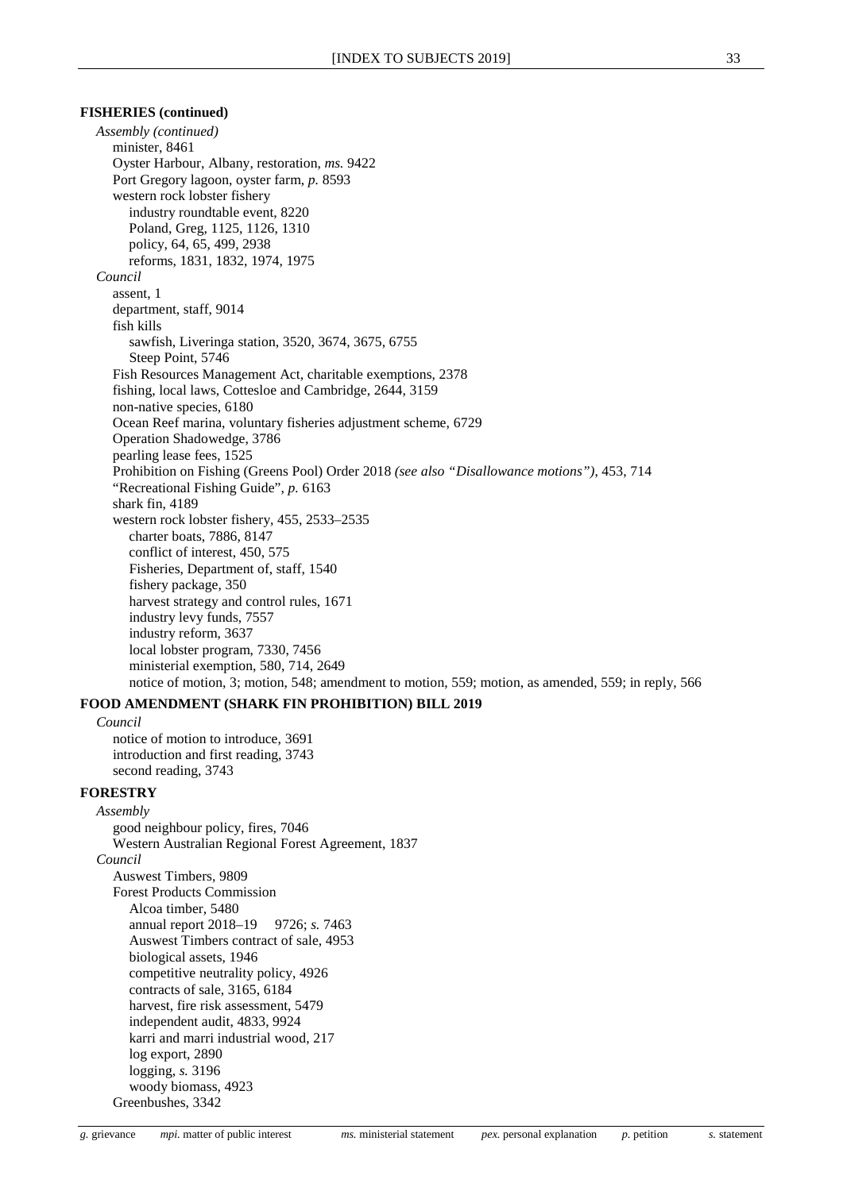**FISHERIES (continued)**

*Assembly (continued)*

- minister, 8461
- Oyster Harbour, Albany, restoration, *ms.* 9422
- Port Gregory lagoon, oyster farm, *p.* 8593
- western rock lobster fishery
  - industry roundtable event, 8220
  - Poland, Greg, 1125, 1126, 1310
  - policy, 64, 65, 499, 2938
  - reforms, 1831, 1832, 1974, 1975

*Council*

- assent, 1
- department, staff, 9014
- fish kills
  - sawfish, Liveringa station, 3520, 3674, 3675, 6755
  - Steep Point, 5746
- Fish Resources Management Act, charitable exemptions, 2378
- fishing, local laws, Cottesloe and Cambridge, 2644, 3159
- non-native species, 6180
- Ocean Reef marina, voluntary fisheries adjustment scheme, 6729
- Operation Shadowedge, 3786
- pearling lease fees, 1525
- Prohibition on Fishing (Greens Pool) Order 2018 *(see also "Disallowance motions")*, 453, 714
- "Recreational Fishing Guide", *p.* 6163
- shark fin, 4189
- western rock lobster fishery, 455, 2533–2535
  - charter boats, 7886, 8147
  - conflict of interest, 450, 575
  - Fisheries, Department of, staff, 1540
  - fishery package, 350
  - harvest strategy and control rules, 1671
  - industry levy funds, 7557
  - industry reform, 3637
  - local lobster program, 7330, 7456
  - ministerial exemption, 580, 714, 2649
  - notice of motion, 3; motion, 548; amendment to motion, 559; motion, as amended, 559; in reply, 566

**FOOD AMENDMENT (SHARK FIN PROHIBITION) BILL 2019**

*Council*

- notice of motion to introduce, 3691
- introduction and first reading, 3743
- second reading, 3743

**FORESTRY**

*Assembly*

- good neighbour policy, fires, 7046
- Western Australian Regional Forest Agreement, 1837

*Council*

- Auswest Timbers, 9809
- Forest Products Commission
  - Alcoa timber, 5480
  - annual report 2018–19 9726; *s.* 7463
  - Auswest Timbers contract of sale, 4953
  - biological assets, 1946
  - competitive neutrality policy, 4926
  - contracts of sale, 3165, 6184
  - harvest, fire risk assessment, 5479
  - independent audit, 4833, 9924
  - karri and marri industrial wood, 217
  - log export, 2890
  - logging, *s.* 3196
  - woody biomass, 4923
- Greenbushes, 3342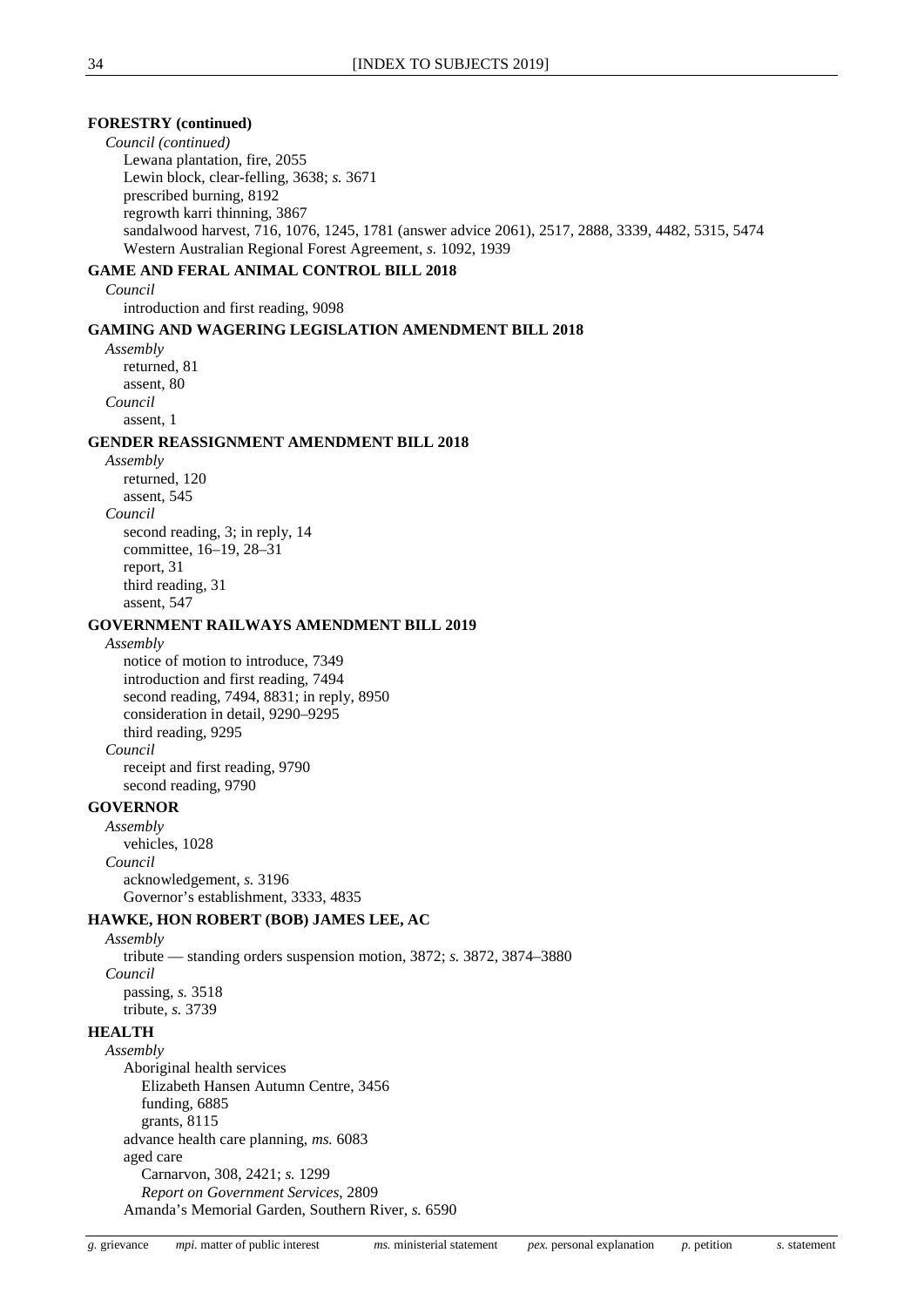**FORESTRY (continued)**

*Council (continued)*

Lewana plantation, fire, 2055
Lewin block, clear-felling, 3638; *s.* 3671
prescribed burning, 8192
regrowth karri thinning, 3867
sandalwood harvest, 716, 1076, 1245, 1781 (answer advice 2061), 2517, 2888, 3339, 4482, 5315, 5474
Western Australian Regional Forest Agreement, *s.* 1092, 1939

**GAME AND FERAL ANIMAL CONTROL BILL 2018**

*Council*

introduction and first reading, 9098

**GAMING AND WAGERING LEGISLATION AMENDMENT BILL 2018**

*Assembly*

returned, 81
assent, 80

*Council*

assent, 1

**GENDER REASSIGNMENT AMENDMENT BILL 2018**

*Assembly*

returned, 120
assent, 545

*Council*

second reading, 3; in reply, 14
committee, 16–19, 28–31
report, 31
third reading, 31
assent, 547

**GOVERNMENT RAILWAYS AMENDMENT BILL 2019**

*Assembly*

notice of motion to introduce, 7349
introduction and first reading, 7494
second reading, 7494, 8831; in reply, 8950
consideration in detail, 9290–9295
third reading, 9295

*Council*

receipt and first reading, 9790
second reading, 9790

**GOVERNOR**

*Assembly*

vehicles, 1028

*Council*

acknowledgement, *s.* 3196
Governor's establishment, 3333, 4835

**HAWKE, HON ROBERT (BOB) JAMES LEE, AC**

*Assembly*

tribute — standing orders suspension motion, 3872; *s.* 3872, 3874–3880

*Council*

passing, *s.* 3518
tribute, *s.* 3739

**HEALTH**

*Assembly*

Aboriginal health services
  Elizabeth Hansen Autumn Centre, 3456
  funding, 6885
  grants, 8115
advance health care planning, *ms.* 6083
aged care
  Carnarvon, 308, 2421; *s.* 1299
  *Report on Government Services*, 2809
Amanda's Memorial Garden, Southern River, *s.* 6590

*g.* grievance  *mpi.* matter of public interest  *ms.* ministerial statement  *pex.* personal explanation  *p.* petition  *s.* statement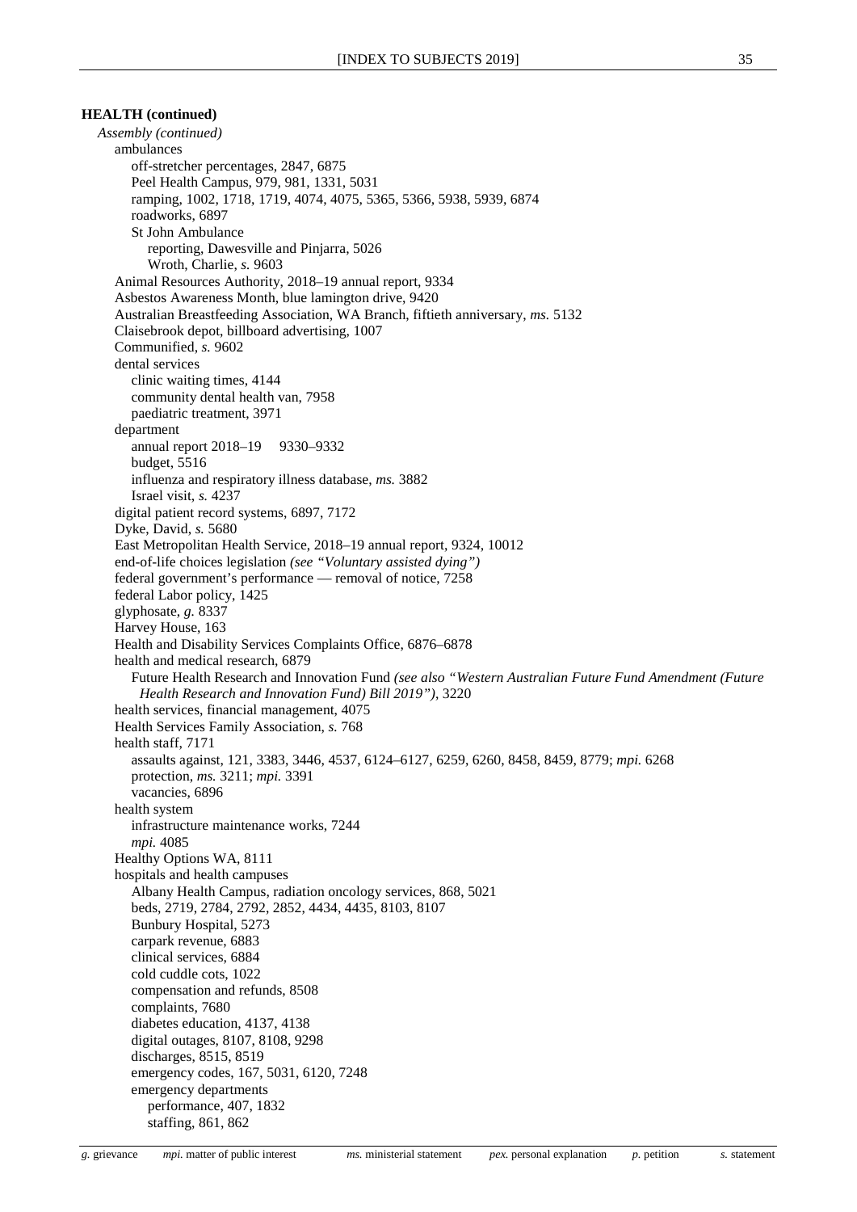**HEALTH (continued)**

*Assembly (continued)*

- ambulances
  - off-stretcher percentages, 2847, 6875
  - Peel Health Campus, 979, 981, 1331, 5031
  - ramping, 1002, 1718, 1719, 4074, 4075, 5365, 5366, 5938, 5939, 6874
  - roadworks, 6897
  - St John Ambulance
    - reporting, Dawesville and Pinjarra, 5026
    - Wroth, Charlie, *s.* 9603
- Animal Resources Authority, 2018–19 annual report, 9334
- Asbestos Awareness Month, blue lamington drive, 9420
- Australian Breastfeeding Association, WA Branch, fiftieth anniversary, *ms.* 5132
- Claisebrook depot, billboard advertising, 1007
- Communified, *s.* 9602
- dental services
  - clinic waiting times, 4144
  - community dental health van, 7958
  - paediatric treatment, 3971
- department
  - annual report 2018–19 9330–9332
  - budget, 5516
  - influenza and respiratory illness database, *ms.* 3882
  - Israel visit, *s.* 4237
- digital patient record systems, 6897, 7172
- Dyke, David, *s.* 5680
- East Metropolitan Health Service, 2018–19 annual report, 9324, 10012
- end-of-life choices legislation *(see "Voluntary assisted dying")*
- federal government's performance — removal of notice, 7258
- federal Labor policy, 1425
- glyphosate, *g.* 8337
- Harvey House, 163
- Health and Disability Services Complaints Office, 6876–6878
- health and medical research, 6879
  - Future Health Research and Innovation Fund *(see also "Western Australian Future Fund Amendment (Future Health Research and Innovation Fund) Bill 2019")*, 3220
- health services, financial management, 4075
- Health Services Family Association, *s.* 768
- health staff, 7171
  - assaults against, 121, 3383, 3446, 4537, 6124–6127, 6259, 6260, 8458, 8459, 8779; *mpi.* 6268
  - protection, *ms.* 3211; *mpi.* 3391
  - vacancies, 6896
- health system
  - infrastructure maintenance works, 7244
  - *mpi.* 4085
- Healthy Options WA, 8111
- hospitals and health campuses
  - Albany Health Campus, radiation oncology services, 868, 5021
  - beds, 2719, 2784, 2792, 2852, 4434, 4435, 8103, 8107
  - Bunbury Hospital, 5273
  - carpark revenue, 6883
  - clinical services, 6884
  - cold cuddle cots, 1022
  - compensation and refunds, 8508
  - complaints, 7680
  - diabetes education, 4137, 4138
  - digital outages, 8107, 8108, 9298
  - discharges, 8515, 8519
  - emergency codes, 167, 5031, 6120, 7248
  - emergency departments
    - performance, 407, 1832
    - staffing, 861, 862

*g.* grievance *mpi.* matter of public interest *ms.* ministerial statement *pex.* personal explanation *p.* petition *s.* statement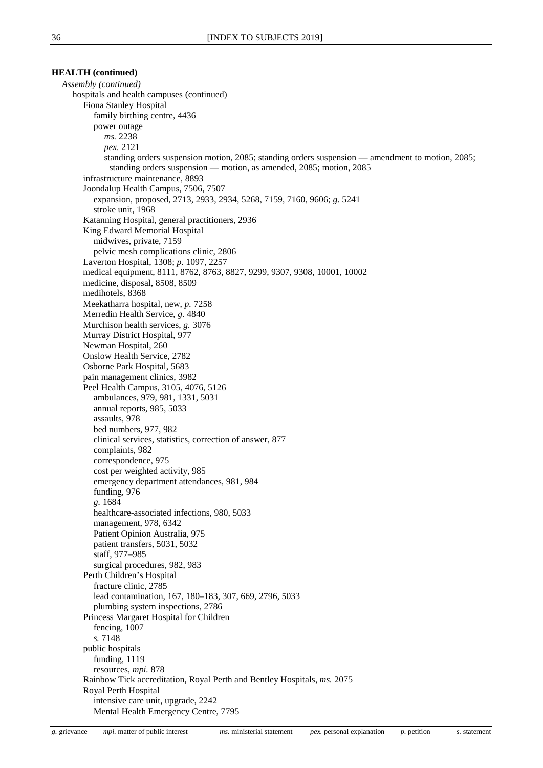**HEALTH (continued)**

*Assembly (continued)*

hospitals and health campuses (continued)

- Fiona Stanley Hospital
  - family birthing centre, 4436
  - power outage
    - *ms.* 2238
    - *pex.* 2121
    - standing orders suspension motion, 2085; standing orders suspension — amendment to motion, 2085; standing orders suspension — motion, as amended, 2085; motion, 2085
- infrastructure maintenance, 8893
- Joondalup Health Campus, 7506, 7507
  - expansion, proposed, 2713, 2933, 2934, 5268, 7159, 7160, 9606; *g.* 5241
  - stroke unit, 1968
- Katanning Hospital, general practitioners, 2936
- King Edward Memorial Hospital
  - midwives, private, 7159
  - pelvic mesh complications clinic, 2806
- Laverton Hospital, 1308; *p.* 1097, 2257
- medical equipment, 8111, 8762, 8763, 8827, 9299, 9307, 9308, 10001, 10002
- medicine, disposal, 8508, 8509
- medihotels, 8368
- Meekatharra hospital, new, *p.* 7258
- Merredin Health Service, *g.* 4840
- Murchison health services, *g.* 3076
- Murray District Hospital, 977
- Newman Hospital, 260
- Onslow Health Service, 2782
- Osborne Park Hospital, 5683
- pain management clinics, 3982
- Peel Health Campus, 3105, 4076, 5126
  - ambulances, 979, 981, 1331, 5031
  - annual reports, 985, 5033
  - assaults, 978
  - bed numbers, 977, 982
  - clinical services, statistics, correction of answer, 877
  - complaints, 982
  - correspondence, 975
  - cost per weighted activity, 985
  - emergency department attendances, 981, 984
  - funding, 976
  - *g.* 1684
  - healthcare-associated infections, 980, 5033
  - management, 978, 6342
  - Patient Opinion Australia, 975
  - patient transfers, 5031, 5032
  - staff, 977–985
  - surgical procedures, 982, 983
- Perth Children's Hospital
  - fracture clinic, 2785
  - lead contamination, 167, 180–183, 307, 669, 2796, 5033
  - plumbing system inspections, 2786
- Princess Margaret Hospital for Children
  - fencing, 1007
  - *s.* 7148
- public hospitals
  - funding, 1119
  - resources, *mpi.* 878
- Rainbow Tick accreditation, Royal Perth and Bentley Hospitals, *ms.* 2075
- Royal Perth Hospital
  - intensive care unit, upgrade, 2242
  - Mental Health Emergency Centre, 7795

*g.* grievance *mpi.* matter of public interest *ms.* ministerial statement *pex.* personal explanation *p.* petition *s.* statement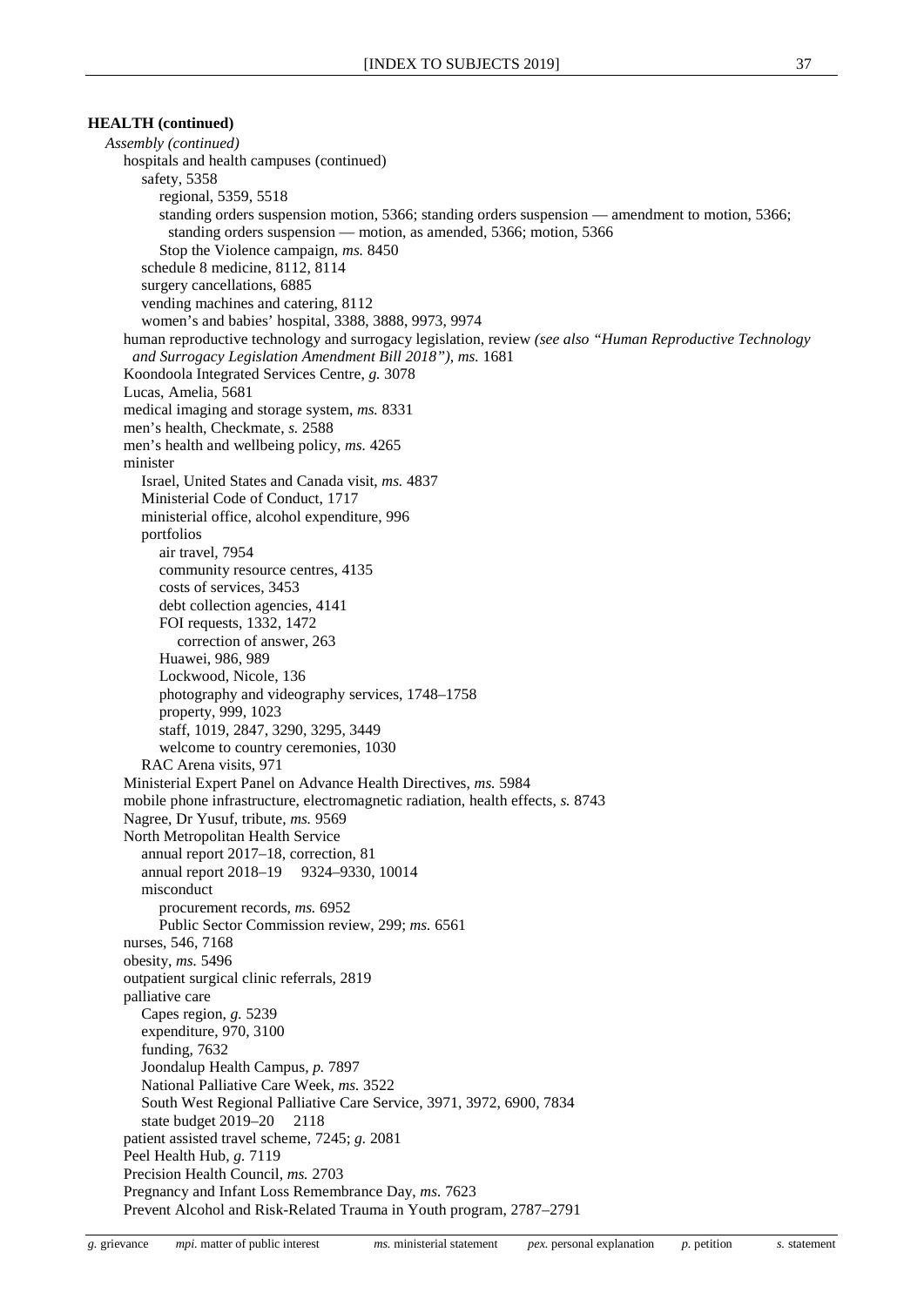**HEALTH (continued)**

*Assembly (continued)*

hospitals and health campuses (continued)
- safety, 5358
  - regional, 5359, 5518
  - standing orders suspension motion, 5366; standing orders suspension — amendment to motion, 5366; standing orders suspension — motion, as amended, 5366; motion, 5366
  - Stop the Violence campaign, *ms.* 8450
- schedule 8 medicine, 8112, 8114
- surgery cancellations, 6885
- vending machines and catering, 8112
- women's and babies' hospital, 3388, 3888, 9973, 9974

human reproductive technology and surrogacy legislation, review *(see also "Human Reproductive Technology and Surrogacy Legislation Amendment Bill 2018"), ms.* 1681

Koondoola Integrated Services Centre, *g.* 3078

Lucas, Amelia, 5681

medical imaging and storage system, *ms.* 8331

men's health, Checkmate, *s.* 2588

men's health and wellbeing policy, *ms.* 4265

minister
- Israel, United States and Canada visit, *ms.* 4837
- Ministerial Code of Conduct, 1717
- ministerial office, alcohol expenditure, 996
- portfolios
  - air travel, 7954
  - community resource centres, 4135
  - costs of services, 3453
  - debt collection agencies, 4141
  - FOI requests, 1332, 1472
    - correction of answer, 263
  - Huawei, 986, 989
  - Lockwood, Nicole, 136
  - photography and videography services, 1748–1758
  - property, 999, 1023
  - staff, 1019, 2847, 3290, 3295, 3449
  - welcome to country ceremonies, 1030
- RAC Arena visits, 971

Ministerial Expert Panel on Advance Health Directives, *ms.* 5984

mobile phone infrastructure, electromagnetic radiation, health effects, *s.* 8743

Nagree, Dr Yusuf, tribute, *ms.* 9569

North Metropolitan Health Service
- annual report 2017–18, correction, 81
- annual report 2018–19 9324–9330, 10014
- misconduct
  - procurement records, *ms.* 6952
  - Public Sector Commission review, 299; *ms.* 6561

nurses, 546, 7168

obesity, *ms.* 5496

outpatient surgical clinic referrals, 2819

palliative care
- Capes region, *g.* 5239
- expenditure, 970, 3100
- funding, 7632
- Joondalup Health Campus, *p.* 7897
- National Palliative Care Week, *ms.* 3522
- South West Regional Palliative Care Service, 3971, 3972, 6900, 7834
- state budget 2019–20 2118

patient assisted travel scheme, 7245; *g.* 2081

Peel Health Hub, *g.* 7119

Precision Health Council, *ms.* 2703

Pregnancy and Infant Loss Remembrance Day, *ms.* 7623

Prevent Alcohol and Risk-Related Trauma in Youth program, 2787–2791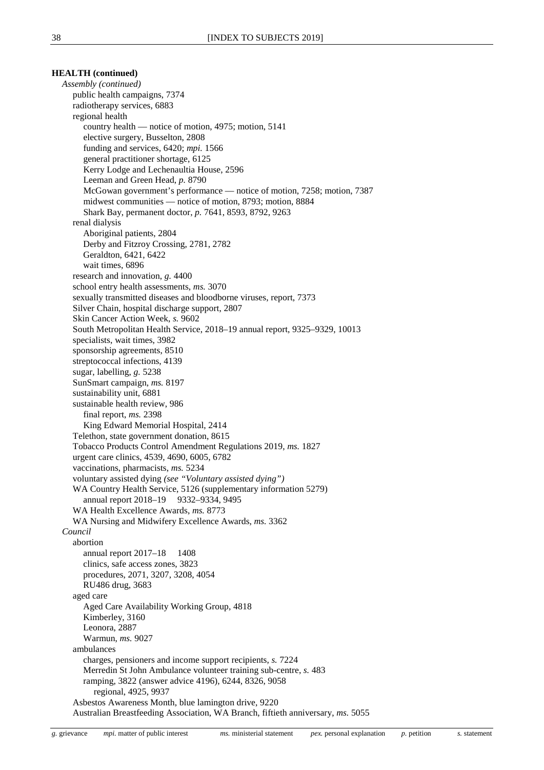**HEALTH (continued)**

*Assembly (continued)*

- public health campaigns, 7374
- radiotherapy services, 6883
- regional health
  - country health — notice of motion, 4975; motion, 5141
  - elective surgery, Busselton, 2808
  - funding and services, 6420; *mpi.* 1566
  - general practitioner shortage, 6125
  - Kerry Lodge and Lechenaultia House, 2596
  - Leeman and Green Head, *p.* 8790
  - McGowan government's performance — notice of motion, 7258; motion, 7387
  - midwest communities — notice of motion, 8793; motion, 8884
  - Shark Bay, permanent doctor, *p.* 7641, 8593, 8792, 9263
- renal dialysis
  - Aboriginal patients, 2804
  - Derby and Fitzroy Crossing, 2781, 2782
  - Geraldton, 6421, 6422
  - wait times, 6896
- research and innovation, *g.* 4400
- school entry health assessments, *ms.* 3070
- sexually transmitted diseases and bloodborne viruses, report, 7373
- Silver Chain, hospital discharge support, 2807
- Skin Cancer Action Week, *s.* 9602
- South Metropolitan Health Service, 2018–19 annual report, 9325–9329, 10013
- specialists, wait times, 3982
- sponsorship agreements, 8510
- streptococcal infections, 4139
- sugar, labelling, *g.* 5238
- SunSmart campaign, *ms.* 8197
- sustainability unit, 6881
- sustainable health review, 986
  - final report, *ms.* 2398
  - King Edward Memorial Hospital, 2414
- Telethon, state government donation, 8615
- Tobacco Products Control Amendment Regulations 2019, *ms.* 1827
- urgent care clinics, 4539, 4690, 6005, 6782
- vaccinations, pharmacists, *ms.* 5234
- voluntary assisted dying *(see "Voluntary assisted dying")*
- WA Country Health Service, 5126 (supplementary information 5279)
  - annual report 2018–19 9332–9334, 9495
- WA Health Excellence Awards, *ms.* 8773
- WA Nursing and Midwifery Excellence Awards, *ms.* 3362

*Council*

- abortion
  - annual report 2017–18 1408
  - clinics, safe access zones, 3823
  - procedures, 2071, 3207, 3208, 4054
  - RU486 drug, 3683
- aged care
  - Aged Care Availability Working Group, 4818
  - Kimberley, 3160
  - Leonora, 2887
  - Warmun, *ms.* 9027
- ambulances
  - charges, pensioners and income support recipients, *s.* 7224
  - Merredin St John Ambulance volunteer training sub-centre, *s.* 483
  - ramping, 3822 (answer advice 4196), 6244, 8326, 9058
    - regional, 4925, 9937
- Asbestos Awareness Month, blue lamington drive, 9220
- Australian Breastfeeding Association, WA Branch, fiftieth anniversary, *ms.* 5055

*g.* grievance *mpi.* matter of public interest *ms.* ministerial statement *pex.* personal explanation *p.* petition *s.* statement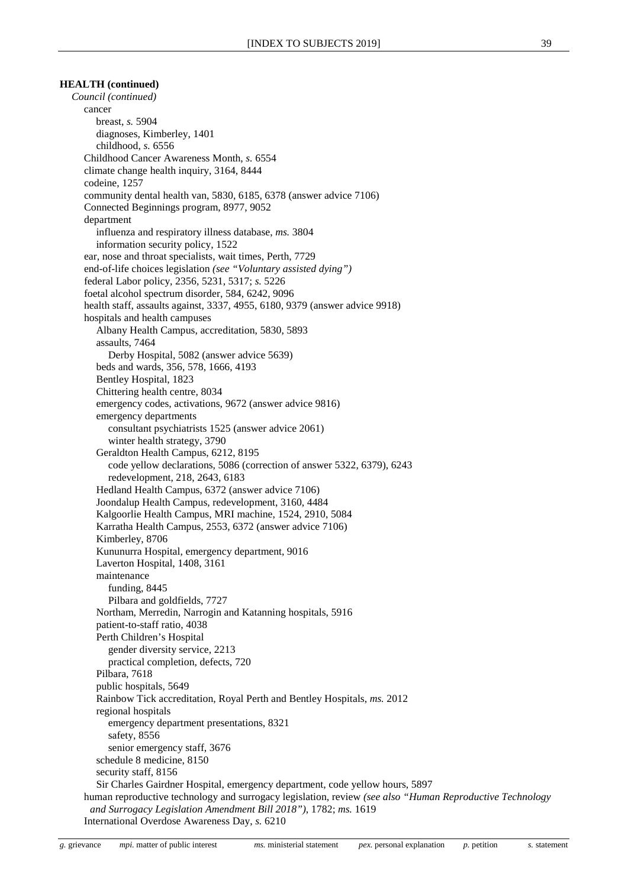**HEALTH (continued)**

*Council (continued)*

- cancer
  - breast, *s.* 5904
  - diagnoses, Kimberley, 1401
  - childhood, *s.* 6556
- Childhood Cancer Awareness Month, *s.* 6554
- climate change health inquiry, 3164, 8444
- codeine, 1257
- community dental health van, 5830, 6185, 6378 (answer advice 7106)
- Connected Beginnings program, 8977, 9052
- department
  - influenza and respiratory illness database, *ms.* 3804
  - information security policy, 1522
- ear, nose and throat specialists, wait times, Perth, 7729
- end-of-life choices legislation *(see "Voluntary assisted dying")*
- federal Labor policy, 2356, 5231, 5317; *s.* 5226
- foetal alcohol spectrum disorder, 584, 6242, 9096
- health staff, assaults against, 3337, 4955, 6180, 9379 (answer advice 9918)
- hospitals and health campuses
  - Albany Health Campus, accreditation, 5830, 5893
  - assaults, 7464
    - Derby Hospital, 5082 (answer advice 5639)
  - beds and wards, 356, 578, 1666, 4193
  - Bentley Hospital, 1823
  - Chittering health centre, 8034
  - emergency codes, activations, 9672 (answer advice 9816)
  - emergency departments
    - consultant psychiatrists 1525 (answer advice 2061)
    - winter health strategy, 3790
  - Geraldton Health Campus, 6212, 8195
    - code yellow declarations, 5086 (correction of answer 5322, 6379), 6243
    - redevelopment, 218, 2643, 6183
  - Hedland Health Campus, 6372 (answer advice 7106)
  - Joondalup Health Campus, redevelopment, 3160, 4484
  - Kalgoorlie Health Campus, MRI machine, 1524, 2910, 5084
  - Karratha Health Campus, 2553, 6372 (answer advice 7106)
  - Kimberley, 8706
  - Kununurra Hospital, emergency department, 9016
  - Laverton Hospital, 1408, 3161
  - maintenance
    - funding, 8445
    - Pilbara and goldfields, 7727
  - Northam, Merredin, Narrogin and Katanning hospitals, 5916
  - patient-to-staff ratio, 4038
  - Perth Children's Hospital
    - gender diversity service, 2213
    - practical completion, defects, 720
  - Pilbara, 7618
  - public hospitals, 5649
  - Rainbow Tick accreditation, Royal Perth and Bentley Hospitals, *ms.* 2012
  - regional hospitals
    - emergency department presentations, 8321
    - safety, 8556
    - senior emergency staff, 3676
  - schedule 8 medicine, 8150
  - security staff, 8156
  - Sir Charles Gairdner Hospital, emergency department, code yellow hours, 5897
- human reproductive technology and surrogacy legislation, review *(see also "Human Reproductive Technology and Surrogacy Legislation Amendment Bill 2018")*, 1782; *ms.* 1619
- International Overdose Awareness Day, *s.* 6210

*g.* grievance *mpi.* matter of public interest *ms.* ministerial statement *pex.* personal explanation *p.* petition *s.* statement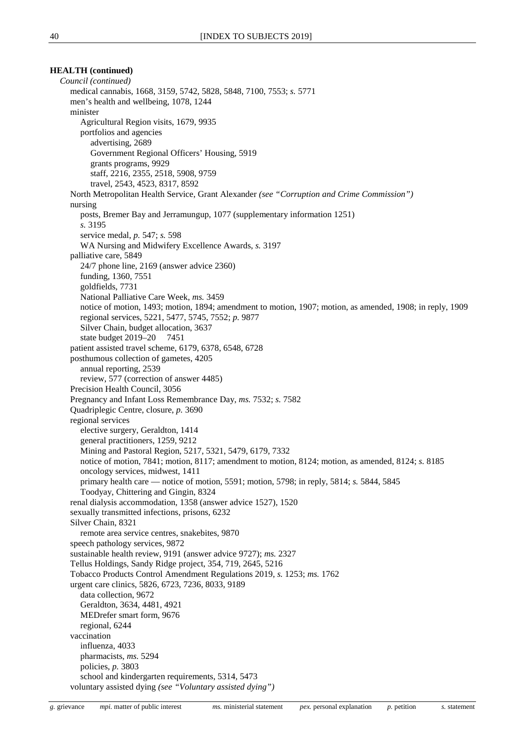**HEALTH (continued)**

*Council (continued)*

- medical cannabis, 1668, 3159, 5742, 5828, 5848, 7100, 7553; *s.* 5771
- men's health and wellbeing, 1078, 1244
- minister
  - Agricultural Region visits, 1679, 9935
  - portfolios and agencies
    - advertising, 2689
    - Government Regional Officers' Housing, 5919
    - grants programs, 9929
    - staff, 2216, 2355, 2518, 5908, 9759
    - travel, 2543, 4523, 8317, 8592
- North Metropolitan Health Service, Grant Alexander *(see "Corruption and Crime Commission")*
- nursing
  - posts, Bremer Bay and Jerramungup, 1077 (supplementary information 1251)
  - *s.* 3195
  - service medal, *p.* 547; *s.* 598
  - WA Nursing and Midwifery Excellence Awards, *s.* 3197
- palliative care, 5849
  - 24/7 phone line, 2169 (answer advice 2360)
  - funding, 1360, 7551
  - goldfields, 7731
  - National Palliative Care Week, *ms.* 3459
  - notice of motion, 1493; motion, 1894; amendment to motion, 1907; motion, as amended, 1908; in reply, 1909
  - regional services, 5221, 5477, 5745, 7552; *p.* 9877
  - Silver Chain, budget allocation, 3637
  - state budget 2019–20 7451
- patient assisted travel scheme, 6179, 6378, 6548, 6728
- posthumous collection of gametes, 4205
  - annual reporting, 2539
  - review, 577 (correction of answer 4485)
- Precision Health Council, 3056
- Pregnancy and Infant Loss Remembrance Day, *ms.* 7532; *s.* 7582
- Quadriplegic Centre, closure, *p.* 3690
- regional services
  - elective surgery, Geraldton, 1414
  - general practitioners, 1259, 9212
  - Mining and Pastoral Region, 5217, 5321, 5479, 6179, 7332
  - notice of motion, 7841; motion, 8117; amendment to motion, 8124; motion, as amended, 8124; *s.* 8185
  - oncology services, midwest, 1411
  - primary health care — notice of motion, 5591; motion, 5798; in reply, 5814; *s.* 5844, 5845
  - Toodyay, Chittering and Gingin, 8324
- renal dialysis accommodation, 1358 (answer advice 1527), 1520
- sexually transmitted infections, prisons, 6232
- Silver Chain, 8321
  - remote area service centres, snakebites, 9870
- speech pathology services, 9872
- sustainable health review, 9191 (answer advice 9727); *ms.* 2327
- Tellus Holdings, Sandy Ridge project, 354, 719, 2645, 5216
- Tobacco Products Control Amendment Regulations 2019, *s.* 1253; *ms.* 1762
- urgent care clinics, 5826, 6723, 7236, 8033, 9189
  - data collection, 9672
  - Geraldton, 3634, 4481, 4921
  - MEDrefer smart form, 9676
  - regional, 6244
- vaccination
  - influenza, 4033
  - pharmacists, *ms.* 5294
  - policies, *p.* 3803
  - school and kindergarten requirements, 5314, 5473
- voluntary assisted dying *(see "Voluntary assisted dying")*

*g.* grievance *mpi.* matter of public interest *ms.* ministerial statement *pex.* personal explanation *p.* petition *s.* statement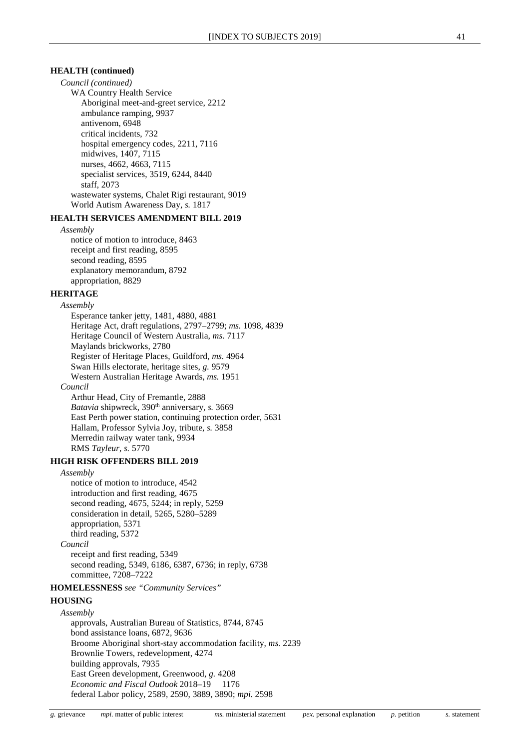**HEALTH (continued)**

*Council (continued)*

WA Country Health Service
- Aboriginal meet-and-greet service, 2212
- ambulance ramping, 9937
- antivenom, 6948
- critical incidents, 732
- hospital emergency codes, 2211, 7116
- midwives, 1407, 7115
- nurses, 4662, 4663, 7115
- specialist services, 3519, 6244, 8440
- staff, 2073

wastewater systems, Chalet Rigi restaurant, 9019

World Autism Awareness Day, *s.* 1817

**HEALTH SERVICES AMENDMENT BILL 2019**

*Assembly*

- notice of motion to introduce, 8463
- receipt and first reading, 8595
- second reading, 8595
- explanatory memorandum, 8792
- appropriation, 8829

**HERITAGE**

*Assembly*

- Esperance tanker jetty, 1481, 4880, 4881
- Heritage Act, draft regulations, 2797–2799; *ms.* 1098, 4839
- Heritage Council of Western Australia, *ms.* 7117
- Maylands brickworks, 2780
- Register of Heritage Places, Guildford, *ms.* 4964
- Swan Hills electorate, heritage sites, *g.* 9579
- Western Australian Heritage Awards, *ms.* 1951

*Council*

- Arthur Head, City of Fremantle, 2888
- *Batavia* shipwreck, 390th anniversary, *s.* 3669
- East Perth power station, continuing protection order, 5631
- Hallam, Professor Sylvia Joy, tribute, *s.* 3858
- Merredin railway water tank, 9934
- RMS *Tayleur*, *s.* 5770

**HIGH RISK OFFENDERS BILL 2019**

*Assembly*

- notice of motion to introduce, 4542
- introduction and first reading, 4675
- second reading, 4675, 5244; in reply, 5259
- consideration in detail, 5265, 5280–5289
- appropriation, 5371
- third reading, 5372

*Council*

- receipt and first reading, 5349
- second reading, 5349, 6186, 6387, 6736; in reply, 6738
- committee, 7208–7222

**HOMELESSNESS** *see "Community Services"*

**HOUSING**

*Assembly*

- approvals, Australian Bureau of Statistics, 8744, 8745
- bond assistance loans, 6872, 9636
- Broome Aboriginal short-stay accommodation facility, *ms.* 2239
- Brownlie Towers, redevelopment, 4274
- building approvals, 7935
- East Green development, Greenwood, *g.* 4208
- *Economic and Fiscal Outlook* 2018–19 1176
- federal Labor policy, 2589, 2590, 3889, 3890; *mpi.* 2598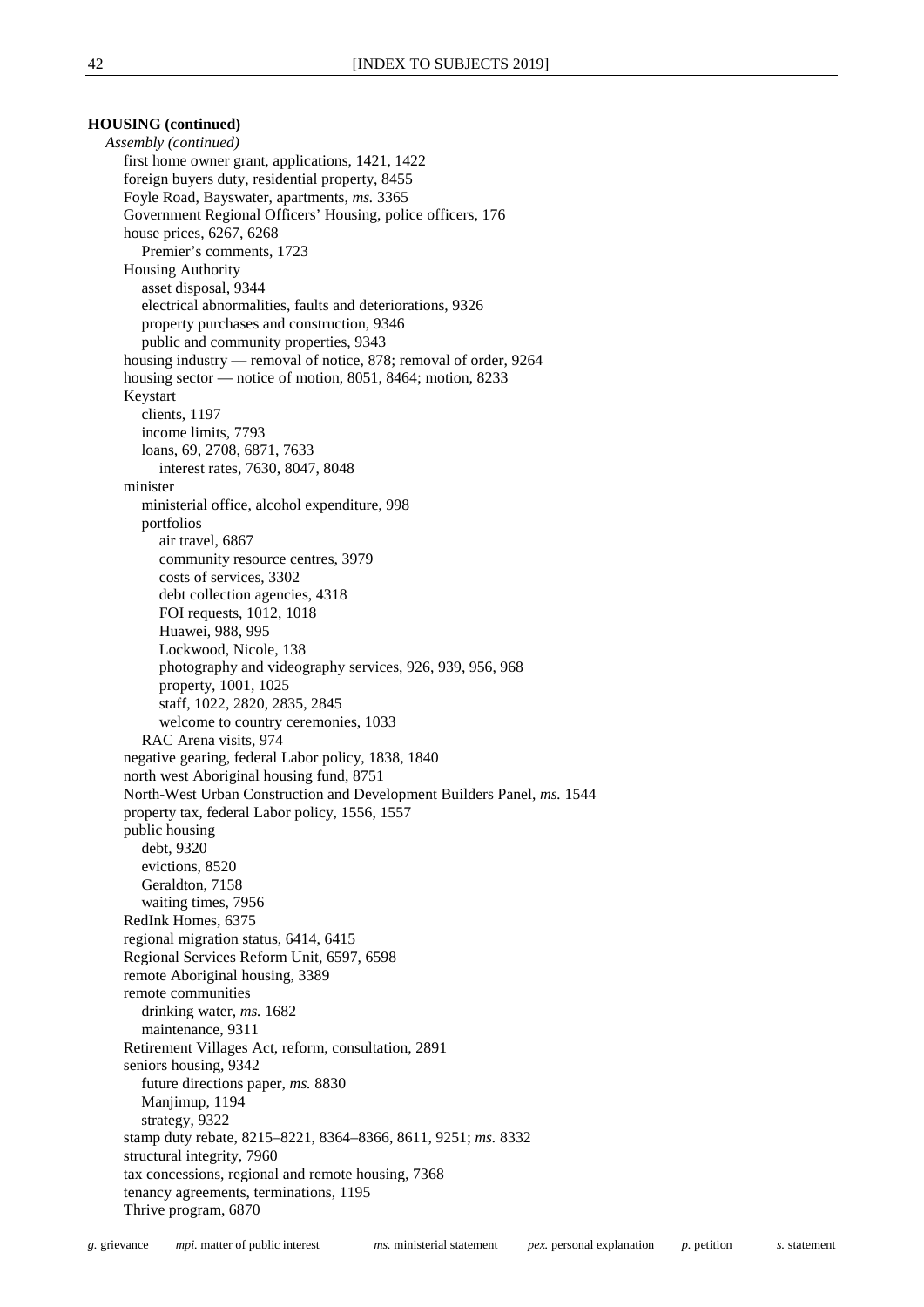**HOUSING (continued)**

*Assembly (continued)*

- first home owner grant, applications, 1421, 1422
- foreign buyers duty, residential property, 8455
- Foyle Road, Bayswater, apartments, *ms.* 3365
- Government Regional Officers' Housing, police officers, 176
- house prices, 6267, 6268
  - Premier's comments, 1723
- Housing Authority
  - asset disposal, 9344
  - electrical abnormalities, faults and deteriorations, 9326
  - property purchases and construction, 9346
  - public and community properties, 9343
- housing industry — removal of notice, 878; removal of order, 9264
- housing sector — notice of motion, 8051, 8464; motion, 8233
- Keystart
  - clients, 1197
  - income limits, 7793
  - loans, 69, 2708, 6871, 7633
    - interest rates, 7630, 8047, 8048
- minister
  - ministerial office, alcohol expenditure, 998
  - portfolios
    - air travel, 6867
    - community resource centres, 3979
    - costs of services, 3302
    - debt collection agencies, 4318
    - FOI requests, 1012, 1018
    - Huawei, 988, 995
    - Lockwood, Nicole, 138
    - photography and videography services, 926, 939, 956, 968
    - property, 1001, 1025
    - staff, 1022, 2820, 2835, 2845
    - welcome to country ceremonies, 1033
  - RAC Arena visits, 974
- negative gearing, federal Labor policy, 1838, 1840
- north west Aboriginal housing fund, 8751
- North-West Urban Construction and Development Builders Panel, *ms.* 1544
- property tax, federal Labor policy, 1556, 1557
- public housing
  - debt, 9320
  - evictions, 8520
  - Geraldton, 7158
  - waiting times, 7956
- RedInk Homes, 6375
- regional migration status, 6414, 6415
- Regional Services Reform Unit, 6597, 6598
- remote Aboriginal housing, 3389
- remote communities
  - drinking water, *ms.* 1682
  - maintenance, 9311
- Retirement Villages Act, reform, consultation, 2891
- seniors housing, 9342
  - future directions paper, *ms.* 8830
  - Manjimup, 1194
  - strategy, 9322
- stamp duty rebate, 8215–8221, 8364–8366, 8611, 9251; *ms.* 8332
- structural integrity, 7960
- tax concessions, regional and remote housing, 7368
- tenancy agreements, terminations, 1195
- Thrive program, 6870

*g.* grievance   *mpi.* matter of public interest   *ms.* ministerial statement   *pex.* personal explanation   *p.* petition   *s.* statement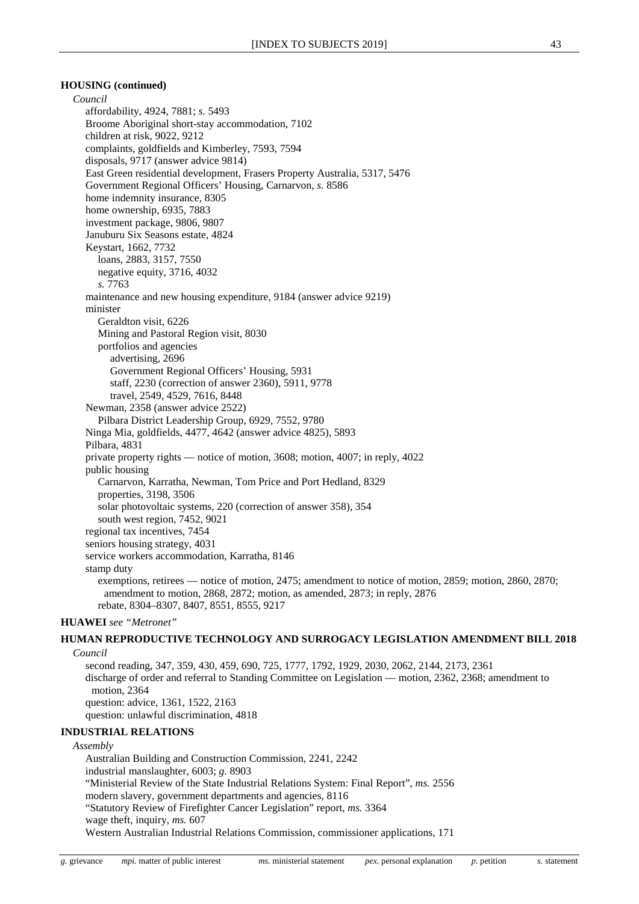**HOUSING (continued)**

*Council*

affordability, 4924, 7881; *s.* 5493
Broome Aboriginal short-stay accommodation, 7102
children at risk, 9022, 9212
complaints, goldfields and Kimberley, 7593, 7594
disposals, 9717 (answer advice 9814)
East Green residential development, Frasers Property Australia, 5317, 5476
Government Regional Officers' Housing, Carnarvon, *s.* 8586
home indemnity insurance, 8305
home ownership, 6935, 7883
investment package, 9806, 9807
Januburu Six Seasons estate, 4824
Keystart, 1662, 7732
  loans, 2883, 3157, 7550
  negative equity, 3716, 4032
  *s.* 7763
maintenance and new housing expenditure, 9184 (answer advice 9219)
minister
  Geraldton visit, 6226
  Mining and Pastoral Region visit, 8030
  portfolios and agencies
    advertising, 2696
    Government Regional Officers' Housing, 5931
    staff, 2230 (correction of answer 2360), 5911, 9778
    travel, 2549, 4529, 7616, 8448
Newman, 2358 (answer advice 2522)
  Pilbara District Leadership Group, 6929, 7552, 9780
Ninga Mia, goldfields, 4477, 4642 (answer advice 4825), 5893
Pilbara, 4831
private property rights — notice of motion, 3608; motion, 4007; in reply, 4022
public housing
  Carnarvon, Karratha, Newman, Tom Price and Port Hedland, 8329
  properties, 3198, 3506
  solar photovoltaic systems, 220 (correction of answer 358), 354
  south west region, 7452, 9021
regional tax incentives, 7454
seniors housing strategy, 4031
service workers accommodation, Karratha, 8146
stamp duty
  exemptions, retirees — notice of motion, 2475; amendment to notice of motion, 2859; motion, 2860, 2870; amendment to motion, 2868, 2872; motion, as amended, 2873; in reply, 2876
  rebate, 8304–8307, 8407, 8551, 8555, 9217

**HUAWEI** *see "Metronet"*

**HUMAN REPRODUCTIVE TECHNOLOGY AND SURROGACY LEGISLATION AMENDMENT BILL 2018**

*Council*

second reading, 347, 359, 430, 459, 690, 725, 1777, 1792, 1929, 2030, 2062, 2144, 2173, 2361
discharge of order and referral to Standing Committee on Legislation — motion, 2362, 2368; amendment to motion, 2364
question: advice, 1361, 1522, 2163
question: unlawful discrimination, 4818

**INDUSTRIAL RELATIONS**

*Assembly*

Australian Building and Construction Commission, 2241, 2242
industrial manslaughter, 6003; *g.* 8903
"Ministerial Review of the State Industrial Relations System: Final Report", *ms.* 2556
modern slavery, government departments and agencies, 8116
"Statutory Review of Firefighter Cancer Legislation" report, *ms.* 3364
wage theft, inquiry, *ms.* 607
Western Australian Industrial Relations Commission, commissioner applications, 171

*g.* grievance *mpi.* matter of public interest *ms.* ministerial statement *pex.* personal explanation *p.* petition *s.* statement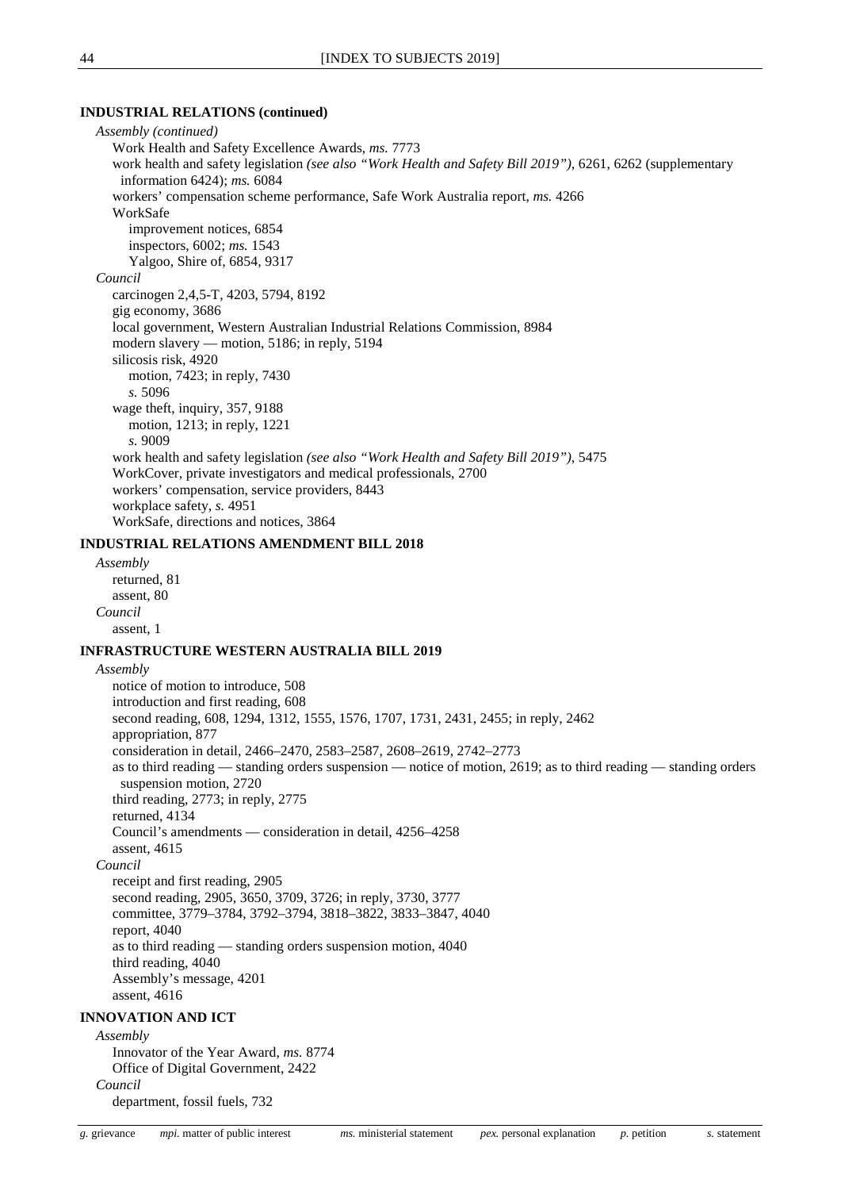**INDUSTRIAL RELATIONS (continued)**

*Assembly (continued)*

Work Health and Safety Excellence Awards, *ms.* 7773
work health and safety legislation *(see also "Work Health and Safety Bill 2019")*, 6261, 6262 (supplementary information 6424); *ms.* 6084
workers' compensation scheme performance, Safe Work Australia report, *ms.* 4266
WorkSafe
improvement notices, 6854
inspectors, 6002; *ms.* 1543
Yalgoo, Shire of, 6854, 9317

*Council*

carcinogen 2,4,5-T, 4203, 5794, 8192
gig economy, 3686
local government, Western Australian Industrial Relations Commission, 8984
modern slavery — motion, 5186; in reply, 5194
silicosis risk, 4920
motion, 7423; in reply, 7430
*s.* 5096
wage theft, inquiry, 357, 9188
motion, 1213; in reply, 1221
*s.* 9009
work health and safety legislation *(see also "Work Health and Safety Bill 2019")*, 5475
WorkCover, private investigators and medical professionals, 2700
workers' compensation, service providers, 8443
workplace safety, *s.* 4951
WorkSafe, directions and notices, 3864

**INDUSTRIAL RELATIONS AMENDMENT BILL 2018**

*Assembly*

returned, 81
assent, 80

*Council*

assent, 1

**INFRASTRUCTURE WESTERN AUSTRALIA BILL 2019**

*Assembly*

notice of motion to introduce, 508
introduction and first reading, 608
second reading, 608, 1294, 1312, 1555, 1576, 1707, 1731, 2431, 2455; in reply, 2462
appropriation, 877
consideration in detail, 2466–2470, 2583–2587, 2608–2619, 2742–2773
as to third reading — standing orders suspension — notice of motion, 2619; as to third reading — standing orders suspension motion, 2720
third reading, 2773; in reply, 2775
returned, 4134
Council's amendments — consideration in detail, 4256–4258
assent, 4615

*Council*

receipt and first reading, 2905
second reading, 2905, 3650, 3709, 3726; in reply, 3730, 3777
committee, 3779–3784, 3792–3794, 3818–3822, 3833–3847, 4040
report, 4040
as to third reading — standing orders suspension motion, 4040
third reading, 4040
Assembly's message, 4201
assent, 4616

**INNOVATION AND ICT**

*Assembly*

Innovator of the Year Award, *ms.* 8774
Office of Digital Government, 2422

*Council*

department, fossil fuels, 732

*g.* grievance *mpi.* matter of public interest *ms.* ministerial statement *pex.* personal explanation *p.* petition *s.* statement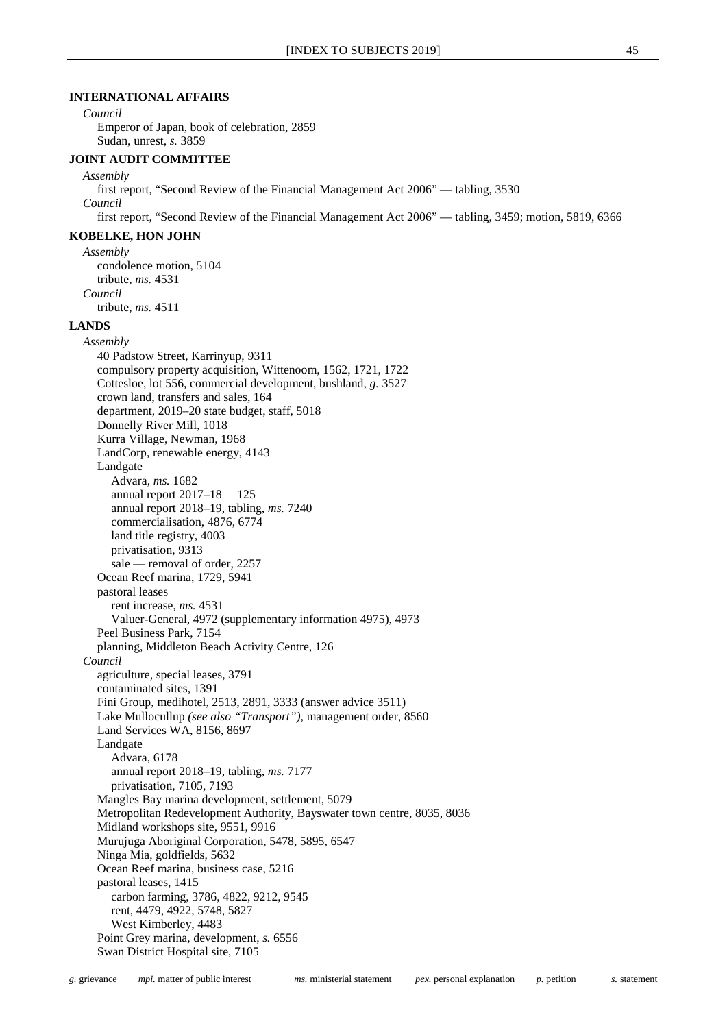**INTERNATIONAL AFFAIRS**

*Council*

Emperor of Japan, book of celebration, 2859
Sudan, unrest, *s.* 3859

**JOINT AUDIT COMMITTEE**

*Assembly*

first report, "Second Review of the Financial Management Act 2006" — tabling, 3530

*Council*

first report, "Second Review of the Financial Management Act 2006" — tabling, 3459; motion, 5819, 6366

**KOBELKE, HON JOHN**

*Assembly*

condolence motion, 5104
tribute, *ms.* 4531

*Council*

tribute, *ms.* 4511

**LANDS**

*Assembly*

40 Padstow Street, Karrinyup, 9311
compulsory property acquisition, Wittenoom, 1562, 1721, 1722
Cottesloe, lot 556, commercial development, bushland, *g.* 3527
crown land, transfers and sales, 164
department, 2019–20 state budget, staff, 5018
Donnelly River Mill, 1018
Kurra Village, Newman, 1968
LandCorp, renewable energy, 4143
Landgate
- Advara, *ms.* 1682
- annual report 2017–18 125
- annual report 2018–19, tabling, *ms.* 7240
- commercialisation, 4876, 6774
- land title registry, 4003
- privatisation, 9313
- sale — removal of order, 2257

Ocean Reef marina, 1729, 5941
pastoral leases
- rent increase, *ms.* 4531
- Valuer-General, 4972 (supplementary information 4975), 4973

Peel Business Park, 7154
planning, Middleton Beach Activity Centre, 126

*Council*

agriculture, special leases, 3791
contaminated sites, 1391
Fini Group, medihotel, 2513, 2891, 3333 (answer advice 3511)
Lake Mullocullup *(see also "Transport")*, management order, 8560
Land Services WA, 8156, 8697
Landgate
- Advara, 6178
- annual report 2018–19, tabling, *ms.* 7177
- privatisation, 7105, 7193

Mangles Bay marina development, settlement, 5079
Metropolitan Redevelopment Authority, Bayswater town centre, 8035, 8036
Midland workshops site, 9551, 9916
Murujuga Aboriginal Corporation, 5478, 5895, 6547
Ninga Mia, goldfields, 5632
Ocean Reef marina, business case, 5216
pastoral leases, 1415
- carbon farming, 3786, 4822, 9212, 9545
- rent, 4479, 4922, 5748, 5827
- West Kimberley, 4483

Point Grey marina, development, *s.* 6556
Swan District Hospital site, 7105

*g.* grievance *mpi.* matter of public interest *ms.* ministerial statement *pex.* personal explanation *p.* petition *s.* statement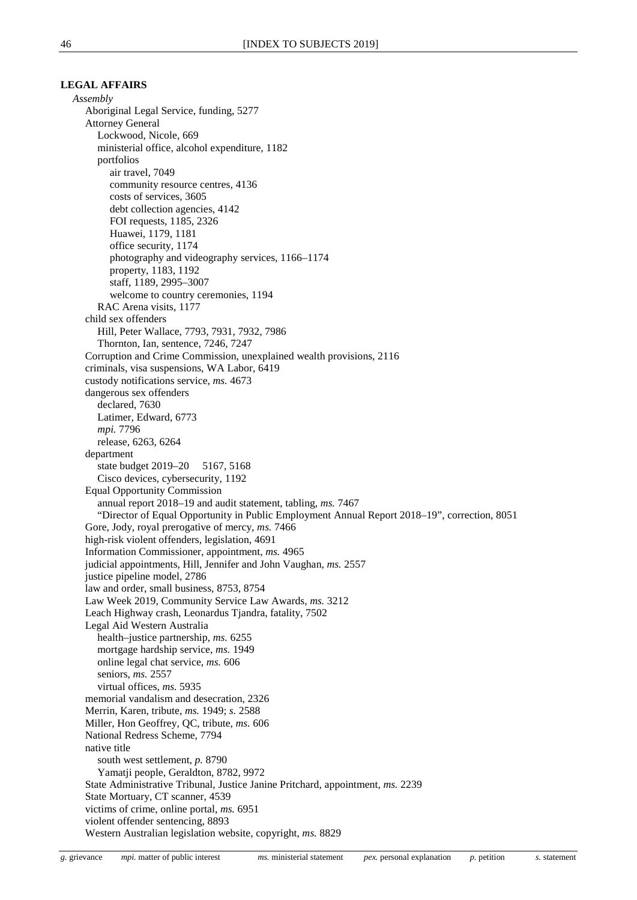**LEGAL AFFAIRS**

*Assembly*

- Aboriginal Legal Service, funding, 5277
- Attorney General
  - Lockwood, Nicole, 669
  - ministerial office, alcohol expenditure, 1182
  - portfolios
    - air travel, 7049
    - community resource centres, 4136
    - costs of services, 3605
    - debt collection agencies, 4142
    - FOI requests, 1185, 2326
    - Huawei, 1179, 1181
    - office security, 1174
    - photography and videography services, 1166–1174
    - property, 1183, 1192
    - staff, 1189, 2995–3007
    - welcome to country ceremonies, 1194
  - RAC Arena visits, 1177
- child sex offenders
  - Hill, Peter Wallace, 7793, 7931, 7932, 7986
  - Thornton, Ian, sentence, 7246, 7247
- Corruption and Crime Commission, unexplained wealth provisions, 2116
- criminals, visa suspensions, WA Labor, 6419
- custody notifications service, *ms.* 4673
- dangerous sex offenders
  - declared, 7630
  - Latimer, Edward, 6773
  - *mpi.* 7796
  - release, 6263, 6264
- department
  - state budget 2019–20 5167, 5168
  - Cisco devices, cybersecurity, 1192
- Equal Opportunity Commission
  - annual report 2018–19 and audit statement, tabling, *ms.* 7467
  - "Director of Equal Opportunity in Public Employment Annual Report 2018–19", correction, 8051
- Gore, Jody, royal prerogative of mercy, *ms.* 7466
- high-risk violent offenders, legislation, 4691
- Information Commissioner, appointment, *ms.* 4965
- judicial appointments, Hill, Jennifer and John Vaughan, *ms.* 2557
- justice pipeline model, 2786
- law and order, small business, 8753, 8754
- Law Week 2019, Community Service Law Awards, *ms.* 3212
- Leach Highway crash, Leonardus Tjandra, fatality, 7502
- Legal Aid Western Australia
  - health–justice partnership, *ms.* 6255
  - mortgage hardship service, *ms.* 1949
  - online legal chat service, *ms.* 606
  - seniors, *ms.* 2557
  - virtual offices, *ms.* 5935
- memorial vandalism and desecration, 2326
- Merrin, Karen, tribute, *ms.* 1949; *s.* 2588
- Miller, Hon Geoffrey, QC, tribute, *ms.* 606
- National Redress Scheme, 7794
- native title
  - south west settlement, *p.* 8790
  - Yamatji people, Geraldton, 8782, 9972
- State Administrative Tribunal, Justice Janine Pritchard, appointment, *ms.* 2239
- State Mortuary, CT scanner, 4539
- victims of crime, online portal, *ms.* 6951
- violent offender sentencing, 8893
- Western Australian legislation website, copyright, *ms.* 8829

*g.* grievance *mpi.* matter of public interest *ms.* ministerial statement *pex.* personal explanation *p.* petition *s.* statement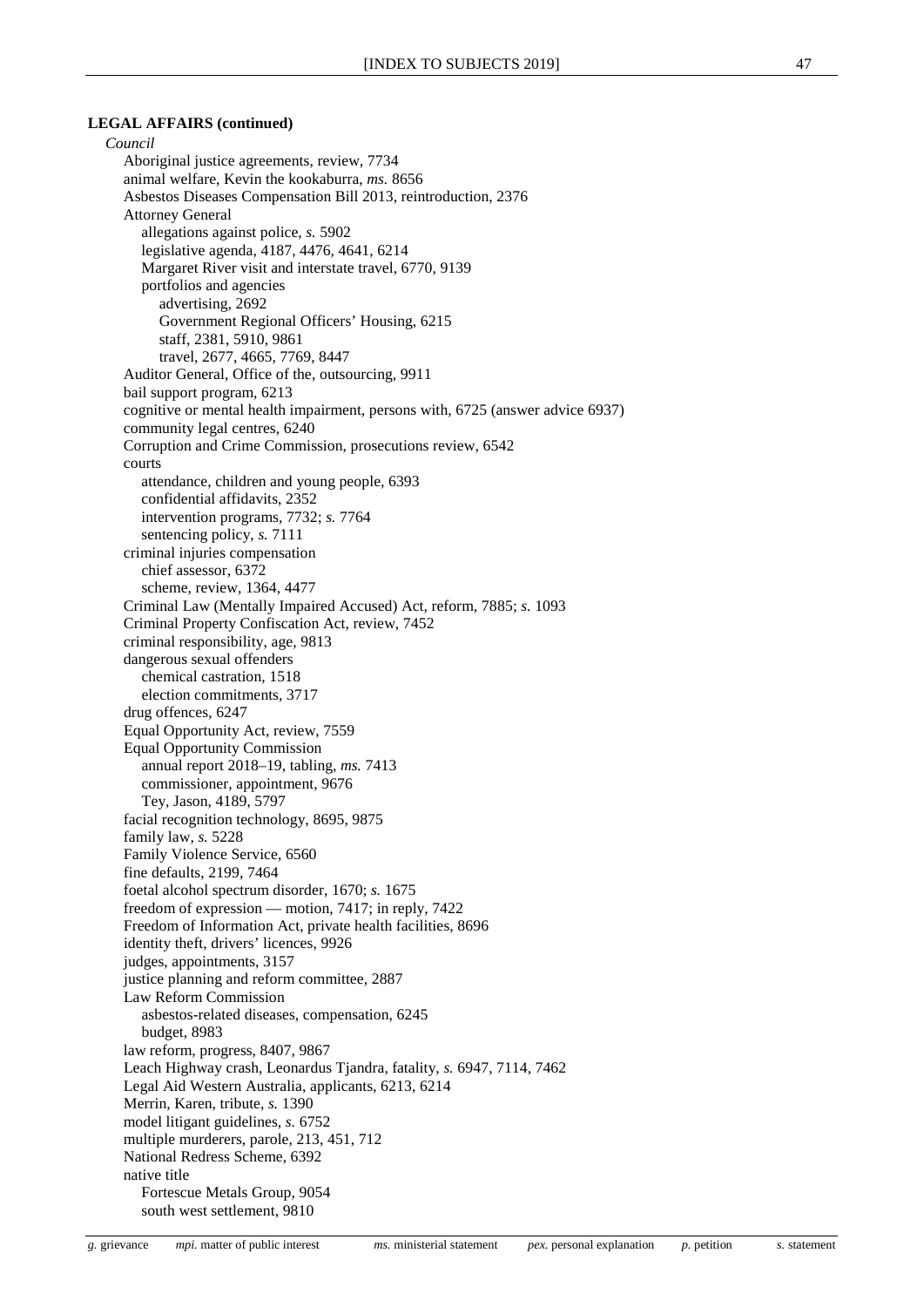**LEGAL AFFAIRS (continued)**

*Council*

- Aboriginal justice agreements, review, 7734
- animal welfare, Kevin the kookaburra, *ms.* 8656
- Asbestos Diseases Compensation Bill 2013, reintroduction, 2376
- Attorney General
  - allegations against police, *s.* 5902
  - legislative agenda, 4187, 4476, 4641, 6214
  - Margaret River visit and interstate travel, 6770, 9139
  - portfolios and agencies
    - advertising, 2692
    - Government Regional Officers' Housing, 6215
    - staff, 2381, 5910, 9861
    - travel, 2677, 4665, 7769, 8447
- Auditor General, Office of the, outsourcing, 9911
- bail support program, 6213
- cognitive or mental health impairment, persons with, 6725 (answer advice 6937)
- community legal centres, 6240
- Corruption and Crime Commission, prosecutions review, 6542
- courts
  - attendance, children and young people, 6393
  - confidential affidavits, 2352
  - intervention programs, 7732; *s.* 7764
  - sentencing policy, *s.* 7111
- criminal injuries compensation
  - chief assessor, 6372
  - scheme, review, 1364, 4477
- Criminal Law (Mentally Impaired Accused) Act, reform, 7885; *s.* 1093
- Criminal Property Confiscation Act, review, 7452
- criminal responsibility, age, 9813
- dangerous sexual offenders
  - chemical castration, 1518
  - election commitments, 3717
- drug offences, 6247
- Equal Opportunity Act, review, 7559
- Equal Opportunity Commission
  - annual report 2018–19, tabling, *ms.* 7413
  - commissioner, appointment, 9676
  - Tey, Jason, 4189, 5797
- facial recognition technology, 8695, 9875
- family law, *s.* 5228
- Family Violence Service, 6560
- fine defaults, 2199, 7464
- foetal alcohol spectrum disorder, 1670; *s.* 1675
- freedom of expression — motion, 7417; in reply, 7422
- Freedom of Information Act, private health facilities, 8696
- identity theft, drivers' licences, 9926
- judges, appointments, 3157
- justice planning and reform committee, 2887
- Law Reform Commission
  - asbestos-related diseases, compensation, 6245
  - budget, 8983
- law reform, progress, 8407, 9867
- Leach Highway crash, Leonardus Tjandra, fatality, *s.* 6947, 7114, 7462
- Legal Aid Western Australia, applicants, 6213, 6214
- Merrin, Karen, tribute, *s.* 1390
- model litigant guidelines, *s.* 6752
- multiple murderers, parole, 213, 451, 712
- National Redress Scheme, 6392
- native title
  - Fortescue Metals Group, 9054
  - south west settlement, 9810

*g.* grievance *mpi.* matter of public interest *ms.* ministerial statement *pex.* personal explanation *p.* petition *s.* statement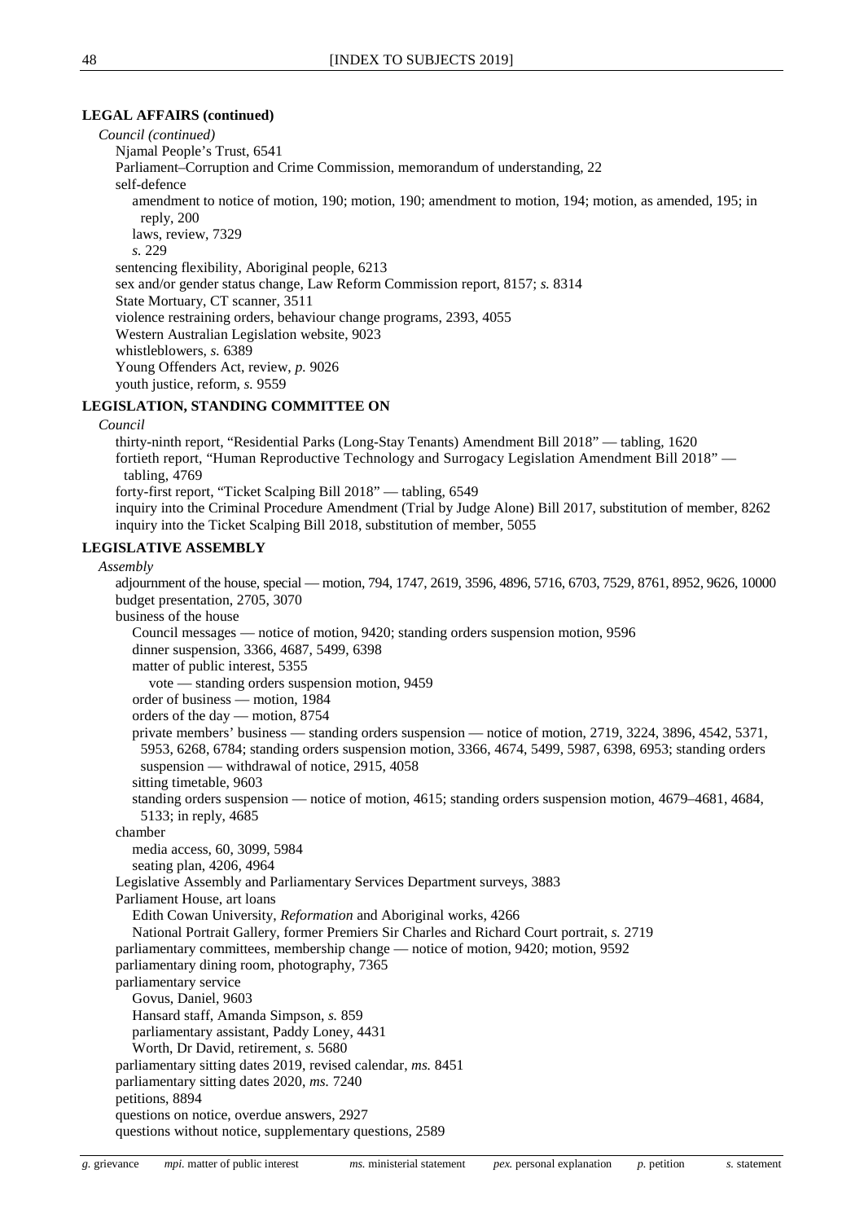**LEGAL AFFAIRS (continued)**

*Council (continued)*

Njamal People's Trust, 6541
Parliament–Corruption and Crime Commission, memorandum of understanding, 22
self-defence
amendment to notice of motion, 190; motion, 190; amendment to motion, 194; motion, as amended, 195; in reply, 200
laws, review, 7329
*s.* 229
sentencing flexibility, Aboriginal people, 6213
sex and/or gender status change, Law Reform Commission report, 8157; *s.* 8314
State Mortuary, CT scanner, 3511
violence restraining orders, behaviour change programs, 2393, 4055
Western Australian Legislation website, 9023
whistleblowers, *s.* 6389
Young Offenders Act, review, *p.* 9026
youth justice, reform, *s.* 9559

**LEGISLATION, STANDING COMMITTEE ON**

*Council*

thirty-ninth report, "Residential Parks (Long-Stay Tenants) Amendment Bill 2018" — tabling, 1620
fortieth report, "Human Reproductive Technology and Surrogacy Legislation Amendment Bill 2018" — tabling, 4769
forty-first report, "Ticket Scalping Bill 2018" — tabling, 6549
inquiry into the Criminal Procedure Amendment (Trial by Judge Alone) Bill 2017, substitution of member, 8262
inquiry into the Ticket Scalping Bill 2018, substitution of member, 5055

**LEGISLATIVE ASSEMBLY**

*Assembly*

adjournment of the house, special — motion, 794, 1747, 2619, 3596, 4896, 5716, 6703, 7529, 8761, 8952, 9626, 10000
budget presentation, 2705, 3070
business of the house
Council messages — notice of motion, 9420; standing orders suspension motion, 9596
dinner suspension, 3366, 4687, 5499, 6398
matter of public interest, 5355
vote — standing orders suspension motion, 9459
order of business — motion, 1984
orders of the day — motion, 8754
private members' business — standing orders suspension — notice of motion, 2719, 3224, 3896, 4542, 5371, 5953, 6268, 6784; standing orders suspension motion, 3366, 4674, 5499, 5987, 6398, 6953; standing orders suspension — withdrawal of notice, 2915, 4058
sitting timetable, 9603
standing orders suspension — notice of motion, 4615; standing orders suspension motion, 4679–4681, 4684, 5133; in reply, 4685
chamber
media access, 60, 3099, 5984
seating plan, 4206, 4964
Legislative Assembly and Parliamentary Services Department surveys, 3883
Parliament House, art loans
Edith Cowan University, *Reformation* and Aboriginal works, 4266
National Portrait Gallery, former Premiers Sir Charles and Richard Court portrait, *s.* 2719
parliamentary committees, membership change — notice of motion, 9420; motion, 9592
parliamentary dining room, photography, 7365
parliamentary service
Govus, Daniel, 9603
Hansard staff, Amanda Simpson, *s.* 859
parliamentary assistant, Paddy Loney, 4431
Worth, Dr David, retirement, *s.* 5680
parliamentary sitting dates 2019, revised calendar, *ms.* 8451
parliamentary sitting dates 2020, *ms.* 7240
petitions, 8894
questions on notice, overdue answers, 2927
questions without notice, supplementary questions, 2589

*g.* grievance *mpi.* matter of public interest *ms.* ministerial statement *pex.* personal explanation *p.* petition *s.* statement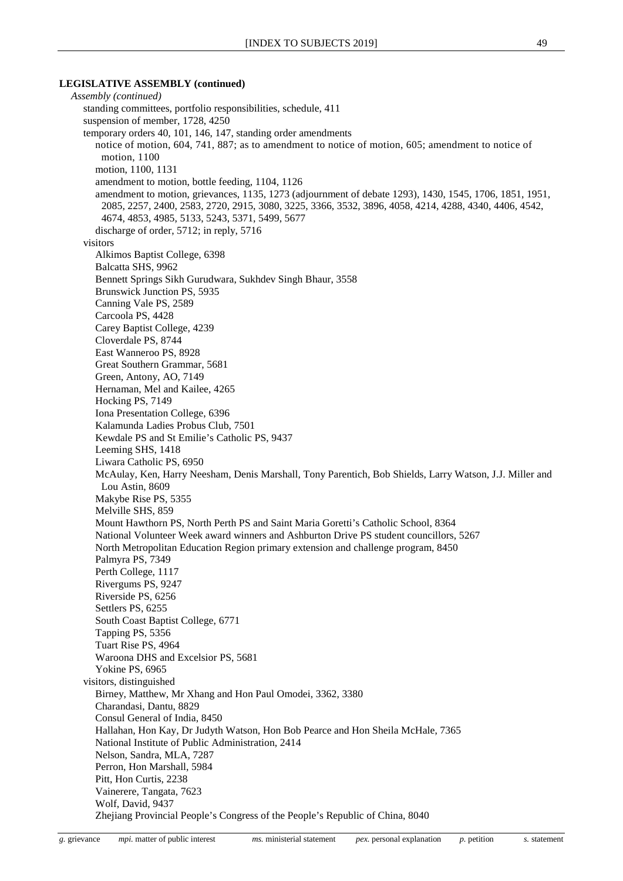**LEGISLATIVE ASSEMBLY (continued)**

*Assembly (continued)*

- standing committees, portfolio responsibilities, schedule, 411
- suspension of member, 1728, 4250
- temporary orders 40, 101, 146, 147, standing order amendments
  - notice of motion, 604, 741, 887; as to amendment to notice of motion, 605; amendment to notice of motion, 1100
  - motion, 1100, 1131
  - amendment to motion, bottle feeding, 1104, 1126
  - amendment to motion, grievances, 1135, 1273 (adjournment of debate 1293), 1430, 1545, 1706, 1851, 1951, 2085, 2257, 2400, 2583, 2720, 2915, 3080, 3225, 3366, 3532, 3896, 4058, 4214, 4288, 4340, 4406, 4542, 4674, 4853, 4985, 5133, 5243, 5371, 5499, 5677
  - discharge of order, 5712; in reply, 5716
- visitors
  - Alkimos Baptist College, 6398
  - Balcatta SHS, 9962
  - Bennett Springs Sikh Gurudwara, Sukhdev Singh Bhaur, 3558
  - Brunswick Junction PS, 5935
  - Canning Vale PS, 2589
  - Carcoola PS, 4428
  - Carey Baptist College, 4239
  - Cloverdale PS, 8744
  - East Wanneroo PS, 8928
  - Great Southern Grammar, 5681
  - Green, Antony, AO, 7149
  - Hernaman, Mel and Kailee, 4265
  - Hocking PS, 7149
  - Iona Presentation College, 6396
  - Kalamunda Ladies Probus Club, 7501
  - Kewdale PS and St Emilie's Catholic PS, 9437
  - Leeming SHS, 1418
  - Liwara Catholic PS, 6950
  - McAulay, Ken, Harry Neesham, Denis Marshall, Tony Parentich, Bob Shields, Larry Watson, J.J. Miller and Lou Astin, 8609
  - Makybe Rise PS, 5355
  - Melville SHS, 859
  - Mount Hawthorn PS, North Perth PS and Saint Maria Goretti's Catholic School, 8364
  - National Volunteer Week award winners and Ashburton Drive PS student councillors, 5267
  - North Metropolitan Education Region primary extension and challenge program, 8450
  - Palmyra PS, 7349
  - Perth College, 1117
  - Rivergums PS, 9247
  - Riverside PS, 6256
  - Settlers PS, 6255
  - South Coast Baptist College, 6771
  - Tapping PS, 5356
  - Tuart Rise PS, 4964
  - Waroona DHS and Excelsior PS, 5681
  - Yokine PS, 6965
- visitors, distinguished
  - Birney, Matthew, Mr Xhang and Hon Paul Omodei, 3362, 3380
  - Charandasi, Dantu, 8829
  - Consul General of India, 8450
  - Hallahan, Hon Kay, Dr Judyth Watson, Hon Bob Pearce and Hon Sheila McHale, 7365
  - National Institute of Public Administration, 2414
  - Nelson, Sandra, MLA, 7287
  - Perron, Hon Marshall, 5984
  - Pitt, Hon Curtis, 2238
  - Vainerere, Tangata, 7623
  - Wolf, David, 9437
  - Zhejiang Provincial People's Congress of the People's Republic of China, 8040

*g.* grievance *mpi.* matter of public interest *ms.* ministerial statement *pex.* personal explanation *p.* petition *s.* statement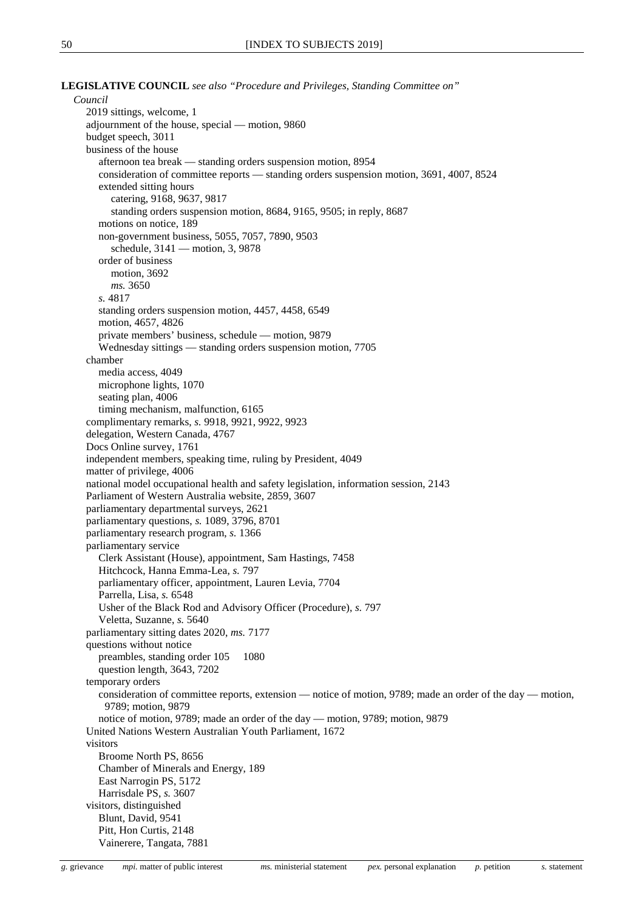**LEGISLATIVE COUNCIL** *see also "Procedure and Privileges, Standing Committee on"*

*Council*

- 2019 sittings, welcome, 1
- adjournment of the house, special — motion, 9860
- budget speech, 3011
- business of the house
  - afternoon tea break — standing orders suspension motion, 8954
  - consideration of committee reports — standing orders suspension motion, 3691, 4007, 8524
  - extended sitting hours
    - catering, 9168, 9637, 9817
    - standing orders suspension motion, 8684, 9165, 9505; in reply, 8687
  - motions on notice, 189
  - non-government business, 5055, 7057, 7890, 9503
    - schedule, 3141 — motion, 3, 9878
  - order of business
    - motion, 3692
    - *ms.* 3650
  - *s.* 4817
  - standing orders suspension motion, 4457, 4458, 6549
  - motion, 4657, 4826
  - private members' business, schedule — motion, 9879
  - Wednesday sittings — standing orders suspension motion, 7705
- chamber
  - media access, 4049
  - microphone lights, 1070
  - seating plan, 4006
  - timing mechanism, malfunction, 6165
- complimentary remarks, *s.* 9918, 9921, 9922, 9923
- delegation, Western Canada, 4767
- Docs Online survey, 1761
- independent members, speaking time, ruling by President, 4049
- matter of privilege, 4006
- national model occupational health and safety legislation, information session, 2143
- Parliament of Western Australia website, 2859, 3607
- parliamentary departmental surveys, 2621
- parliamentary questions, *s.* 1089, 3796, 8701
- parliamentary research program, *s.* 1366
- parliamentary service
  - Clerk Assistant (House), appointment, Sam Hastings, 7458
  - Hitchcock, Hanna Emma-Lea, *s.* 797
  - parliamentary officer, appointment, Lauren Levia, 7704
  - Parrella, Lisa, *s.* 6548
  - Usher of the Black Rod and Advisory Officer (Procedure), *s.* 797
  - Veletta, Suzanne, *s.* 5640
- parliamentary sitting dates 2020, *ms.* 7177
- questions without notice
  - preambles, standing order 105 1080
  - question length, 3643, 7202
- temporary orders
  - consideration of committee reports, extension — notice of motion, 9789; made an order of the day — motion, 9789; motion, 9879
  - notice of motion, 9789; made an order of the day — motion, 9789; motion, 9879
- United Nations Western Australian Youth Parliament, 1672
- visitors
  - Broome North PS, 8656
  - Chamber of Minerals and Energy, 189
  - East Narrogin PS, 5172
  - Harrisdale PS, *s.* 3607
- visitors, distinguished
  - Blunt, David, 9541
  - Pitt, Hon Curtis, 2148
  - Vainerere, Tangata, 7881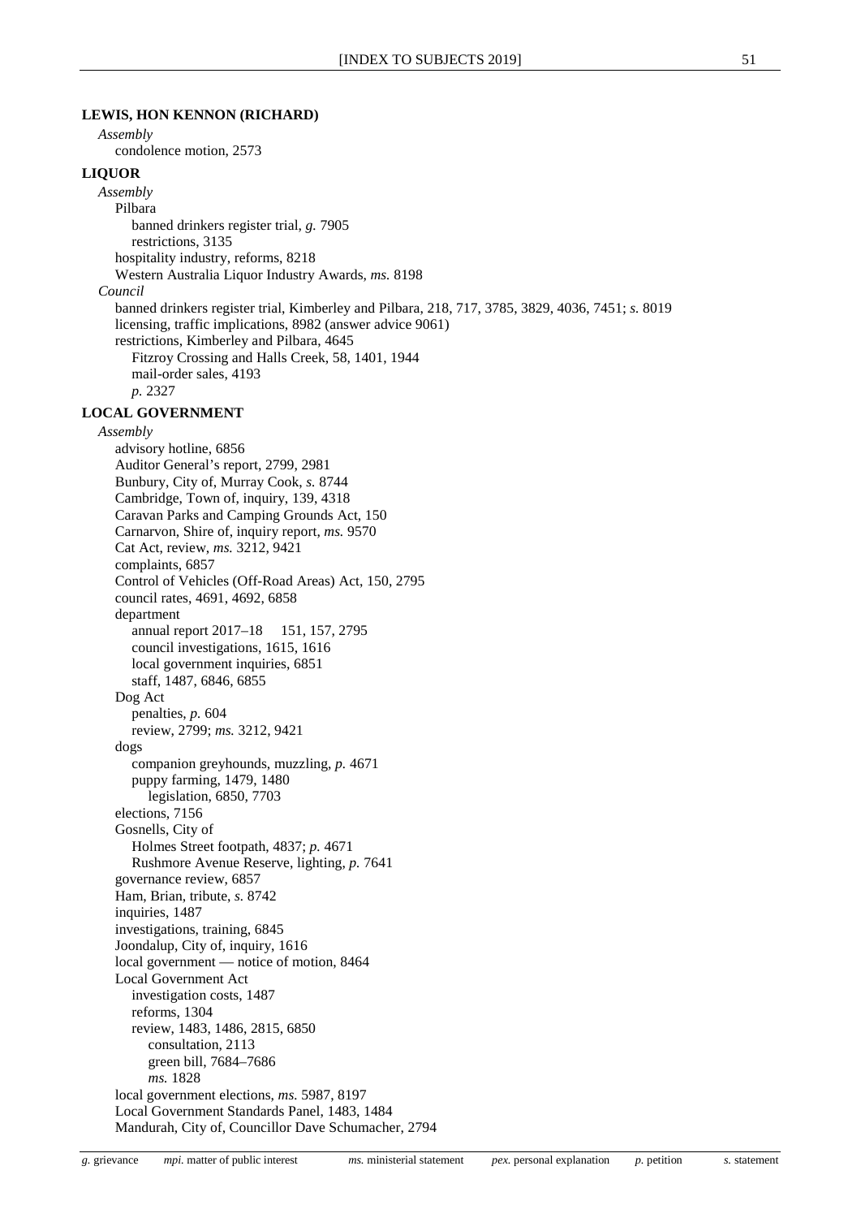**LEWIS, HON KENNON (RICHARD)**

*Assembly*

condolence motion, 2573

**LIQUOR**

*Assembly*

- Pilbara
  - banned drinkers register trial, *g.* 7905
  - restrictions, 3135
- hospitality industry, reforms, 8218
- Western Australia Liquor Industry Awards, *ms.* 8198

*Council*

- banned drinkers register trial, Kimberley and Pilbara, 218, 717, 3785, 3829, 4036, 7451; *s.* 8019
- licensing, traffic implications, 8982 (answer advice 9061)
- restrictions, Kimberley and Pilbara, 4645
  - Fitzroy Crossing and Halls Creek, 58, 1401, 1944
  - mail-order sales, 4193
  - *p.* 2327

**LOCAL GOVERNMENT**

*Assembly*

- advisory hotline, 6856
- Auditor General's report, 2799, 2981
- Bunbury, City of, Murray Cook, *s.* 8744
- Cambridge, Town of, inquiry, 139, 4318
- Caravan Parks and Camping Grounds Act, 150
- Carnarvon, Shire of, inquiry report, *ms.* 9570
- Cat Act, review, *ms.* 3212, 9421
- complaints, 6857
- Control of Vehicles (Off-Road Areas) Act, 150, 2795
- council rates, 4691, 4692, 6858
- department
  - annual report 2017–18 151, 157, 2795
  - council investigations, 1615, 1616
  - local government inquiries, 6851
  - staff, 1487, 6846, 6855
- Dog Act
  - penalties, *p.* 604
  - review, 2799; *ms.* 3212, 9421
- dogs
  - companion greyhounds, muzzling, *p.* 4671
  - puppy farming, 1479, 1480
    - legislation, 6850, 7703
- elections, 7156
- Gosnells, City of
  - Holmes Street footpath, 4837; *p.* 4671
  - Rushmore Avenue Reserve, lighting, *p.* 7641
- governance review, 6857
- Ham, Brian, tribute, *s.* 8742
- inquiries, 1487
- investigations, training, 6845
- Joondalup, City of, inquiry, 1616
- local government — notice of motion, 8464
- Local Government Act
  - investigation costs, 1487
  - reforms, 1304
  - review, 1483, 1486, 2815, 6850
    - consultation, 2113
    - green bill, 7684–7686
    - *ms.* 1828
- local government elections, *ms.* 5987, 8197
- Local Government Standards Panel, 1483, 1484
- Mandurah, City of, Councillor Dave Schumacher, 2794

*g.* grievance *mpi.* matter of public interest *ms.* ministerial statement *pex.* personal explanation *p.* petition *s.* statement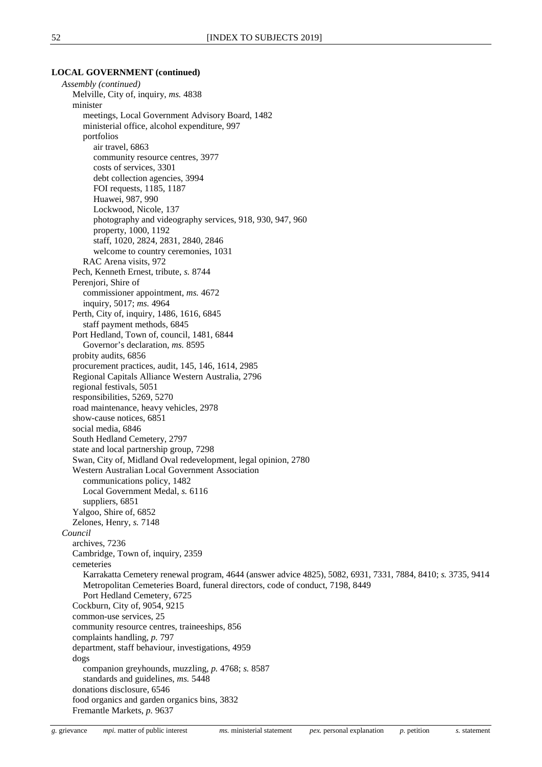**LOCAL GOVERNMENT (continued)**

*Assembly (continued)*

- Melville, City of, inquiry, *ms.* 4838
- minister
  - meetings, Local Government Advisory Board, 1482
  - ministerial office, alcohol expenditure, 997
  - portfolios
    - air travel, 6863
    - community resource centres, 3977
    - costs of services, 3301
    - debt collection agencies, 3994
    - FOI requests, 1185, 1187
    - Huawei, 987, 990
    - Lockwood, Nicole, 137
    - photography and videography services, 918, 930, 947, 960
    - property, 1000, 1192
    - staff, 1020, 2824, 2831, 2840, 2846
    - welcome to country ceremonies, 1031
  - RAC Arena visits, 972
- Pech, Kenneth Ernest, tribute, *s.* 8744
- Perenjori, Shire of
  - commissioner appointment, *ms.* 4672
  - inquiry, 5017; *ms.* 4964
- Perth, City of, inquiry, 1486, 1616, 6845
  - staff payment methods, 6845
- Port Hedland, Town of, council, 1481, 6844
  - Governor's declaration, *ms.* 8595
- probity audits, 6856
- procurement practices, audit, 145, 146, 1614, 2985
- Regional Capitals Alliance Western Australia, 2796
- regional festivals, 5051
- responsibilities, 5269, 5270
- road maintenance, heavy vehicles, 2978
- show-cause notices, 6851
- social media, 6846
- South Hedland Cemetery, 2797
- state and local partnership group, 7298
- Swan, City of, Midland Oval redevelopment, legal opinion, 2780
- Western Australian Local Government Association
  - communications policy, 1482
  - Local Government Medal, *s.* 6116
  - suppliers, 6851
- Yalgoo, Shire of, 6852
- Zelones, Henry, *s.* 7148

*Council*

- archives, 7236
- Cambridge, Town of, inquiry, 2359
- cemeteries
  - Karrakatta Cemetery renewal program, 4644 (answer advice 4825), 5082, 6931, 7331, 7884, 8410; *s.* 3735, 9414
  - Metropolitan Cemeteries Board, funeral directors, code of conduct, 7198, 8449
  - Port Hedland Cemetery, 6725
- Cockburn, City of, 9054, 9215
- common-use services, 25
- community resource centres, traineeships, 856
- complaints handling, *p.* 797
- department, staff behaviour, investigations, 4959
- dogs
  - companion greyhounds, muzzling, *p.* 4768; *s.* 8587
  - standards and guidelines, *ms.* 5448
- donations disclosure, 6546
- food organics and garden organics bins, 3832
- Fremantle Markets, *p.* 9637

*g.* grievance *mpi.* matter of public interest *ms.* ministerial statement *pex.* personal explanation *p.* petition *s.* statement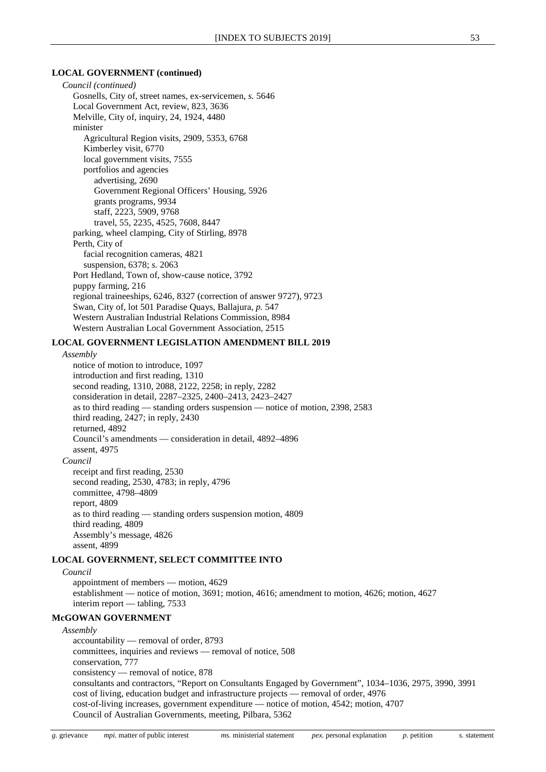**LOCAL GOVERNMENT (continued)**

*Council (continued)*

- Gosnells, City of, street names, ex-servicemen, *s.* 5646
- Local Government Act, review, 823, 3636
- Melville, City of, inquiry, 24, 1924, 4480
- minister
  - Agricultural Region visits, 2909, 5353, 6768
  - Kimberley visit, 6770
  - local government visits, 7555
  - portfolios and agencies
    - advertising, 2690
    - Government Regional Officers' Housing, 5926
    - grants programs, 9934
    - staff, 2223, 5909, 9768
    - travel, 55, 2235, 4525, 7608, 8447
- parking, wheel clamping, City of Stirling, 8978
- Perth, City of
  - facial recognition cameras, 4821
  - suspension, 6378; *s.* 2063
- Port Hedland, Town of, show-cause notice, 3792
- puppy farming, 216
- regional traineeships, 6246, 8327 (correction of answer 9727), 9723
- Swan, City of, lot 501 Paradise Quays, Ballajura, *p.* 547
- Western Australian Industrial Relations Commission, 8984
- Western Australian Local Government Association, 2515

**LOCAL GOVERNMENT LEGISLATION AMENDMENT BILL 2019**

*Assembly*

- notice of motion to introduce, 1097
- introduction and first reading, 1310
- second reading, 1310, 2088, 2122, 2258; in reply, 2282
- consideration in detail, 2287–2325, 2400–2413, 2423–2427
- as to third reading — standing orders suspension — notice of motion, 2398, 2583
- third reading, 2427; in reply, 2430
- returned, 4892
- Council's amendments — consideration in detail, 4892–4896
- assent, 4975

*Council*

- receipt and first reading, 2530
- second reading, 2530, 4783; in reply, 4796
- committee, 4798–4809
- report, 4809
- as to third reading — standing orders suspension motion, 4809
- third reading, 4809
- Assembly's message, 4826
- assent, 4899

**LOCAL GOVERNMENT, SELECT COMMITTEE INTO**

*Council*

- appointment of members — motion, 4629
- establishment — notice of motion, 3691; motion, 4616; amendment to motion, 4626; motion, 4627
- interim report — tabling, 7533

**McGOWAN GOVERNMENT**

*Assembly*

- accountability — removal of order, 8793
- committees, inquiries and reviews — removal of notice, 508
- conservation, 777
- consistency — removal of notice, 878
- consultants and contractors, "Report on Consultants Engaged by Government", 1034–1036, 2975, 3990, 3991
- cost of living, education budget and infrastructure projects — removal of order, 4976
- cost-of-living increases, government expenditure — notice of motion, 4542; motion, 4707
- Council of Australian Governments, meeting, Pilbara, 5362

*g.* grievance *mpi.* matter of public interest *ms.* ministerial statement *pex.* personal explanation *p.* petition *s.* statement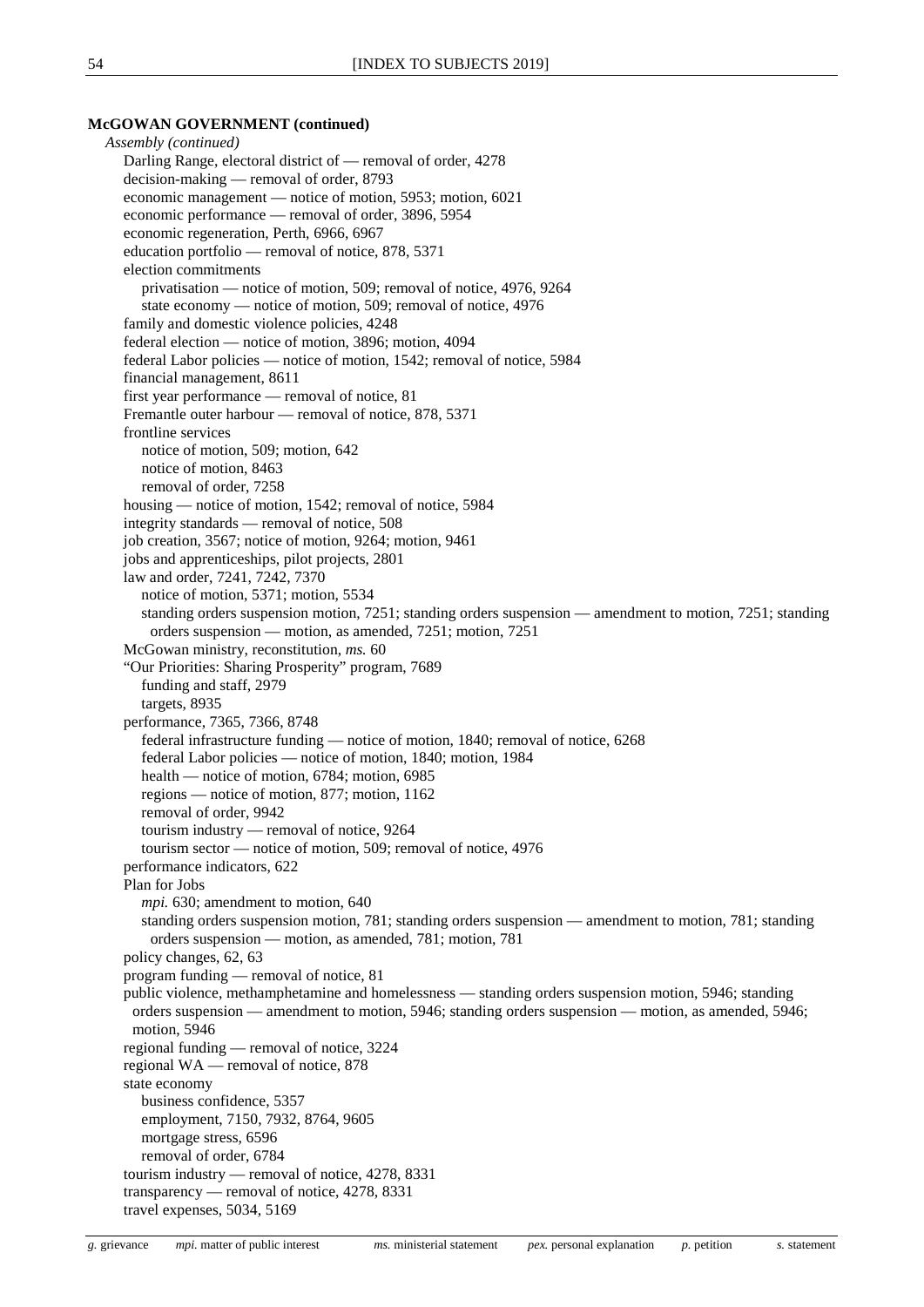**McGOWAN GOVERNMENT (continued)**

*Assembly (continued)*

- Darling Range, electoral district of — removal of order, 4278
- decision-making — removal of order, 8793
- economic management — notice of motion, 5953; motion, 6021
- economic performance — removal of order, 3896, 5954
- economic regeneration, Perth, 6966, 6967
- education portfolio — removal of notice, 878, 5371
- election commitments
  - privatisation — notice of motion, 509; removal of notice, 4976, 9264
  - state economy — notice of motion, 509; removal of notice, 4976
- family and domestic violence policies, 4248
- federal election — notice of motion, 3896; motion, 4094
- federal Labor policies — notice of motion, 1542; removal of notice, 5984
- financial management, 8611
- first year performance — removal of notice, 81
- Fremantle outer harbour — removal of notice, 878, 5371
- frontline services
  - notice of motion, 509; motion, 642
  - notice of motion, 8463
  - removal of order, 7258
- housing — notice of motion, 1542; removal of notice, 5984
- integrity standards — removal of notice, 508
- job creation, 3567; notice of motion, 9264; motion, 9461
- jobs and apprenticeships, pilot projects, 2801
- law and order, 7241, 7242, 7370
  - notice of motion, 5371; motion, 5534
  - standing orders suspension motion, 7251; standing orders suspension — amendment to motion, 7251; standing orders suspension — motion, as amended, 7251; motion, 7251
- McGowan ministry, reconstitution, *ms.* 60
- "Our Priorities: Sharing Prosperity" program, 7689
  - funding and staff, 2979
  - targets, 8935
- performance, 7365, 7366, 8748
  - federal infrastructure funding — notice of motion, 1840; removal of notice, 6268
  - federal Labor policies — notice of motion, 1840; motion, 1984
  - health — notice of motion, 6784; motion, 6985
  - regions — notice of motion, 877; motion, 1162
  - removal of order, 9942
  - tourism industry — removal of notice, 9264
  - tourism sector — notice of motion, 509; removal of notice, 4976
- performance indicators, 622
- Plan for Jobs
  - *mpi.* 630; amendment to motion, 640
  - standing orders suspension motion, 781; standing orders suspension — amendment to motion, 781; standing orders suspension — motion, as amended, 781; motion, 781
- policy changes, 62, 63
- program funding — removal of notice, 81
- public violence, methamphetamine and homelessness — standing orders suspension motion, 5946; standing orders suspension — amendment to motion, 5946; standing orders suspension — motion, as amended, 5946; motion, 5946
- regional funding — removal of notice, 3224
- regional WA — removal of notice, 878
- state economy
  - business confidence, 5357
  - employment, 7150, 7932, 8764, 9605
  - mortgage stress, 6596
  - removal of order, 6784
- tourism industry — removal of notice, 4278, 8331
- transparency — removal of notice, 4278, 8331
- travel expenses, 5034, 5169

*g.* grievance *mpi.* matter of public interest *ms.* ministerial statement *pex.* personal explanation *p.* petition *s.* statement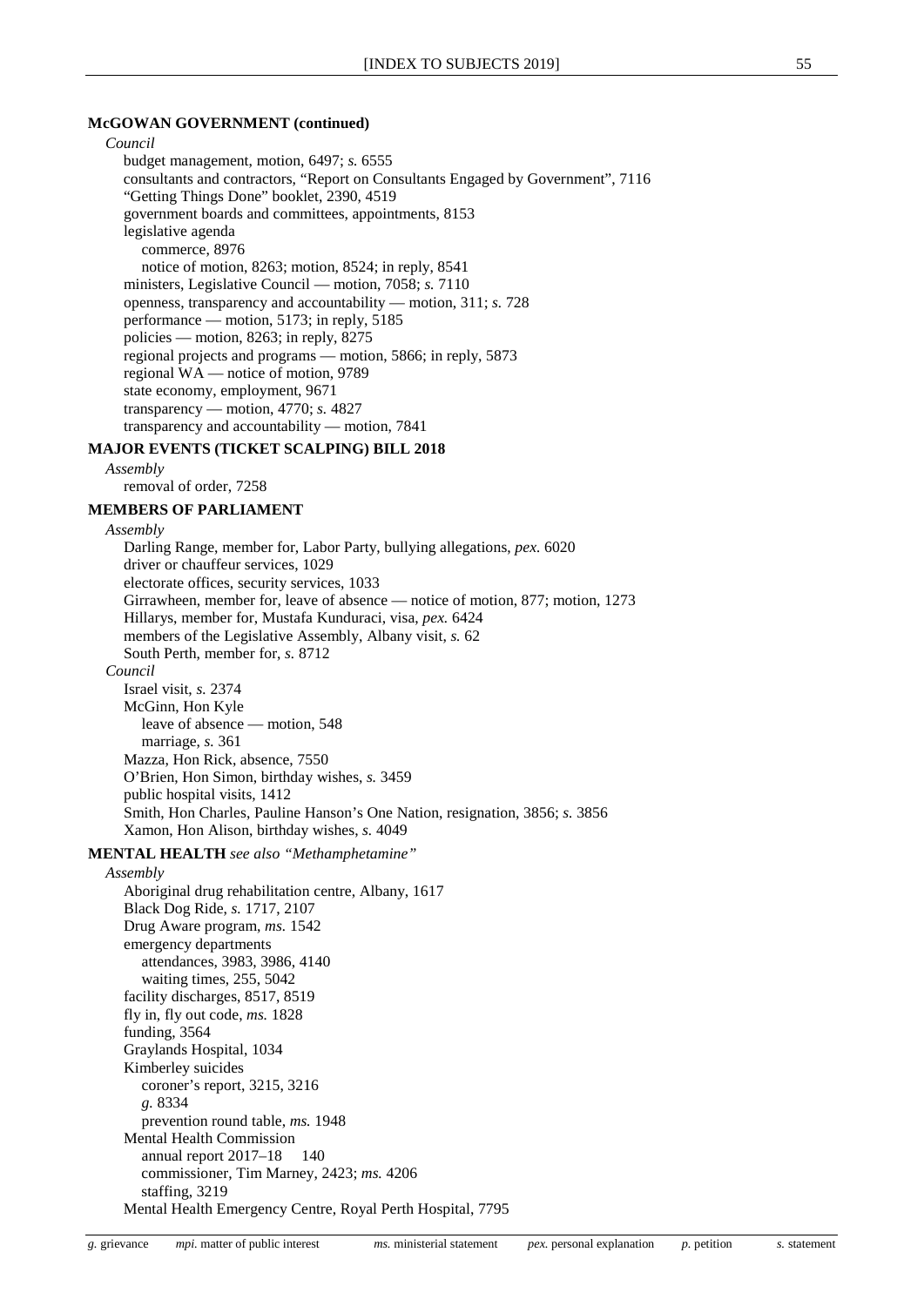**McGOWAN GOVERNMENT (continued)**

*Council*

budget management, motion, 6497; *s.* 6555
consultants and contractors, "Report on Consultants Engaged by Government", 7116
"Getting Things Done" booklet, 2390, 4519
government boards and committees, appointments, 8153
legislative agenda
  commerce, 8976
  notice of motion, 8263; motion, 8524; in reply, 8541
ministers, Legislative Council — motion, 7058; *s.* 7110
openness, transparency and accountability — motion, 311; *s.* 728
performance — motion, 5173; in reply, 5185
policies — motion, 8263; in reply, 8275
regional projects and programs — motion, 5866; in reply, 5873
regional WA — notice of motion, 9789
state economy, employment, 9671
transparency — motion, 4770; *s.* 4827
transparency and accountability — motion, 7841

**MAJOR EVENTS (TICKET SCALPING) BILL 2018**

*Assembly*

removal of order, 7258

**MEMBERS OF PARLIAMENT**

*Assembly*

Darling Range, member for, Labor Party, bullying allegations, *pex.* 6020
driver or chauffeur services, 1029
electorate offices, security services, 1033
Girrawheen, member for, leave of absence — notice of motion, 877; motion, 1273
Hillarys, member for, Mustafa Kunduraci, visa, *pex.* 6424
members of the Legislative Assembly, Albany visit, *s.* 62
South Perth, member for, *s.* 8712

*Council*

Israel visit, *s.* 2374
McGinn, Hon Kyle
  leave of absence — motion, 548
  marriage, *s.* 361
Mazza, Hon Rick, absence, 7550
O'Brien, Hon Simon, birthday wishes, *s.* 3459
public hospital visits, 1412
Smith, Hon Charles, Pauline Hanson's One Nation, resignation, 3856; *s.* 3856
Xamon, Hon Alison, birthday wishes, *s.* 4049

**MENTAL HEALTH** *see also "Methamphetamine"*

*Assembly*

Aboriginal drug rehabilitation centre, Albany, 1617
Black Dog Ride, *s.* 1717, 2107
Drug Aware program, *ms.* 1542
emergency departments
  attendances, 3983, 3986, 4140
  waiting times, 255, 5042
facility discharges, 8517, 8519
fly in, fly out code, *ms.* 1828
funding, 3564
Graylands Hospital, 1034
Kimberley suicides
  coroner's report, 3215, 3216
  *g.* 8334
  prevention round table, *ms.* 1948
Mental Health Commission
  annual report 2017–18 140
  commissioner, Tim Marney, 2423; *ms.* 4206
  staffing, 3219
Mental Health Emergency Centre, Royal Perth Hospital, 7795

*g.* grievance *mpi.* matter of public interest *ms.* ministerial statement *pex.* personal explanation *p.* petition *s.* statement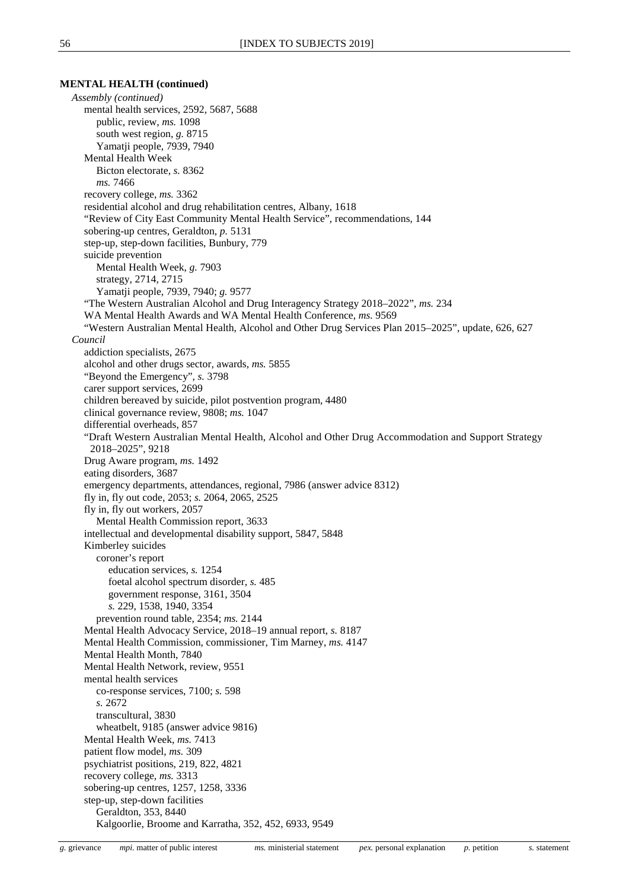**MENTAL HEALTH (continued)**

*Assembly (continued)*

- mental health services, 2592, 5687, 5688
  - public, review, *ms.* 1098
  - south west region, *g.* 8715
  - Yamatji people, 7939, 7940
- Mental Health Week
  - Bicton electorate, *s.* 8362
  - *ms.* 7466
- recovery college, *ms.* 3362
- residential alcohol and drug rehabilitation centres, Albany, 1618
- "Review of City East Community Mental Health Service", recommendations, 144
- sobering-up centres, Geraldton, *p.* 5131
- step-up, step-down facilities, Bunbury, 779
- suicide prevention
  - Mental Health Week, *g.* 7903
  - strategy, 2714, 2715
  - Yamatji people, 7939, 7940; *g.* 9577
- "The Western Australian Alcohol and Drug Interagency Strategy 2018–2022", *ms.* 234
- WA Mental Health Awards and WA Mental Health Conference, *ms.* 9569
- "Western Australian Mental Health, Alcohol and Other Drug Services Plan 2015–2025", update, 626, 627

*Council*

- addiction specialists, 2675
- alcohol and other drugs sector, awards, *ms.* 5855
- "Beyond the Emergency", *s.* 3798
- carer support services, 2699
- children bereaved by suicide, pilot postvention program, 4480
- clinical governance review, 9808; *ms.* 1047
- differential overheads, 857
- "Draft Western Australian Mental Health, Alcohol and Other Drug Accommodation and Support Strategy 2018–2025", 9218
- Drug Aware program, *ms.* 1492
- eating disorders, 3687
- emergency departments, attendances, regional, 7986 (answer advice 8312)
- fly in, fly out code, 2053; *s.* 2064, 2065, 2525
- fly in, fly out workers, 2057
  - Mental Health Commission report, 3633
- intellectual and developmental disability support, 5847, 5848
- Kimberley suicides
  - coroner's report
    - education services, *s.* 1254
    - foetal alcohol spectrum disorder, *s.* 485
    - government response, 3161, 3504
    - *s.* 229, 1538, 1940, 3354
  - prevention round table, 2354; *ms.* 2144
- Mental Health Advocacy Service, 2018–19 annual report, *s.* 8187
- Mental Health Commission, commissioner, Tim Marney, *ms.* 4147
- Mental Health Month, 7840
- Mental Health Network, review, 9551
- mental health services
  - co-response services, 7100; *s.* 598
  - *s.* 2672
  - transcultural, 3830
  - wheatbelt, 9185 (answer advice 9816)
- Mental Health Week, *ms.* 7413
- patient flow model, *ms.* 309
- psychiatrist positions, 219, 822, 4821
- recovery college, *ms.* 3313
- sobering-up centres, 1257, 1258, 3336
- step-up, step-down facilities
  - Geraldton, 353, 8440
  - Kalgoorlie, Broome and Karratha, 352, 452, 6933, 9549

*g.* grievance *mpi.* matter of public interest *ms.* ministerial statement *pex.* personal explanation *p.* petition *s.* statement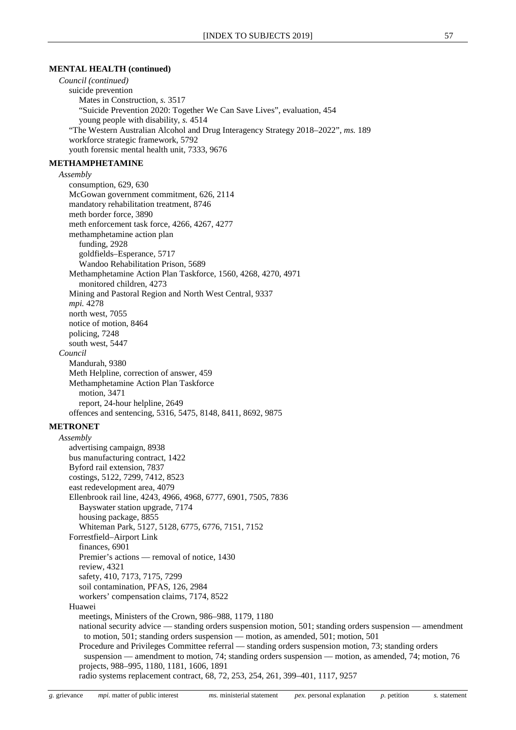**MENTAL HEALTH (continued)**

*Council (continued)*

- suicide prevention
  - Mates in Construction, *s.* 3517
  - "Suicide Prevention 2020: Together We Can Save Lives", evaluation, 454
  - young people with disability, *s.* 4514
- "The Western Australian Alcohol and Drug Interagency Strategy 2018–2022", *ms.* 189
- workforce strategic framework, 5792
- youth forensic mental health unit, 7333, 9676

**METHAMPHETAMINE**

*Assembly*

- consumption, 629, 630
- McGowan government commitment, 626, 2114
- mandatory rehabilitation treatment, 8746
- meth border force, 3890
- meth enforcement task force, 4266, 4267, 4277
- methamphetamine action plan
  - funding, 2928
  - goldfields–Esperance, 5717
  - Wandoo Rehabilitation Prison, 5689
- Methamphetamine Action Plan Taskforce, 1560, 4268, 4270, 4971
  - monitored children, 4273
- Mining and Pastoral Region and North West Central, 9337
- *mpi.* 4278
- north west, 7055
- notice of motion, 8464
- policing, 7248
- south west, 5447

*Council*

- Mandurah, 9380
- Meth Helpline, correction of answer, 459
- Methamphetamine Action Plan Taskforce
  - motion, 3471
  - report, 24-hour helpline, 2649
- offences and sentencing, 5316, 5475, 8148, 8411, 8692, 9875

**METRONET**

*Assembly*

- advertising campaign, 8938
- bus manufacturing contract, 1422
- Byford rail extension, 7837
- costings, 5122, 7299, 7412, 8523
- east redevelopment area, 4079
- Ellenbrook rail line, 4243, 4966, 4968, 6777, 6901, 7505, 7836
  - Bayswater station upgrade, 7174
  - housing package, 8855
  - Whiteman Park, 5127, 5128, 6775, 6776, 7151, 7152
- Forrestfield–Airport Link
  - finances, 6901
  - Premier's actions — removal of notice, 1430
  - review, 4321
  - safety, 410, 7173, 7175, 7299
  - soil contamination, PFAS, 126, 2984
  - workers' compensation claims, 7174, 8522
- Huawei
  - meetings, Ministers of the Crown, 986–988, 1179, 1180
  - national security advice — standing orders suspension motion, 501; standing orders suspension — amendment to motion, 501; standing orders suspension — motion, as amended, 501; motion, 501
  - Procedure and Privileges Committee referral — standing orders suspension motion, 73; standing orders suspension — amendment to motion, 74; standing orders suspension — motion, as amended, 74; motion, 76
  - projects, 988–995, 1180, 1181, 1606, 1891
  - radio systems replacement contract, 68, 72, 253, 254, 261, 399–401, 1117, 9257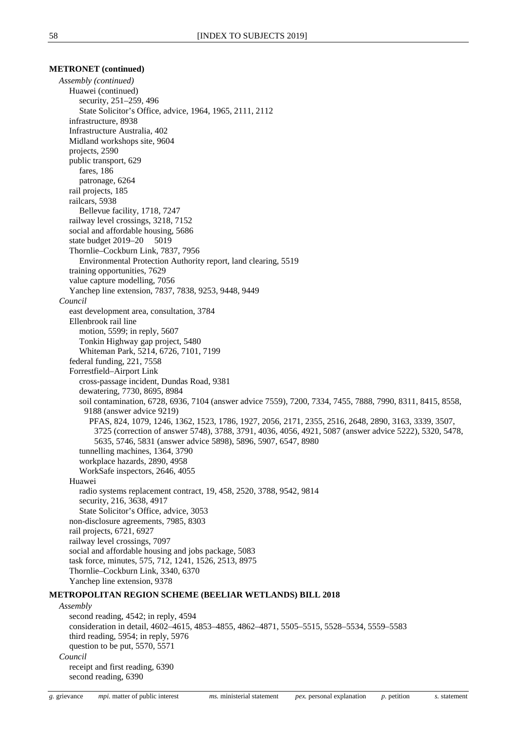**METRONET (continued)**

*Assembly (continued)*

- Huawei (continued)
  - security, 251–259, 496
  - State Solicitor's Office, advice, 1964, 1965, 2111, 2112
- infrastructure, 8938
- Infrastructure Australia, 402
- Midland workshops site, 9604
- projects, 2590
- public transport, 629
  - fares, 186
  - patronage, 6264
- rail projects, 185
- railcars, 5938
  - Bellevue facility, 1718, 7247
- railway level crossings, 3218, 7152
- social and affordable housing, 5686
- state budget 2019–20 5019
- Thornlie–Cockburn Link, 7837, 7956
  - Environmental Protection Authority report, land clearing, 5519
- training opportunities, 7629
- value capture modelling, 7056
- Yanchep line extension, 7837, 7838, 9253, 9448, 9449

*Council*

- east development area, consultation, 3784
- Ellenbrook rail line
  - motion, 5599; in reply, 5607
  - Tonkin Highway gap project, 5480
  - Whiteman Park, 5214, 6726, 7101, 7199
- federal funding, 221, 7558
- Forrestfield–Airport Link
  - cross-passage incident, Dundas Road, 9381
  - dewatering, 7730, 8695, 8984
  - soil contamination, 6728, 6936, 7104 (answer advice 7559), 7200, 7334, 7455, 7888, 7990, 8311, 8415, 8558, 9188 (answer advice 9219)
    - PFAS, 824, 1079, 1246, 1362, 1523, 1786, 1927, 2056, 2171, 2355, 2516, 2648, 2890, 3163, 3339, 3507, 3725 (correction of answer 5748), 3788, 3791, 4036, 4056, 4921, 5087 (answer advice 5222), 5320, 5478, 5635, 5746, 5831 (answer advice 5898), 5896, 5907, 6547, 8980
  - tunnelling machines, 1364, 3790
  - workplace hazards, 2890, 4958
  - WorkSafe inspectors, 2646, 4055
- Huawei
  - radio systems replacement contract, 19, 458, 2520, 3788, 9542, 9814
  - security, 216, 3638, 4917
  - State Solicitor's Office, advice, 3053
- non-disclosure agreements, 7985, 8303
- rail projects, 6721, 6927
- railway level crossings, 7097
- social and affordable housing and jobs package, 5083
- task force, minutes, 575, 712, 1241, 1526, 2513, 8975
- Thornlie–Cockburn Link, 3340, 6370
- Yanchep line extension, 9378

**METROPOLITAN REGION SCHEME (BEELIAR WETLANDS) BILL 2018**

*Assembly*

- second reading, 4542; in reply, 4594
- consideration in detail, 4602–4615, 4853–4855, 4862–4871, 5505–5515, 5528–5534, 5559–5583
- third reading, 5954; in reply, 5976
- question to be put, 5570, 5571

*Council*

- receipt and first reading, 6390
- second reading, 6390

*g.* grievance *mpi.* matter of public interest *ms.* ministerial statement *pex.* personal explanation *p.* petition *s.* statement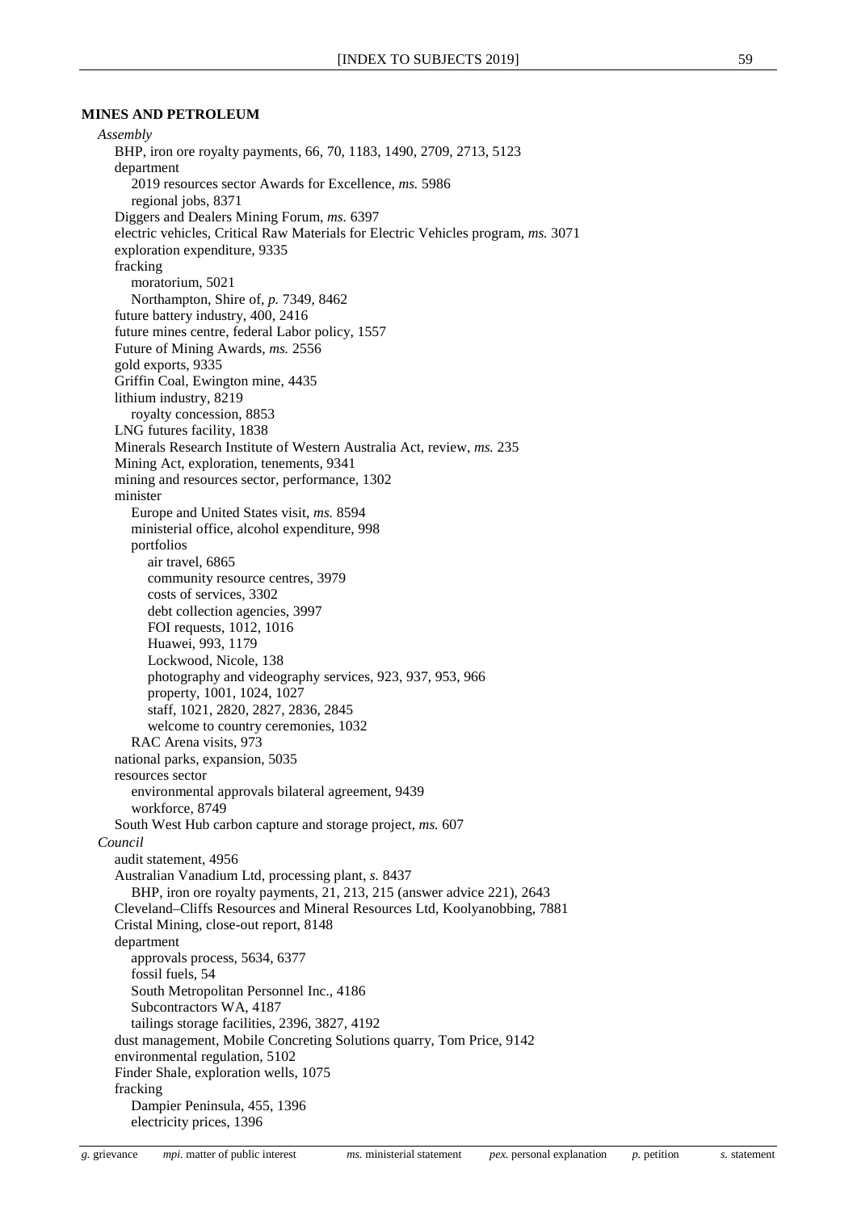**MINES AND PETROLEUM**

*Assembly*

- BHP, iron ore royalty payments, 66, 70, 1183, 1490, 2709, 2713, 5123
- department
  - 2019 resources sector Awards for Excellence, *ms.* 5986
  - regional jobs, 8371
- Diggers and Dealers Mining Forum, *ms.* 6397
- electric vehicles, Critical Raw Materials for Electric Vehicles program, *ms.* 3071
- exploration expenditure, 9335
- fracking
  - moratorium, 5021
  - Northampton, Shire of, *p.* 7349, 8462
- future battery industry, 400, 2416
- future mines centre, federal Labor policy, 1557
- Future of Mining Awards, *ms.* 2556
- gold exports, 9335
- Griffin Coal, Ewington mine, 4435
- lithium industry, 8219
  - royalty concession, 8853
- LNG futures facility, 1838
- Minerals Research Institute of Western Australia Act, review, *ms.* 235
- Mining Act, exploration, tenements, 9341
- mining and resources sector, performance, 1302
- minister
  - Europe and United States visit, *ms.* 8594
  - ministerial office, alcohol expenditure, 998
  - portfolios
    - air travel, 6865
    - community resource centres, 3979
    - costs of services, 3302
    - debt collection agencies, 3997
    - FOI requests, 1012, 1016
    - Huawei, 993, 1179
    - Lockwood, Nicole, 138
    - photography and videography services, 923, 937, 953, 966
    - property, 1001, 1024, 1027
    - staff, 1021, 2820, 2827, 2836, 2845
    - welcome to country ceremonies, 1032
  - RAC Arena visits, 973
- national parks, expansion, 5035
- resources sector
  - environmental approvals bilateral agreement, 9439
  - workforce, 8749
- South West Hub carbon capture and storage project, *ms.* 607

*Council*

- audit statement, 4956
- Australian Vanadium Ltd, processing plant, *s.* 8437
  - BHP, iron ore royalty payments, 21, 213, 215 (answer advice 221), 2643
- Cleveland–Cliffs Resources and Mineral Resources Ltd, Koolyanobbing, 7881
- Cristal Mining, close-out report, 8148
- department
  - approvals process, 5634, 6377
  - fossil fuels, 54
  - South Metropolitan Personnel Inc., 4186
  - Subcontractors WA, 4187
  - tailings storage facilities, 2396, 3827, 4192
- dust management, Mobile Concreting Solutions quarry, Tom Price, 9142
- environmental regulation, 5102
- Finder Shale, exploration wells, 1075
- fracking
  - Dampier Peninsula, 455, 1396
  - electricity prices, 1396

*g.* grievance *mpi.* matter of public interest *ms.* ministerial statement *pex.* personal explanation *p.* petition *s.* statement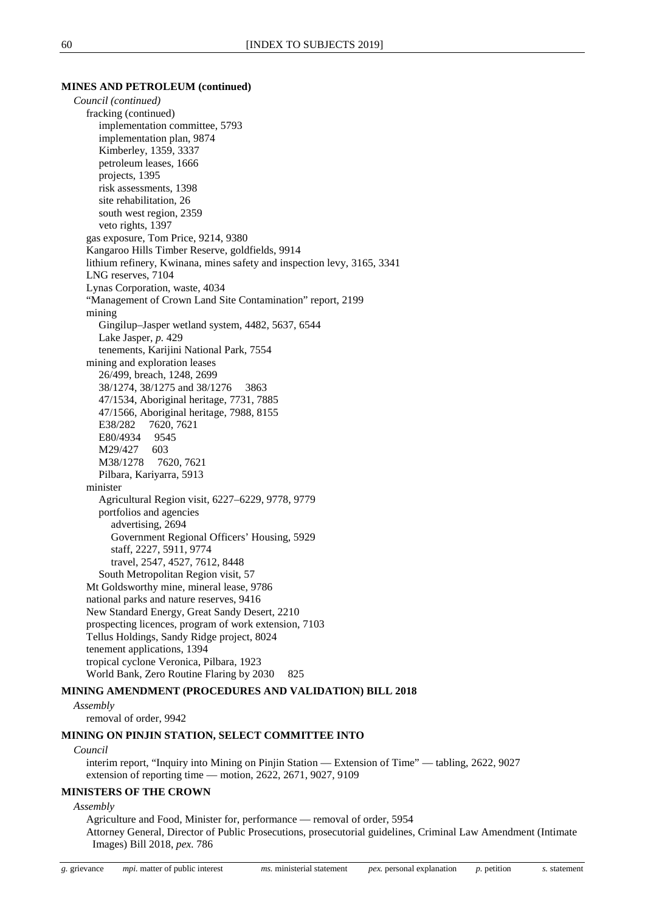**MINES AND PETROLEUM (continued)**

*Council (continued)*

- fracking (continued)
  - implementation committee, 5793
  - implementation plan, 9874
  - Kimberley, 1359, 3337
  - petroleum leases, 1666
  - projects, 1395
  - risk assessments, 1398
  - site rehabilitation, 26
  - south west region, 2359
  - veto rights, 1397
- gas exposure, Tom Price, 9214, 9380
- Kangaroo Hills Timber Reserve, goldfields, 9914
- lithium refinery, Kwinana, mines safety and inspection levy, 3165, 3341
- LNG reserves, 7104
- Lynas Corporation, waste, 4034
- "Management of Crown Land Site Contamination" report, 2199
- mining
  - Gingilup–Jasper wetland system, 4482, 5637, 6544
  - Lake Jasper, *p.* 429
  - tenements, Karijini National Park, 7554
- mining and exploration leases
  - 26/499, breach, 1248, 2699
  - 38/1274, 38/1275 and 38/1276  3863
  - 47/1534, Aboriginal heritage, 7731, 7885
  - 47/1566, Aboriginal heritage, 7988, 8155
  - E38/282  7620, 7621
  - E80/4934  9545
  - M29/427  603
  - M38/1278  7620, 7621
  - Pilbara, Kariyarra, 5913
- minister
  - Agricultural Region visit, 6227–6229, 9778, 9779
  - portfolios and agencies
    - advertising, 2694
    - Government Regional Officers' Housing, 5929
    - staff, 2227, 5911, 9774
    - travel, 2547, 4527, 7612, 8448
  - South Metropolitan Region visit, 57
- Mt Goldsworthy mine, mineral lease, 9786
- national parks and nature reserves, 9416
- New Standard Energy, Great Sandy Desert, 2210
- prospecting licences, program of work extension, 7103
- Tellus Holdings, Sandy Ridge project, 8024
- tenement applications, 1394
- tropical cyclone Veronica, Pilbara, 1923
- World Bank, Zero Routine Flaring by 2030  825

**MINING AMENDMENT (PROCEDURES AND VALIDATION) BILL 2018**

*Assembly*

- removal of order, 9942

**MINING ON PINJIN STATION, SELECT COMMITTEE INTO**

*Council*

- interim report, "Inquiry into Mining on Pinjin Station — Extension of Time" — tabling, 2622, 9027
- extension of reporting time — motion, 2622, 2671, 9027, 9109

**MINISTERS OF THE CROWN**

*Assembly*

- Agriculture and Food, Minister for, performance — removal of order, 5954
- Attorney General, Director of Public Prosecutions, prosecutorial guidelines, Criminal Law Amendment (Intimate Images) Bill 2018, *pex.* 786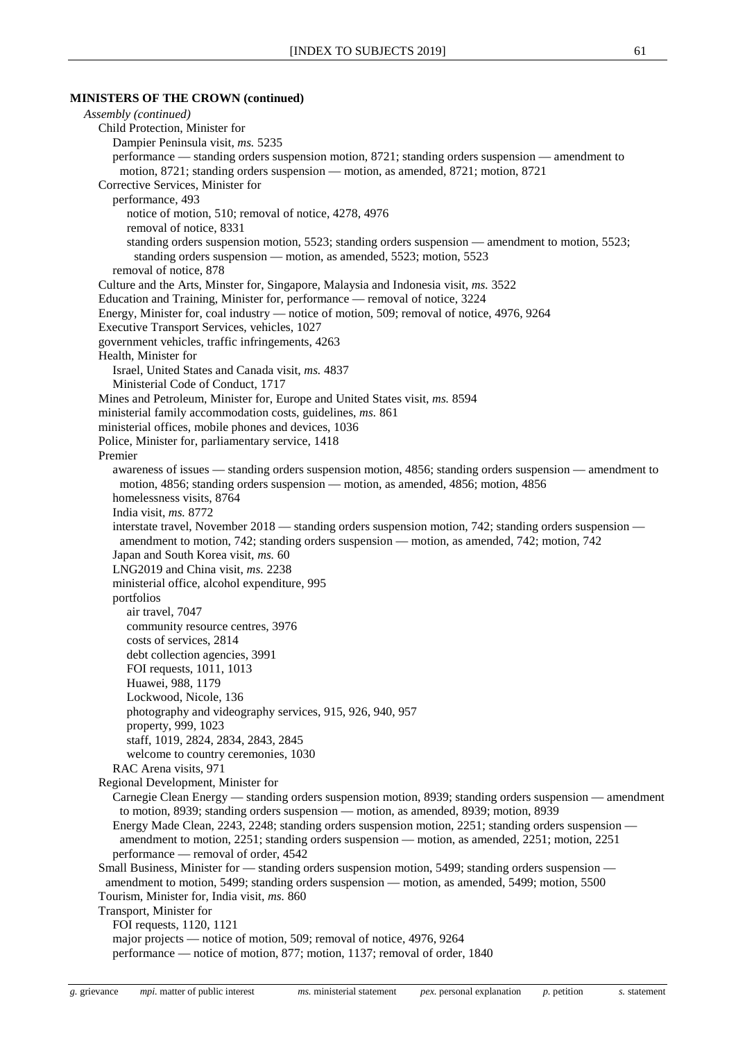**MINISTERS OF THE CROWN (continued)**

*Assembly (continued)*

- Child Protection, Minister for
  - Dampier Peninsula visit, *ms.* 5235
  - performance — standing orders suspension motion, 8721; standing orders suspension — amendment to motion, 8721; standing orders suspension — motion, as amended, 8721; motion, 8721
- Corrective Services, Minister for
  - performance, 493
    - notice of motion, 510; removal of notice, 4278, 4976
    - removal of notice, 8331
    - standing orders suspension motion, 5523; standing orders suspension — amendment to motion, 5523; standing orders suspension — motion, as amended, 5523; motion, 5523
  - removal of notice, 878
- Culture and the Arts, Minster for, Singapore, Malaysia and Indonesia visit, *ms.* 3522
- Education and Training, Minister for, performance — removal of notice, 3224
- Energy, Minister for, coal industry — notice of motion, 509; removal of notice, 4976, 9264
- Executive Transport Services, vehicles, 1027
- government vehicles, traffic infringements, 4263
- Health, Minister for
  - Israel, United States and Canada visit, *ms.* 4837
  - Ministerial Code of Conduct, 1717
- Mines and Petroleum, Minister for, Europe and United States visit, *ms.* 8594
- ministerial family accommodation costs, guidelines, *ms.* 861
- ministerial offices, mobile phones and devices, 1036
- Police, Minister for, parliamentary service, 1418
- Premier
  - awareness of issues — standing orders suspension motion, 4856; standing orders suspension — amendment to motion, 4856; standing orders suspension — motion, as amended, 4856; motion, 4856
  - homelessness visits, 8764
  - India visit, *ms.* 8772
  - interstate travel, November 2018 — standing orders suspension motion, 742; standing orders suspension — amendment to motion, 742; standing orders suspension — motion, as amended, 742; motion, 742
  - Japan and South Korea visit, *ms.* 60
  - LNG2019 and China visit, *ms.* 2238
  - ministerial office, alcohol expenditure, 995
  - portfolios
    - air travel, 7047
    - community resource centres, 3976
    - costs of services, 2814
    - debt collection agencies, 3991
    - FOI requests, 1011, 1013
    - Huawei, 988, 1179
    - Lockwood, Nicole, 136
    - photography and videography services, 915, 926, 940, 957
    - property, 999, 1023
    - staff, 1019, 2824, 2834, 2843, 2845
    - welcome to country ceremonies, 1030
  - RAC Arena visits, 971
- Regional Development, Minister for
  - Carnegie Clean Energy — standing orders suspension motion, 8939; standing orders suspension — amendment to motion, 8939; standing orders suspension — motion, as amended, 8939; motion, 8939
  - Energy Made Clean, 2243, 2248; standing orders suspension motion, 2251; standing orders suspension — amendment to motion, 2251; standing orders suspension — motion, as amended, 2251; motion, 2251
  - performance — removal of order, 4542
- Small Business, Minister for — standing orders suspension motion, 5499; standing orders suspension — amendment to motion, 5499; standing orders suspension — motion, as amended, 5499; motion, 5500
- Tourism, Minister for, India visit, *ms.* 860
- Transport, Minister for
  - FOI requests, 1120, 1121
  - major projects — notice of motion, 509; removal of notice, 4976, 9264
  - performance — notice of motion, 877; motion, 1137; removal of order, 1840

*g.* grievance *mpi.* matter of public interest *ms.* ministerial statement *pex.* personal explanation *p.* petition *s.* statement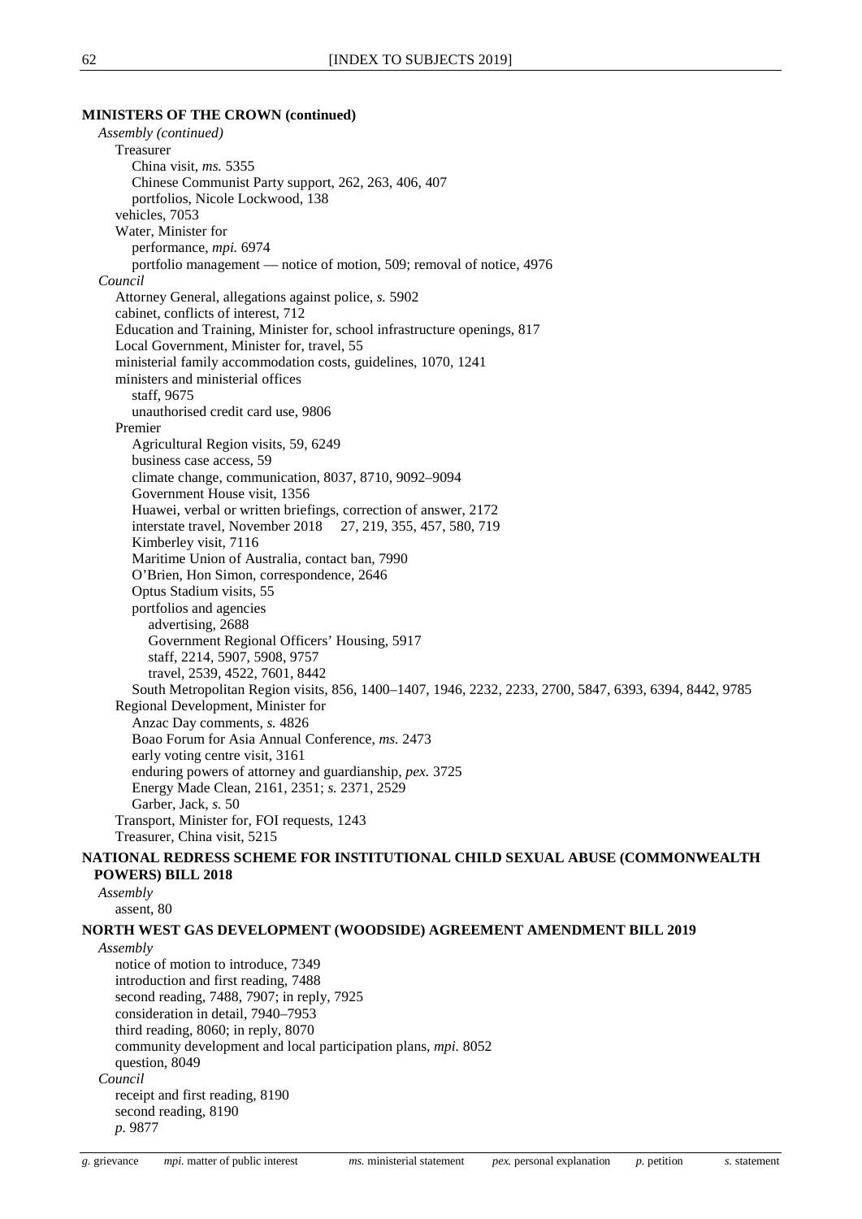**MINISTERS OF THE CROWN (continued)**

*Assembly (continued)*

- Treasurer
  - China visit, *ms.* 5355
  - Chinese Communist Party support, 262, 263, 406, 407
  - portfolios, Nicole Lockwood, 138
- vehicles, 7053
- Water, Minister for
  - performance, *mpi.* 6974
  - portfolio management — notice of motion, 509; removal of notice, 4976

*Council*

- Attorney General, allegations against police, *s.* 5902
- cabinet, conflicts of interest, 712
- Education and Training, Minister for, school infrastructure openings, 817
- Local Government, Minister for, travel, 55
- ministerial family accommodation costs, guidelines, 1070, 1241
- ministers and ministerial offices
  - staff, 9675
  - unauthorised credit card use, 9806
- Premier
  - Agricultural Region visits, 59, 6249
  - business case access, 59
  - climate change, communication, 8037, 8710, 9092–9094
  - Government House visit, 1356
  - Huawei, verbal or written briefings, correction of answer, 2172
  - interstate travel, November 2018 27, 219, 355, 457, 580, 719
  - Kimberley visit, 7116
  - Maritime Union of Australia, contact ban, 7990
  - O'Brien, Hon Simon, correspondence, 2646
  - Optus Stadium visits, 55
  - portfolios and agencies
    - advertising, 2688
    - Government Regional Officers' Housing, 5917
    - staff, 2214, 5907, 5908, 9757
    - travel, 2539, 4522, 7601, 8442
  - South Metropolitan Region visits, 856, 1400–1407, 1946, 2232, 2233, 2700, 5847, 6393, 6394, 8442, 9785
- Regional Development, Minister for
  - Anzac Day comments, *s.* 4826
  - Boao Forum for Asia Annual Conference, *ms.* 2473
  - early voting centre visit, 3161
  - enduring powers of attorney and guardianship, *pex.* 3725
  - Energy Made Clean, 2161, 2351; *s.* 2371, 2529
  - Garber, Jack, *s.* 50
- Transport, Minister for, FOI requests, 1243
- Treasurer, China visit, 5215

**NATIONAL REDRESS SCHEME FOR INSTITUTIONAL CHILD SEXUAL ABUSE (COMMONWEALTH POWERS) BILL 2018**

*Assembly*

- assent, 80

**NORTH WEST GAS DEVELOPMENT (WOODSIDE) AGREEMENT AMENDMENT BILL 2019**

*Assembly*

- notice of motion to introduce, 7349
- introduction and first reading, 7488
- second reading, 7488, 7907; in reply, 7925
- consideration in detail, 7940–7953
- third reading, 8060; in reply, 8070
- community development and local participation plans, *mpi.* 8052
- question, 8049

*Council*

- receipt and first reading, 8190
- second reading, 8190
- *p.* 9877

*g.* grievance *mpi.* matter of public interest *ms.* ministerial statement *pex.* personal explanation *p.* petition *s.* statement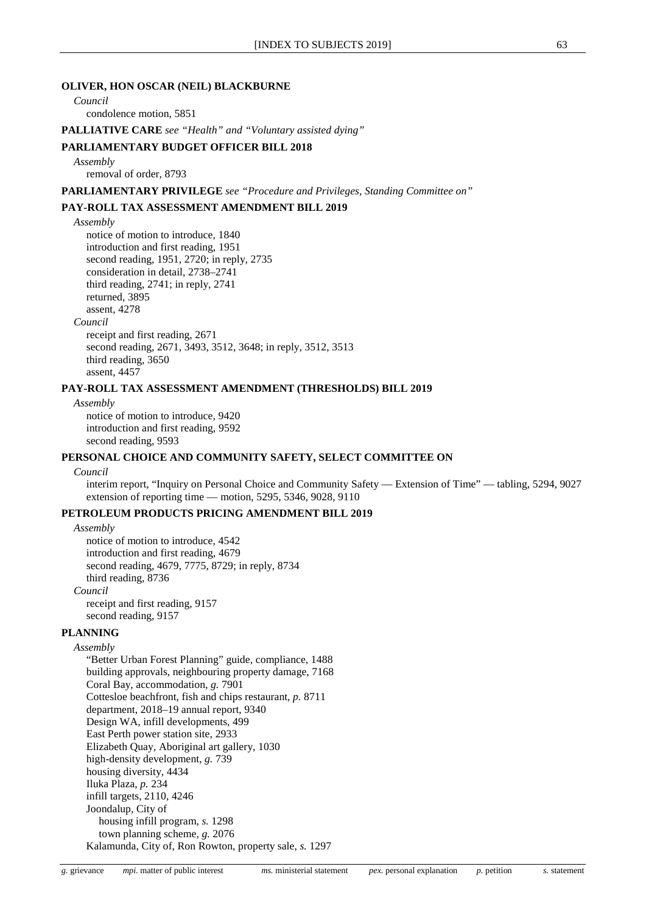**OLIVER, HON OSCAR (NEIL) BLACKBURNE**

*Council*

condolence motion, 5851

**PALLIATIVE CARE** *see "Health" and "Voluntary assisted dying"*

**PARLIAMENTARY BUDGET OFFICER BILL 2018**

*Assembly*

removal of order, 8793

**PARLIAMENTARY PRIVILEGE** *see "Procedure and Privileges, Standing Committee on"*

**PAY-ROLL TAX ASSESSMENT AMENDMENT BILL 2019**

*Assembly*

notice of motion to introduce, 1840
introduction and first reading, 1951
second reading, 1951, 2720; in reply, 2735
consideration in detail, 2738–2741
third reading, 2741; in reply, 2741
returned, 3895
assent, 4278

*Council*

receipt and first reading, 2671
second reading, 2671, 3493, 3512, 3648; in reply, 3512, 3513
third reading, 3650
assent, 4457

**PAY-ROLL TAX ASSESSMENT AMENDMENT (THRESHOLDS) BILL 2019**

*Assembly*

notice of motion to introduce, 9420
introduction and first reading, 9592
second reading, 9593

**PERSONAL CHOICE AND COMMUNITY SAFETY, SELECT COMMITTEE ON**

*Council*

interim report, "Inquiry on Personal Choice and Community Safety — Extension of Time" — tabling, 5294, 9027
extension of reporting time — motion, 5295, 5346, 9028, 9110

**PETROLEUM PRODUCTS PRICING AMENDMENT BILL 2019**

*Assembly*

notice of motion to introduce, 4542
introduction and first reading, 4679
second reading, 4679, 7775, 8729; in reply, 8734
third reading, 8736

*Council*

receipt and first reading, 9157
second reading, 9157

**PLANNING**

*Assembly*

"Better Urban Forest Planning" guide, compliance, 1488
building approvals, neighbouring property damage, 7168
Coral Bay, accommodation, *g.* 7901
Cottesloe beachfront, fish and chips restaurant, *p.* 8711
department, 2018–19 annual report, 9340
Design WA, infill developments, 499
East Perth power station site, 2933
Elizabeth Quay, Aboriginal art gallery, 1030
high-density development, *g.* 739
housing diversity, 4434
Iluka Plaza, *p.* 234
infill targets, 2110, 4246
Joondalup, City of
  housing infill program, *s.* 1298
  town planning scheme, *g.* 2076
Kalamunda, City of, Ron Rowton, property sale, *s.* 1297

*g.* grievance *mpi.* matter of public interest *ms.* ministerial statement *pex.* personal explanation *p.* petition *s.* statement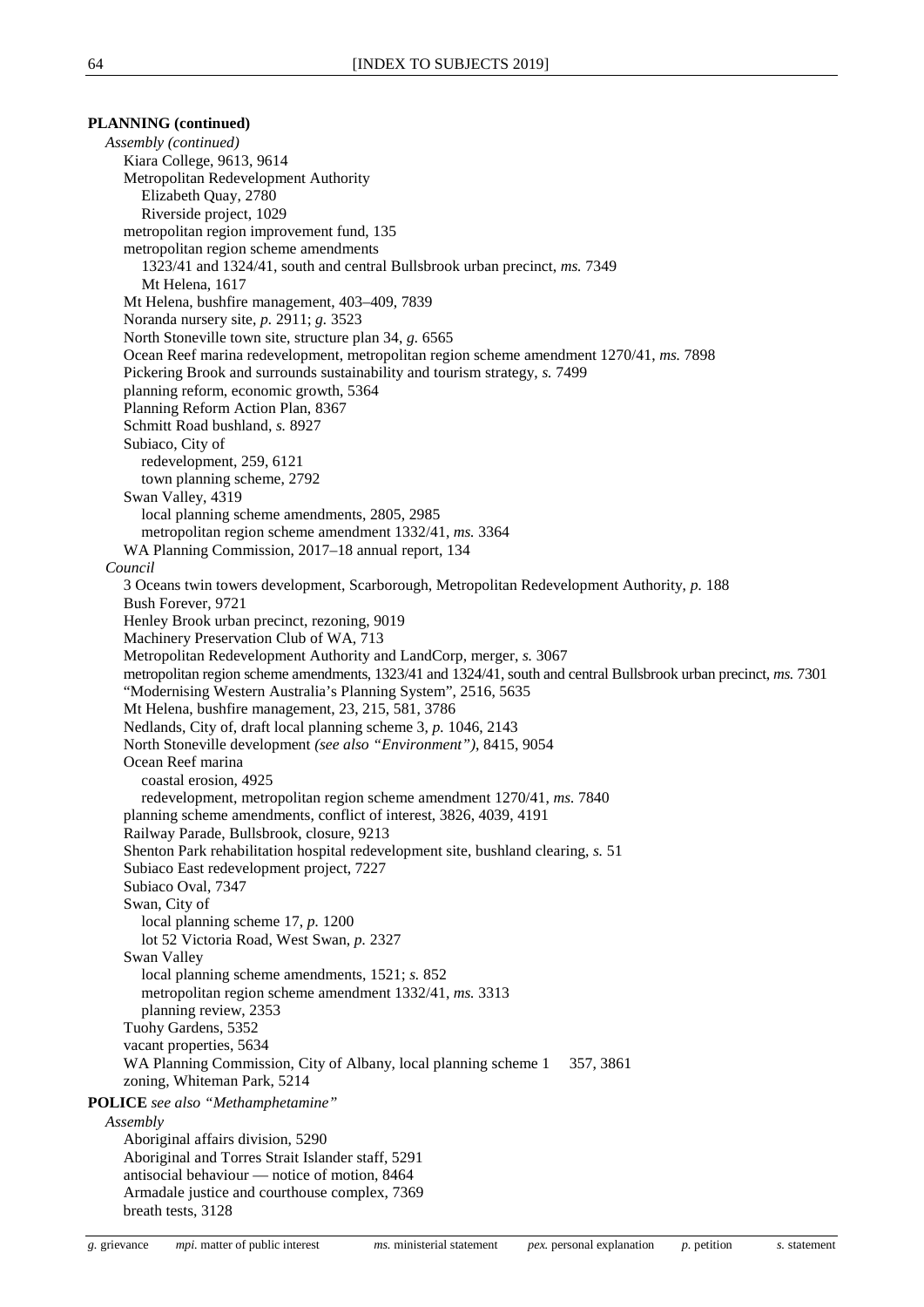**PLANNING (continued)**

*Assembly (continued)*

Kiara College, 9613, 9614
Metropolitan Redevelopment Authority
  Elizabeth Quay, 2780
  Riverside project, 1029
metropolitan region improvement fund, 135
metropolitan region scheme amendments
  1323/41 and 1324/41, south and central Bullsbrook urban precinct, *ms.* 7349
  Mt Helena, 1617
Mt Helena, bushfire management, 403–409, 7839
Noranda nursery site, *p.* 2911; *g.* 3523
North Stoneville town site, structure plan 34, *g.* 6565
Ocean Reef marina redevelopment, metropolitan region scheme amendment 1270/41, *ms.* 7898
Pickering Brook and surrounds sustainability and tourism strategy, *s.* 7499
planning reform, economic growth, 5364
Planning Reform Action Plan, 8367
Schmitt Road bushland, *s.* 8927
Subiaco, City of
  redevelopment, 259, 6121
  town planning scheme, 2792
Swan Valley, 4319
  local planning scheme amendments, 2805, 2985
  metropolitan region scheme amendment 1332/41, *ms.* 3364
WA Planning Commission, 2017–18 annual report, 134

*Council*

3 Oceans twin towers development, Scarborough, Metropolitan Redevelopment Authority, *p.* 188
Bush Forever, 9721
Henley Brook urban precinct, rezoning, 9019
Machinery Preservation Club of WA, 713
Metropolitan Redevelopment Authority and LandCorp, merger, *s.* 3067
metropolitan region scheme amendments, 1323/41 and 1324/41, south and central Bullsbrook urban precinct, *ms.* 7301
"Modernising Western Australia's Planning System", 2516, 5635
Mt Helena, bushfire management, 23, 215, 581, 3786
Nedlands, City of, draft local planning scheme 3, *p.* 1046, 2143
North Stoneville development *(see also "Environment")*, 8415, 9054
Ocean Reef marina
  coastal erosion, 4925
  redevelopment, metropolitan region scheme amendment 1270/41, *ms.* 7840
planning scheme amendments, conflict of interest, 3826, 4039, 4191
Railway Parade, Bullsbrook, closure, 9213
Shenton Park rehabilitation hospital redevelopment site, bushland clearing, *s.* 51
Subiaco East redevelopment project, 7227
Subiaco Oval, 7347
Swan, City of
  local planning scheme 17, *p.* 1200
  lot 52 Victoria Road, West Swan, *p.* 2327
Swan Valley
  local planning scheme amendments, 1521; *s.* 852
  metropolitan region scheme amendment 1332/41, *ms.* 3313
  planning review, 2353
Tuohy Gardens, 5352
vacant properties, 5634
WA Planning Commission, City of Albany, local planning scheme 1  357, 3861
zoning, Whiteman Park, 5214

**POLICE** *see also "Methamphetamine"*

*Assembly*

Aboriginal affairs division, 5290
Aboriginal and Torres Strait Islander staff, 5291
antisocial behaviour — notice of motion, 8464
Armadale justice and courthouse complex, 7369
breath tests, 3128

*g.* grievance  *mpi.* matter of public interest  *ms.* ministerial statement  *pex.* personal explanation  *p.* petition  *s.* statement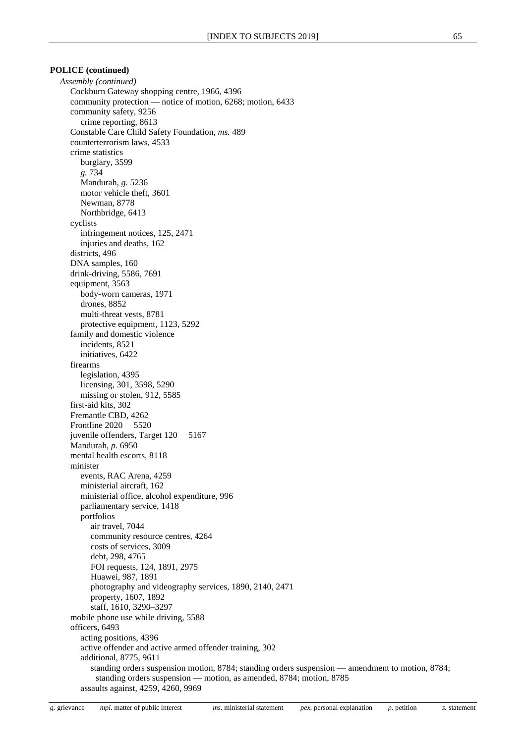**POLICE (continued)**

*Assembly (continued)*

- Cockburn Gateway shopping centre, 1966, 4396
- community protection — notice of motion, 6268; motion, 6433
- community safety, 9256
  - crime reporting, 8613
- Constable Care Child Safety Foundation, *ms.* 489
- counterterrorism laws, 4533
- crime statistics
  - burglary, 3599
  - *g.* 734
  - Mandurah, *g.* 5236
  - motor vehicle theft, 3601
  - Newman, 8778
  - Northbridge, 6413
- cyclists
  - infringement notices, 125, 2471
  - injuries and deaths, 162
- districts, 496
- DNA samples, 160
- drink-driving, 5586, 7691
- equipment, 3563
  - body-worn cameras, 1971
  - drones, 8852
  - multi-threat vests, 8781
  - protective equipment, 1123, 5292
- family and domestic violence
  - incidents, 8521
  - initiatives, 6422
- firearms
  - legislation, 4395
  - licensing, 301, 3598, 5290
  - missing or stolen, 912, 5585
- first-aid kits, 302
- Fremantle CBD, 4262
- Frontline 2020 5520
- juvenile offenders, Target 120 5167
- Mandurah, *p.* 6950
- mental health escorts, 8118
- minister
  - events, RAC Arena, 4259
  - ministerial aircraft, 162
  - ministerial office, alcohol expenditure, 996
  - parliamentary service, 1418
  - portfolios
    - air travel, 7044
    - community resource centres, 4264
    - costs of services, 3009
    - debt, 298, 4765
    - FOI requests, 124, 1891, 2975
    - Huawei, 987, 1891
    - photography and videography services, 1890, 2140, 2471
    - property, 1607, 1892
    - staff, 1610, 3290–3297
- mobile phone use while driving, 5588
- officers, 6493
  - acting positions, 4396
  - active offender and active armed offender training, 302
  - additional, 8775, 9611
    - standing orders suspension motion, 8784; standing orders suspension — amendment to motion, 8784; standing orders suspension — motion, as amended, 8784; motion, 8785
  - assaults against, 4259, 4260, 9969

*g.* grievance *mpi.* matter of public interest *ms.* ministerial statement *pex.* personal explanation *p.* petition *s.* statement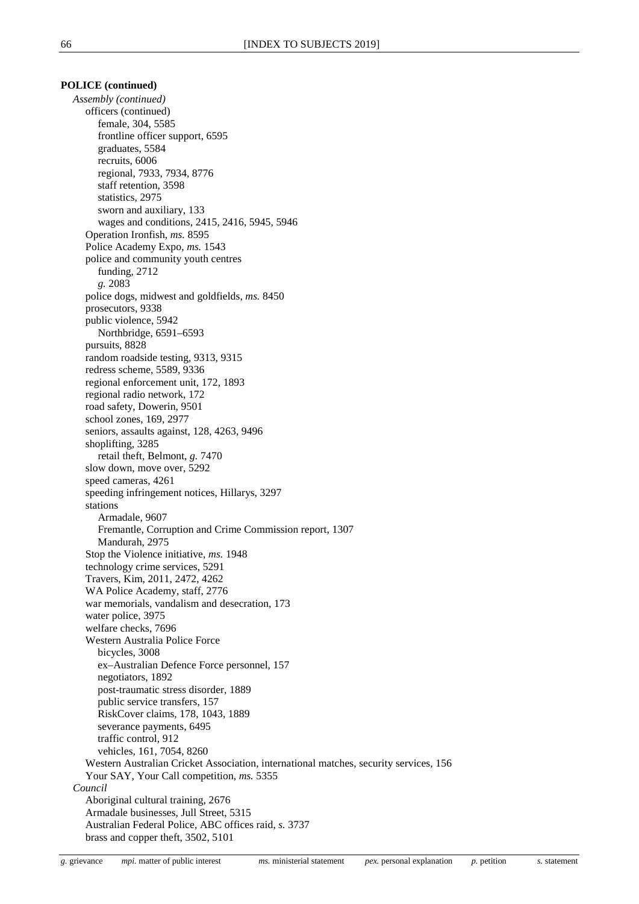**POLICE (continued)**

*Assembly (continued)*

- officers (continued)
  - female, 304, 5585
  - frontline officer support, 6595
  - graduates, 5584
  - recruits, 6006
  - regional, 7933, 7934, 8776
  - staff retention, 3598
  - statistics, 2975
  - sworn and auxiliary, 133
  - wages and conditions, 2415, 2416, 5945, 5946
- Operation Ironfish, *ms.* 8595
- Police Academy Expo, *ms.* 1543
- police and community youth centres
  - funding, 2712
  - *g.* 2083
- police dogs, midwest and goldfields, *ms.* 8450
- prosecutors, 9338
- public violence, 5942
  - Northbridge, 6591–6593
- pursuits, 8828
- random roadside testing, 9313, 9315
- redress scheme, 5589, 9336
- regional enforcement unit, 172, 1893
- regional radio network, 172
- road safety, Dowerin, 9501
- school zones, 169, 2977
- seniors, assaults against, 128, 4263, 9496
- shoplifting, 3285
  - retail theft, Belmont, *g.* 7470
- slow down, move over, 5292
- speed cameras, 4261
- speeding infringement notices, Hillarys, 3297
- stations
  - Armadale, 9607
  - Fremantle, Corruption and Crime Commission report, 1307
  - Mandurah, 2975
- Stop the Violence initiative, *ms.* 1948
- technology crime services, 5291
- Travers, Kim, 2011, 2472, 4262
- WA Police Academy, staff, 2776
- war memorials, vandalism and desecration, 173
- water police, 3975
- welfare checks, 7696
- Western Australia Police Force
  - bicycles, 3008
  - ex–Australian Defence Force personnel, 157
  - negotiators, 1892
  - post-traumatic stress disorder, 1889
  - public service transfers, 157
  - RiskCover claims, 178, 1043, 1889
  - severance payments, 6495
  - traffic control, 912
  - vehicles, 161, 7054, 8260
- Western Australian Cricket Association, international matches, security services, 156
- Your SAY, Your Call competition, *ms.* 5355

*Council*

- Aboriginal cultural training, 2676
- Armadale businesses, Jull Street, 5315
- Australian Federal Police, ABC offices raid, *s.* 3737
- brass and copper theft, 3502, 5101

*g.* grievance *mpi.* matter of public interest *ms.* ministerial statement *pex.* personal explanation *p.* petition *s.* statement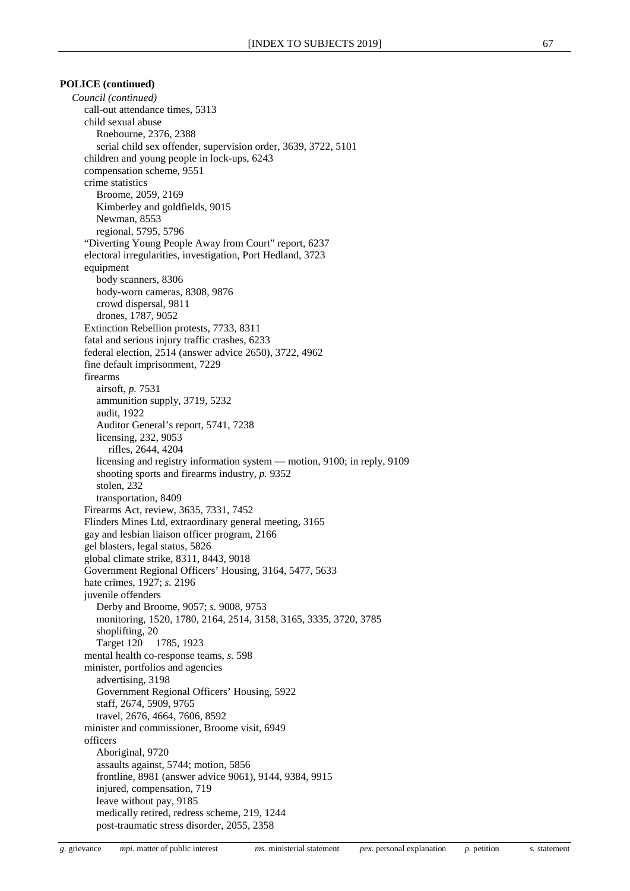**POLICE (continued)**

*Council (continued)*

- call-out attendance times, 5313
- child sexual abuse
  - Roebourne, 2376, 2388
  - serial child sex offender, supervision order, 3639, 3722, 5101
- children and young people in lock-ups, 6243
- compensation scheme, 9551
- crime statistics
  - Broome, 2059, 2169
  - Kimberley and goldfields, 9015
  - Newman, 8553
  - regional, 5795, 5796
- “Diverting Young People Away from Court” report, 6237
- electoral irregularities, investigation, Port Hedland, 3723
- equipment
  - body scanners, 8306
  - body-worn cameras, 8308, 9876
  - crowd dispersal, 9811
  - drones, 1787, 9052
- Extinction Rebellion protests, 7733, 8311
- fatal and serious injury traffic crashes, 6233
- federal election, 2514 (answer advice 2650), 3722, 4962
- fine default imprisonment, 7229
- firearms
  - airsoft, *p.* 7531
  - ammunition supply, 3719, 5232
  - audit, 1922
  - Auditor General’s report, 5741, 7238
  - licensing, 232, 9053
    - rifles, 2644, 4204
  - licensing and registry information system — motion, 9100; in reply, 9109
  - shooting sports and firearms industry, *p.* 9352
  - stolen, 232
  - transportation, 8409
- Firearms Act, review, 3635, 7331, 7452
- Flinders Mines Ltd, extraordinary general meeting, 3165
- gay and lesbian liaison officer program, 2166
- gel blasters, legal status, 5826
- global climate strike, 8311, 8443, 9018
- Government Regional Officers’ Housing, 3164, 5477, 5633
- hate crimes, 1927; *s.* 2196
- juvenile offenders
  - Derby and Broome, 9057; *s.* 9008, 9753
  - monitoring, 1520, 1780, 2164, 2514, 3158, 3165, 3335, 3720, 3785
  - shoplifting, 20
  - Target 120 1785, 1923
- mental health co-response teams, *s.* 598
- minister, portfolios and agencies
  - advertising, 3198
  - Government Regional Officers’ Housing, 5922
  - staff, 2674, 5909, 9765
  - travel, 2676, 4664, 7606, 8592
- minister and commissioner, Broome visit, 6949
- officers
  - Aboriginal, 9720
  - assaults against, 5744; motion, 5856
  - frontline, 8981 (answer advice 9061), 9144, 9384, 9915
  - injured, compensation, 719
  - leave without pay, 9185
  - medically retired, redress scheme, 219, 1244
  - post-traumatic stress disorder, 2055, 2358

*g.* grievance *mpi.* matter of public interest *ms.* ministerial statement *pex.* personal explanation *p.* petition *s.* statement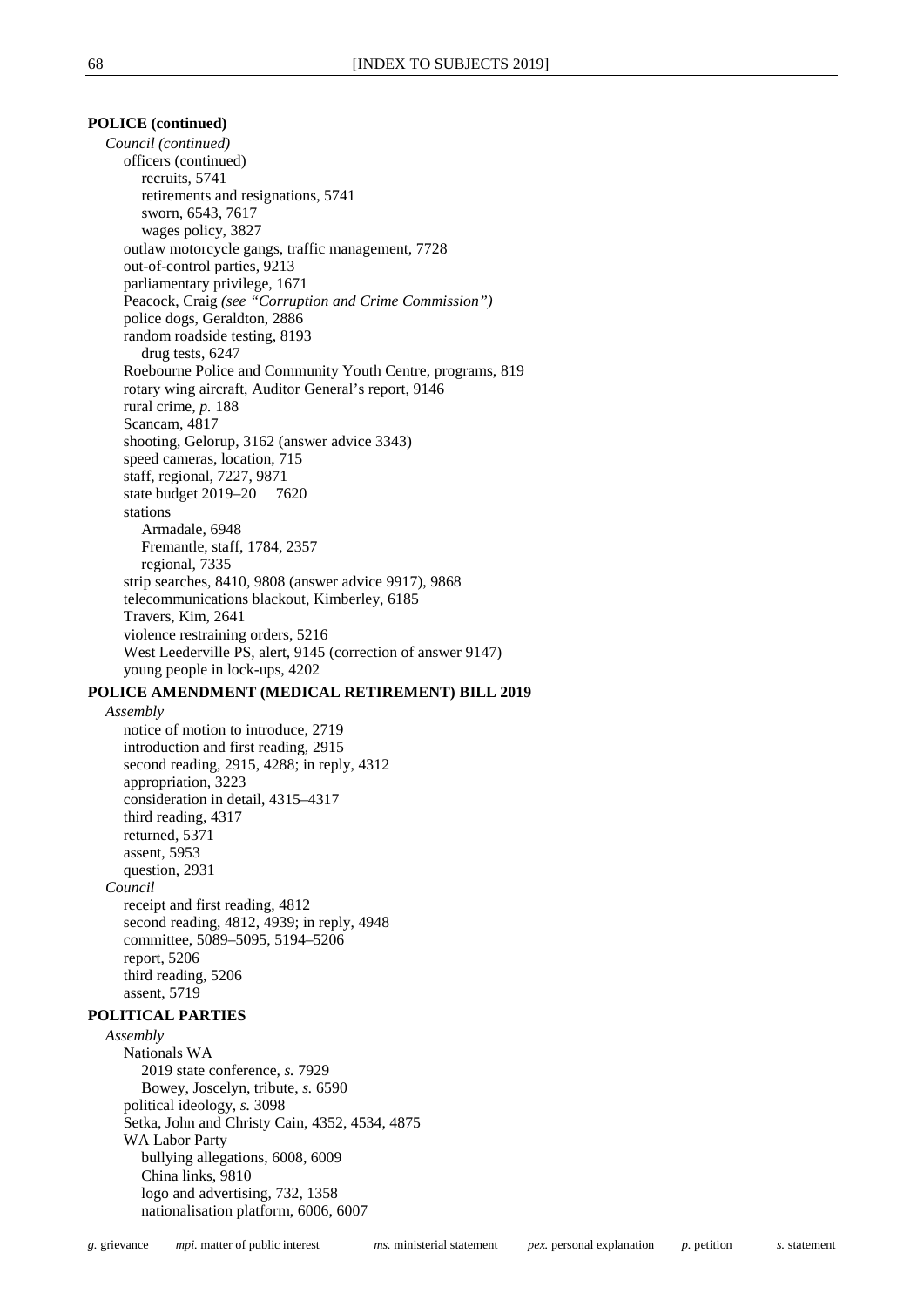**POLICE (continued)**

*Council (continued)*

- officers (continued)
  - recruits, 5741
  - retirements and resignations, 5741
  - sworn, 6543, 7617
  - wages policy, 3827
- outlaw motorcycle gangs, traffic management, 7728
- out-of-control parties, 9213
- parliamentary privilege, 1671
- Peacock, Craig *(see "Corruption and Crime Commission")*
- police dogs, Geraldton, 2886
- random roadside testing, 8193
  - drug tests, 6247
- Roebourne Police and Community Youth Centre, programs, 819
- rotary wing aircraft, Auditor General's report, 9146
- rural crime, *p.* 188
- Scancam, 4817
- shooting, Gelorup, 3162 (answer advice 3343)
- speed cameras, location, 715
- staff, regional, 7227, 9871
- state budget 2019–20 7620
- stations
  - Armadale, 6948
  - Fremantle, staff, 1784, 2357
  - regional, 7335
- strip searches, 8410, 9808 (answer advice 9917), 9868
- telecommunications blackout, Kimberley, 6185
- Travers, Kim, 2641
- violence restraining orders, 5216
- West Leederville PS, alert, 9145 (correction of answer 9147)
- young people in lock-ups, 4202

**POLICE AMENDMENT (MEDICAL RETIREMENT) BILL 2019**

*Assembly*

- notice of motion to introduce, 2719
- introduction and first reading, 2915
- second reading, 2915, 4288; in reply, 4312
- appropriation, 3223
- consideration in detail, 4315–4317
- third reading, 4317
- returned, 5371
- assent, 5953
- question, 2931

*Council*

- receipt and first reading, 4812
- second reading, 4812, 4939; in reply, 4948
- committee, 5089–5095, 5194–5206
- report, 5206
- third reading, 5206
- assent, 5719

**POLITICAL PARTIES**

*Assembly*

- Nationals WA
  - 2019 state conference, *s.* 7929
  - Bowey, Joscelyn, tribute, *s.* 6590
- political ideology, *s.* 3098
- Setka, John and Christy Cain, 4352, 4534, 4875
- WA Labor Party
  - bullying allegations, 6008, 6009
  - China links, 9810
  - logo and advertising, 732, 1358
  - nationalisation platform, 6006, 6007

*g.* grievance *mpi.* matter of public interest *ms.* ministerial statement *pex.* personal explanation *p.* petition *s.* statement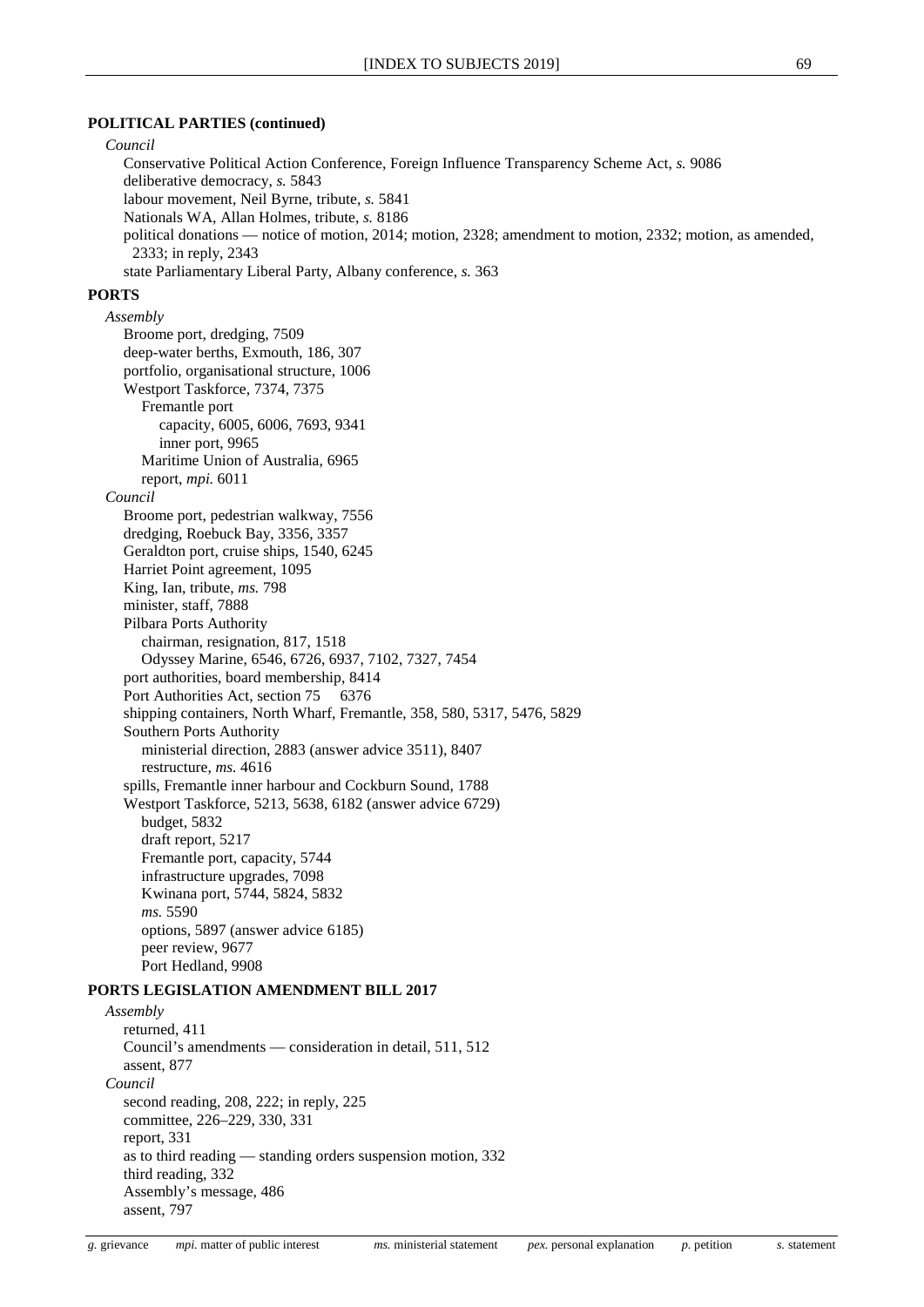**POLITICAL PARTIES (continued)**

*Council*

Conservative Political Action Conference, Foreign Influence Transparency Scheme Act, *s.* 9086
deliberative democracy, *s.* 5843
labour movement, Neil Byrne, tribute, *s.* 5841
Nationals WA, Allan Holmes, tribute, *s.* 8186
political donations — notice of motion, 2014; motion, 2328; amendment to motion, 2332; motion, as amended, 2333; in reply, 2343
state Parliamentary Liberal Party, Albany conference, *s.* 363

**PORTS**

*Assembly*

Broome port, dredging, 7509
deep-water berths, Exmouth, 186, 307
portfolio, organisational structure, 1006
Westport Taskforce, 7374, 7375
  Fremantle port
    capacity, 6005, 6006, 7693, 9341
    inner port, 9965
  Maritime Union of Australia, 6965
  report, *mpi.* 6011

*Council*

Broome port, pedestrian walkway, 7556
dredging, Roebuck Bay, 3356, 3357
Geraldton port, cruise ships, 1540, 6245
Harriet Point agreement, 1095
King, Ian, tribute, *ms.* 798
minister, staff, 7888
Pilbara Ports Authority
  chairman, resignation, 817, 1518
  Odyssey Marine, 6546, 6726, 6937, 7102, 7327, 7454
port authorities, board membership, 8414
Port Authorities Act, section 75  6376
shipping containers, North Wharf, Fremantle, 358, 580, 5317, 5476, 5829
Southern Ports Authority
  ministerial direction, 2883 (answer advice 3511), 8407
  restructure, *ms.* 4616
spills, Fremantle inner harbour and Cockburn Sound, 1788
Westport Taskforce, 5213, 5638, 6182 (answer advice 6729)
  budget, 5832
  draft report, 5217
  Fremantle port, capacity, 5744
  infrastructure upgrades, 7098
  Kwinana port, 5744, 5824, 5832
  *ms.* 5590
  options, 5897 (answer advice 6185)
  peer review, 9677
  Port Hedland, 9908

**PORTS LEGISLATION AMENDMENT BILL 2017**

*Assembly*

returned, 411
Council's amendments — consideration in detail, 511, 512
assent, 877

*Council*

second reading, 208, 222; in reply, 225
committee, 226–229, 330, 331
report, 331
as to third reading — standing orders suspension motion, 332
third reading, 332
Assembly's message, 486
assent, 797

*g.* grievance  *mpi.* matter of public interest  *ms.* ministerial statement  *pex.* personal explanation  *p.* petition  *s.* statement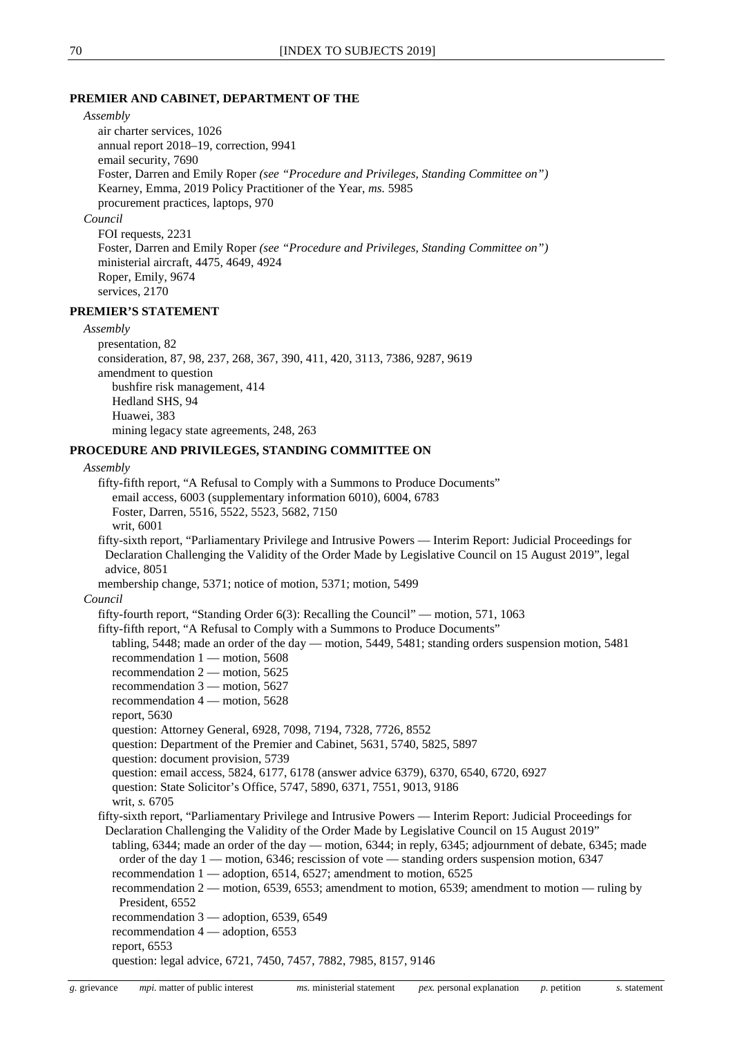**PREMIER AND CABINET, DEPARTMENT OF THE**

*Assembly*

- air charter services, 1026
- annual report 2018–19, correction, 9941
- email security, 7690
- Foster, Darren and Emily Roper *(see "Procedure and Privileges, Standing Committee on")*
- Kearney, Emma, 2019 Policy Practitioner of the Year, *ms.* 5985
- procurement practices, laptops, 970

*Council*

- FOI requests, 2231
- Foster, Darren and Emily Roper *(see "Procedure and Privileges, Standing Committee on")*
- ministerial aircraft, 4475, 4649, 4924
- Roper, Emily, 9674
- services, 2170

**PREMIER'S STATEMENT**

*Assembly*

- presentation, 82
- consideration, 87, 98, 237, 268, 367, 390, 411, 420, 3113, 7386, 9287, 9619
- amendment to question
  - bushfire risk management, 414
  - Hedland SHS, 94
  - Huawei, 383
  - mining legacy state agreements, 248, 263

**PROCEDURE AND PRIVILEGES, STANDING COMMITTEE ON**

*Assembly*

- fifty-fifth report, "A Refusal to Comply with a Summons to Produce Documents"
  - email access, 6003 (supplementary information 6010), 6004, 6783
  - Foster, Darren, 5516, 5522, 5523, 5682, 7150
  - writ, 6001
- fifty-sixth report, "Parliamentary Privilege and Intrusive Powers — Interim Report: Judicial Proceedings for Declaration Challenging the Validity of the Order Made by Legislative Council on 15 August 2019", legal advice, 8051
- membership change, 5371; notice of motion, 5371; motion, 5499

*Council*

- fifty-fourth report, "Standing Order 6(3): Recalling the Council" — motion, 571, 1063
- fifty-fifth report, "A Refusal to Comply with a Summons to Produce Documents"
  - tabling, 5448; made an order of the day — motion, 5449, 5481; standing orders suspension motion, 5481
  - recommendation 1 — motion, 5608
  - recommendation 2 — motion, 5625
  - recommendation 3 — motion, 5627
  - recommendation 4 — motion, 5628
  - report, 5630
  - question: Attorney General, 6928, 7098, 7194, 7328, 7726, 8552
  - question: Department of the Premier and Cabinet, 5631, 5740, 5825, 5897
  - question: document provision, 5739
  - question: email access, 5824, 6177, 6178 (answer advice 6379), 6370, 6540, 6720, 6927
  - question: State Solicitor's Office, 5747, 5890, 6371, 7551, 9013, 9186
  - writ, *s.* 6705
- fifty-sixth report, "Parliamentary Privilege and Intrusive Powers — Interim Report: Judicial Proceedings for Declaration Challenging the Validity of the Order Made by Legislative Council on 15 August 2019"
  - tabling, 6344; made an order of the day — motion, 6344; in reply, 6345; adjournment of debate, 6345; made order of the day 1 — motion, 6346; rescission of vote — standing orders suspension motion, 6347
  - recommendation 1 — adoption, 6514, 6527; amendment to motion, 6525
  - recommendation 2 — motion, 6539, 6553; amendment to motion, 6539; amendment to motion — ruling by President, 6552
  - recommendation 3 — adoption, 6539, 6549
  - recommendation 4 — adoption, 6553
  - report, 6553
  - question: legal advice, 6721, 7450, 7457, 7882, 7985, 8157, 9146

*g.* grievance *mpi.* matter of public interest *ms.* ministerial statement *pex.* personal explanation *p.* petition *s.* statement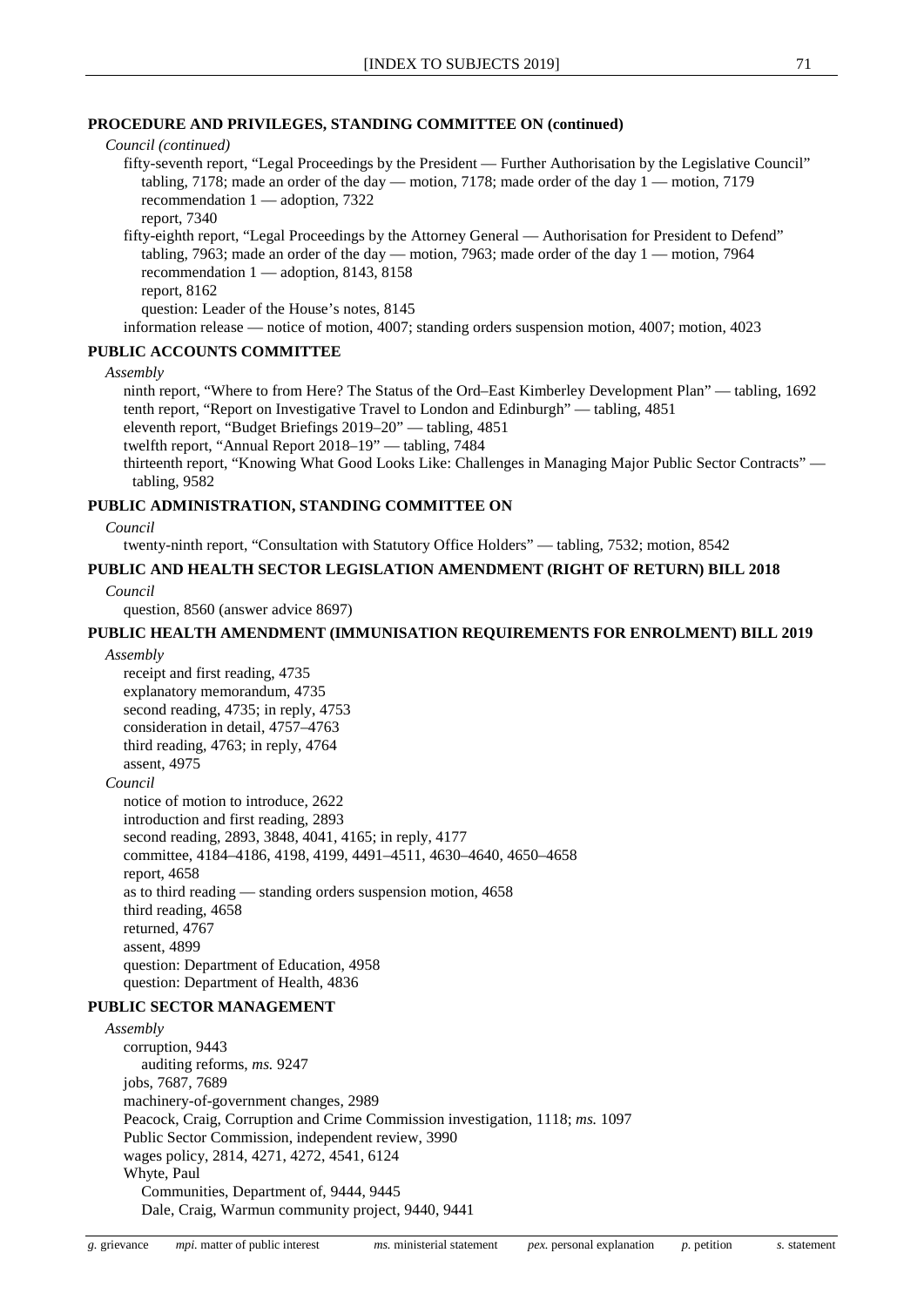**PROCEDURE AND PRIVILEGES, STANDING COMMITTEE ON (continued)**

*Council (continued)*

fifty-seventh report, "Legal Proceedings by the President — Further Authorisation by the Legislative Council"
 tabling, 7178; made an order of the day — motion, 7178; made order of the day 1 — motion, 7179
 recommendation 1 — adoption, 7322
 report, 7340

fifty-eighth report, "Legal Proceedings by the Attorney General — Authorisation for President to Defend"
 tabling, 7963; made an order of the day — motion, 7963; made order of the day 1 — motion, 7964
 recommendation 1 — adoption, 8143, 8158
 report, 8162
 question: Leader of the House's notes, 8145

information release — notice of motion, 4007; standing orders suspension motion, 4007; motion, 4023

**PUBLIC ACCOUNTS COMMITTEE**

*Assembly*

ninth report, "Where to from Here? The Status of the Ord–East Kimberley Development Plan" — tabling, 1692
tenth report, "Report on Investigative Travel to London and Edinburgh" — tabling, 4851
eleventh report, "Budget Briefings 2019–20" — tabling, 4851
twelfth report, "Annual Report 2018–19" — tabling, 7484
thirteenth report, "Knowing What Good Looks Like: Challenges in Managing Major Public Sector Contracts" —
 tabling, 9582

**PUBLIC ADMINISTRATION, STANDING COMMITTEE ON**

*Council*

twenty-ninth report, "Consultation with Statutory Office Holders" — tabling, 7532; motion, 8542

**PUBLIC AND HEALTH SECTOR LEGISLATION AMENDMENT (RIGHT OF RETURN) BILL 2018**

*Council*

question, 8560 (answer advice 8697)

**PUBLIC HEALTH AMENDMENT (IMMUNISATION REQUIREMENTS FOR ENROLMENT) BILL 2019**

*Assembly*

receipt and first reading, 4735
explanatory memorandum, 4735
second reading, 4735; in reply, 4753
consideration in detail, 4757–4763
third reading, 4763; in reply, 4764
assent, 4975

*Council*

notice of motion to introduce, 2622
introduction and first reading, 2893
second reading, 2893, 3848, 4041, 4165; in reply, 4177
committee, 4184–4186, 4198, 4199, 4491–4511, 4630–4640, 4650–4658
report, 4658
as to third reading — standing orders suspension motion, 4658
third reading, 4658
returned, 4767
assent, 4899
question: Department of Education, 4958
question: Department of Health, 4836

**PUBLIC SECTOR MANAGEMENT**

*Assembly*

corruption, 9443
 auditing reforms, *ms.* 9247
jobs, 7687, 7689
machinery-of-government changes, 2989
Peacock, Craig, Corruption and Crime Commission investigation, 1118; *ms.* 1097
Public Sector Commission, independent review, 3990
wages policy, 2814, 4271, 4272, 4541, 6124
Whyte, Paul
 Communities, Department of, 9444, 9445
 Dale, Craig, Warmun community project, 9440, 9441

*g.* grievance *mpi.* matter of public interest *ms.* ministerial statement *pex.* personal explanation *p.* petition *s.* statement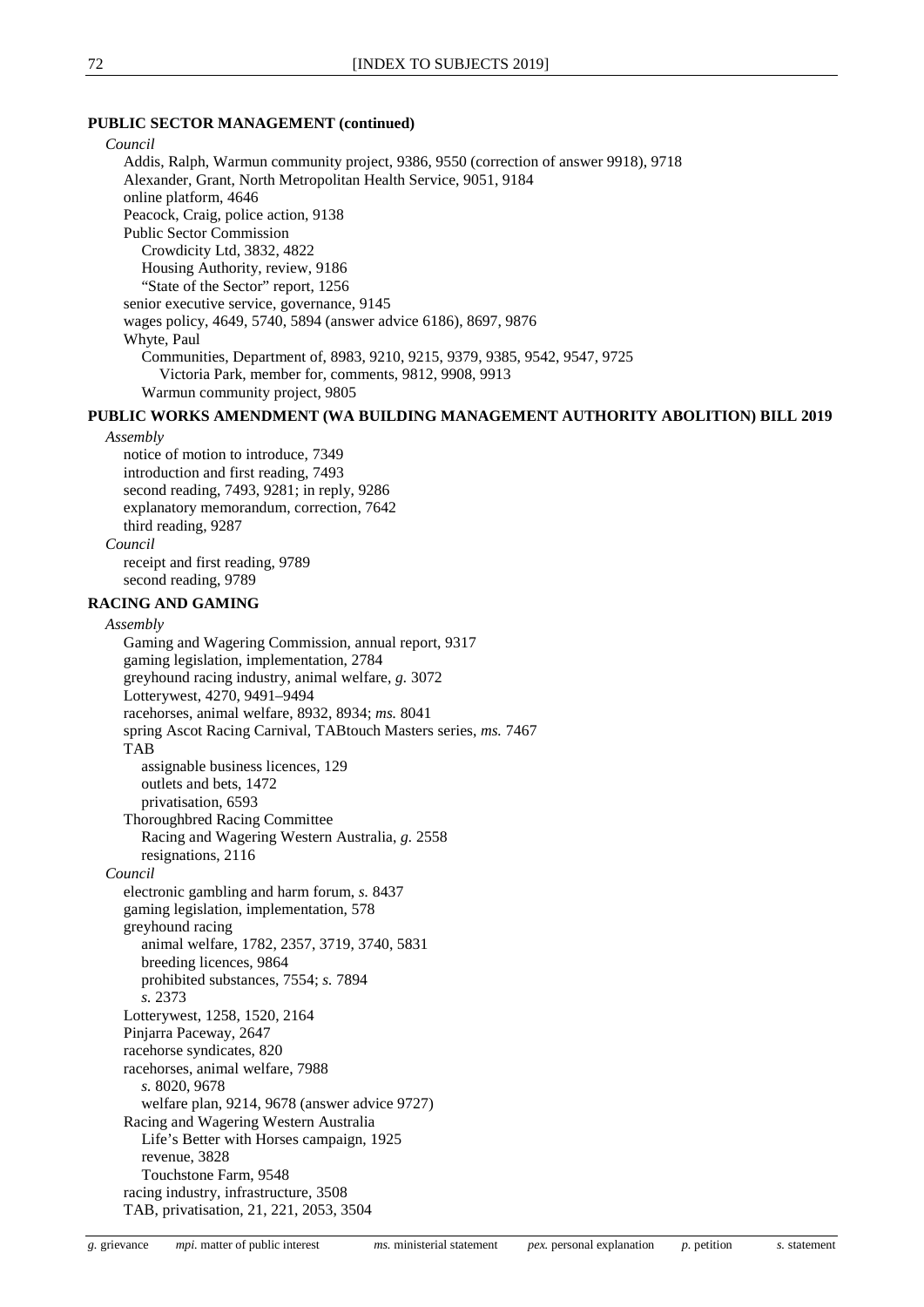**PUBLIC SECTOR MANAGEMENT (continued)**

*Council*

- Addis, Ralph, Warmun community project, 9386, 9550 (correction of answer 9918), 9718
- Alexander, Grant, North Metropolitan Health Service, 9051, 9184
- online platform, 4646
- Peacock, Craig, police action, 9138
- Public Sector Commission
  - Crowdicity Ltd, 3832, 4822
  - Housing Authority, review, 9186
  - "State of the Sector" report, 1256
- senior executive service, governance, 9145
- wages policy, 4649, 5740, 5894 (answer advice 6186), 8697, 9876
- Whyte, Paul
  - Communities, Department of, 8983, 9210, 9215, 9379, 9385, 9542, 9547, 9725
    - Victoria Park, member for, comments, 9812, 9908, 9913
  - Warmun community project, 9805

**PUBLIC WORKS AMENDMENT (WA BUILDING MANAGEMENT AUTHORITY ABOLITION) BILL 2019**

*Assembly*

- notice of motion to introduce, 7349
- introduction and first reading, 7493
- second reading, 7493, 9281; in reply, 9286
- explanatory memorandum, correction, 7642
- third reading, 9287

*Council*

- receipt and first reading, 9789
- second reading, 9789

**RACING AND GAMING**

*Assembly*

- Gaming and Wagering Commission, annual report, 9317
- gaming legislation, implementation, 2784
- greyhound racing industry, animal welfare, *g.* 3072
- Lotterywest, 4270, 9491–9494
- racehorses, animal welfare, 8932, 8934; *ms.* 8041
- spring Ascot Racing Carnival, TABtouch Masters series, *ms.* 7467
- TAB
  - assignable business licences, 129
  - outlets and bets, 1472
  - privatisation, 6593
- Thoroughbred Racing Committee
  - Racing and Wagering Western Australia, *g.* 2558
  - resignations, 2116

*Council*

- electronic gambling and harm forum, *s.* 8437
- gaming legislation, implementation, 578
- greyhound racing
  - animal welfare, 1782, 2357, 3719, 3740, 5831
  - breeding licences, 9864
  - prohibited substances, 7554; *s.* 7894
  - *s.* 2373
- Lotterywest, 1258, 1520, 2164
- Pinjarra Paceway, 2647
- racehorse syndicates, 820
- racehorses, animal welfare, 7988
  - *s.* 8020, 9678
  - welfare plan, 9214, 9678 (answer advice 9727)
- Racing and Wagering Western Australia
  - Life's Better with Horses campaign, 1925
  - revenue, 3828
  - Touchstone Farm, 9548
- racing industry, infrastructure, 3508
- TAB, privatisation, 21, 221, 2053, 3504

*g.* grievance *mpi.* matter of public interest *ms.* ministerial statement *pex.* personal explanation *p.* petition *s.* statement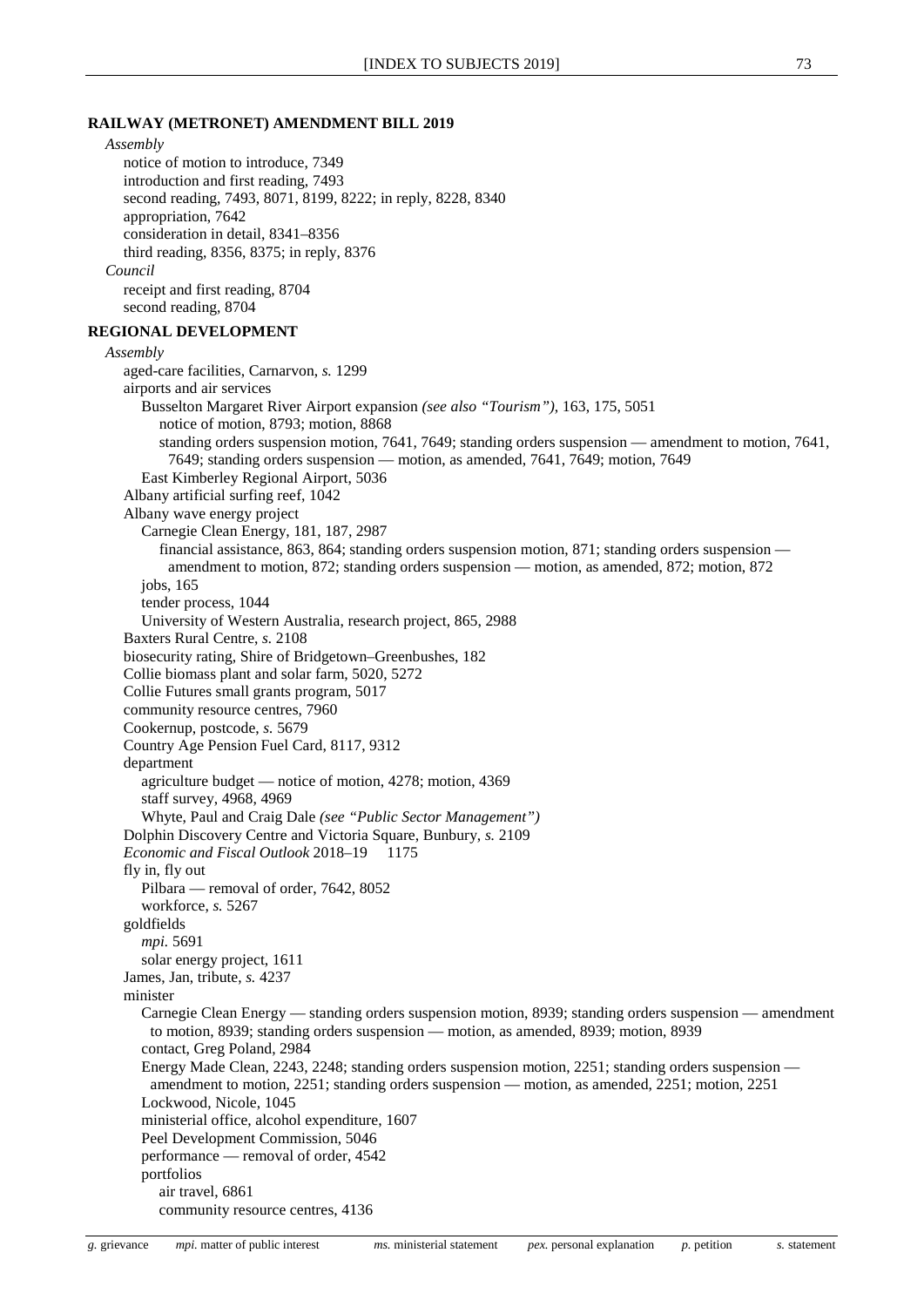**RAILWAY (METRONET) AMENDMENT BILL 2019**

*Assembly*

- notice of motion to introduce, 7349
- introduction and first reading, 7493
- second reading, 7493, 8071, 8199, 8222; in reply, 8228, 8340
- appropriation, 7642
- consideration in detail, 8341–8356
- third reading, 8356, 8375; in reply, 8376

*Council*

- receipt and first reading, 8704
- second reading, 8704

**REGIONAL DEVELOPMENT**

*Assembly*

- aged-care facilities, Carnarvon, *s.* 1299
- airports and air services
  - Busselton Margaret River Airport expansion *(see also "Tourism")*, 163, 175, 5051
    - notice of motion, 8793; motion, 8868
    - standing orders suspension motion, 7641, 7649; standing orders suspension — amendment to motion, 7641, 7649; standing orders suspension — motion, as amended, 7641, 7649; motion, 7649
  - East Kimberley Regional Airport, 5036
- Albany artificial surfing reef, 1042
- Albany wave energy project
  - Carnegie Clean Energy, 181, 187, 2987
    - financial assistance, 863, 864; standing orders suspension motion, 871; standing orders suspension — amendment to motion, 872; standing orders suspension — motion, as amended, 872; motion, 872
  - jobs, 165
  - tender process, 1044
  - University of Western Australia, research project, 865, 2988
- Baxters Rural Centre, *s.* 2108
- biosecurity rating, Shire of Bridgetown–Greenbushes, 182
- Collie biomass plant and solar farm, 5020, 5272
- Collie Futures small grants program, 5017
- community resource centres, 7960
- Cookernup, postcode, *s.* 5679
- Country Age Pension Fuel Card, 8117, 9312
- department
  - agriculture budget — notice of motion, 4278; motion, 4369
  - staff survey, 4968, 4969
  - Whyte, Paul and Craig Dale *(see "Public Sector Management")*
- Dolphin Discovery Centre and Victoria Square, Bunbury, *s.* 2109
- *Economic and Fiscal Outlook* 2018–19 1175
- fly in, fly out
  - Pilbara — removal of order, 7642, 8052
  - workforce, *s.* 5267
- goldfields
  - *mpi.* 5691
  - solar energy project, 1611
- James, Jan, tribute, *s.* 4237
- minister
  - Carnegie Clean Energy — standing orders suspension motion, 8939; standing orders suspension — amendment to motion, 8939; standing orders suspension — motion, as amended, 8939; motion, 8939
  - contact, Greg Poland, 2984
  - Energy Made Clean, 2243, 2248; standing orders suspension motion, 2251; standing orders suspension — amendment to motion, 2251; standing orders suspension — motion, as amended, 2251; motion, 2251
  - Lockwood, Nicole, 1045
  - ministerial office, alcohol expenditure, 1607
  - Peel Development Commission, 5046
  - performance — removal of order, 4542
  - portfolios
    - air travel, 6861
    - community resource centres, 4136

*g.* grievance *mpi.* matter of public interest *ms.* ministerial statement *pex.* personal explanation *p.* petition *s.* statement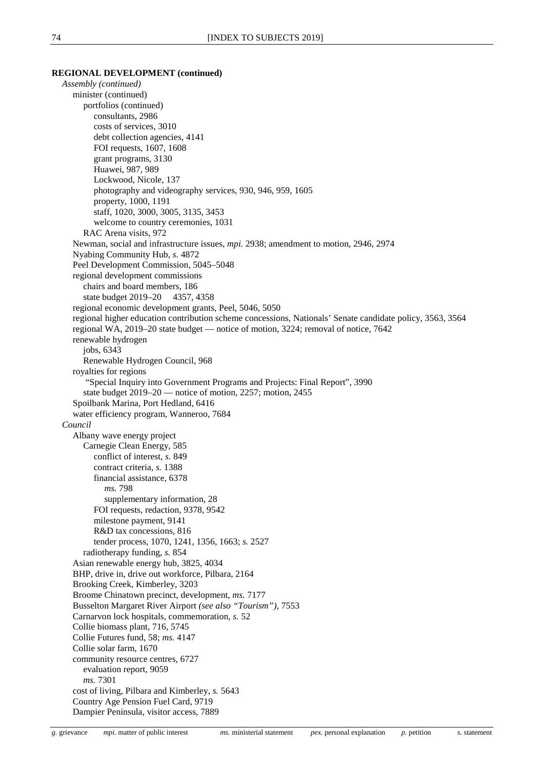**REGIONAL DEVELOPMENT (continued)**

*Assembly (continued)*

- minister (continued)
  - portfolios (continued)
    - consultants, 2986
    - costs of services, 3010
    - debt collection agencies, 4141
    - FOI requests, 1607, 1608
    - grant programs, 3130
    - Huawei, 987, 989
    - Lockwood, Nicole, 137
    - photography and videography services, 930, 946, 959, 1605
    - property, 1000, 1191
    - staff, 1020, 3000, 3005, 3135, 3453
    - welcome to country ceremonies, 1031
  - RAC Arena visits, 972
- Newman, social and infrastructure issues, *mpi.* 2938; amendment to motion, 2946, 2974
- Nyabing Community Hub, *s.* 4872
- Peel Development Commission, 5045–5048
- regional development commissions
  - chairs and board members, 186
  - state budget 2019–20    4357, 4358
- regional economic development grants, Peel, 5046, 5050
- regional higher education contribution scheme concessions, Nationals' Senate candidate policy, 3563, 3564
- regional WA, 2019–20 state budget — notice of motion, 3224; removal of notice, 7642
- renewable hydrogen
  - jobs, 6343
  - Renewable Hydrogen Council, 968
- royalties for regions
  - "Special Inquiry into Government Programs and Projects: Final Report", 3990
  - state budget 2019–20 — notice of motion, 2257; motion, 2455
- Spoilbank Marina, Port Hedland, 6416
- water efficiency program, Wanneroo, 7684

*Council*

- Albany wave energy project
  - Carnegie Clean Energy, 585
    - conflict of interest, *s.* 849
    - contract criteria, *s.* 1388
    - financial assistance, 6378
      - *ms.* 798
      - supplementary information, 28
    - FOI requests, redaction, 9378, 9542
    - milestone payment, 9141
    - R&D tax concessions, 816
    - tender process, 1070, 1241, 1356, 1663; *s.* 2527
  - radiotherapy funding, *s.* 854
- Asian renewable energy hub, 3825, 4034
- BHP, drive in, drive out workforce, Pilbara, 2164
- Brooking Creek, Kimberley, 3203
- Broome Chinatown precinct, development, *ms.* 7177
- Busselton Margaret River Airport *(see also "Tourism")*, 7553
- Carnarvon lock hospitals, commemoration, *s.* 52
- Collie biomass plant, 716, 5745
- Collie Futures fund, 58; *ms.* 4147
- Collie solar farm, 1670
- community resource centres, 6727
  - evaluation report, 9059
  - *ms.* 7301
- cost of living, Pilbara and Kimberley, *s.* 5643
- Country Age Pension Fuel Card, 9719
- Dampier Peninsula, visitor access, 7889

*g.* grievance  *mpi.* matter of public interest  *ms.* ministerial statement  *pex.* personal explanation  *p.* petition  *s.* statement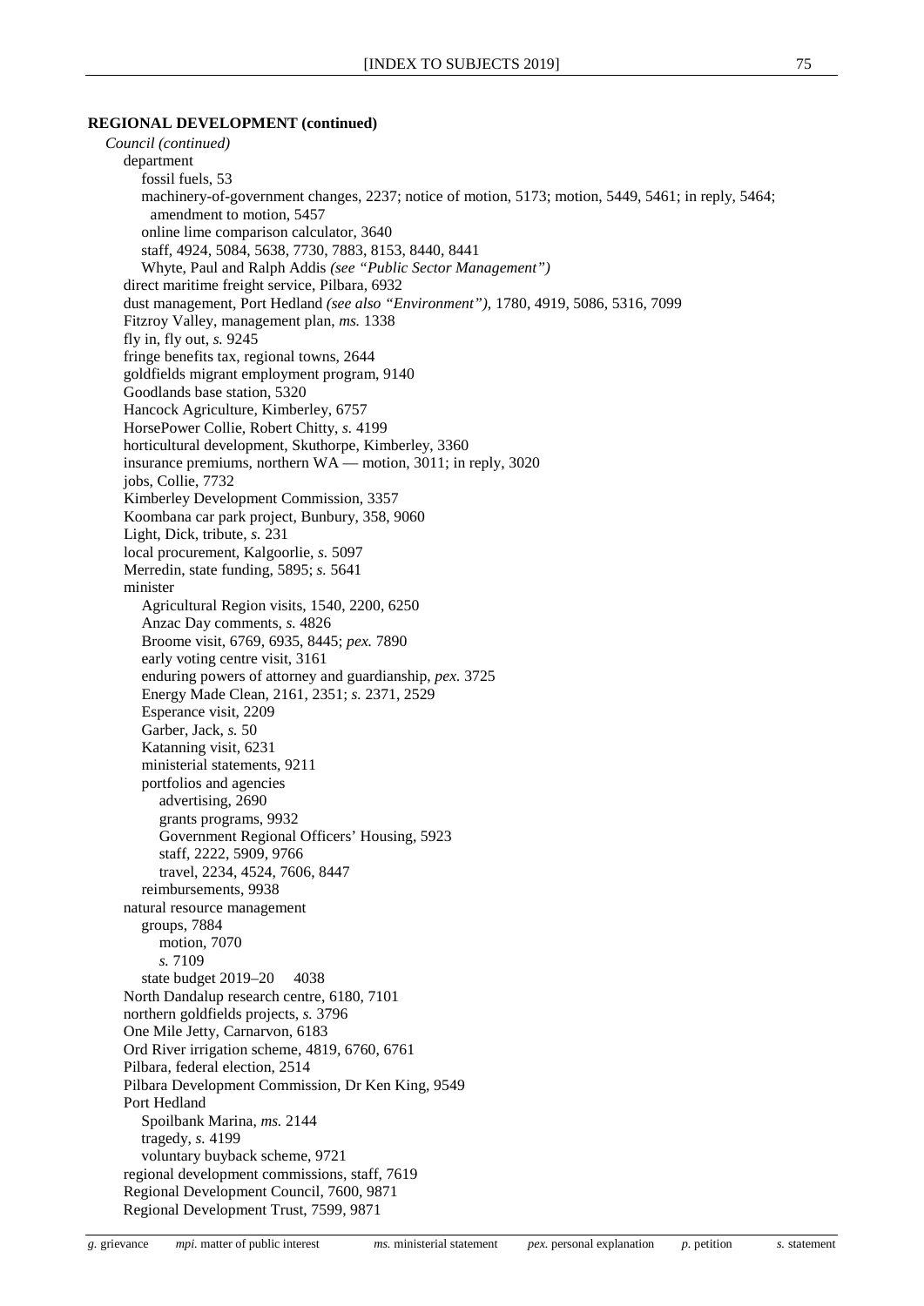**REGIONAL DEVELOPMENT (continued)**

*Council (continued)*

department
- fossil fuels, 53
- machinery-of-government changes, 2237; notice of motion, 5173; motion, 5449, 5461; in reply, 5464; amendment to motion, 5457
- online lime comparison calculator, 3640
- staff, 4924, 5084, 5638, 7730, 7883, 8153, 8440, 8441
- Whyte, Paul and Ralph Addis *(see "Public Sector Management")*

direct maritime freight service, Pilbara, 6932

dust management, Port Hedland *(see also "Environment")*, 1780, 4919, 5086, 5316, 7099

Fitzroy Valley, management plan, *ms.* 1338

fly in, fly out, *s.* 9245

fringe benefits tax, regional towns, 2644

goldfields migrant employment program, 9140

Goodlands base station, 5320

Hancock Agriculture, Kimberley, 6757

HorsePower Collie, Robert Chitty, *s.* 4199

horticultural development, Skuthorpe, Kimberley, 3360

insurance premiums, northern WA — motion, 3011; in reply, 3020

jobs, Collie, 7732

Kimberley Development Commission, 3357

Koombana car park project, Bunbury, 358, 9060

Light, Dick, tribute, *s.* 231

local procurement, Kalgoorlie, *s.* 5097

Merredin, state funding, 5895; *s.* 5641

minister
- Agricultural Region visits, 1540, 2200, 6250
- Anzac Day comments, *s.* 4826
- Broome visit, 6769, 6935, 8445; *pex.* 7890
- early voting centre visit, 3161
- enduring powers of attorney and guardianship, *pex.* 3725
- Energy Made Clean, 2161, 2351; *s.* 2371, 2529
- Esperance visit, 2209
- Garber, Jack, *s.* 50
- Katanning visit, 6231
- ministerial statements, 9211
- portfolios and agencies
  - advertising, 2690
  - grants programs, 9932
  - Government Regional Officers' Housing, 5923
  - staff, 2222, 5909, 9766
  - travel, 2234, 4524, 7606, 8447
- reimbursements, 9938

natural resource management
- groups, 7884
  - motion, 7070
  - *s.* 7109
- state budget 2019–20 4038

North Dandalup research centre, 6180, 7101

northern goldfields projects, *s.* 3796

One Mile Jetty, Carnarvon, 6183

Ord River irrigation scheme, 4819, 6760, 6761

Pilbara, federal election, 2514

Pilbara Development Commission, Dr Ken King, 9549

Port Hedland
- Spoilbank Marina, *ms.* 2144
- tragedy, *s.* 4199
- voluntary buyback scheme, 9721

regional development commissions, staff, 7619

Regional Development Council, 7600, 9871

Regional Development Trust, 7599, 9871

*g.* grievance *mpi.* matter of public interest *ms.* ministerial statement *pex.* personal explanation *p.* petition *s.* statement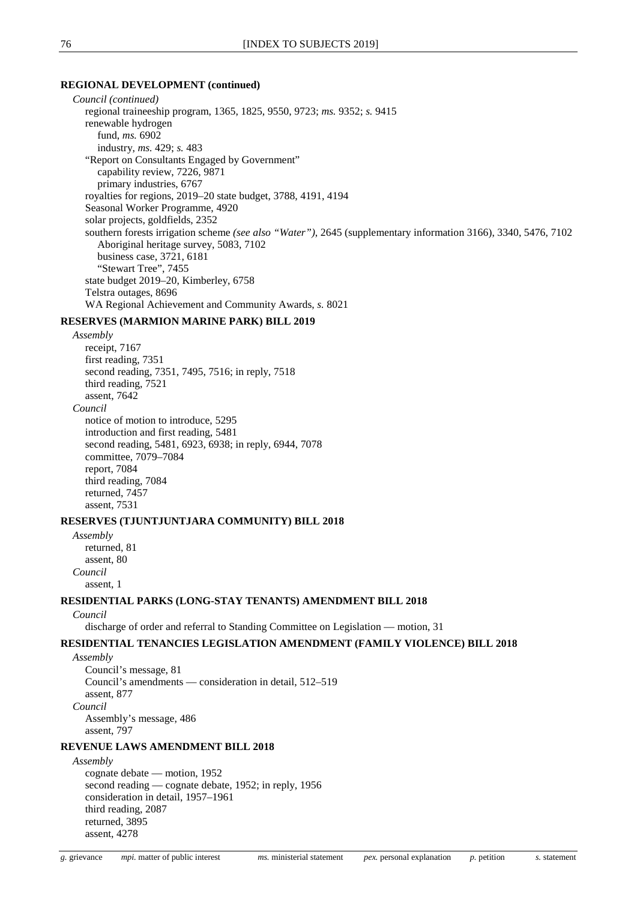**REGIONAL DEVELOPMENT (continued)**

*Council (continued)*

- regional traineeship program, 1365, 1825, 9550, 9723; *ms.* 9352; *s.* 9415
- renewable hydrogen
  - fund, *ms.* 6902
  - industry, *ms.* 429; *s.* 483
- "Report on Consultants Engaged by Government"
  - capability review, 7226, 9871
  - primary industries, 6767
- royalties for regions, 2019–20 state budget, 3788, 4191, 4194
- Seasonal Worker Programme, 4920
- solar projects, goldfields, 2352
- southern forests irrigation scheme *(see also "Water")*, 2645 (supplementary information 3166), 3340, 5476, 7102
  - Aboriginal heritage survey, 5083, 7102
  - business case, 3721, 6181
  - "Stewart Tree", 7455
- state budget 2019–20, Kimberley, 6758
- Telstra outages, 8696
- WA Regional Achievement and Community Awards, *s.* 8021

**RESERVES (MARMION MARINE PARK) BILL 2019**

*Assembly*

- receipt, 7167
- first reading, 7351
- second reading, 7351, 7495, 7516; in reply, 7518
- third reading, 7521
- assent, 7642

*Council*

- notice of motion to introduce, 5295
- introduction and first reading, 5481
- second reading, 5481, 6923, 6938; in reply, 6944, 7078
- committee, 7079–7084
- report, 7084
- third reading, 7084
- returned, 7457
- assent, 7531

**RESERVES (TJUNTJUNTJARA COMMUNITY) BILL 2018**

*Assembly*

- returned, 81
- assent, 80

*Council*

- assent, 1

**RESIDENTIAL PARKS (LONG-STAY TENANTS) AMENDMENT BILL 2018**

*Council*

- discharge of order and referral to Standing Committee on Legislation — motion, 31

**RESIDENTIAL TENANCIES LEGISLATION AMENDMENT (FAMILY VIOLENCE) BILL 2018**

*Assembly*

- Council's message, 81
- Council's amendments — consideration in detail, 512–519
- assent, 877

*Council*

- Assembly's message, 486
- assent, 797

**REVENUE LAWS AMENDMENT BILL 2018**

*Assembly*

- cognate debate — motion, 1952
- second reading — cognate debate, 1952; in reply, 1956
- consideration in detail, 1957–1961
- third reading, 2087
- returned, 3895
- assent, 4278

*g.* grievance *mpi.* matter of public interest *ms.* ministerial statement *pex.* personal explanation *p.* petition *s.* statement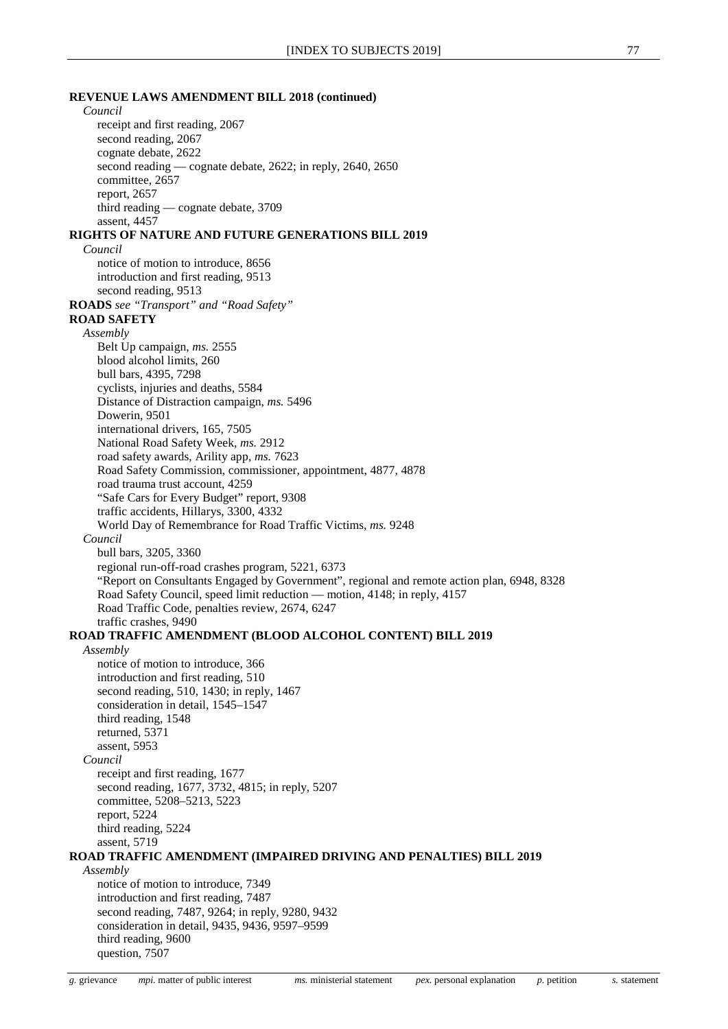**REVENUE LAWS AMENDMENT BILL 2018 (continued)**

*Council*

- receipt and first reading, 2067
- second reading, 2067
- cognate debate, 2622
- second reading — cognate debate, 2622; in reply, 2640, 2650
- committee, 2657
- report, 2657
- third reading — cognate debate, 3709
- assent, 4457

**RIGHTS OF NATURE AND FUTURE GENERATIONS BILL 2019**

*Council*

- notice of motion to introduce, 8656
- introduction and first reading, 9513
- second reading, 9513

**ROADS** *see "Transport" and "Road Safety"*

**ROAD SAFETY**

*Assembly*

- Belt Up campaign, *ms.* 2555
- blood alcohol limits, 260
- bull bars, 4395, 7298
- cyclists, injuries and deaths, 5584
- Distance of Distraction campaign, *ms.* 5496
- Dowerin, 9501
- international drivers, 165, 7505
- National Road Safety Week, *ms.* 2912
- road safety awards, Arility app, *ms.* 7623
- Road Safety Commission, commissioner, appointment, 4877, 4878
- road trauma trust account, 4259
- "Safe Cars for Every Budget" report, 9308
- traffic accidents, Hillarys, 3300, 4332
- World Day of Remembrance for Road Traffic Victims, *ms.* 9248

*Council*

- bull bars, 3205, 3360
- regional run-off-road crashes program, 5221, 6373
- "Report on Consultants Engaged by Government", regional and remote action plan, 6948, 8328
- Road Safety Council, speed limit reduction — motion, 4148; in reply, 4157
- Road Traffic Code, penalties review, 2674, 6247
- traffic crashes, 9490

**ROAD TRAFFIC AMENDMENT (BLOOD ALCOHOL CONTENT) BILL 2019**

*Assembly*

- notice of motion to introduce, 366
- introduction and first reading, 510
- second reading, 510, 1430; in reply, 1467
- consideration in detail, 1545–1547
- third reading, 1548
- returned, 5371
- assent, 5953

*Council*

- receipt and first reading, 1677
- second reading, 1677, 3732, 4815; in reply, 5207
- committee, 5208–5213, 5223
- report, 5224
- third reading, 5224
- assent, 5719

**ROAD TRAFFIC AMENDMENT (IMPAIRED DRIVING AND PENALTIES) BILL 2019**

*Assembly*

- notice of motion to introduce, 7349
- introduction and first reading, 7487
- second reading, 7487, 9264; in reply, 9280, 9432
- consideration in detail, 9435, 9436, 9597–9599
- third reading, 9600
- question, 7507

*g.* grievance *mpi.* matter of public interest *ms.* ministerial statement *pex.* personal explanation *p.* petition *s.* statement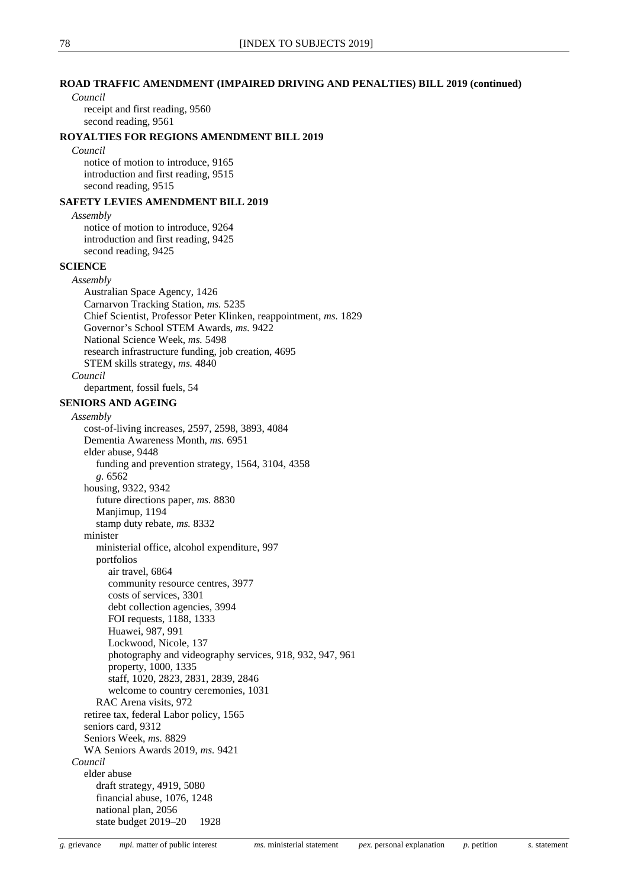**ROAD TRAFFIC AMENDMENT (IMPAIRED DRIVING AND PENALTIES) BILL 2019 (continued)**

*Council*

- receipt and first reading, 9560
- second reading, 9561

**ROYALTIES FOR REGIONS AMENDMENT BILL 2019**

*Council*

- notice of motion to introduce, 9165
- introduction and first reading, 9515
- second reading, 9515

**SAFETY LEVIES AMENDMENT BILL 2019**

*Assembly*

- notice of motion to introduce, 9264
- introduction and first reading, 9425
- second reading, 9425

**SCIENCE**

*Assembly*

- Australian Space Agency, 1426
- Carnarvon Tracking Station, *ms.* 5235
- Chief Scientist, Professor Peter Klinken, reappointment, *ms.* 1829
- Governor's School STEM Awards, *ms.* 9422
- National Science Week, *ms.* 5498
- research infrastructure funding, job creation, 4695
- STEM skills strategy, *ms.* 4840

*Council*

- department, fossil fuels, 54

**SENIORS AND AGEING**

*Assembly*

- cost-of-living increases, 2597, 2598, 3893, 4084
- Dementia Awareness Month, *ms.* 6951
- elder abuse, 9448
  - funding and prevention strategy, 1564, 3104, 4358
  - *g.* 6562
- housing, 9322, 9342
  - future directions paper, *ms.* 8830
  - Manjimup, 1194
  - stamp duty rebate, *ms.* 8332
- minister
  - ministerial office, alcohol expenditure, 997
  - portfolios
    - air travel, 6864
    - community resource centres, 3977
    - costs of services, 3301
    - debt collection agencies, 3994
    - FOI requests, 1188, 1333
    - Huawei, 987, 991
    - Lockwood, Nicole, 137
    - photography and videography services, 918, 932, 947, 961
    - property, 1000, 1335
    - staff, 1020, 2823, 2831, 2839, 2846
    - welcome to country ceremonies, 1031
  - RAC Arena visits, 972
- retiree tax, federal Labor policy, 1565
- seniors card, 9312
- Seniors Week, *ms.* 8829
- WA Seniors Awards 2019, *ms.* 9421

*Council*

- elder abuse
  - draft strategy, 4919, 5080
  - financial abuse, 1076, 1248
  - national plan, 2056
  - state budget 2019–20 1928

*g.* grievance *mpi.* matter of public interest *ms.* ministerial statement *pex.* personal explanation *p.* petition *s.* statement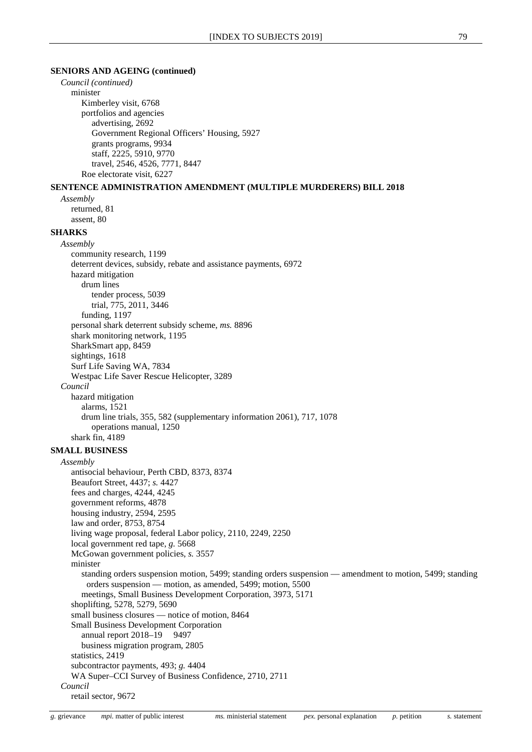**SENIORS AND AGEING (continued)**

*Council (continued)*

- minister
  - Kimberley visit, 6768
  - portfolios and agencies
    - advertising, 2692
    - Government Regional Officers' Housing, 5927
    - grants programs, 9934
    - staff, 2225, 5910, 9770
    - travel, 2546, 4526, 7771, 8447
  - Roe electorate visit, 6227

**SENTENCE ADMINISTRATION AMENDMENT (MULTIPLE MURDERERS) BILL 2018**

*Assembly*

- returned, 81
- assent, 80

**SHARKS**

*Assembly*

- community research, 1199
- deterrent devices, subsidy, rebate and assistance payments, 6972
- hazard mitigation
  - drum lines
    - tender process, 5039
    - trial, 775, 2011, 3446
  - funding, 1197
- personal shark deterrent subsidy scheme, *ms.* 8896
- shark monitoring network, 1195
- SharkSmart app, 8459
- sightings, 1618
- Surf Life Saving WA, 7834
- Westpac Life Saver Rescue Helicopter, 3289

*Council*

- hazard mitigation
  - alarms, 1521
  - drum line trials, 355, 582 (supplementary information 2061), 717, 1078
    - operations manual, 1250
- shark fin, 4189

**SMALL BUSINESS**

*Assembly*

- antisocial behaviour, Perth CBD, 8373, 8374
- Beaufort Street, 4437; *s.* 4427
- fees and charges, 4244, 4245
- government reforms, 4878
- housing industry, 2594, 2595
- law and order, 8753, 8754
- living wage proposal, federal Labor policy, 2110, 2249, 2250
- local government red tape, *g.* 5668
- McGowan government policies, *s.* 3557
- minister
  - standing orders suspension motion, 5499; standing orders suspension — amendment to motion, 5499; standing orders suspension — motion, as amended, 5499; motion, 5500
  - meetings, Small Business Development Corporation, 3973, 5171
- shoplifting, 5278, 5279, 5690
- small business closures — notice of motion, 8464
- Small Business Development Corporation
  - annual report 2018–19 9497
  - business migration program, 2805
- statistics, 2419
- subcontractor payments, 493; *g.* 4404
- WA Super–CCI Survey of Business Confidence, 2710, 2711

*Council*

- retail sector, 9672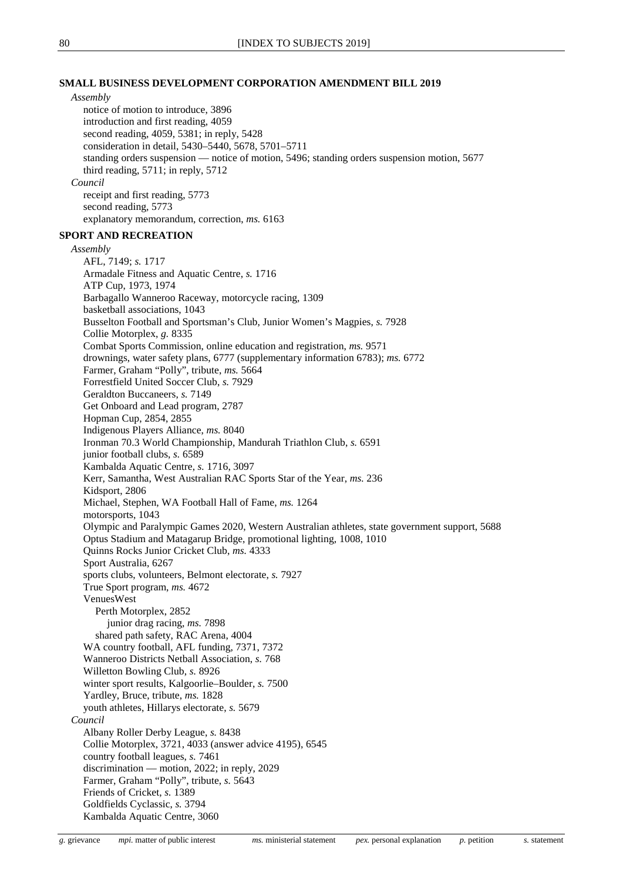**SMALL BUSINESS DEVELOPMENT CORPORATION AMENDMENT BILL 2019**

*Assembly*

- notice of motion to introduce, 3896
- introduction and first reading, 4059
- second reading, 4059, 5381; in reply, 5428
- consideration in detail, 5430–5440, 5678, 5701–5711
- standing orders suspension — notice of motion, 5496; standing orders suspension motion, 5677
- third reading, 5711; in reply, 5712

*Council*

- receipt and first reading, 5773
- second reading, 5773
- explanatory memorandum, correction, *ms.* 6163

**SPORT AND RECREATION**

*Assembly*

- AFL, 7149; *s.* 1717
- Armadale Fitness and Aquatic Centre, *s.* 1716
- ATP Cup, 1973, 1974
- Barbagallo Wanneroo Raceway, motorcycle racing, 1309
- basketball associations, 1043
- Busselton Football and Sportsman's Club, Junior Women's Magpies, *s.* 7928
- Collie Motorplex, *g.* 8335
- Combat Sports Commission, online education and registration, *ms.* 9571
- drownings, water safety plans, 6777 (supplementary information 6783); *ms.* 6772
- Farmer, Graham "Polly", tribute, *ms.* 5664
- Forrestfield United Soccer Club, *s.* 7929
- Geraldton Buccaneers, *s.* 7149
- Get Onboard and Lead program, 2787
- Hopman Cup, 2854, 2855
- Indigenous Players Alliance, *ms.* 8040
- Ironman 70.3 World Championship, Mandurah Triathlon Club, *s.* 6591
- junior football clubs, *s.* 6589
- Kambalda Aquatic Centre, *s.* 1716, 3097
- Kerr, Samantha, West Australian RAC Sports Star of the Year, *ms.* 236
- Kidsport, 2806
- Michael, Stephen, WA Football Hall of Fame, *ms.* 1264
- motorsports, 1043
- Olympic and Paralympic Games 2020, Western Australian athletes, state government support, 5688
- Optus Stadium and Matagarup Bridge, promotional lighting, 1008, 1010
- Quinns Rocks Junior Cricket Club, *ms.* 4333
- Sport Australia, 6267
- sports clubs, volunteers, Belmont electorate, *s.* 7927
- True Sport program, *ms.* 4672
- VenuesWest
  - Perth Motorplex, 2852
    - junior drag racing, *ms.* 7898
  - shared path safety, RAC Arena, 4004
- WA country football, AFL funding, 7371, 7372
- Wanneroo Districts Netball Association, *s.* 768
- Willetton Bowling Club, *s.* 8926
- winter sport results, Kalgoorlie–Boulder, *s.* 7500
- Yardley, Bruce, tribute, *ms.* 1828
- youth athletes, Hillarys electorate, *s.* 5679

*Council*

- Albany Roller Derby League, *s.* 8438
- Collie Motorplex, 3721, 4033 (answer advice 4195), 6545
- country football leagues, *s.* 7461
- discrimination — motion, 2022; in reply, 2029
- Farmer, Graham "Polly", tribute, *s.* 5643
- Friends of Cricket, *s.* 1389
- Goldfields Cyclassic, *s.* 3794
- Kambalda Aquatic Centre, 3060

*g.* grievance *mpi.* matter of public interest *ms.* ministerial statement *pex.* personal explanation *p.* petition *s.* statement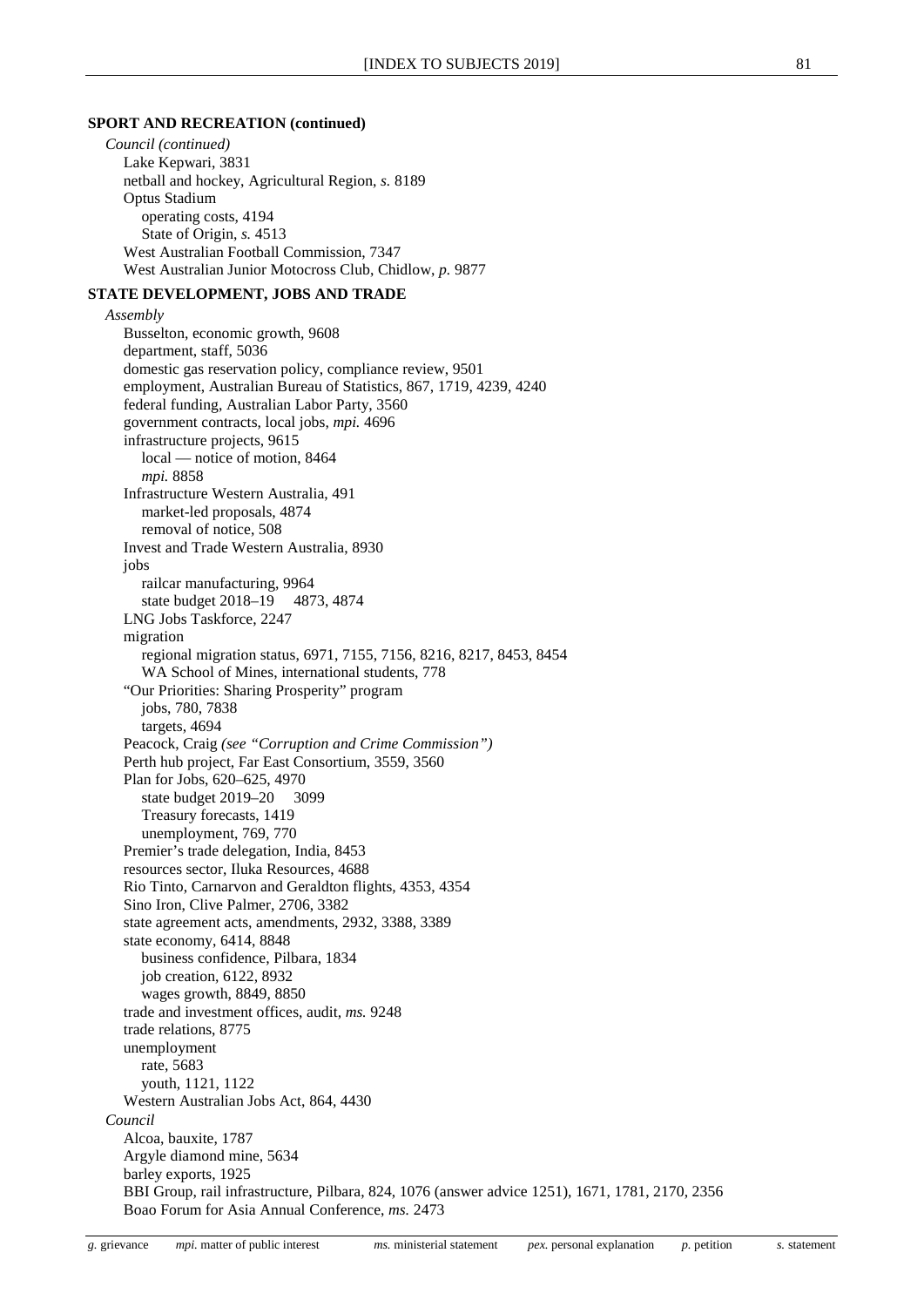**SPORT AND RECREATION (continued)**

*Council (continued)*

- Lake Kepwari, 3831
- netball and hockey, Agricultural Region, *s.* 8189
- Optus Stadium
  - operating costs, 4194
  - State of Origin, *s.* 4513
- West Australian Football Commission, 7347
- West Australian Junior Motocross Club, Chidlow, *p.* 9877

**STATE DEVELOPMENT, JOBS AND TRADE**

*Assembly*

- Busselton, economic growth, 9608
- department, staff, 5036
- domestic gas reservation policy, compliance review, 9501
- employment, Australian Bureau of Statistics, 867, 1719, 4239, 4240
- federal funding, Australian Labor Party, 3560
- government contracts, local jobs, *mpi.* 4696
- infrastructure projects, 9615
  - local — notice of motion, 8464
  - *mpi.* 8858
- Infrastructure Western Australia, 491
  - market-led proposals, 4874
  - removal of notice, 508
- Invest and Trade Western Australia, 8930
- jobs
  - railcar manufacturing, 9964
  - state budget 2018–19 4873, 4874
- LNG Jobs Taskforce, 2247
- migration
  - regional migration status, 6971, 7155, 7156, 8216, 8217, 8453, 8454
  - WA School of Mines, international students, 778
- "Our Priorities: Sharing Prosperity" program
  - jobs, 780, 7838
  - targets, 4694
- Peacock, Craig *(see "Corruption and Crime Commission")*
- Perth hub project, Far East Consortium, 3559, 3560
- Plan for Jobs, 620–625, 4970
  - state budget 2019–20 3099
  - Treasury forecasts, 1419
  - unemployment, 769, 770
- Premier's trade delegation, India, 8453
- resources sector, Iluka Resources, 4688
- Rio Tinto, Carnarvon and Geraldton flights, 4353, 4354
- Sino Iron, Clive Palmer, 2706, 3382
- state agreement acts, amendments, 2932, 3388, 3389
- state economy, 6414, 8848
  - business confidence, Pilbara, 1834
  - job creation, 6122, 8932
  - wages growth, 8849, 8850
- trade and investment offices, audit, *ms.* 9248
- trade relations, 8775
- unemployment
  - rate, 5683
  - youth, 1121, 1122
- Western Australian Jobs Act, 864, 4430

*Council*

- Alcoa, bauxite, 1787
- Argyle diamond mine, 5634
- barley exports, 1925
- BBI Group, rail infrastructure, Pilbara, 824, 1076 (answer advice 1251), 1671, 1781, 2170, 2356
- Boao Forum for Asia Annual Conference, *ms.* 2473

*g.* grievance *mpi.* matter of public interest *ms.* ministerial statement *pex.* personal explanation *p.* petition *s.* statement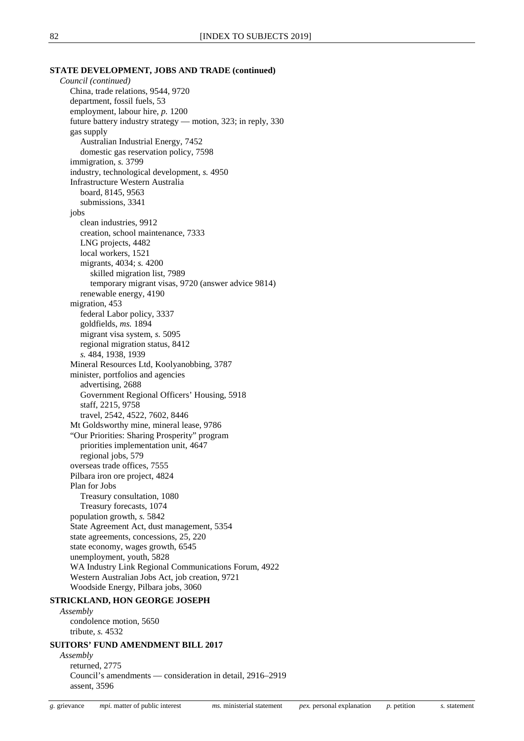**STATE DEVELOPMENT, JOBS AND TRADE (continued)**

*Council (continued)*

- China, trade relations, 9544, 9720
- department, fossil fuels, 53
- employment, labour hire, *p.* 1200
- future battery industry strategy — motion, 323; in reply, 330
- gas supply
  - Australian Industrial Energy, 7452
  - domestic gas reservation policy, 7598
- immigration, *s.* 3799
- industry, technological development, *s.* 4950
- Infrastructure Western Australia
  - board, 8145, 9563
  - submissions, 3341
- jobs
  - clean industries, 9912
  - creation, school maintenance, 7333
  - LNG projects, 4482
  - local workers, 1521
  - migrants, 4034; *s.* 4200
    - skilled migration list, 7989
    - temporary migrant visas, 9720 (answer advice 9814)
  - renewable energy, 4190
- migration, 453
  - federal Labor policy, 3337
  - goldfields, *ms.* 1894
  - migrant visa system, *s.* 5095
  - regional migration status, 8412
  - *s.* 484, 1938, 1939
- Mineral Resources Ltd, Koolyanobbing, 3787
- minister, portfolios and agencies
  - advertising, 2688
  - Government Regional Officers' Housing, 5918
  - staff, 2215, 9758
  - travel, 2542, 4522, 7602, 8446
- Mt Goldsworthy mine, mineral lease, 9786
- "Our Priorities: Sharing Prosperity" program
  - priorities implementation unit, 4647
  - regional jobs, 579
- overseas trade offices, 7555
- Pilbara iron ore project, 4824
- Plan for Jobs
  - Treasury consultation, 1080
  - Treasury forecasts, 1074
- population growth, *s.* 5842
- State Agreement Act, dust management, 5354
- state agreements, concessions, 25, 220
- state economy, wages growth, 6545
- unemployment, youth, 5828
- WA Industry Link Regional Communications Forum, 4922
- Western Australian Jobs Act, job creation, 9721
- Woodside Energy, Pilbara jobs, 3060

**STRICKLAND, HON GEORGE JOSEPH**

*Assembly*

- condolence motion, 5650
- tribute, *s.* 4532

**SUITORS' FUND AMENDMENT BILL 2017**

*Assembly*

- returned, 2775
- Council's amendments — consideration in detail, 2916–2919
- assent, 3596

*g.* grievance  *mpi.* matter of public interest  *ms.* ministerial statement  *pex.* personal explanation  *p.* petition  *s.* statement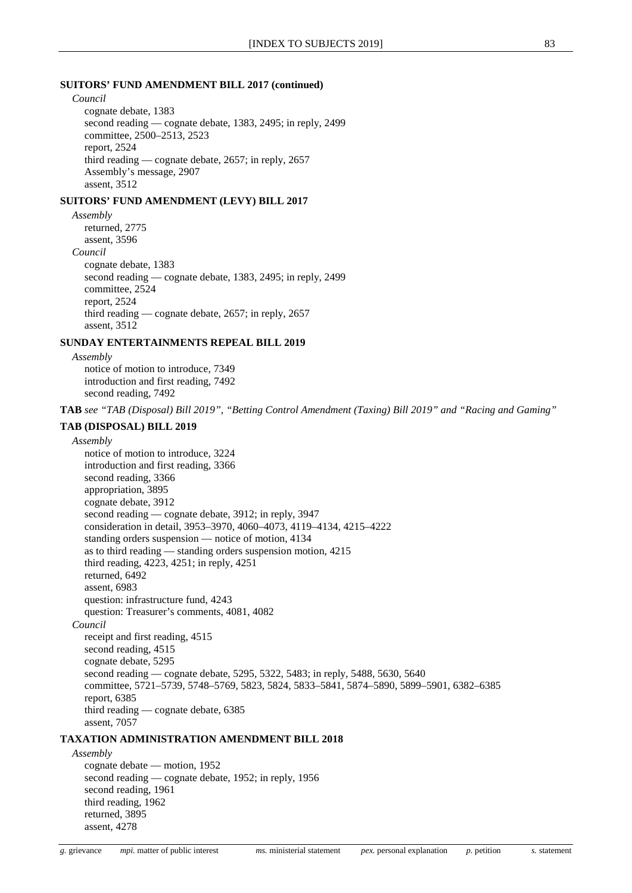**SUITORS' FUND AMENDMENT BILL 2017 (continued)**

*Council*

- cognate debate, 1383
- second reading — cognate debate, 1383, 2495; in reply, 2499
- committee, 2500–2513, 2523
- report, 2524
- third reading — cognate debate, 2657; in reply, 2657
- Assembly's message, 2907
- assent, 3512

**SUITORS' FUND AMENDMENT (LEVY) BILL 2017**

*Assembly*

- returned, 2775
- assent, 3596

*Council*

- cognate debate, 1383
- second reading — cognate debate, 1383, 2495; in reply, 2499
- committee, 2524
- report, 2524
- third reading — cognate debate, 2657; in reply, 2657
- assent, 3512

**SUNDAY ENTERTAINMENTS REPEAL BILL 2019**

*Assembly*

- notice of motion to introduce, 7349
- introduction and first reading, 7492
- second reading, 7492

**TAB** *see "TAB (Disposal) Bill 2019", "Betting Control Amendment (Taxing) Bill 2019" and "Racing and Gaming"*

**TAB (DISPOSAL) BILL 2019**

*Assembly*

- notice of motion to introduce, 3224
- introduction and first reading, 3366
- second reading, 3366
- appropriation, 3895
- cognate debate, 3912
- second reading — cognate debate, 3912; in reply, 3947
- consideration in detail, 3953–3970, 4060–4073, 4119–4134, 4215–4222
- standing orders suspension — notice of motion, 4134
- as to third reading — standing orders suspension motion, 4215
- third reading, 4223, 4251; in reply, 4251
- returned, 6492
- assent, 6983
- question: infrastructure fund, 4243
- question: Treasurer's comments, 4081, 4082

*Council*

- receipt and first reading, 4515
- second reading, 4515
- cognate debate, 5295
- second reading — cognate debate, 5295, 5322, 5483; in reply, 5488, 5630, 5640
- committee, 5721–5739, 5748–5769, 5823, 5824, 5833–5841, 5874–5890, 5899–5901, 6382–6385
- report, 6385
- third reading — cognate debate, 6385
- assent, 7057

**TAXATION ADMINISTRATION AMENDMENT BILL 2018**

*Assembly*

- cognate debate — motion, 1952
- second reading — cognate debate, 1952; in reply, 1956
- second reading, 1961
- third reading, 1962
- returned, 3895
- assent, 4278

*g.* grievance *mpi.* matter of public interest *ms.* ministerial statement *pex.* personal explanation *p.* petition *s.* statement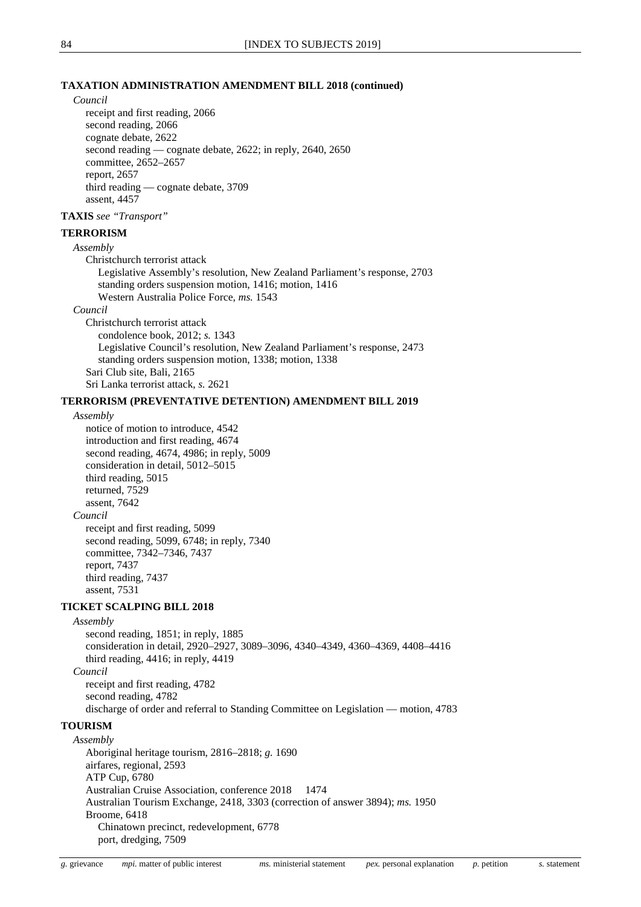**TAXATION ADMINISTRATION AMENDMENT BILL 2018 (continued)**

*Council*

receipt and first reading, 2066
second reading, 2066
cognate debate, 2622
second reading — cognate debate, 2622; in reply, 2640, 2650
committee, 2652–2657
report, 2657
third reading — cognate debate, 3709
assent, 4457

**TAXIS** *see "Transport"*

**TERRORISM**

*Assembly*

Christchurch terrorist attack
- Legislative Assembly's resolution, New Zealand Parliament's response, 2703
- standing orders suspension motion, 1416; motion, 1416
- Western Australia Police Force, *ms.* 1543

*Council*

Christchurch terrorist attack
- condolence book, 2012; *s.* 1343
- Legislative Council's resolution, New Zealand Parliament's response, 2473
- standing orders suspension motion, 1338; motion, 1338

Sari Club site, Bali, 2165
Sri Lanka terrorist attack, *s.* 2621

**TERRORISM (PREVENTATIVE DETENTION) AMENDMENT BILL 2019**

*Assembly*

notice of motion to introduce, 4542
introduction and first reading, 4674
second reading, 4674, 4986; in reply, 5009
consideration in detail, 5012–5015
third reading, 5015
returned, 7529
assent, 7642

*Council*

receipt and first reading, 5099
second reading, 5099, 6748; in reply, 7340
committee, 7342–7346, 7437
report, 7437
third reading, 7437
assent, 7531

**TICKET SCALPING BILL 2018**

*Assembly*

second reading, 1851; in reply, 1885
consideration in detail, 2920–2927, 3089–3096, 4340–4349, 4360–4369, 4408–4416
third reading, 4416; in reply, 4419

*Council*

receipt and first reading, 4782
second reading, 4782
discharge of order and referral to Standing Committee on Legislation — motion, 4783

**TOURISM**

*Assembly*

Aboriginal heritage tourism, 2816–2818; *g.* 1690
airfares, regional, 2593
ATP Cup, 6780
Australian Cruise Association, conference 2018 1474
Australian Tourism Exchange, 2418, 3303 (correction of answer 3894); *ms.* 1950
Broome, 6418
- Chinatown precinct, redevelopment, 6778
- port, dredging, 7509

*g.* grievance *mpi.* matter of public interest *ms.* ministerial statement *pex.* personal explanation *p.* petition *s.* statement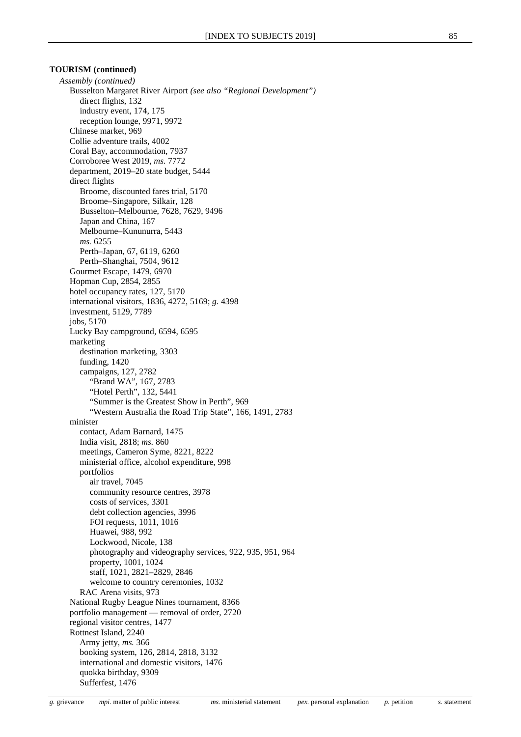**TOURISM (continued)**

*Assembly (continued)*

- Busselton Margaret River Airport *(see also "Regional Development")*
  - direct flights, 132
  - industry event, 174, 175
  - reception lounge, 9971, 9972
- Chinese market, 969
- Collie adventure trails, 4002
- Coral Bay, accommodation, 7937
- Corroboree West 2019, *ms.* 7772
- department, 2019–20 state budget, 5444
- direct flights
  - Broome, discounted fares trial, 5170
  - Broome–Singapore, Silkair, 128
  - Busselton–Melbourne, 7628, 7629, 9496
  - Japan and China, 167
  - Melbourne–Kununurra, 5443
  - *ms.* 6255
  - Perth–Japan, 67, 6119, 6260
  - Perth–Shanghai, 7504, 9612
- Gourmet Escape, 1479, 6970
- Hopman Cup, 2854, 2855
- hotel occupancy rates, 127, 5170
- international visitors, 1836, 4272, 5169; *g.* 4398
- investment, 5129, 7789
- jobs, 5170
- Lucky Bay campground, 6594, 6595
- marketing
  - destination marketing, 3303
  - funding, 1420
  - campaigns, 127, 2782
    - "Brand WA", 167, 2783
    - "Hotel Perth", 132, 5441
    - "Summer is the Greatest Show in Perth", 969
    - "Western Australia the Road Trip State", 166, 1491, 2783
- minister
  - contact, Adam Barnard, 1475
  - India visit, 2818; *ms.* 860
  - meetings, Cameron Syme, 8221, 8222
  - ministerial office, alcohol expenditure, 998
  - portfolios
    - air travel, 7045
    - community resource centres, 3978
    - costs of services, 3301
    - debt collection agencies, 3996
    - FOI requests, 1011, 1016
    - Huawei, 988, 992
    - Lockwood, Nicole, 138
    - photography and videography services, 922, 935, 951, 964
    - property, 1001, 1024
    - staff, 1021, 2821–2829, 2846
    - welcome to country ceremonies, 1032
  - RAC Arena visits, 973
- National Rugby League Nines tournament, 8366
- portfolio management — removal of order, 2720
- regional visitor centres, 1477
- Rottnest Island, 2240
  - Army jetty, *ms.* 366
  - booking system, 126, 2814, 2818, 3132
  - international and domestic visitors, 1476
  - quokka birthday, 9309
  - Sufferfest, 1476

*g.* grievance *mpi.* matter of public interest *ms.* ministerial statement *pex.* personal explanation *p.* petition *s.* statement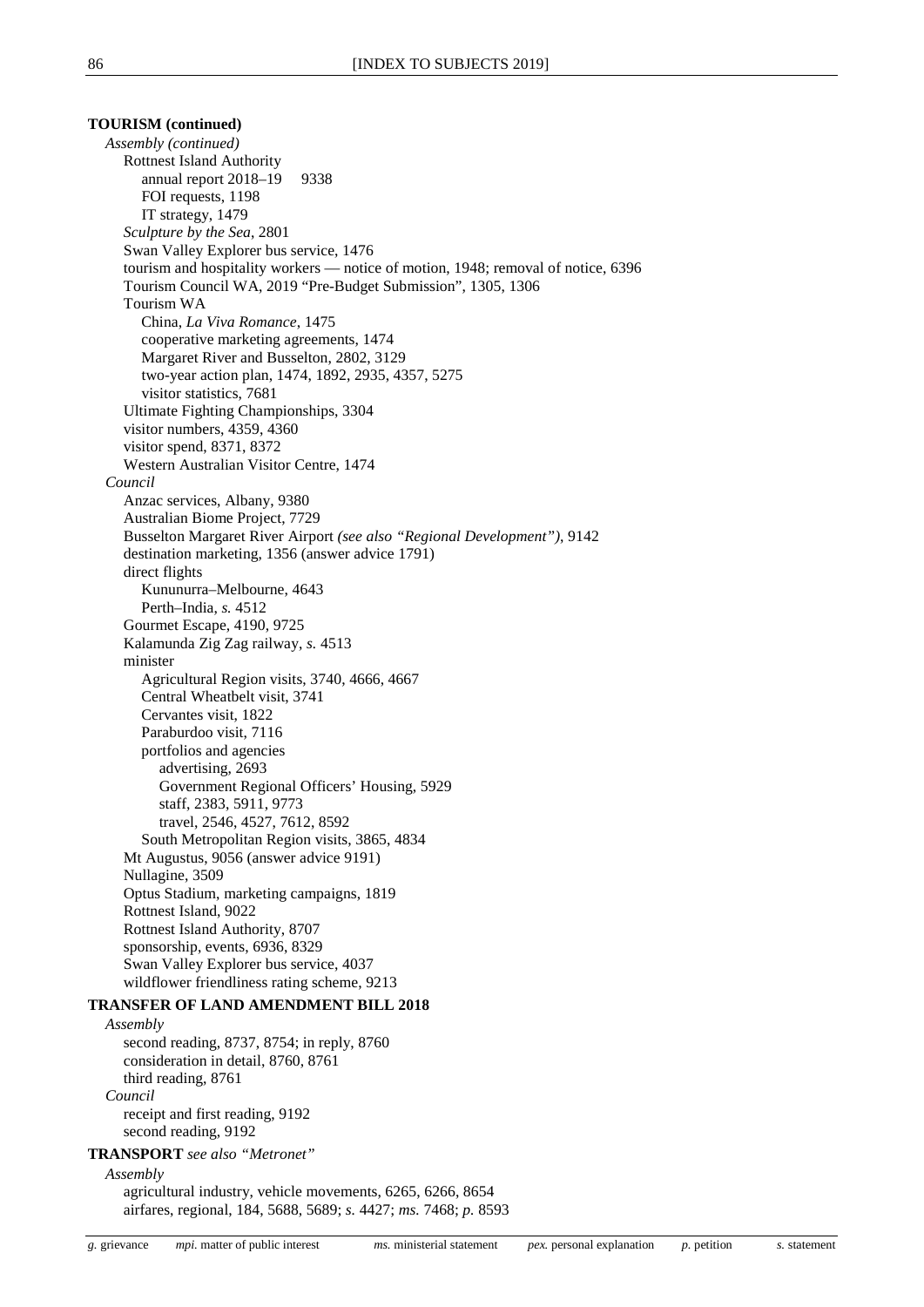**TOURISM (continued)**

*Assembly (continued)*

- Rottnest Island Authority
  - annual report 2018–19 9338
  - FOI requests, 1198
  - IT strategy, 1479
- *Sculpture by the Sea*, 2801
- Swan Valley Explorer bus service, 1476
- tourism and hospitality workers — notice of motion, 1948; removal of notice, 6396
- Tourism Council WA, 2019 "Pre-Budget Submission", 1305, 1306
- Tourism WA
  - China, *La Viva Romance*, 1475
  - cooperative marketing agreements, 1474
  - Margaret River and Busselton, 2802, 3129
  - two-year action plan, 1474, 1892, 2935, 4357, 5275
  - visitor statistics, 7681
- Ultimate Fighting Championships, 3304
- visitor numbers, 4359, 4360
- visitor spend, 8371, 8372
- Western Australian Visitor Centre, 1474

*Council*

- Anzac services, Albany, 9380
- Australian Biome Project, 7729
- Busselton Margaret River Airport *(see also "Regional Development")*, 9142
- destination marketing, 1356 (answer advice 1791)
- direct flights
  - Kununurra–Melbourne, 4643
  - Perth–India, *s.* 4512
- Gourmet Escape, 4190, 9725
- Kalamunda Zig Zag railway, *s.* 4513
- minister
  - Agricultural Region visits, 3740, 4666, 4667
  - Central Wheatbelt visit, 3741
  - Cervantes visit, 1822
  - Paraburdoo visit, 7116
  - portfolios and agencies
    - advertising, 2693
    - Government Regional Officers' Housing, 5929
    - staff, 2383, 5911, 9773
    - travel, 2546, 4527, 7612, 8592
  - South Metropolitan Region visits, 3865, 4834
- Mt Augustus, 9056 (answer advice 9191)
- Nullagine, 3509
- Optus Stadium, marketing campaigns, 1819
- Rottnest Island, 9022
- Rottnest Island Authority, 8707
- sponsorship, events, 6936, 8329
- Swan Valley Explorer bus service, 4037
- wildflower friendliness rating scheme, 9213

**TRANSFER OF LAND AMENDMENT BILL 2018**

*Assembly*

- second reading, 8737, 8754; in reply, 8760
- consideration in detail, 8760, 8761
- third reading, 8761

*Council*

- receipt and first reading, 9192
- second reading, 9192

**TRANSPORT** *see also "Metronet"*

*Assembly*

- agricultural industry, vehicle movements, 6265, 6266, 8654
- airfares, regional, 184, 5688, 5689; *s.* 4427; *ms.* 7468; *p.* 8593

*g.* grievance  *mpi.* matter of public interest  *ms.* ministerial statement  *pex.* personal explanation  *p.* petition  *s.* statement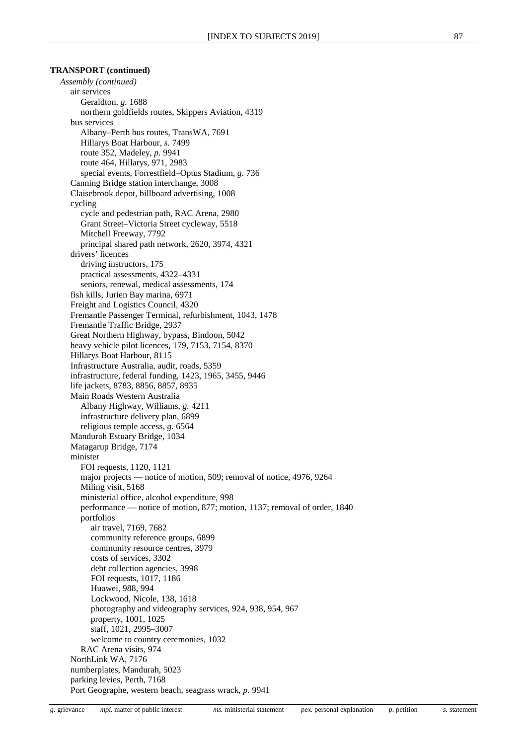**TRANSPORT (continued)**

*Assembly (continued)*

- air services
  - Geraldton, *g.* 1688
  - northern goldfields routes, Skippers Aviation, 4319
- bus services
  - Albany–Perth bus routes, TransWA, 7691
  - Hillarys Boat Harbour, *s.* 7499
  - route 352, Madeley, *p.* 9941
  - route 464, Hillarys, 971, 2983
  - special events, Forrestfield–Optus Stadium, *g.* 736
- Canning Bridge station interchange, 3008
- Claisebrook depot, billboard advertising, 1008
- cycling
  - cycle and pedestrian path, RAC Arena, 2980
  - Grant Street–Victoria Street cycleway, 5518
  - Mitchell Freeway, 7792
  - principal shared path network, 2620, 3974, 4321
- drivers' licences
  - driving instructors, 175
  - practical assessments, 4322–4331
  - seniors, renewal, medical assessments, 174
- fish kills, Jurien Bay marina, 6971
- Freight and Logistics Council, 4320
- Fremantle Passenger Terminal, refurbishment, 1043, 1478
- Fremantle Traffic Bridge, 2937
- Great Northern Highway, bypass, Bindoon, 5042
- heavy vehicle pilot licences, 179, 7153, 7154, 8370
- Hillarys Boat Harbour, 8115
- Infrastructure Australia, audit, roads, 5359
- infrastructure, federal funding, 1423, 1965, 3455, 9446
- life jackets, 8783, 8856, 8857, 8935
- Main Roads Western Australia
  - Albany Highway, Williams, *g.* 4211
  - infrastructure delivery plan, 6899
  - religious temple access, *g.* 6564
- Mandurah Estuary Bridge, 1034
- Matagarup Bridge, 7174
- minister
  - FOI requests, 1120, 1121
  - major projects — notice of motion, 509; removal of notice, 4976, 9264
  - Miling visit, 5168
  - ministerial office, alcohol expenditure, 998
  - performance — notice of motion, 877; motion, 1137; removal of order, 1840
  - portfolios
    - air travel, 7169, 7682
    - community reference groups, 6899
    - community resource centres, 3979
    - costs of services, 3302
    - debt collection agencies, 3998
    - FOI requests, 1017, 1186
    - Huawei, 988, 994
    - Lockwood, Nicole, 138, 1618
    - photography and videography services, 924, 938, 954, 967
    - property, 1001, 1025
    - staff, 1021, 2995–3007
    - welcome to country ceremonies, 1032
  - RAC Arena visits, 974
- NorthLink WA, 7176
- numberplates, Mandurah, 5023
- parking levies, Perth, 7168
- Port Geographe, western beach, seagrass wrack, *p.* 9941

*g.* grievance  *mpi.* matter of public interest  *ms.* ministerial statement  *pex.* personal explanation  *p.* petition  *s.* statement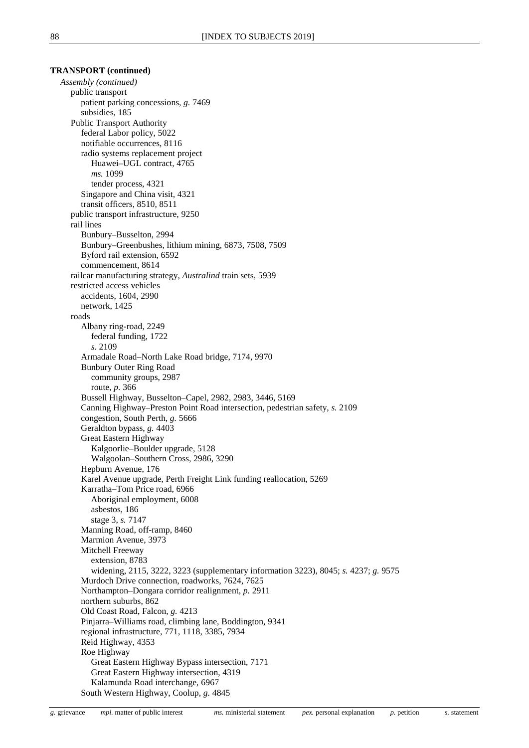**TRANSPORT (continued)**

*Assembly (continued)*

- public transport
  - patient parking concessions, *g.* 7469
  - subsidies, 185
- Public Transport Authority
  - federal Labor policy, 5022
  - notifiable occurrences, 8116
  - radio systems replacement project
    - Huawei–UGL contract, 4765
    - *ms.* 1099
    - tender process, 4321
  - Singapore and China visit, 4321
  - transit officers, 8510, 8511
- public transport infrastructure, 9250
- rail lines
  - Bunbury–Busselton, 2994
  - Bunbury–Greenbushes, lithium mining, 6873, 7508, 7509
  - Byford rail extension, 6592
  - commencement, 8614
- railcar manufacturing strategy, *Australind* train sets, 5939
- restricted access vehicles
  - accidents, 1604, 2990
  - network, 1425
- roads
  - Albany ring-road, 2249
    - federal funding, 1722
    - *s.* 2109
  - Armadale Road–North Lake Road bridge, 7174, 9970
  - Bunbury Outer Ring Road
    - community groups, 2987
    - route, *p.* 366
  - Bussell Highway, Busselton–Capel, 2982, 2983, 3446, 5169
  - Canning Highway–Preston Point Road intersection, pedestrian safety, *s.* 2109
  - congestion, South Perth, *g.* 5666
  - Geraldton bypass, *g.* 4403
  - Great Eastern Highway
    - Kalgoorlie–Boulder upgrade, 5128
    - Walgoolan–Southern Cross, 2986, 3290
  - Hepburn Avenue, 176
  - Karel Avenue upgrade, Perth Freight Link funding reallocation, 5269
  - Karratha–Tom Price road, 6966
    - Aboriginal employment, 6008
    - asbestos, 186
    - stage 3, *s.* 7147
  - Manning Road, off-ramp, 8460
  - Marmion Avenue, 3973
  - Mitchell Freeway
    - extension, 8783
    - widening, 2115, 3222, 3223 (supplementary information 3223), 8045; *s.* 4237; *g.* 9575
  - Murdoch Drive connection, roadworks, 7624, 7625
  - Northampton–Dongara corridor realignment, *p.* 2911
  - northern suburbs, 862
  - Old Coast Road, Falcon, *g.* 4213
  - Pinjarra–Williams road, climbing lane, Boddington, 9341
  - regional infrastructure, 771, 1118, 3385, 7934
  - Reid Highway, 4353
  - Roe Highway
    - Great Eastern Highway Bypass intersection, 7171
    - Great Eastern Highway intersection, 4319
    - Kalamunda Road interchange, 6967
  - South Western Highway, Coolup, *g.* 4845

*g.* grievance  *mpi.* matter of public interest  *ms.* ministerial statement  *pex.* personal explanation  *p.* petition  *s.* statement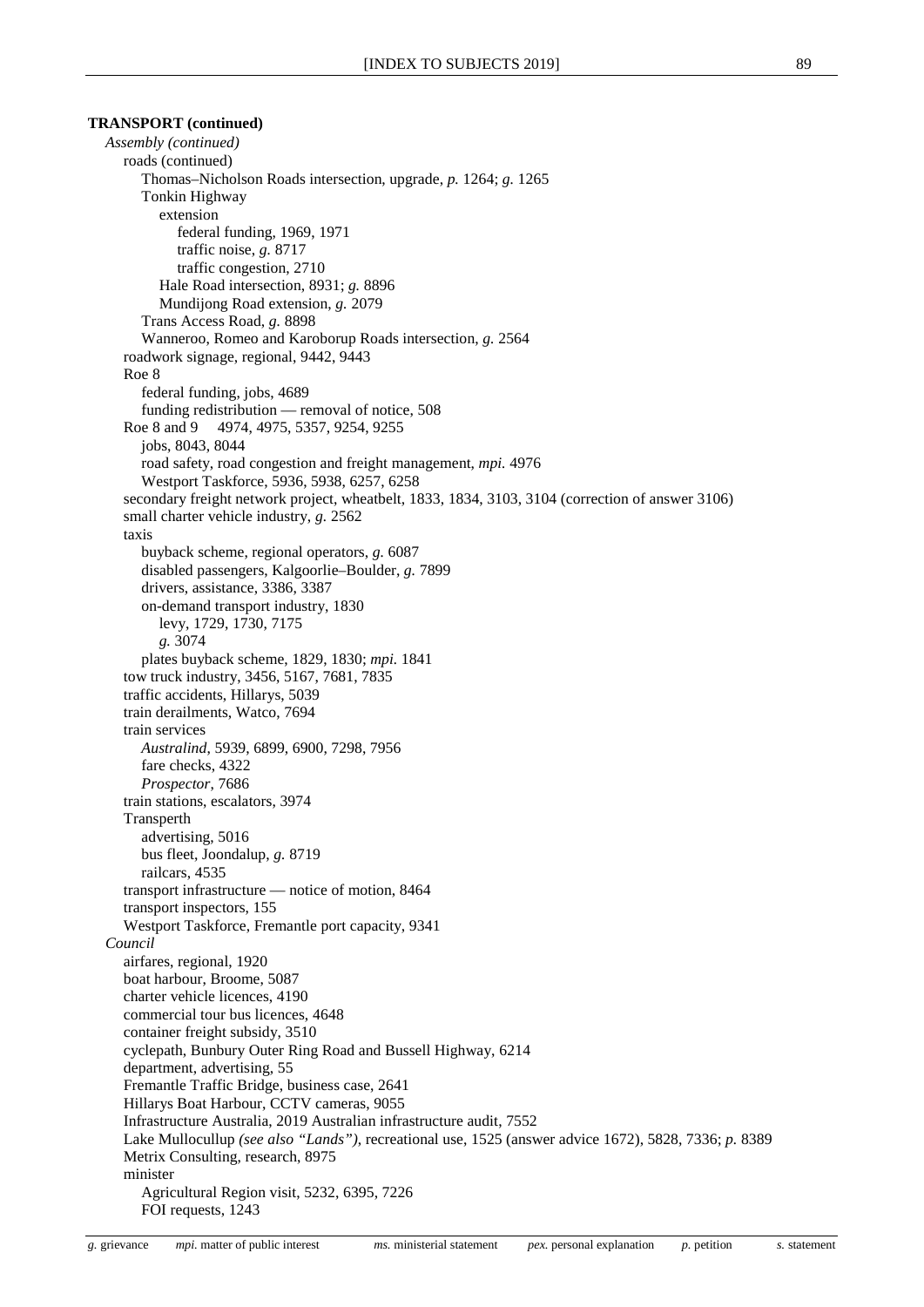**TRANSPORT (continued)**

*Assembly (continued)*

- roads (continued)
  - Thomas–Nicholson Roads intersection, upgrade, *p.* 1264; *g.* 1265
  - Tonkin Highway
    - extension
      - federal funding, 1969, 1971
      - traffic noise, *g.* 8717
      - traffic congestion, 2710
    - Hale Road intersection, 8931; *g.* 8896
    - Mundijong Road extension, *g.* 2079
  - Trans Access Road, *g.* 8898
  - Wanneroo, Romeo and Karoborup Roads intersection, *g.* 2564
- roadwork signage, regional, 9442, 9443
- Roe 8
  - federal funding, jobs, 4689
  - funding redistribution — removal of notice, 508
- Roe 8 and 9 4974, 4975, 5357, 9254, 9255
  - jobs, 8043, 8044
  - road safety, road congestion and freight management, *mpi.* 4976
  - Westport Taskforce, 5936, 5938, 6257, 6258
- secondary freight network project, wheatbelt, 1833, 1834, 3103, 3104 (correction of answer 3106)
- small charter vehicle industry, *g.* 2562
- taxis
  - buyback scheme, regional operators, *g.* 6087
  - disabled passengers, Kalgoorlie–Boulder, *g.* 7899
  - drivers, assistance, 3386, 3387
  - on-demand transport industry, 1830
    - levy, 1729, 1730, 7175
    - *g.* 3074
  - plates buyback scheme, 1829, 1830; *mpi.* 1841
- tow truck industry, 3456, 5167, 7681, 7835
- traffic accidents, Hillarys, 5039
- train derailments, Watco, 7694
- train services
  - *Australind*, 5939, 6899, 6900, 7298, 7956
  - fare checks, 4322
  - *Prospector*, 7686
- train stations, escalators, 3974
- Transperth
  - advertising, 5016
  - bus fleet, Joondalup, *g.* 8719
  - railcars, 4535
- transport infrastructure — notice of motion, 8464
- transport inspectors, 155
- Westport Taskforce, Fremantle port capacity, 9341

*Council*

- airfares, regional, 1920
- boat harbour, Broome, 5087
- charter vehicle licences, 4190
- commercial tour bus licences, 4648
- container freight subsidy, 3510
- cyclepath, Bunbury Outer Ring Road and Bussell Highway, 6214
- department, advertising, 55
- Fremantle Traffic Bridge, business case, 2641
- Hillarys Boat Harbour, CCTV cameras, 9055
- Infrastructure Australia, 2019 Australian infrastructure audit, 7552
- Lake Mullocullup *(see also "Lands")*, recreational use, 1525 (answer advice 1672), 5828, 7336; *p.* 8389
- Metrix Consulting, research, 8975
- minister
  - Agricultural Region visit, 5232, 6395, 7226
  - FOI requests, 1243

*g.* grievance *mpi.* matter of public interest *ms.* ministerial statement *pex.* personal explanation *p.* petition *s.* statement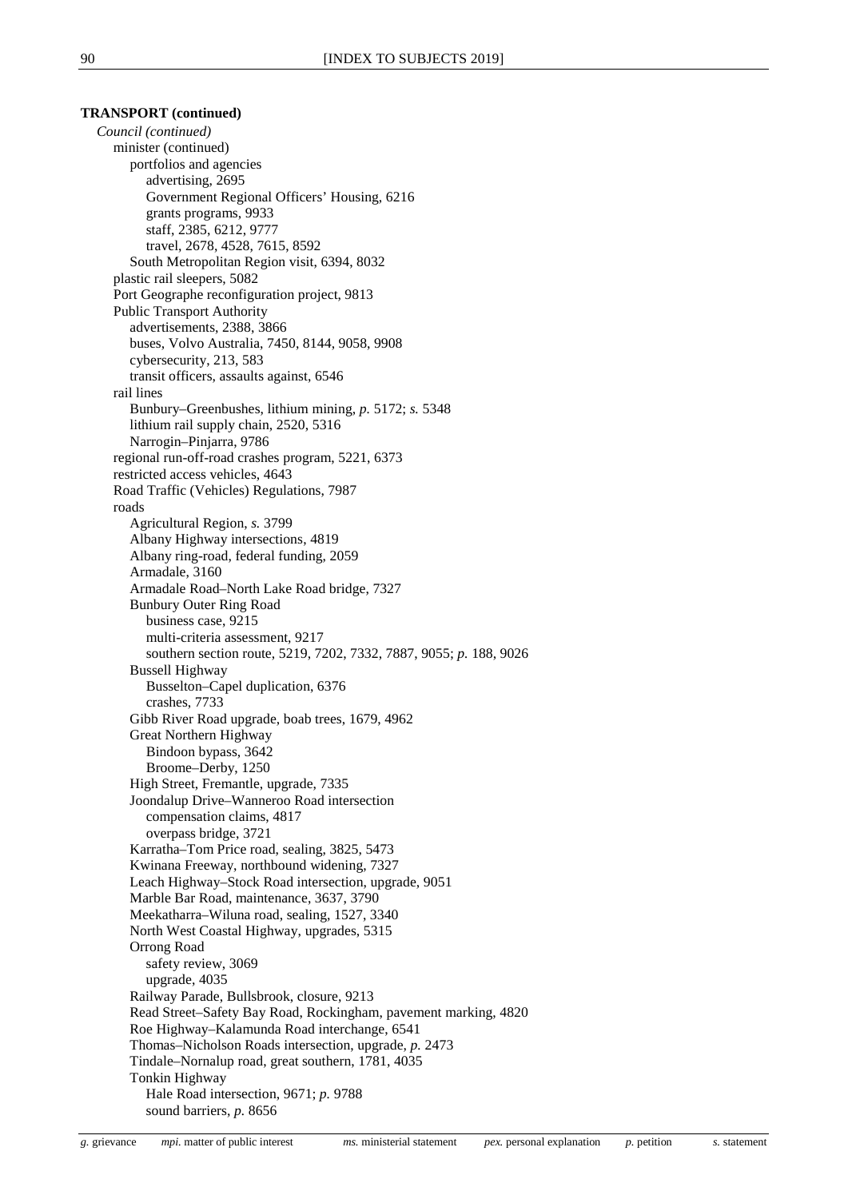**TRANSPORT (continued)**

*Council (continued)*

- minister (continued)
  - portfolios and agencies
    - advertising, 2695
    - Government Regional Officers' Housing, 6216
    - grants programs, 9933
    - staff, 2385, 6212, 9777
    - travel, 2678, 4528, 7615, 8592
  - South Metropolitan Region visit, 6394, 8032
- plastic rail sleepers, 5082
- Port Geographe reconfiguration project, 9813
- Public Transport Authority
  - advertisements, 2388, 3866
  - buses, Volvo Australia, 7450, 8144, 9058, 9908
  - cybersecurity, 213, 583
  - transit officers, assaults against, 6546
- rail lines
  - Bunbury–Greenbushes, lithium mining, *p.* 5172; *s.* 5348
  - lithium rail supply chain, 2520, 5316
  - Narrogin–Pinjarra, 9786
- regional run-off-road crashes program, 5221, 6373
- restricted access vehicles, 4643
- Road Traffic (Vehicles) Regulations, 7987
- roads
  - Agricultural Region, *s.* 3799
  - Albany Highway intersections, 4819
  - Albany ring-road, federal funding, 2059
  - Armadale, 3160
  - Armadale Road–North Lake Road bridge, 7327
  - Bunbury Outer Ring Road
    - business case, 9215
    - multi-criteria assessment, 9217
    - southern section route, 5219, 7202, 7332, 7887, 9055; *p.* 188, 9026
  - Bussell Highway
    - Busselton–Capel duplication, 6376
    - crashes, 7733
  - Gibb River Road upgrade, boab trees, 1679, 4962
  - Great Northern Highway
    - Bindoon bypass, 3642
    - Broome–Derby, 1250
  - High Street, Fremantle, upgrade, 7335
  - Joondalup Drive–Wanneroo Road intersection
    - compensation claims, 4817
    - overpass bridge, 3721
  - Karratha–Tom Price road, sealing, 3825, 5473
  - Kwinana Freeway, northbound widening, 7327
  - Leach Highway–Stock Road intersection, upgrade, 9051
  - Marble Bar Road, maintenance, 3637, 3790
  - Meekatharra–Wiluna road, sealing, 1527, 3340
  - North West Coastal Highway, upgrades, 5315
  - Orrong Road
    - safety review, 3069
    - upgrade, 4035
  - Railway Parade, Bullsbrook, closure, 9213
  - Read Street–Safety Bay Road, Rockingham, pavement marking, 4820
  - Roe Highway–Kalamunda Road interchange, 6541
  - Thomas–Nicholson Roads intersection, upgrade, *p.* 2473
  - Tindale–Nornalup road, great southern, 1781, 4035
  - Tonkin Highway
    - Hale Road intersection, 9671; *p.* 9788
    - sound barriers, *p.* 8656

*g.* grievance *mpi.* matter of public interest *ms.* ministerial statement *pex.* personal explanation *p.* petition *s.* statement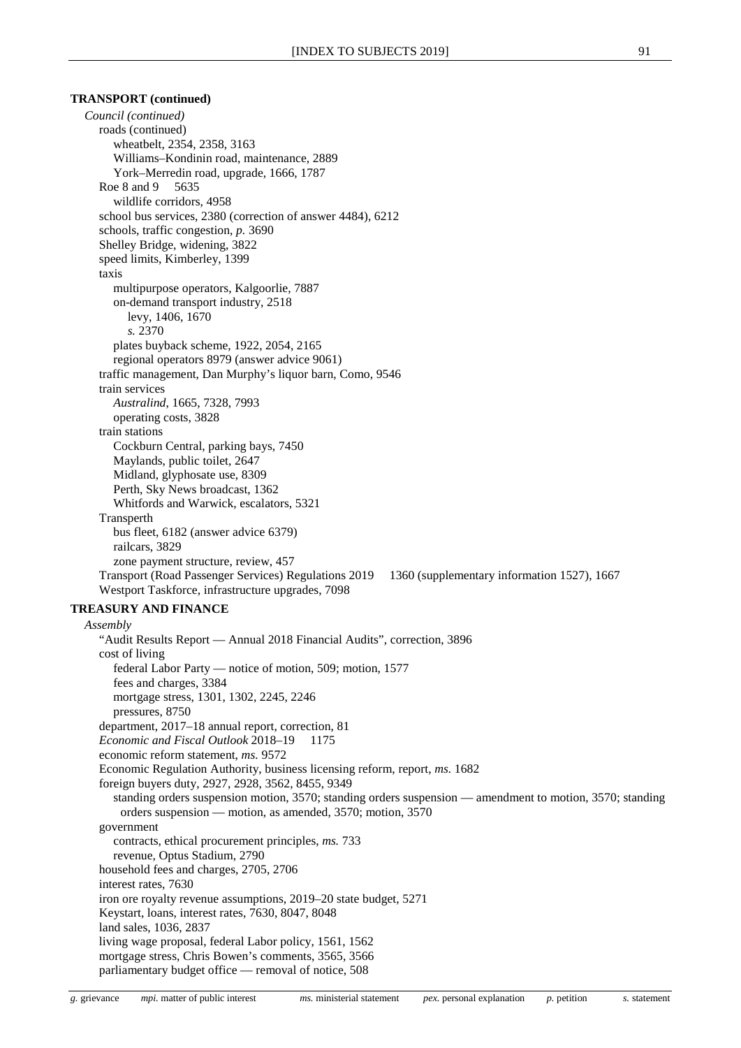**TRANSPORT (continued)**

*Council (continued)*

roads (continued)

wheatbelt, 2354, 2358, 3163

Williams–Kondinin road, maintenance, 2889

York–Merredin road, upgrade, 1666, 1787

Roe 8 and 9 5635

wildlife corridors, 4958

school bus services, 2380 (correction of answer 4484), 6212

schools, traffic congestion, *p.* 3690

Shelley Bridge, widening, 3822

speed limits, Kimberley, 1399

taxis

multipurpose operators, Kalgoorlie, 7887

on-demand transport industry, 2518

levy, 1406, 1670

*s.* 2370

plates buyback scheme, 1922, 2054, 2165

regional operators 8979 (answer advice 9061)

traffic management, Dan Murphy's liquor barn, Como, 9546

train services

*Australind*, 1665, 7328, 7993

operating costs, 3828

train stations

Cockburn Central, parking bays, 7450

Maylands, public toilet, 2647

Midland, glyphosate use, 8309

Perth, Sky News broadcast, 1362

Whitfords and Warwick, escalators, 5321

Transperth

bus fleet, 6182 (answer advice 6379)

railcars, 3829

zone payment structure, review, 457

Transport (Road Passenger Services) Regulations 2019 1360 (supplementary information 1527), 1667

Westport Taskforce, infrastructure upgrades, 7098

**TREASURY AND FINANCE**

*Assembly*

"Audit Results Report — Annual 2018 Financial Audits", correction, 3896

cost of living

federal Labor Party — notice of motion, 509; motion, 1577

fees and charges, 3384

mortgage stress, 1301, 1302, 2245, 2246

pressures, 8750

department, 2017–18 annual report, correction, 81

*Economic and Fiscal Outlook* 2018–19 1175

economic reform statement, *ms.* 9572

Economic Regulation Authority, business licensing reform, report, *ms.* 1682

foreign buyers duty, 2927, 2928, 3562, 8455, 9349

standing orders suspension motion, 3570; standing orders suspension — amendment to motion, 3570; standing orders suspension — motion, as amended, 3570; motion, 3570

government

contracts, ethical procurement principles, *ms.* 733

revenue, Optus Stadium, 2790

household fees and charges, 2705, 2706

interest rates, 7630

iron ore royalty revenue assumptions, 2019–20 state budget, 5271

Keystart, loans, interest rates, 7630, 8047, 8048

land sales, 1036, 2837

living wage proposal, federal Labor policy, 1561, 1562

mortgage stress, Chris Bowen's comments, 3565, 3566

parliamentary budget office — removal of notice, 508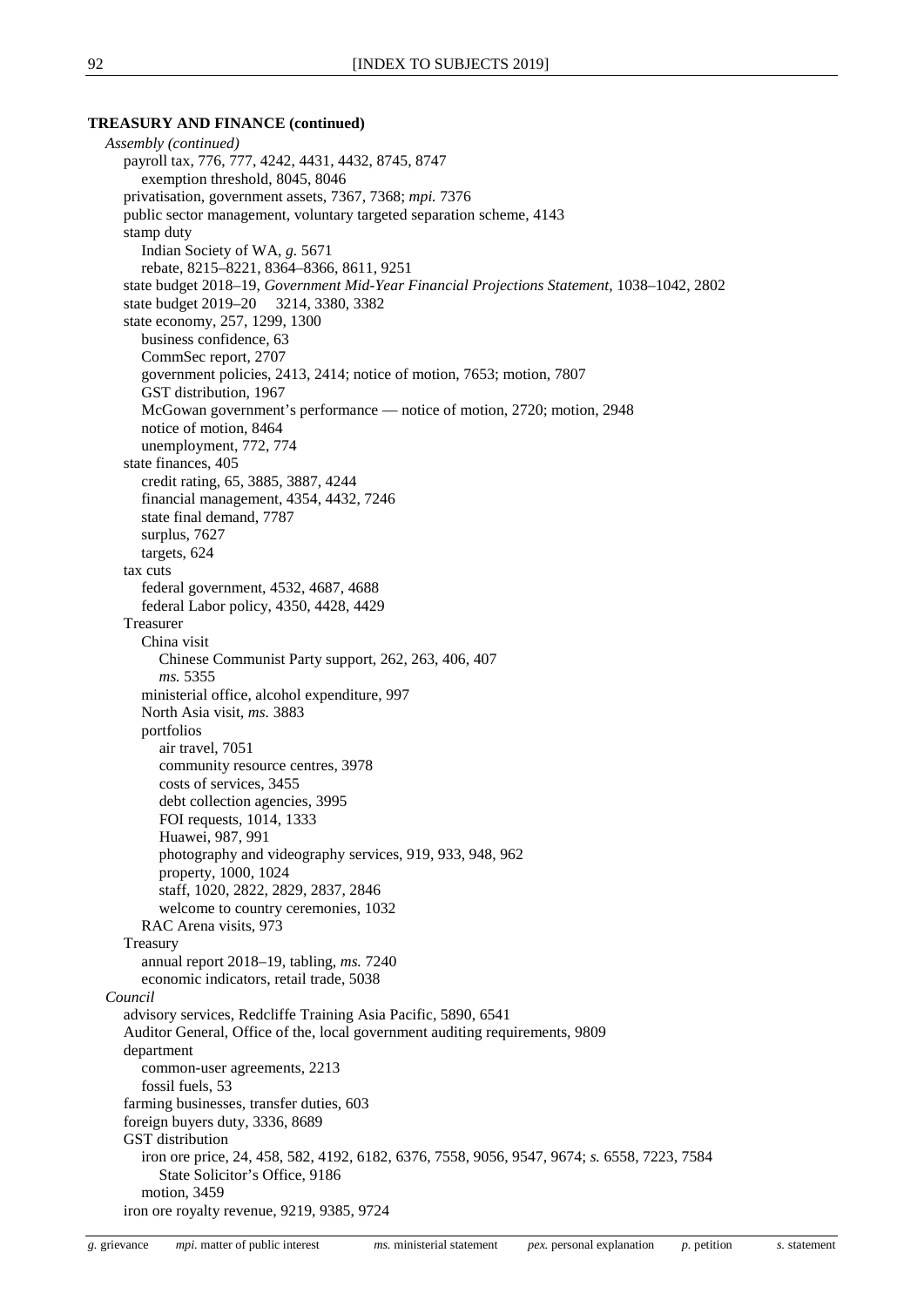**TREASURY AND FINANCE (continued)**

*Assembly (continued)*

- payroll tax, 776, 777, 4242, 4431, 4432, 8745, 8747
  - exemption threshold, 8045, 8046
- privatisation, government assets, 7367, 7368; *mpi.* 7376
- public sector management, voluntary targeted separation scheme, 4143
- stamp duty
  - Indian Society of WA, *g.* 5671
  - rebate, 8215–8221, 8364–8366, 8611, 9251
- state budget 2018–19, *Government Mid-Year Financial Projections Statement*, 1038–1042, 2802
- state budget 2019–20 3214, 3380, 3382
- state economy, 257, 1299, 1300
  - business confidence, 63
  - CommSec report, 2707
  - government policies, 2413, 2414; notice of motion, 7653; motion, 7807
  - GST distribution, 1967
  - McGowan government's performance — notice of motion, 2720; motion, 2948
  - notice of motion, 8464
  - unemployment, 772, 774
- state finances, 405
  - credit rating, 65, 3885, 3887, 4244
  - financial management, 4354, 4432, 7246
  - state final demand, 7787
  - surplus, 7627
  - targets, 624
- tax cuts
  - federal government, 4532, 4687, 4688
  - federal Labor policy, 4350, 4428, 4429
- Treasurer
  - China visit
    - Chinese Communist Party support, 262, 263, 406, 407
    - *ms.* 5355
  - ministerial office, alcohol expenditure, 997
  - North Asia visit, *ms.* 3883
  - portfolios
    - air travel, 7051
    - community resource centres, 3978
    - costs of services, 3455
    - debt collection agencies, 3995
    - FOI requests, 1014, 1333
    - Huawei, 987, 991
    - photography and videography services, 919, 933, 948, 962
    - property, 1000, 1024
    - staff, 1020, 2822, 2829, 2837, 2846
    - welcome to country ceremonies, 1032
  - RAC Arena visits, 973
- Treasury
  - annual report 2018–19, tabling, *ms.* 7240
  - economic indicators, retail trade, 5038

*Council*

- advisory services, Redcliffe Training Asia Pacific, 5890, 6541
- Auditor General, Office of the, local government auditing requirements, 9809
- department
  - common-user agreements, 2213
  - fossil fuels, 53
- farming businesses, transfer duties, 603
- foreign buyers duty, 3336, 8689
- GST distribution
  - iron ore price, 24, 458, 582, 4192, 6182, 6376, 7558, 9056, 9547, 9674; *s.* 6558, 7223, 7584
    - State Solicitor's Office, 9186
  - motion, 3459
- iron ore royalty revenue, 9219, 9385, 9724

*g.* grievance *mpi.* matter of public interest *ms.* ministerial statement *pex.* personal explanation *p.* petition *s.* statement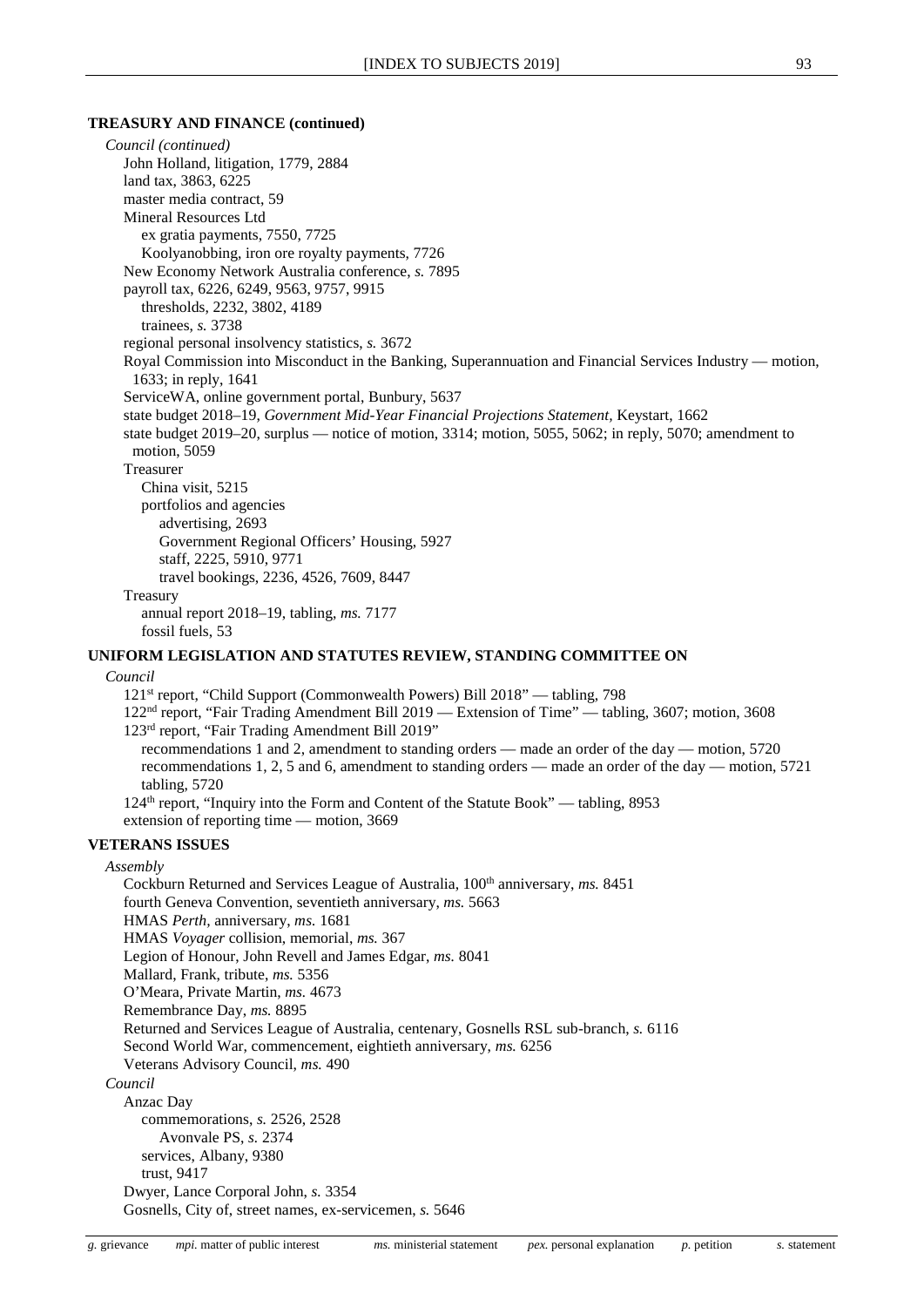**TREASURY AND FINANCE (continued)**

*Council (continued)*

- John Holland, litigation, 1779, 2884
- land tax, 3863, 6225
- master media contract, 59
- Mineral Resources Ltd
  - ex gratia payments, 7550, 7725
  - Koolyanobbing, iron ore royalty payments, 7726
- New Economy Network Australia conference, *s.* 7895
- payroll tax, 6226, 6249, 9563, 9757, 9915
  - thresholds, 2232, 3802, 4189
  - trainees, *s.* 3738
- regional personal insolvency statistics, *s.* 3672
- Royal Commission into Misconduct in the Banking, Superannuation and Financial Services Industry — motion, 1633; in reply, 1641
- ServiceWA, online government portal, Bunbury, 5637
- state budget 2018–19, *Government Mid-Year Financial Projections Statement*, Keystart, 1662
- state budget 2019–20, surplus — notice of motion, 3314; motion, 5055, 5062; in reply, 5070; amendment to motion, 5059
- Treasurer
  - China visit, 5215
  - portfolios and agencies
    - advertising, 2693
    - Government Regional Officers' Housing, 5927
    - staff, 2225, 5910, 9771
    - travel bookings, 2236, 4526, 7609, 8447
- Treasury
  - annual report 2018–19, tabling, *ms.* 7177
  - fossil fuels, 53

**UNIFORM LEGISLATION AND STATUTES REVIEW, STANDING COMMITTEE ON**

*Council*

- 121st report, "Child Support (Commonwealth Powers) Bill 2018" — tabling, 798
- 122nd report, "Fair Trading Amendment Bill 2019 — Extension of Time" — tabling, 3607; motion, 3608
- 123rd report, "Fair Trading Amendment Bill 2019"
  - recommendations 1 and 2, amendment to standing orders — made an order of the day — motion, 5720
  - recommendations 1, 2, 5 and 6, amendment to standing orders — made an order of the day — motion, 5721
  - tabling, 5720
- 124th report, "Inquiry into the Form and Content of the Statute Book" — tabling, 8953
- extension of reporting time — motion, 3669

**VETERANS ISSUES**

*Assembly*

- Cockburn Returned and Services League of Australia, 100th anniversary, *ms.* 8451
- fourth Geneva Convention, seventieth anniversary, *ms.* 5663
- HMAS *Perth*, anniversary, *ms*. 1681
- HMAS *Voyager* collision, memorial, *ms.* 367
- Legion of Honour, John Revell and James Edgar, *ms.* 8041
- Mallard, Frank, tribute, *ms.* 5356
- O'Meara, Private Martin, *ms.* 4673
- Remembrance Day, *ms.* 8895
- Returned and Services League of Australia, centenary, Gosnells RSL sub-branch, *s.* 6116
- Second World War, commencement, eightieth anniversary, *ms.* 6256
- Veterans Advisory Council, *ms.* 490

*Council*

- Anzac Day
  - commemorations, *s.* 2526, 2528
    - Avonvale PS, *s.* 2374
  - services, Albany, 9380
  - trust, 9417
- Dwyer, Lance Corporal John, *s.* 3354
- Gosnells, City of, street names, ex-servicemen, *s.* 5646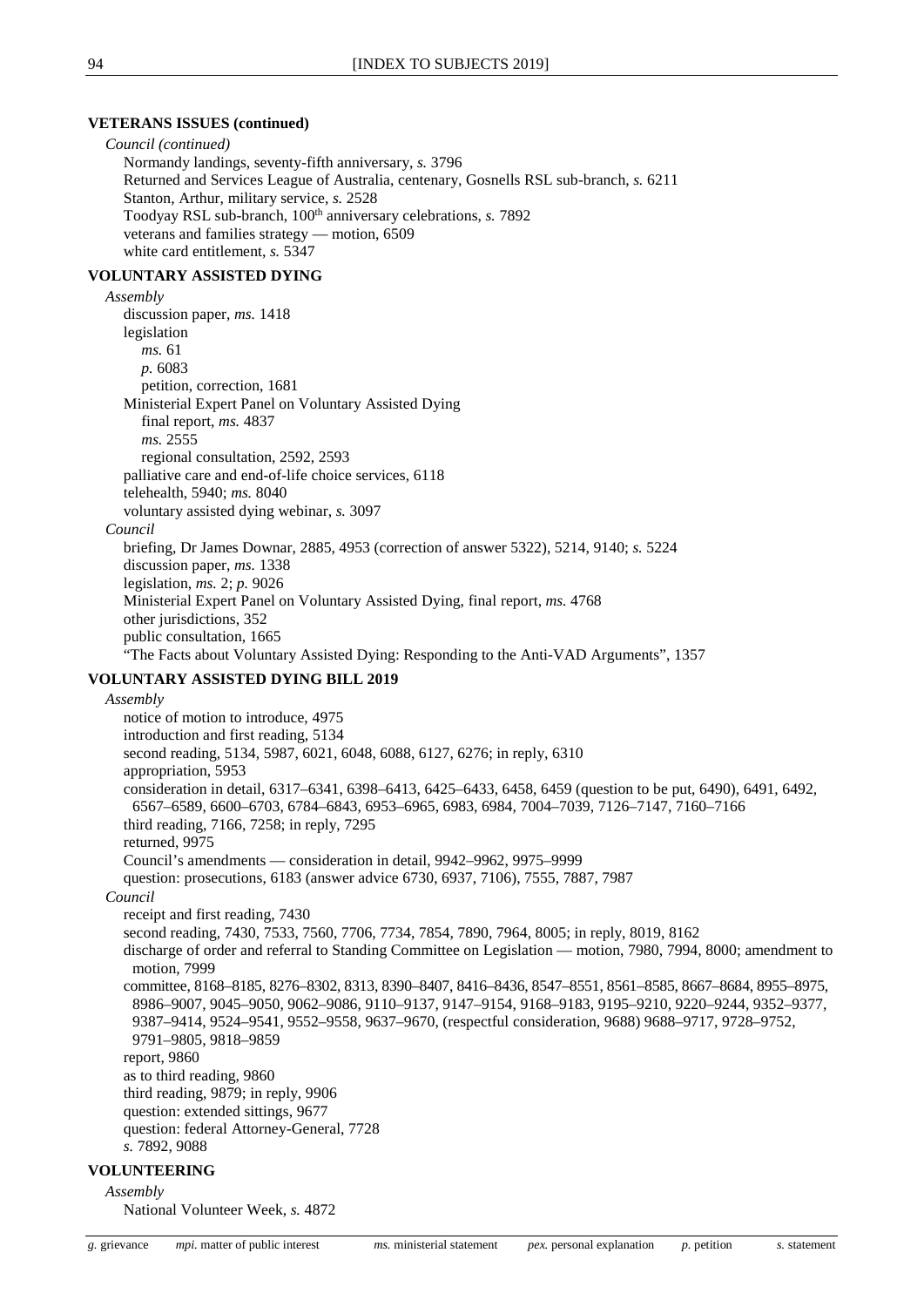**VETERANS ISSUES (continued)**

*Council (continued)*

Normandy landings, seventy-fifth anniversary, *s.* 3796
Returned and Services League of Australia, centenary, Gosnells RSL sub-branch, *s.* 6211
Stanton, Arthur, military service, *s.* 2528
Toodyay RSL sub-branch, 100th anniversary celebrations, *s.* 7892
veterans and families strategy — motion, 6509
white card entitlement, *s.* 5347

**VOLUNTARY ASSISTED DYING**

*Assembly*

discussion paper, *ms.* 1418
legislation
  *ms.* 61
  *p.* 6083
  petition, correction, 1681
Ministerial Expert Panel on Voluntary Assisted Dying
  final report, *ms.* 4837
  *ms.* 2555
  regional consultation, 2592, 2593
palliative care and end-of-life choice services, 6118
telehealth, 5940; *ms.* 8040
voluntary assisted dying webinar, *s.* 3097

*Council*

briefing, Dr James Downar, 2885, 4953 (correction of answer 5322), 5214, 9140; *s.* 5224
discussion paper, *ms.* 1338
legislation, *ms.* 2; *p.* 9026
Ministerial Expert Panel on Voluntary Assisted Dying, final report, *ms.* 4768
other jurisdictions, 352
public consultation, 1665
"The Facts about Voluntary Assisted Dying: Responding to the Anti-VAD Arguments", 1357

**VOLUNTARY ASSISTED DYING BILL 2019**

*Assembly*

notice of motion to introduce, 4975
introduction and first reading, 5134
second reading, 5134, 5987, 6021, 6048, 6088, 6127, 6276; in reply, 6310
appropriation, 5953
consideration in detail, 6317–6341, 6398–6413, 6425–6433, 6458, 6459 (question to be put, 6490), 6491, 6492, 6567–6589, 6600–6703, 6784–6843, 6953–6965, 6983, 6984, 7004–7039, 7126–7147, 7160–7166
third reading, 7166, 7258; in reply, 7295
returned, 9975
Council's amendments — consideration in detail, 9942–9962, 9975–9999
question: prosecutions, 6183 (answer advice 6730, 6937, 7106), 7555, 7887, 7987

*Council*

receipt and first reading, 7430
second reading, 7430, 7533, 7560, 7706, 7734, 7854, 7890, 7964, 8005; in reply, 8019, 8162
discharge of order and referral to Standing Committee on Legislation — motion, 7980, 7994, 8000; amendment to motion, 7999
committee, 8168–8185, 8276–8302, 8313, 8390–8407, 8416–8436, 8547–8551, 8561–8585, 8667–8684, 8955–8975, 8986–9007, 9045–9050, 9062–9086, 9110–9137, 9147–9154, 9168–9183, 9195–9210, 9220–9244, 9352–9377, 9387–9414, 9524–9541, 9552–9558, 9637–9670, (respectful consideration, 9688) 9688–9717, 9728–9752, 9791–9805, 9818–9859
report, 9860
as to third reading, 9860
third reading, 9879; in reply, 9906
question: extended sittings, 9677
question: federal Attorney-General, 7728
*s.* 7892, 9088

**VOLUNTEERING**

*Assembly*

National Volunteer Week, *s.* 4872

*g.* grievance   *mpi.* matter of public interest   *ms.* ministerial statement   *pex.* personal explanation   *p.* petition   *s.* statement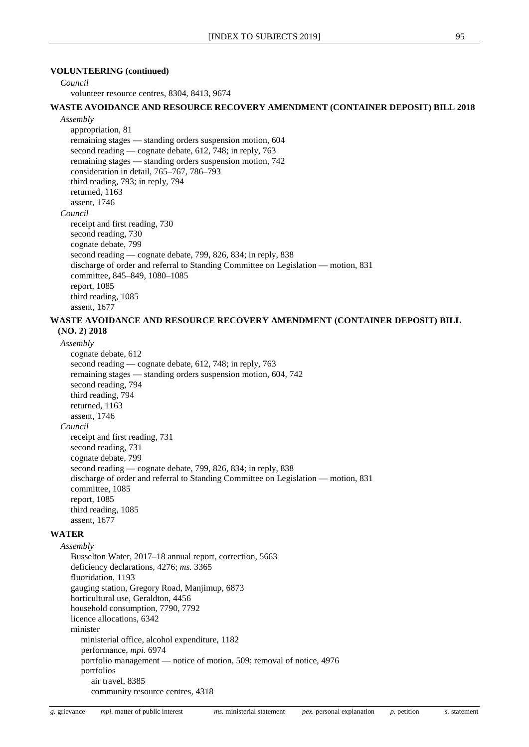**VOLUNTEERING (continued)**

*Council*

volunteer resource centres, 8304, 8413, 9674

**WASTE AVOIDANCE AND RESOURCE RECOVERY AMENDMENT (CONTAINER DEPOSIT) BILL 2018**

*Assembly*

appropriation, 81
remaining stages — standing orders suspension motion, 604
second reading — cognate debate, 612, 748; in reply, 763
remaining stages — standing orders suspension motion, 742
consideration in detail, 765–767, 786–793
third reading, 793; in reply, 794
returned, 1163
assent, 1746

*Council*

receipt and first reading, 730
second reading, 730
cognate debate, 799
second reading — cognate debate, 799, 826, 834; in reply, 838
discharge of order and referral to Standing Committee on Legislation — motion, 831
committee, 845–849, 1080–1085
report, 1085
third reading, 1085
assent, 1677

**WASTE AVOIDANCE AND RESOURCE RECOVERY AMENDMENT (CONTAINER DEPOSIT) BILL (NO. 2) 2018**

*Assembly*

cognate debate, 612
second reading — cognate debate, 612, 748; in reply, 763
remaining stages — standing orders suspension motion, 604, 742
second reading, 794
third reading, 794
returned, 1163
assent, 1746

*Council*

receipt and first reading, 731
second reading, 731
cognate debate, 799
second reading — cognate debate, 799, 826, 834; in reply, 838
discharge of order and referral to Standing Committee on Legislation — motion, 831
committee, 1085
report, 1085
third reading, 1085
assent, 1677

**WATER**

*Assembly*

Busselton Water, 2017–18 annual report, correction, 5663
deficiency declarations, 4276; *ms.* 3365
fluoridation, 1193
gauging station, Gregory Road, Manjimup, 6873
horticultural use, Geraldton, 4456
household consumption, 7790, 7792
licence allocations, 6342
minister
 ministerial office, alcohol expenditure, 1182
 performance, *mpi.* 6974
 portfolio management — notice of motion, 509; removal of notice, 4976
 portfolios
  air travel, 8385
  community resource centres, 4318

*g.* grievance *mpi.* matter of public interest *ms.* ministerial statement *pex.* personal explanation *p.* petition *s.* statement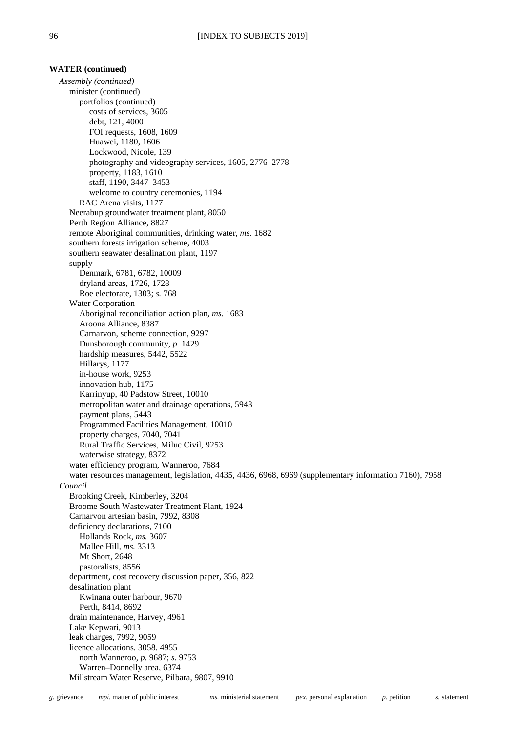**WATER (continued)**

*Assembly (continued)*

- minister (continued)
  - portfolios (continued)
    - costs of services, 3605
    - debt, 121, 4000
    - FOI requests, 1608, 1609
    - Huawei, 1180, 1606
    - Lockwood, Nicole, 139
    - photography and videography services, 1605, 2776–2778
    - property, 1183, 1610
    - staff, 1190, 3447–3453
    - welcome to country ceremonies, 1194
  - RAC Arena visits, 1177
- Neerabup groundwater treatment plant, 8050
- Perth Region Alliance, 8827
- remote Aboriginal communities, drinking water, *ms.* 1682
- southern forests irrigation scheme, 4003
- southern seawater desalination plant, 1197
- supply
  - Denmark, 6781, 6782, 10009
  - dryland areas, 1726, 1728
  - Roe electorate, 1303; *s.* 768
- Water Corporation
  - Aboriginal reconciliation action plan, *ms.* 1683
  - Aroona Alliance, 8387
  - Carnarvon, scheme connection, 9297
  - Dunsborough community, *p.* 1429
  - hardship measures, 5442, 5522
  - Hillarys, 1177
  - in-house work, 9253
  - innovation hub, 1175
  - Karrinyup, 40 Padstow Street, 10010
  - metropolitan water and drainage operations, 5943
  - payment plans, 5443
  - Programmed Facilities Management, 10010
  - property charges, 7040, 7041
  - Rural Traffic Services, Miluc Civil, 9253
  - waterwise strategy, 8372
- water efficiency program, Wanneroo, 7684
- water resources management, legislation, 4435, 4436, 6968, 6969 (supplementary information 7160), 7958

*Council*

- Brooking Creek, Kimberley, 3204
- Broome South Wastewater Treatment Plant, 1924
- Carnarvon artesian basin, 7992, 8308
- deficiency declarations, 7100
  - Hollands Rock, *ms.* 3607
  - Mallee Hill, *ms.* 3313
  - Mt Short, 2648
  - pastoralists, 8556
- department, cost recovery discussion paper, 356, 822
- desalination plant
  - Kwinana outer harbour, 9670
  - Perth, 8414, 8692
- drain maintenance, Harvey, 4961
- Lake Kepwari, 9013
- leak charges, 7992, 9059
- licence allocations, 3058, 4955
  - north Wanneroo, *p.* 9687; *s.* 9753
  - Warren–Donnelly area, 6374
- Millstream Water Reserve, Pilbara, 9807, 9910

*g.* grievance *mpi.* matter of public interest *ms.* ministerial statement *pex.* personal explanation *p.* petition *s.* statement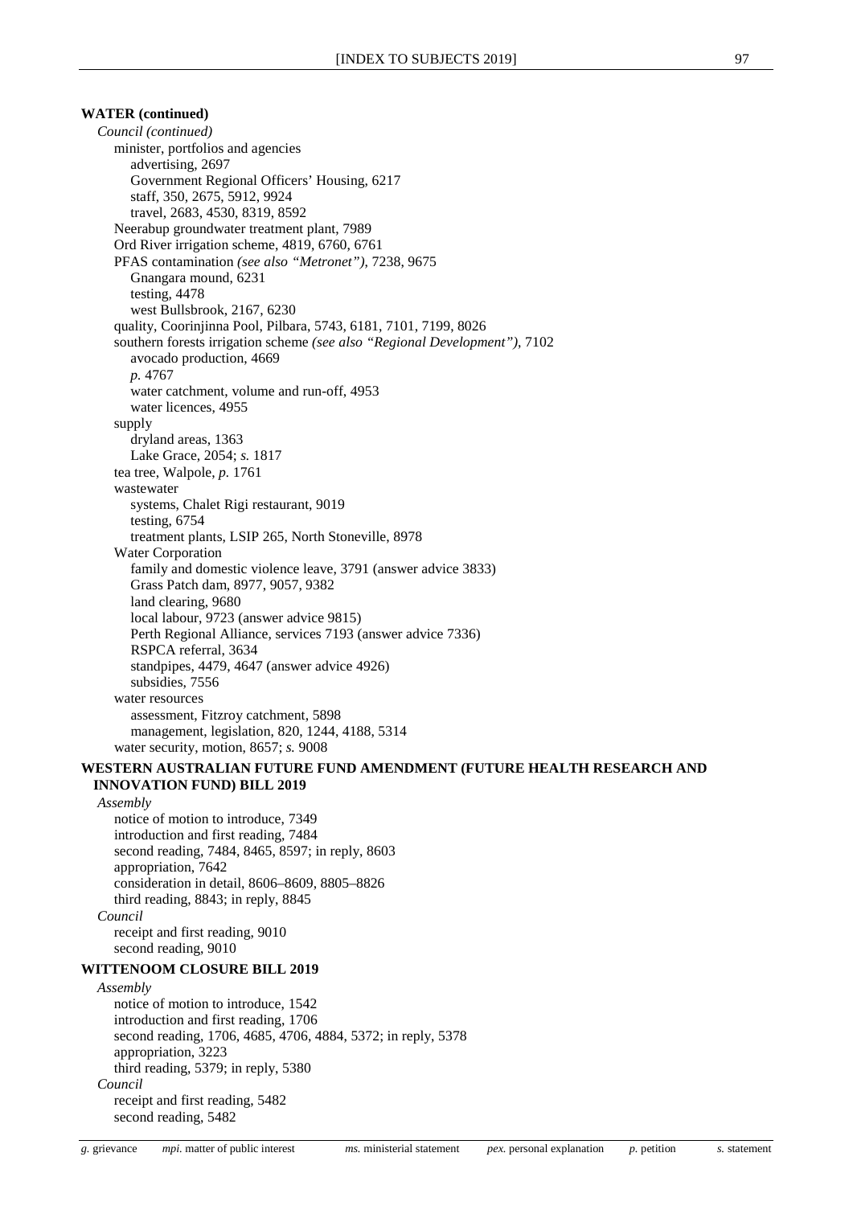**WATER (continued)**

*Council (continued)*

- minister, portfolios and agencies
  - advertising, 2697
  - Government Regional Officers' Housing, 6217
  - staff, 350, 2675, 5912, 9924
  - travel, 2683, 4530, 8319, 8592
- Neerabup groundwater treatment plant, 7989
- Ord River irrigation scheme, 4819, 6760, 6761
- PFAS contamination *(see also "Metronet")*, 7238, 9675
  - Gnangara mound, 6231
  - testing, 4478
  - west Bullsbrook, 2167, 6230
- quality, Coorinjinna Pool, Pilbara, 5743, 6181, 7101, 7199, 8026
- southern forests irrigation scheme *(see also "Regional Development")*, 7102
  - avocado production, 4669
  - *p.* 4767
  - water catchment, volume and run-off, 4953
  - water licences, 4955
- supply
  - dryland areas, 1363
  - Lake Grace, 2054; *s.* 1817
- tea tree, Walpole, *p.* 1761
- wastewater
  - systems, Chalet Rigi restaurant, 9019
  - testing, 6754
  - treatment plants, LSIP 265, North Stoneville, 8978
- Water Corporation
  - family and domestic violence leave, 3791 (answer advice 3833)
  - Grass Patch dam, 8977, 9057, 9382
  - land clearing, 9680
  - local labour, 9723 (answer advice 9815)
  - Perth Regional Alliance, services 7193 (answer advice 7336)
  - RSPCA referral, 3634
  - standpipes, 4479, 4647 (answer advice 4926)
  - subsidies, 7556
- water resources
  - assessment, Fitzroy catchment, 5898
  - management, legislation, 820, 1244, 4188, 5314
- water security, motion, 8657; *s.* 9008

**WESTERN AUSTRALIAN FUTURE FUND AMENDMENT (FUTURE HEALTH RESEARCH AND INNOVATION FUND) BILL 2019**

*Assembly*

- notice of motion to introduce, 7349
- introduction and first reading, 7484
- second reading, 7484, 8465, 8597; in reply, 8603
- appropriation, 7642
- consideration in detail, 8606–8609, 8805–8826
- third reading, 8843; in reply, 8845

*Council*

- receipt and first reading, 9010
- second reading, 9010

**WITTENOOM CLOSURE BILL 2019**

*Assembly*

- notice of motion to introduce, 1542
- introduction and first reading, 1706
- second reading, 1706, 4685, 4706, 4884, 5372; in reply, 5378
- appropriation, 3223
- third reading, 5379; in reply, 5380

*Council*

- receipt and first reading, 5482
- second reading, 5482

*g.* grievance *mpi.* matter of public interest *ms.* ministerial statement *pex.* personal explanation *p.* petition *s.* statement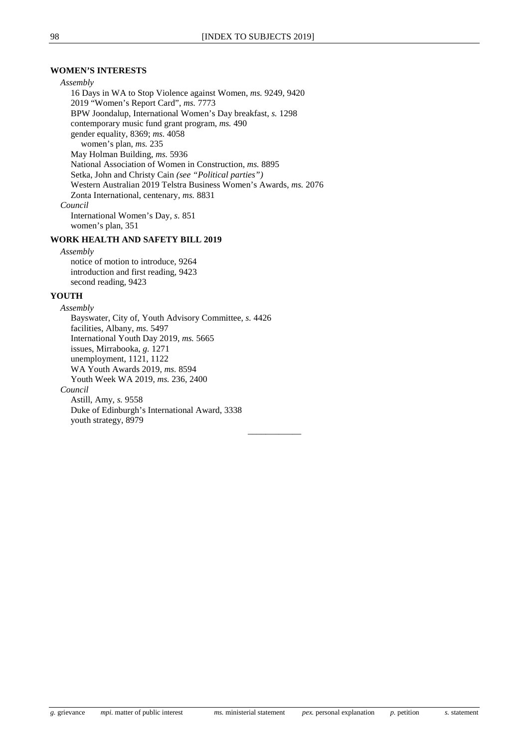**WOMEN'S INTERESTS**

*Assembly*

16 Days in WA to Stop Violence against Women, *ms.* 9249, 9420
2019 "Women's Report Card", *ms.* 7773
BPW Joondalup, International Women's Day breakfast, *s.* 1298
contemporary music fund grant program, *ms.* 490
gender equality, 8369; *ms.* 4058
  women's plan, *ms.* 235
May Holman Building, *ms.* 5936
National Association of Women in Construction, *ms.* 8895
Setka, John and Christy Cain *(see "Political parties")*
Western Australian 2019 Telstra Business Women's Awards, *ms.* 2076
Zonta International, centenary, *ms.* 8831

*Council*

International Women's Day, *s.* 851
women's plan, 351

**WORK HEALTH AND SAFETY BILL 2019**

*Assembly*

notice of motion to introduce, 9264
introduction and first reading, 9423
second reading, 9423

**YOUTH**

*Assembly*

Bayswater, City of, Youth Advisory Committee, *s.* 4426
facilities, Albany, *ms.* 5497
International Youth Day 2019, *ms.* 5665
issues, Mirrabooka, *g.* 1271
unemployment, 1121, 1122
WA Youth Awards 2019, *ms.* 8594
Youth Week WA 2019, *ms.* 236, 2400

*Council*

Astill, Amy, *s.* 9558
Duke of Edinburgh's International Award, 3338
youth strategy, 8979

---

*g.* grievance  *mpi.* matter of public interest  *ms.* ministerial statement  *pex.* personal explanation  *p.* petition  *s.* statement